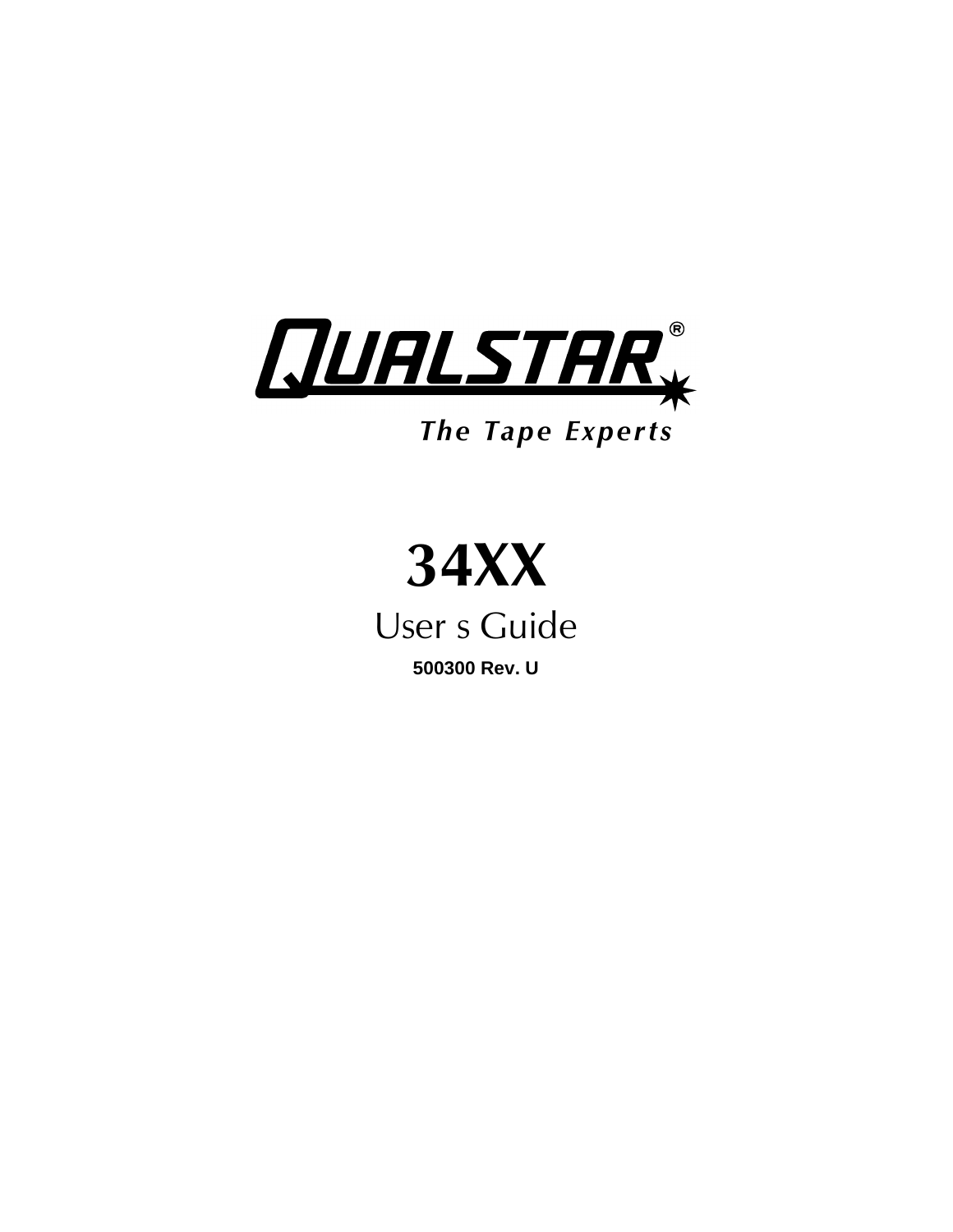QUALSTAR®

*The Tape Experts*

# 34XX

## User s Guide

**500300 Rev. U**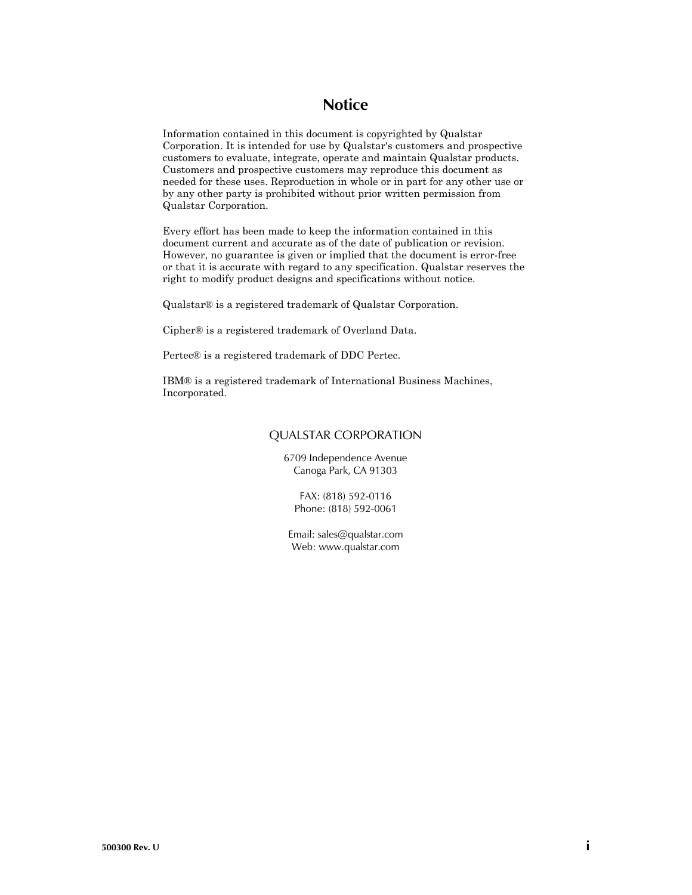# Notice

Information contained in this document is copyrighted by Qualstar Corporation. It is intended for use by Qualstar's customers and prospective customers to evaluate, integrate, operate and maintain Qualstar products. Customers and prospective customers may reproduce this document as needed for these uses. Reproduction in whole or in part for any other use or by any other party is prohibited without prior written permission from Qualstar Corporation.

Every effort has been made to keep the information contained in this document current and accurate as of the date of publication or revision. However, no guarantee is given or implied that the document is error-free or that it is accurate with regard to any specification. Qualstar reserves the right to modify product designs and specifications without notice.

Qualstar® is a registered trademark of Qualstar Corporation.

Cipher® is a registered trademark of Overland Data.

Pertec® is a registered trademark of DDC Pertec.

IBM® is a registered trademark of International Business Machines, Incorporated.

QUALSTAR CORPORATION

6709 Independence Avenue
Canoga Park, CA 91303

FAX: (818) 592-0116
Phone: (818) 592-0061

Email: sales@qualstar.com
Web: www.qualstar.com

500300 Rev. U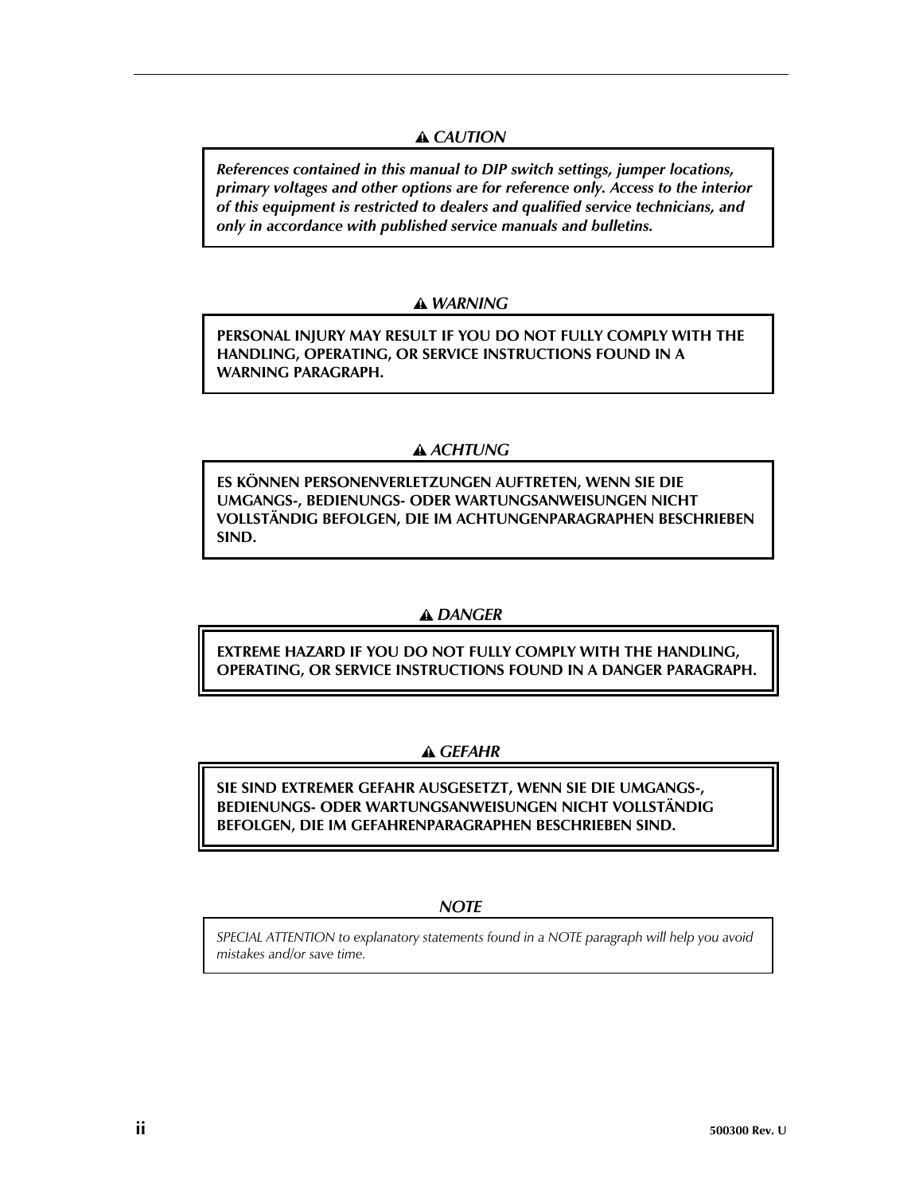**⚠ *CAUTION***

***References contained in this manual to DIP switch settings, jumper locations, primary voltages and other options are for reference only. Access to the interior of this equipment is restricted to dealers and qualified service technicians, and only in accordance with published service manuals and bulletins.***

**⚠ *WARNING***

**PERSONAL INJURY MAY RESULT IF YOU DO NOT FULLY COMPLY WITH THE HANDLING, OPERATING, OR SERVICE INSTRUCTIONS FOUND IN A WARNING PARAGRAPH.**

**⚠ *ACHTUNG***

**ES KÖNNEN PERSONENVERLETZUNGEN AUFTRETEN, WENN SIE DIE UMGANGS-, BEDIENUNGS- ODER WARTUNGSANWEISUNGEN NICHT VOLLSTÄNDIG BEFOLGEN, DIE IM ACHTUNGENPARAGRAPHEN BESCHRIEBEN SIND.**

**⚠ *DANGER***

**EXTREME HAZARD IF YOU DO NOT FULLY COMPLY WITH THE HANDLING, OPERATING, OR SERVICE INSTRUCTIONS FOUND IN A DANGER PARAGRAPH.**

**⚠ *GEFAHR***

**SIE SIND EXTREMER GEFAHR AUSGESETZT, WENN SIE DIE UMGANGS-, BEDIENUNGS- ODER WARTUNGSANWEISUNGEN NICHT VOLLSTÄNDIG BEFOLGEN, DIE IM GEFAHRENPARAGRAPHEN BESCHRIEBEN SIND.**

***NOTE***

*SPECIAL ATTENTION to explanatory statements found in a NOTE paragraph will help you avoid mistakes and/or save time.*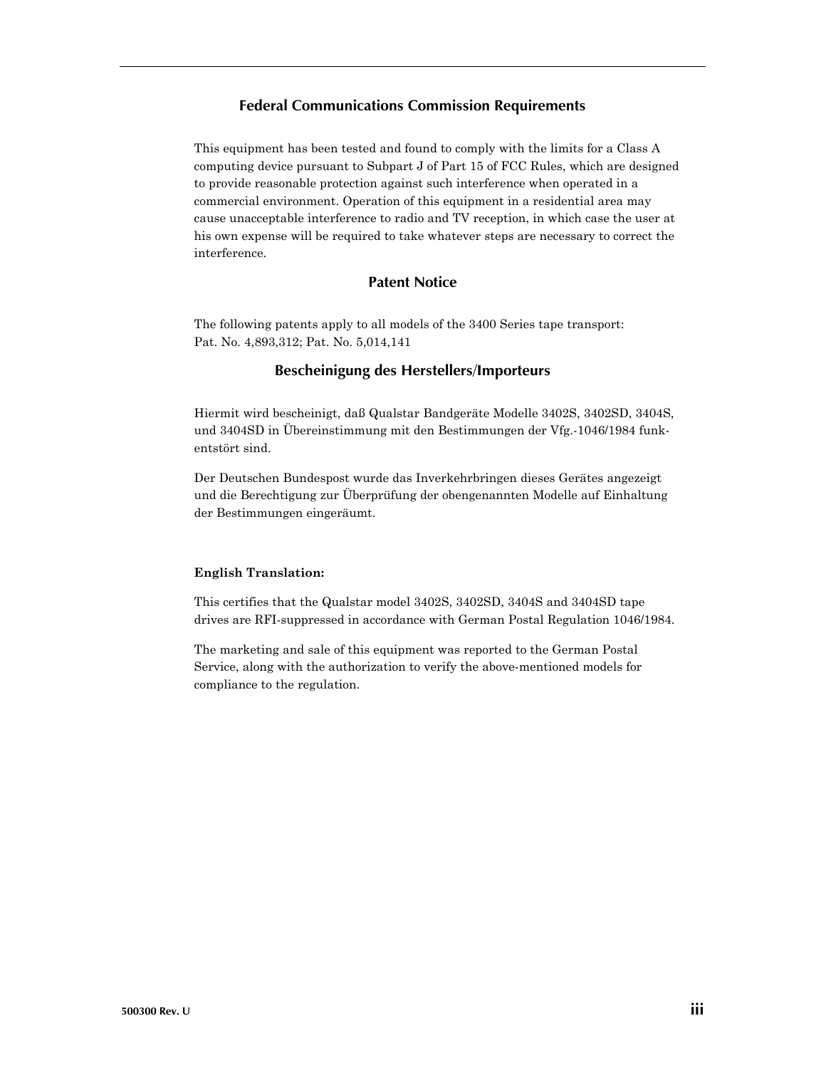## Federal Communications Commission Requirements

This equipment has been tested and found to comply with the limits for a Class A computing device pursuant to Subpart J of Part 15 of FCC Rules, which are designed to provide reasonable protection against such interference when operated in a commercial environment. Operation of this equipment in a residential area may cause unacceptable interference to radio and TV reception, in which case the user at his own expense will be required to take whatever steps are necessary to correct the interference.

## Patent Notice

The following patents apply to all models of the 3400 Series tape transport:
Pat. No. 4,893,312; Pat. No. 5,014,141

## Bescheinigung des Herstellers/Importeurs

Hiermit wird bescheinigt, daß Qualstar Bandgeräte Modelle 3402S, 3402SD, 3404S, und 3404SD in Übereinstimmung mit den Bestimmungen der Vfg.-1046/1984 funkentstört sind.

Der Deutschen Bundespost wurde das Inverkehrbringen dieses Gerätes angezeigt und die Berechtigung zur Überprüfung der obengenannten Modelle auf Einhaltung der Bestimmungen eingeräumt.

**English Translation:**

This certifies that the Qualstar model 3402S, 3402SD, 3404S and 3404SD tape drives are RFI-suppressed in accordance with German Postal Regulation 1046/1984.

The marketing and sale of this equipment was reported to the German Postal Service, along with the authorization to verify the above-mentioned models for compliance to the regulation.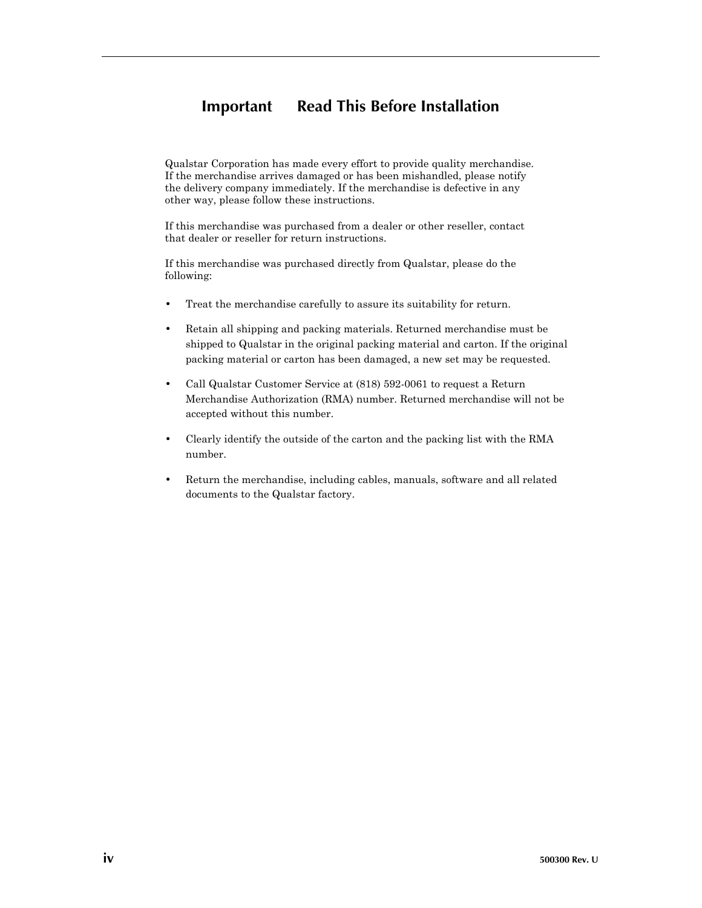# Important   Read This Before Installation

Qualstar Corporation has made every effort to provide quality merchandise. If the merchandise arrives damaged or has been mishandled, please notify the delivery company immediately. If the merchandise is defective in any other way, please follow these instructions.

If this merchandise was purchased from a dealer or other reseller, contact that dealer or reseller for return instructions.

If this merchandise was purchased directly from Qualstar, please do the following:

- Treat the merchandise carefully to assure its suitability for return.
- Retain all shipping and packing materials. Returned merchandise must be shipped to Qualstar in the original packing material and carton. If the original packing material or carton has been damaged, a new set may be requested.
- Call Qualstar Customer Service at (818) 592-0061 to request a Return Merchandise Authorization (RMA) number. Returned merchandise will not be accepted without this number.
- Clearly identify the outside of the carton and the packing list with the RMA number.
- Return the merchandise, including cables, manuals, software and all related documents to the Qualstar factory.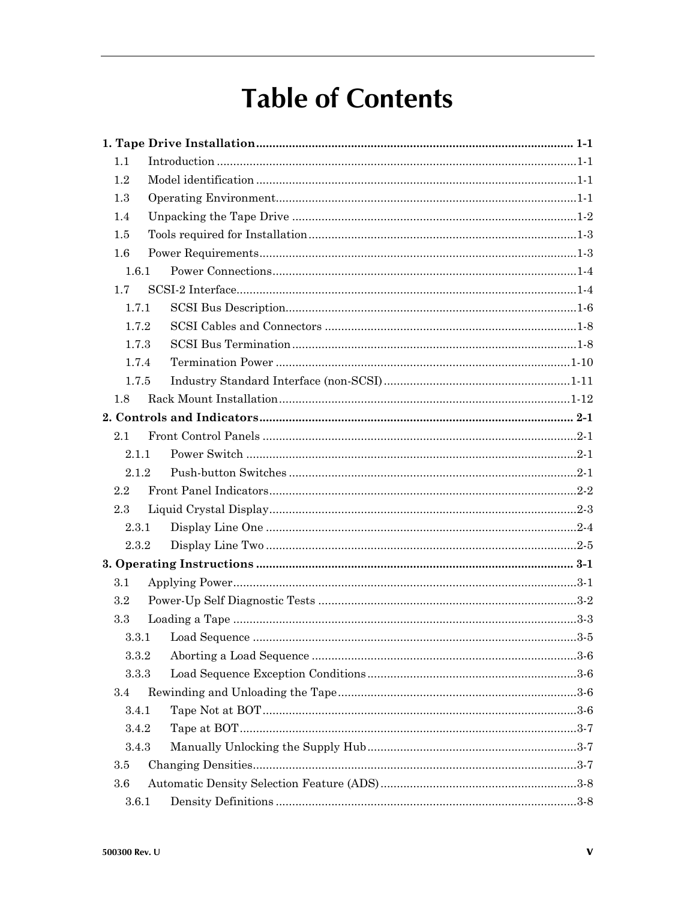# Table of Contents

**1. Tape Drive Installation ........................................................................................ 1-1**

- 1.1 Introduction ........................................................................................ 1-1
- 1.2 Model identification ........................................................................................ 1-1
- 1.3 Operating Environment ........................................................................................ 1-1
- 1.4 Unpacking the Tape Drive ........................................................................................ 1-2
- 1.5 Tools required for Installation ........................................................................................ 1-3
- 1.6 Power Requirements ........................................................................................ 1-3
  - 1.6.1 Power Connections ........................................................................................ 1-4
- 1.7 SCSI-2 Interface ........................................................................................ 1-4
  - 1.7.1 SCSI Bus Description ........................................................................................ 1-6
  - 1.7.2 SCSI Cables and Connectors ........................................................................................ 1-8
  - 1.7.3 SCSI Bus Termination ........................................................................................ 1-8
  - 1.7.4 Termination Power ........................................................................................ 1-10
  - 1.7.5 Industry Standard Interface (non-SCSI) ........................................................................................ 1-11
- 1.8 Rack Mount Installation ........................................................................................ 1-12

**2. Controls and Indicators ........................................................................................ 2-1**

- 2.1 Front Control Panels ........................................................................................ 2-1
  - 2.1.1 Power Switch ........................................................................................ 2-1
  - 2.1.2 Push-button Switches ........................................................................................ 2-1
- 2.2 Front Panel Indicators ........................................................................................ 2-2
- 2.3 Liquid Crystal Display ........................................................................................ 2-3
  - 2.3.1 Display Line One ........................................................................................ 2-4
  - 2.3.2 Display Line Two ........................................................................................ 2-5

**3. Operating Instructions ........................................................................................ 3-1**

- 3.1 Applying Power ........................................................................................ 3-1
- 3.2 Power-Up Self Diagnostic Tests ........................................................................................ 3-2
- 3.3 Loading a Tape ........................................................................................ 3-3
  - 3.3.1 Load Sequence ........................................................................................ 3-5
  - 3.3.2 Aborting a Load Sequence ........................................................................................ 3-6
  - 3.3.3 Load Sequence Exception Conditions ........................................................................................ 3-6
- 3.4 Rewinding and Unloading the Tape ........................................................................................ 3-6
  - 3.4.1 Tape Not at BOT ........................................................................................ 3-6
  - 3.4.2 Tape at BOT ........................................................................................ 3-7
  - 3.4.3 Manually Unlocking the Supply Hub ........................................................................................ 3-7
- 3.5 Changing Densities ........................................................................................ 3-7
- 3.6 Automatic Density Selection Feature (ADS) ........................................................................................ 3-8
  - 3.6.1 Density Definitions ........................................................................................ 3-8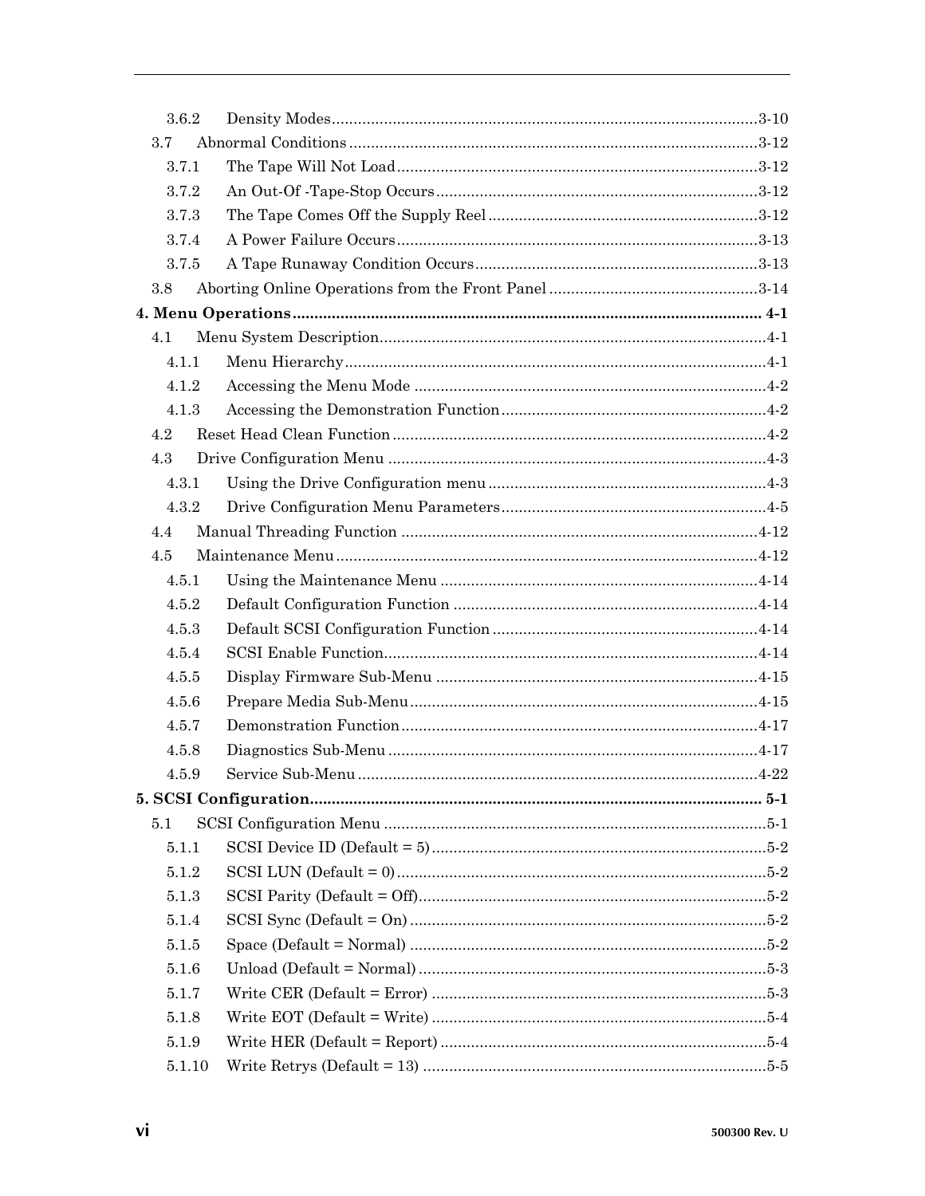3.6.2 Density Modes ........................................................................................... 3-10

3.7 Abnormal Conditions ...................................................................................... 3-12

3.7.1 The Tape Will Not Load ............................................................................. 3-12

3.7.2 An Out-Of -Tape-Stop Occurs ..................................................................... 3-12

3.7.3 The Tape Comes Off the Supply Reel ......................................................... 3-12

3.7.4 A Power Failure Occurs .............................................................................. 3-13

3.7.5 A Tape Runaway Condition Occurs ............................................................ 3-13

3.8 Aborting Online Operations from the Front Panel ........................................... 3-14

**4. Menu Operations ........................................................................................ 4-1**

4.1 Menu System Description .................................................................................. 4-1

4.1.1 Menu Hierarchy ........................................................................................... 4-1

4.1.2 Accessing the Menu Mode ........................................................................... 4-2

4.1.3 Accessing the Demonstration Function ....................................................... 4-2

4.2 Reset Head Clean Function ............................................................................... 4-2

4.3 Drive Configuration Menu ................................................................................. 4-3

4.3.1 Using the Drive Configuration menu ........................................................... 4-3

4.3.2 Drive Configuration Menu Parameters ........................................................ 4-5

4.4 Manual Threading Function ............................................................................. 4-12

4.5 Maintenance Menu ........................................................................................... 4-12

4.5.1 Using the Maintenance Menu .................................................................... 4-14

4.5.2 Default Configuration Function ................................................................. 4-14

4.5.3 Default SCSI Configuration Function ........................................................ 4-14

4.5.4 SCSI Enable Function ................................................................................ 4-14

4.5.5 Display Firmware Sub-Menu ..................................................................... 4-15

4.5.6 Prepare Media Sub-Menu .......................................................................... 4-15

4.5.7 Demonstration Function ............................................................................ 4-17

4.5.8 Diagnostics Sub-Menu ............................................................................... 4-17

4.5.9 Service Sub-Menu ...................................................................................... 4-22

**5. SCSI Configuration .................................................................................... 5-1**

5.1 SCSI Configuration Menu .................................................................................. 5-1

5.1.1 SCSI Device ID (Default = 5) ....................................................................... 5-2

5.1.2 SCSI LUN (Default = 0) ............................................................................... 5-2

5.1.3 SCSI Parity (Default = Off) .......................................................................... 5-2

5.1.4 SCSI Sync (Default = On) ............................................................................ 5-2

5.1.5 Space (Default = Normal) ............................................................................ 5-2

5.1.6 Unload (Default = Normal) .......................................................................... 5-3

5.1.7 Write CER (Default = Error) ....................................................................... 5-3

5.1.8 Write EOT (Default = Write) ....................................................................... 5-4

5.1.9 Write HER (Default = Report) ..................................................................... 5-4

5.1.10 Write Retrys (Default = 13) ........................................................................ 5-5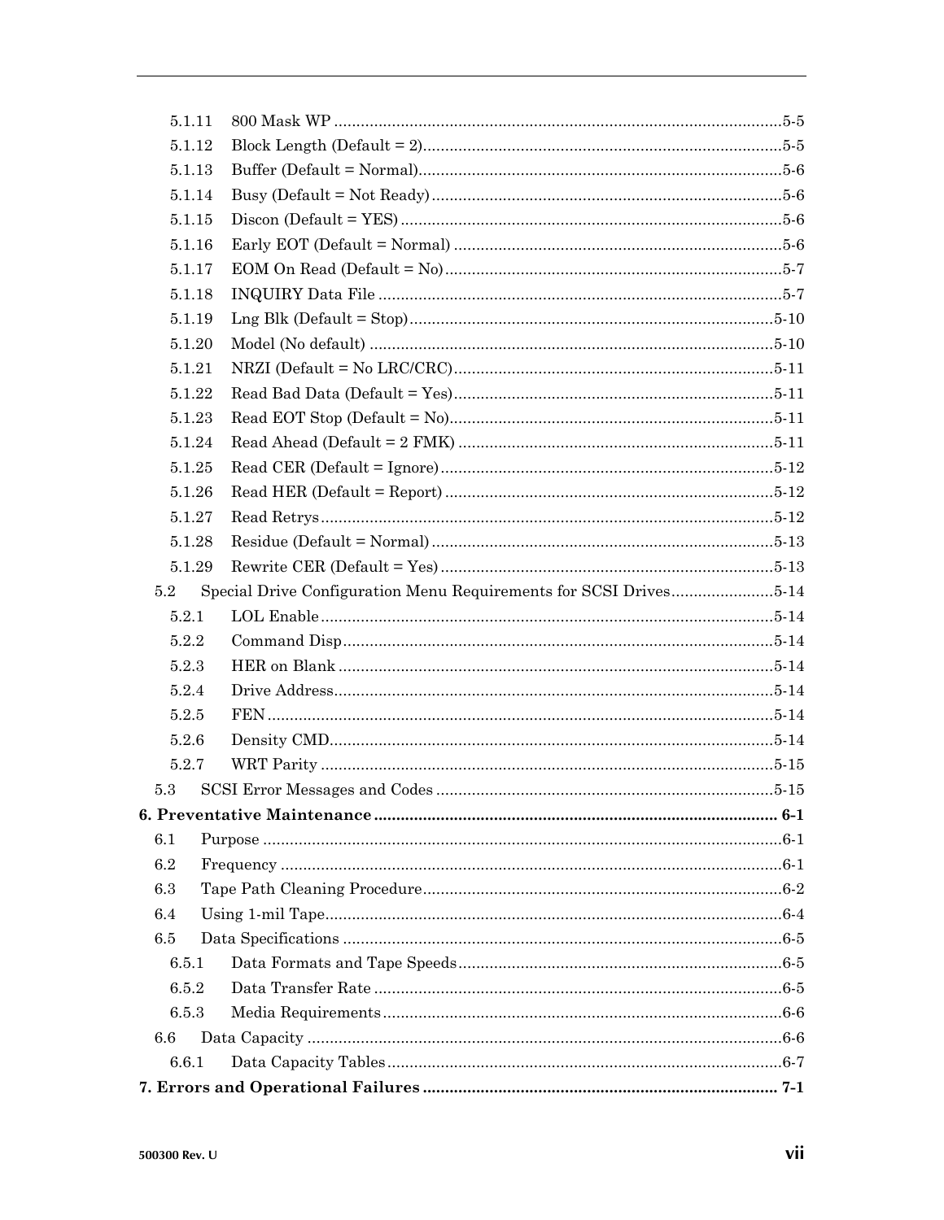5.1.11 800 Mask WP ........................................................................................5-5
5.1.12 Block Length (Default = 2)..................................................................5-5
5.1.13 Buffer (Default = Normal)....................................................................5-6
5.1.14 Busy (Default = Not Ready).................................................................5-6
5.1.15 Discon (Default = YES) .......................................................................5-6
5.1.16 Early EOT (Default = Normal) ............................................................5-6
5.1.17 EOM On Read (Default = No)..............................................................5-7
5.1.18 INQUIRY Data File .............................................................................5-7
5.1.19 Lng Blk (Default = Stop)....................................................................5-10
5.1.20 Model (No default) .............................................................................5-10
5.1.21 NRZI (Default = No LRC/CRC)..........................................................5-11
5.1.22 Read Bad Data (Default = Yes)..........................................................5-11
5.1.23 Read EOT Stop (Default = No)...........................................................5-11
5.1.24 Read Ahead (Default = 2 FMK) .........................................................5-11
5.1.25 Read CER (Default = Ignore).............................................................5-12
5.1.26 Read HER (Default = Report) ............................................................5-12
5.1.27 Read Retrys.........................................................................................5-12
5.1.28 Residue (Default = Normal) ...............................................................5-13
5.1.29 Rewrite CER (Default = Yes) .............................................................5-13

5.2 Special Drive Configuration Menu Requirements for SCSI Drives.......................5-14

5.2.1 LOL Enable .........................................................................................5-14
5.2.2 Command Disp.....................................................................................5-14
5.2.3 HER on Blank ......................................................................................5-14
5.2.4 Drive Address.......................................................................................5-14
5.2.5 FEN .....................................................................................................5-14
5.2.6 Density CMD........................................................................................5-14
5.2.7 WRT Parity ..........................................................................................5-15

5.3 SCSI Error Messages and Codes ..............................................................................5-15

**6. Preventative Maintenance ........................................................................................... 6-1**

6.1 Purpose .......................................................................................................................6-1
6.2 Frequency ...................................................................................................................6-1
6.3 Tape Path Cleaning Procedure...................................................................................6-2
6.4 Using 1-mil Tape.........................................................................................................6-4
6.5 Data Specifications .....................................................................................................6-5

6.5.1 Data Formats and Tape Speeds...........................................................6-5
6.5.2 Data Transfer Rate .............................................................................6-5
6.5.3 Media Requirements............................................................................6-6

6.6 Data Capacity .............................................................................................................6-6

6.6.1 Data Capacity Tables...........................................................................6-7

**7. Errors and Operational Failures ................................................................................ 7-1**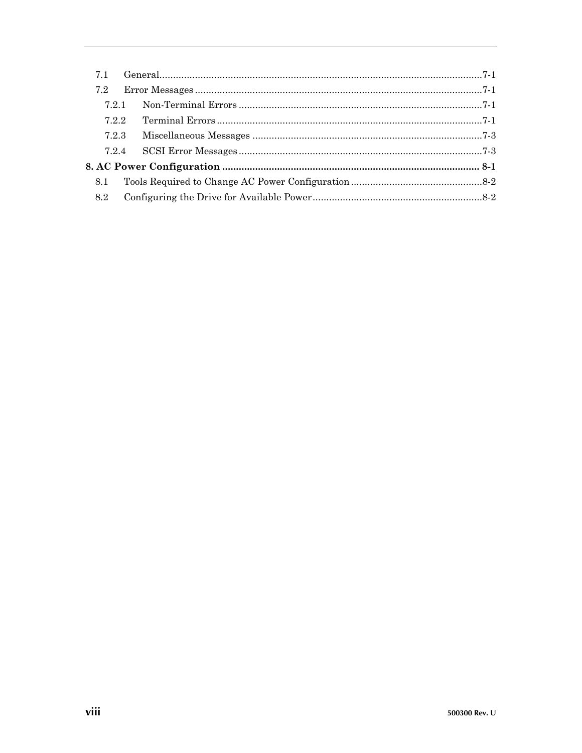7.1 General......................................................................................................................7-1

7.2 Error Messages .........................................................................................................7-1

7.2.1 Non-Terminal Errors .........................................................................................7-1

7.2.2 Terminal Errors .................................................................................................7-1

7.2.3 Miscellaneous Messages ....................................................................................7-3

7.2.4 SCSI Error Messages .........................................................................................7-3

**8. AC Power Configuration .............................................................................................. 8-1**

8.1 Tools Required to Change AC Power Configuration ................................................8-2

8.2 Configuring the Drive for Available Power ..............................................................8-2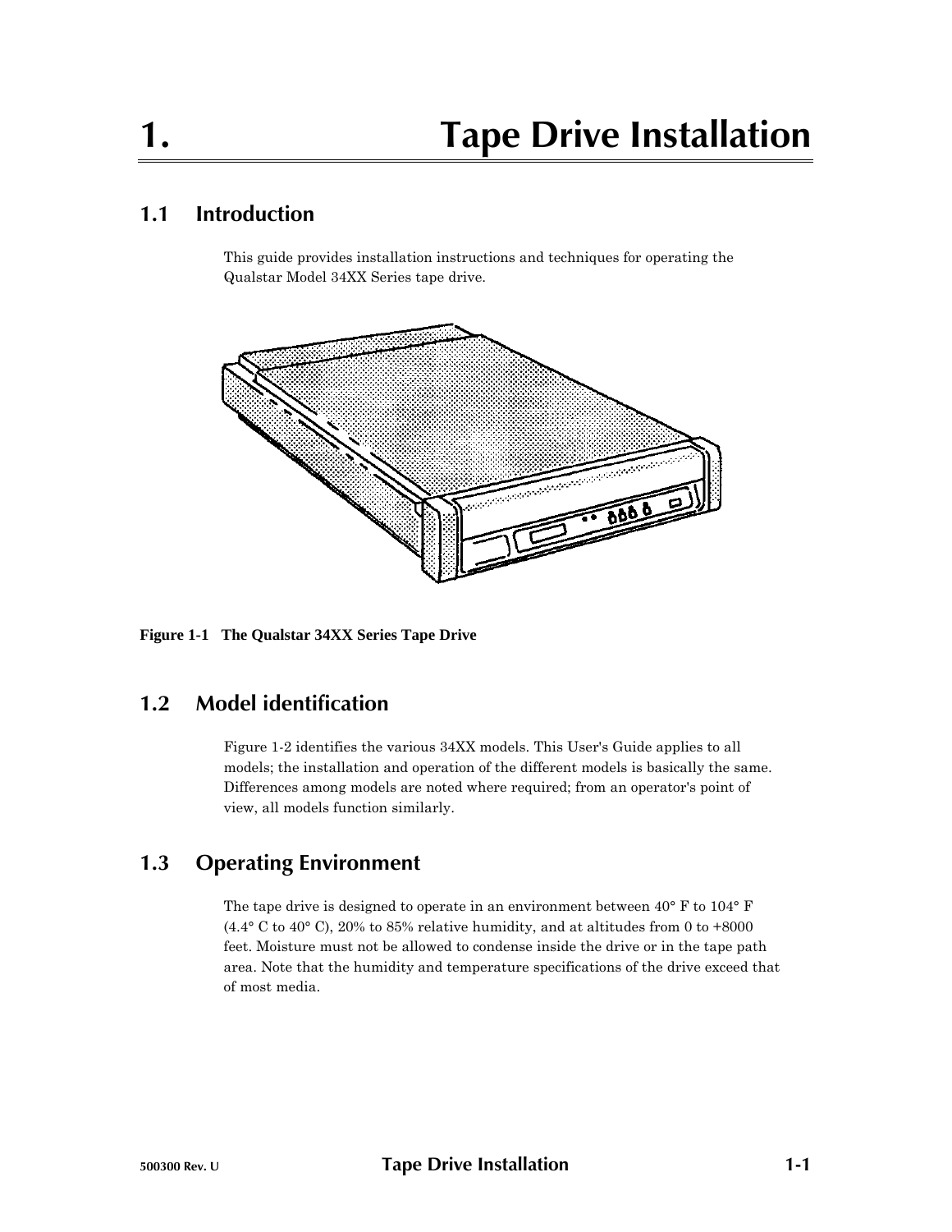# 1. Tape Drive Installation

## 1.1 Introduction

This guide provides installation instructions and techniques for operating the Qualstar Model 34XX Series tape drive.

**Figure 1-1 The Qualstar 34XX Series Tape Drive**

## 1.2 Model identification

Figure 1-2 identifies the various 34XX models. This User's Guide applies to all models; the installation and operation of the different models is basically the same. Differences among models are noted where required; from an operator's point of view, all models function similarly.

## 1.3 Operating Environment

The tape drive is designed to operate in an environment between 40° F to 104° F (4.4° C to 40° C), 20% to 85% relative humidity, and at altitudes from 0 to +8000 feet. Moisture must not be allowed to condense inside the drive or in the tape path area. Note that the humidity and temperature specifications of the drive exceed that of most media.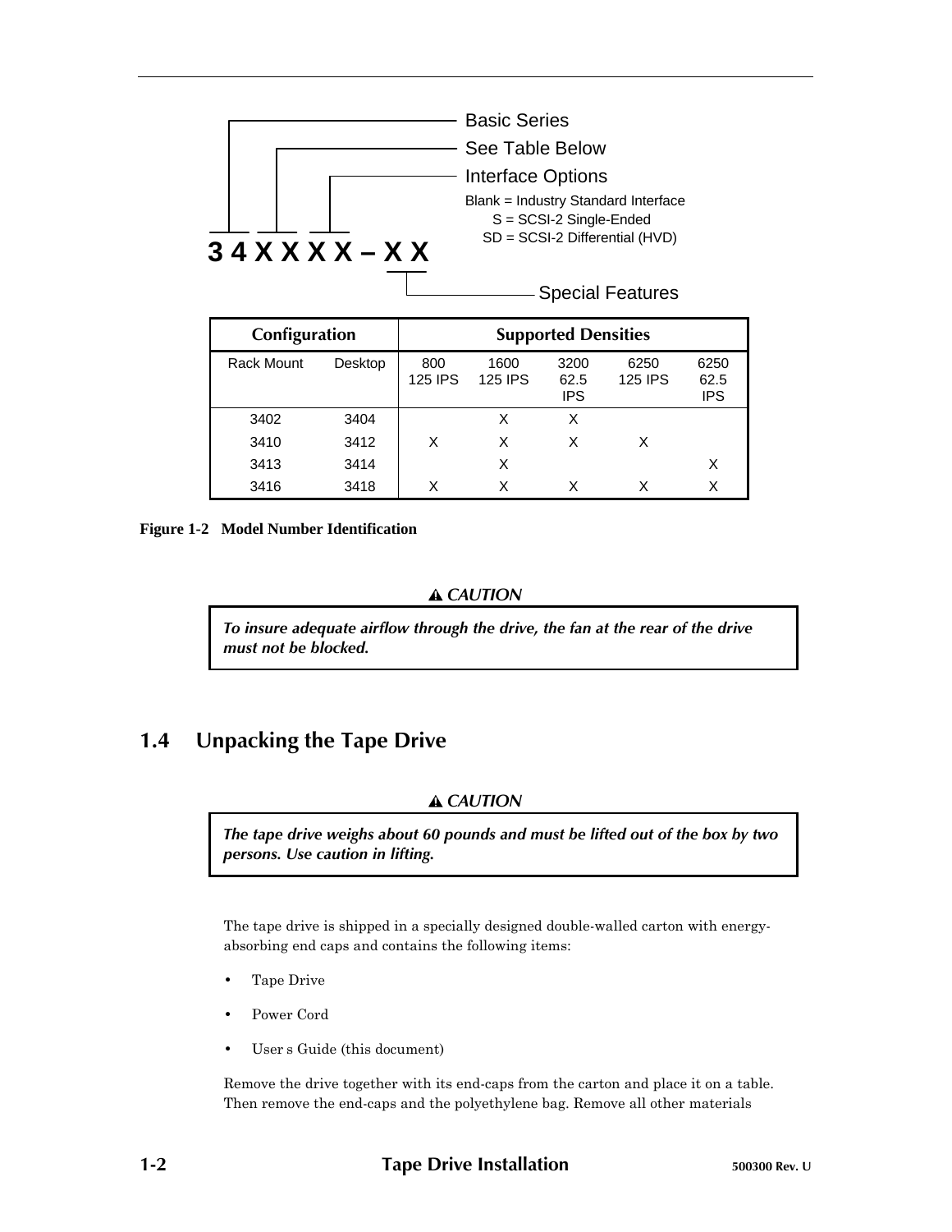Basic Series

See Table Below

Interface Options

Blank = Industry Standard Interface
S = SCSI-2 Single-Ended
SD = SCSI-2 Differential (HVD)

**3 4 X X X X – X X**

Special Features

| Configuration | | Supported Densities | | | | |
|---|---|---|---|---|---|---|
| Rack Mount | Desktop | 800 125 IPS | 1600 125 IPS | 3200 62.5 IPS | 6250 125 IPS | 6250 62.5 IPS |
| 3402 | 3404 | | X | X | | |
| 3410 | 3412 | X | X | X | X | |
| 3413 | 3414 | | X | | | X |
| 3416 | 3418 | X | X | X | X | X |

**Figure 1-2 Model Number Identification**

⚠ ***CAUTION***

***To insure adequate airflow through the drive, the fan at the rear of the drive must not be blocked.***

## 1.4 Unpacking the Tape Drive

⚠ ***CAUTION***

***The tape drive weighs about 60 pounds and must be lifted out of the box by two persons. Use caution in lifting.***

The tape drive is shipped in a specially designed double-walled carton with energy-absorbing end caps and contains the following items:

- Tape Drive
- Power Cord
- User s Guide (this document)

Remove the drive together with its end-caps from the carton and place it on a table. Then remove the end-caps and the polyethylene bag. Remove all other materials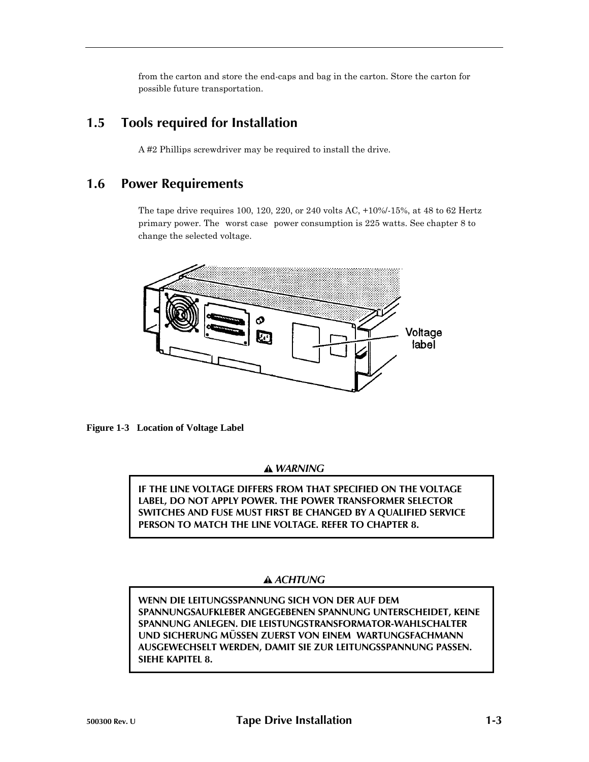from the carton and store the end-caps and bag in the carton. Store the carton for possible future transportation.

## 1.5 Tools required for Installation

A #2 Phillips screwdriver may be required to install the drive.

## 1.6 Power Requirements

The tape drive requires 100, 120, 220, or 240 volts AC, +10%/-15%, at 48 to 62 Hertz primary power. The worst case power consumption is 225 watts. See chapter 8 to change the selected voltage.

Voltage label

**Figure 1-3 Location of Voltage Label**

***WARNING***

**IF THE LINE VOLTAGE DIFFERS FROM THAT SPECIFIED ON THE VOLTAGE LABEL, DO NOT APPLY POWER. THE POWER TRANSFORMER SELECTOR SWITCHES AND FUSE MUST FIRST BE CHANGED BY A QUALIFIED SERVICE PERSON TO MATCH THE LINE VOLTAGE. REFER TO CHAPTER 8.**

***ACHTUNG***

**WENN DIE LEITUNGSSPANNUNG SICH VON DER AUF DEM SPANNUNGSAUFKLEBER ANGEGEBENEN SPANNUNG UNTERSCHEIDET, KEINE SPANNUNG ANLEGEN. DIE LEISTUNGSTRANSFORMATOR-WAHLSCHALTER UND SICHERUNG MÜSSEN ZUERST VON EINEM WARTUNGSFACHMANN AUSGEWECHSELT WERDEN, DAMIT SIE ZUR LEITUNGSSPANNUNG PASSEN. SIEHE KAPITEL 8.**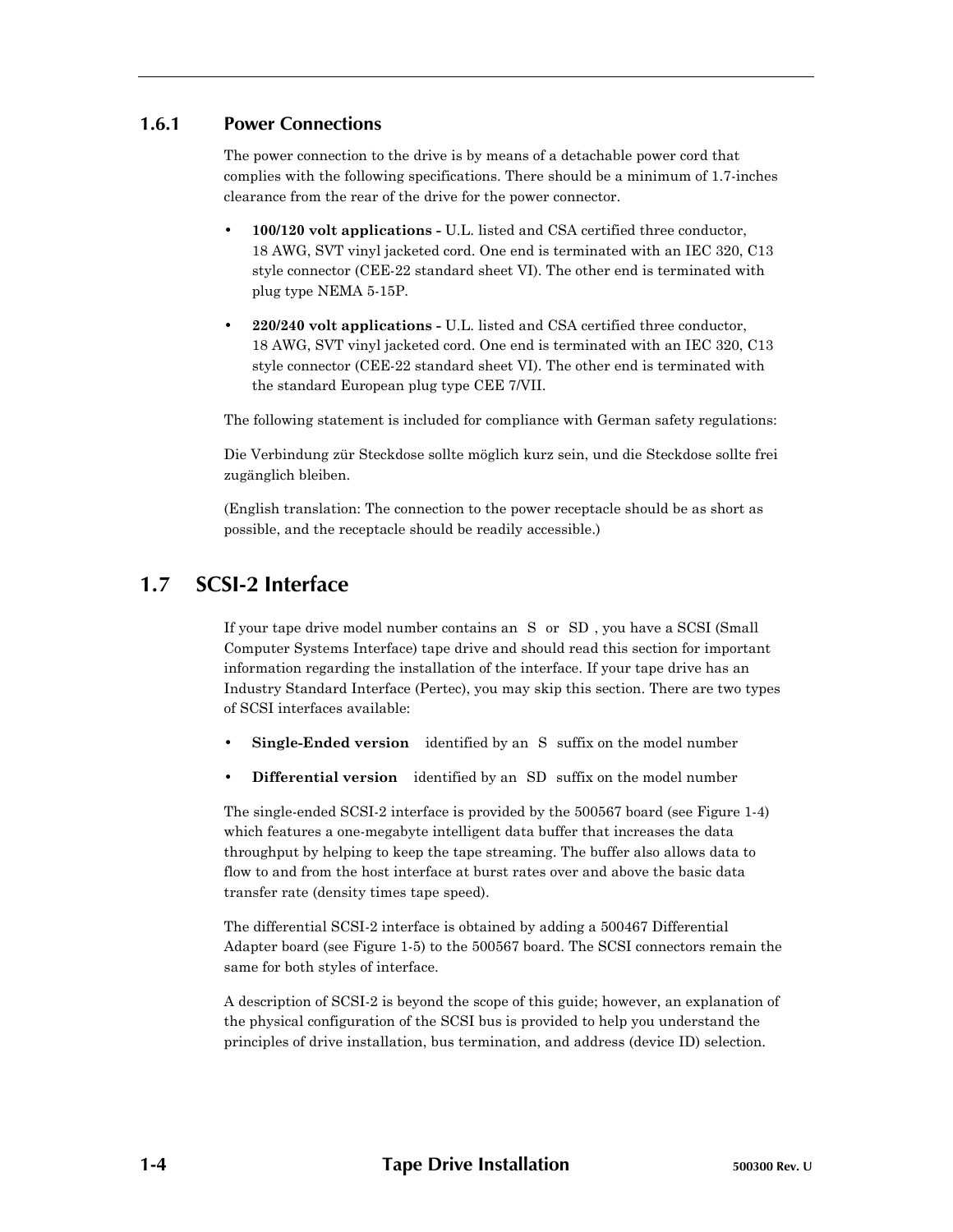### 1.6.1 Power Connections

The power connection to the drive is by means of a detachable power cord that complies with the following specifications. There should be a minimum of 1.7-inches clearance from the rear of the drive for the power connector.

- **100/120 volt applications -** U.L. listed and CSA certified three conductor, 18 AWG, SVT vinyl jacketed cord. One end is terminated with an IEC 320, C13 style connector (CEE-22 standard sheet VI). The other end is terminated with plug type NEMA 5-15P.
- **220/240 volt applications -** U.L. listed and CSA certified three conductor, 18 AWG, SVT vinyl jacketed cord. One end is terminated with an IEC 320, C13 style connector (CEE-22 standard sheet VI). The other end is terminated with the standard European plug type CEE 7/VII.

The following statement is included for compliance with German safety regulations:

Die Verbindung zür Steckdose sollte möglich kurz sein, und die Steckdose sollte frei zugänglich bleiben.

(English translation: The connection to the power receptacle should be as short as possible, and the receptacle should be readily accessible.)

## 1.7 SCSI-2 Interface

If your tape drive model number contains an S or SD , you have a SCSI (Small Computer Systems Interface) tape drive and should read this section for important information regarding the installation of the interface. If your tape drive has an Industry Standard Interface (Pertec), you may skip this section. There are two types of SCSI interfaces available:

- **Single-Ended version** identified by an S suffix on the model number
- **Differential version** identified by an SD suffix on the model number

The single-ended SCSI-2 interface is provided by the 500567 board (see Figure 1-4) which features a one-megabyte intelligent data buffer that increases the data throughput by helping to keep the tape streaming. The buffer also allows data to flow to and from the host interface at burst rates over and above the basic data transfer rate (density times tape speed).

The differential SCSI-2 interface is obtained by adding a 500467 Differential Adapter board (see Figure 1-5) to the 500567 board. The SCSI connectors remain the same for both styles of interface.

A description of SCSI-2 is beyond the scope of this guide; however, an explanation of the physical configuration of the SCSI bus is provided to help you understand the principles of drive installation, bus termination, and address (device ID) selection.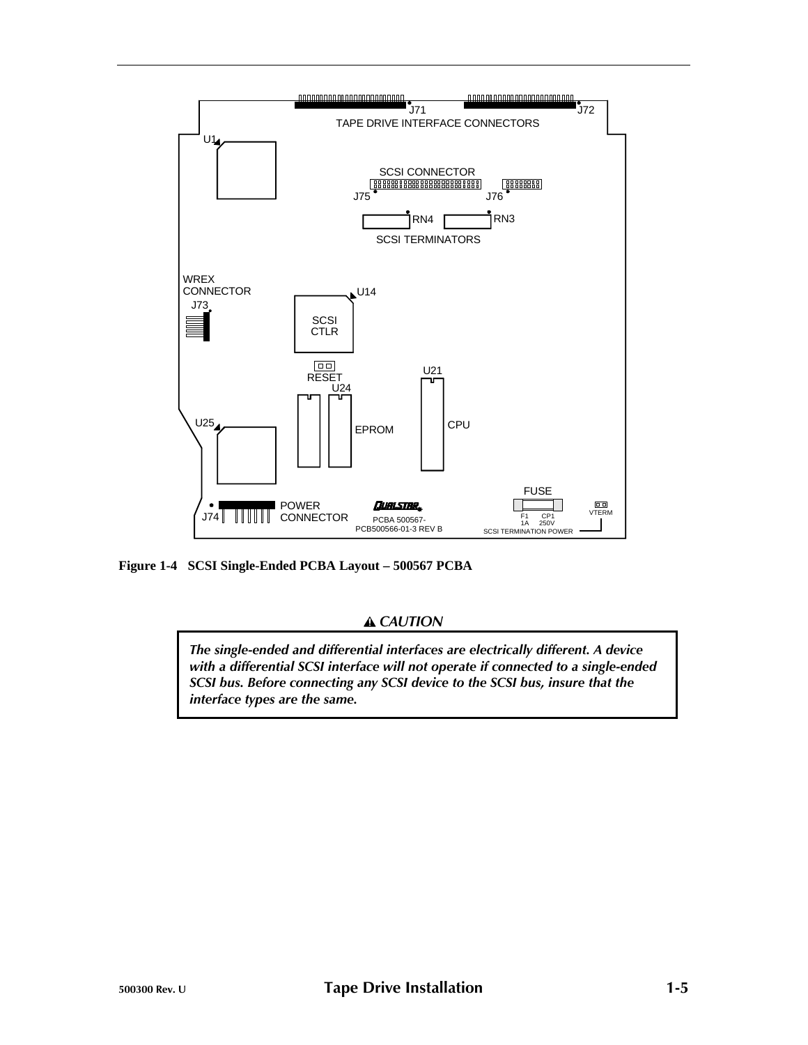Figure 1-4   SCSI Single-Ended PCBA Layout – 500567 PCBA

**⚠ CAUTION**

***The single-ended and differential interfaces are electrically different. A device with a differential SCSI interface will not operate if connected to a single-ended SCSI bus. Before connecting any SCSI device to the SCSI bus, insure that the interface types are the same.***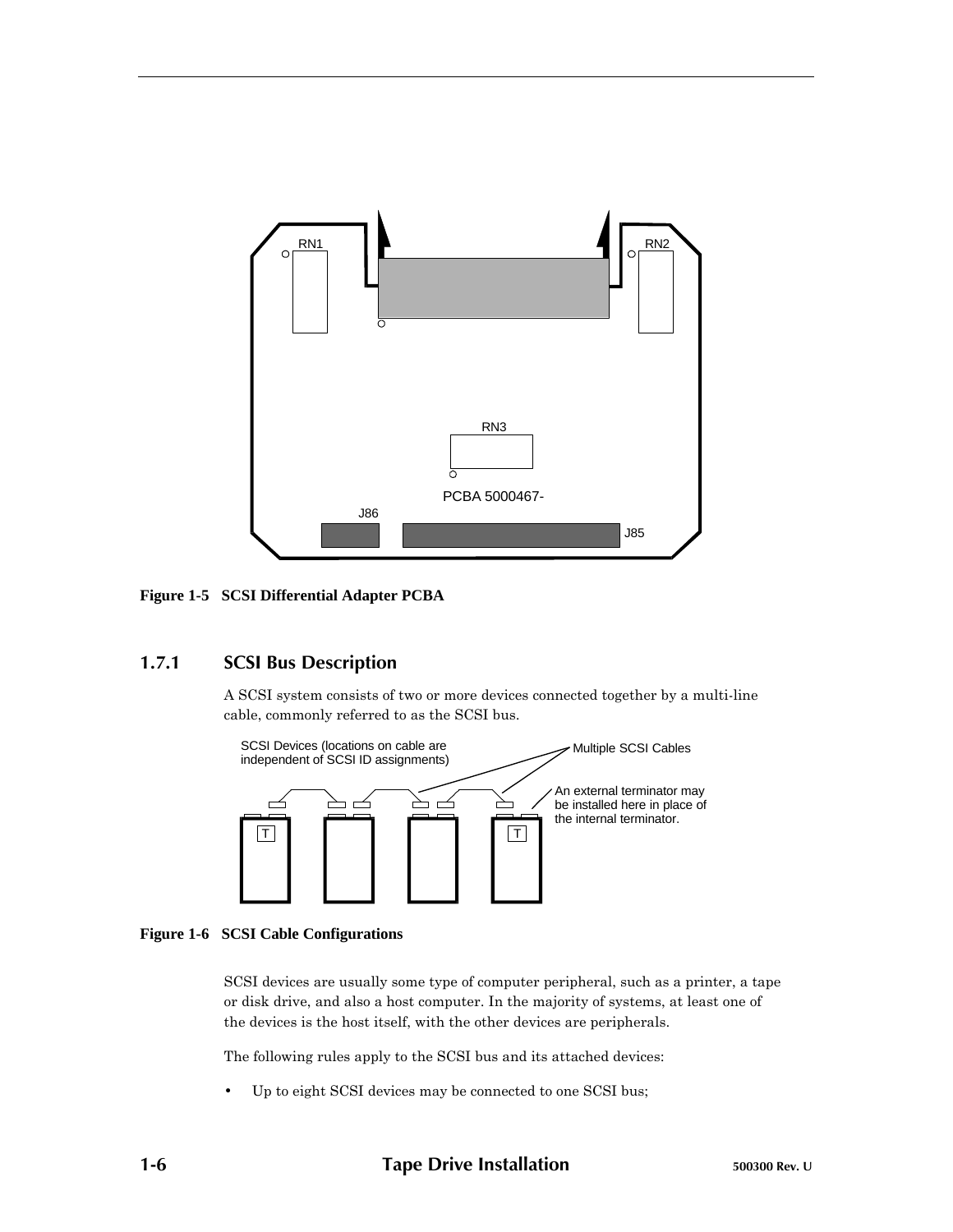Figure 1-5 SCSI Differential Adapter PCBA

### 1.7.1 SCSI Bus Description

A SCSI system consists of two or more devices connected together by a multi-line cable, commonly referred to as the SCSI bus.

Figure 1-6 SCSI Cable Configurations

SCSI devices are usually some type of computer peripheral, such as a printer, a tape or disk drive, and also a host computer. In the majority of systems, at least one of the devices is the host itself, with the other devices are peripherals.

The following rules apply to the SCSI bus and its attached devices:

- Up to eight SCSI devices may be connected to one SCSI bus;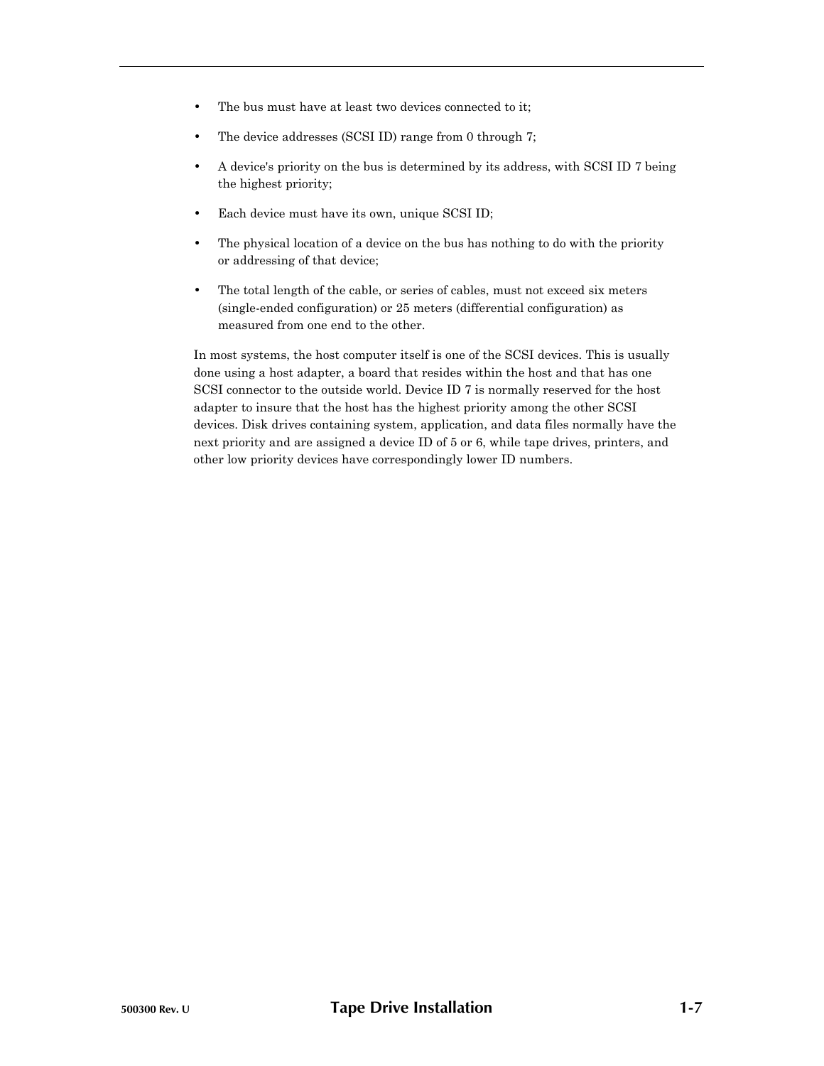- The bus must have at least two devices connected to it;
- The device addresses (SCSI ID) range from 0 through 7;
- A device's priority on the bus is determined by its address, with SCSI ID 7 being the highest priority;
- Each device must have its own, unique SCSI ID;
- The physical location of a device on the bus has nothing to do with the priority or addressing of that device;
- The total length of the cable, or series of cables, must not exceed six meters (single-ended configuration) or 25 meters (differential configuration) as measured from one end to the other.

In most systems, the host computer itself is one of the SCSI devices. This is usually done using a host adapter, a board that resides within the host and that has one SCSI connector to the outside world. Device ID 7 is normally reserved for the host adapter to insure that the host has the highest priority among the other SCSI devices. Disk drives containing system, application, and data files normally have the next priority and are assigned a device ID of 5 or 6, while tape drives, printers, and other low priority devices have correspondingly lower ID numbers.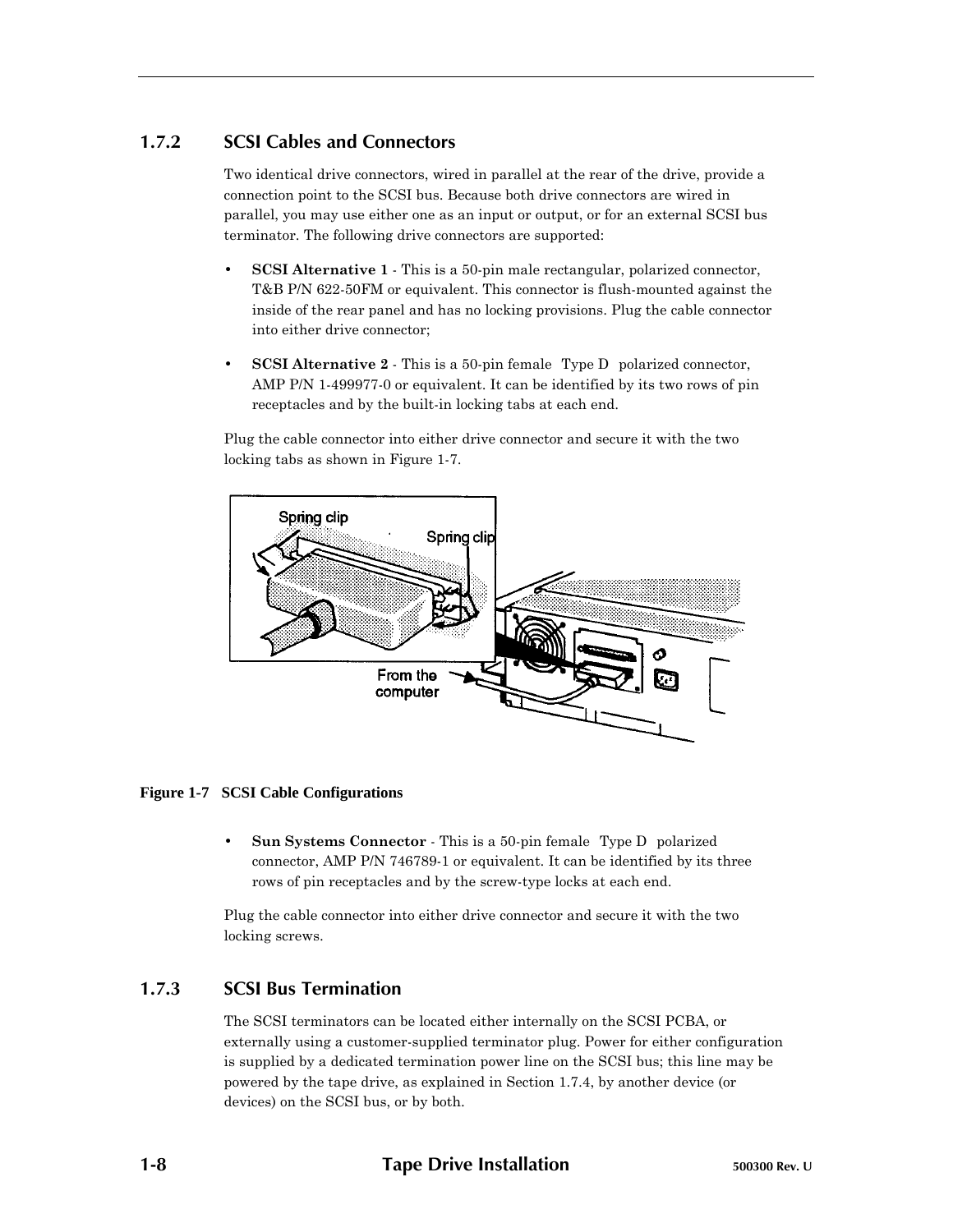### 1.7.2 SCSI Cables and Connectors

Two identical drive connectors, wired in parallel at the rear of the drive, provide a connection point to the SCSI bus. Because both drive connectors are wired in parallel, you may use either one as an input or output, or for an external SCSI bus terminator. The following drive connectors are supported:

- **SCSI Alternative 1** - This is a 50-pin male rectangular, polarized connector, T&B P/N 622-50FM or equivalent. This connector is flush-mounted against the inside of the rear panel and has no locking provisions. Plug the cable connector into either drive connector;
- **SCSI Alternative 2** - This is a 50-pin female Type D polarized connector, AMP P/N 1-499977-0 or equivalent. It can be identified by its two rows of pin receptacles and by the built-in locking tabs at each end.

Plug the cable connector into either drive connector and secure it with the two locking tabs as shown in Figure 1-7.

**Figure 1-7 SCSI Cable Configurations**

- **Sun Systems Connector** - This is a 50-pin female Type D polarized connector, AMP P/N 746789-1 or equivalent. It can be identified by its three rows of pin receptacles and by the screw-type locks at each end.

Plug the cable connector into either drive connector and secure it with the two locking screws.

### 1.7.3 SCSI Bus Termination

The SCSI terminators can be located either internally on the SCSI PCBA, or externally using a customer-supplied terminator plug. Power for either configuration is supplied by a dedicated termination power line on the SCSI bus; this line may be powered by the tape drive, as explained in Section 1.7.4, by another device (or devices) on the SCSI bus, or by both.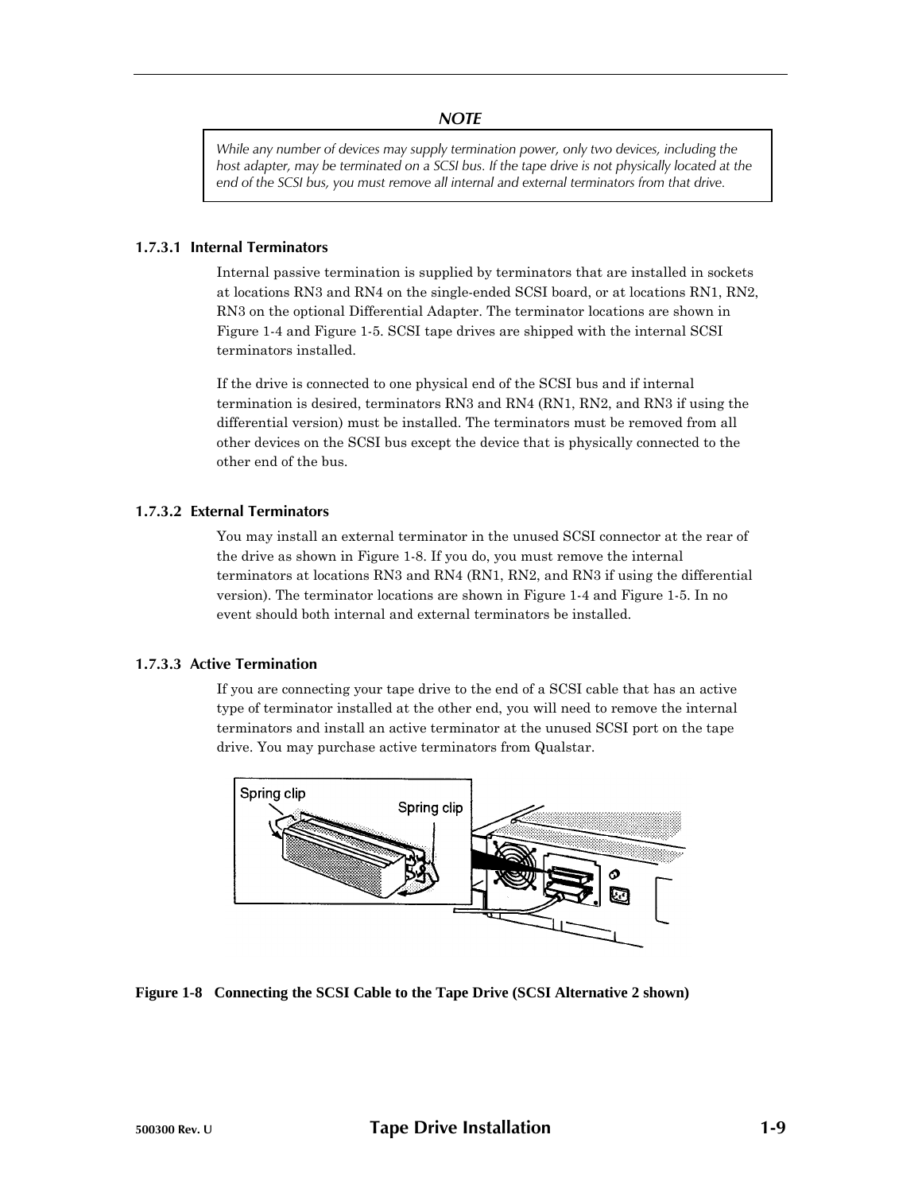**NOTE**

*While any number of devices may supply termination power, only two devices, including the host adapter, may be terminated on a SCSI bus. If the tape drive is not physically located at the end of the SCSI bus, you must remove all internal and external terminators from that drive.*

#### 1.7.3.1 Internal Terminators

Internal passive termination is supplied by terminators that are installed in sockets at locations RN3 and RN4 on the single-ended SCSI board, or at locations RN1, RN2, RN3 on the optional Differential Adapter. The terminator locations are shown in Figure 1-4 and Figure 1-5. SCSI tape drives are shipped with the internal SCSI terminators installed.

If the drive is connected to one physical end of the SCSI bus and if internal termination is desired, terminators RN3 and RN4 (RN1, RN2, and RN3 if using the differential version) must be installed. The terminators must be removed from all other devices on the SCSI bus except the device that is physically connected to the other end of the bus.

#### 1.7.3.2 External Terminators

You may install an external terminator in the unused SCSI connector at the rear of the drive as shown in Figure 1-8. If you do, you must remove the internal terminators at locations RN3 and RN4 (RN1, RN2, and RN3 if using the differential version). The terminator locations are shown in Figure 1-4 and Figure 1-5. In no event should both internal and external terminators be installed.

#### 1.7.3.3 Active Termination

If you are connecting your tape drive to the end of a SCSI cable that has an active type of terminator installed at the other end, you will need to remove the internal terminators and install an active terminator at the unused SCSI port on the tape drive. You may purchase active terminators from Qualstar.

Spring clip

Spring clip

**Figure 1-8 Connecting the SCSI Cable to the Tape Drive (SCSI Alternative 2 shown)**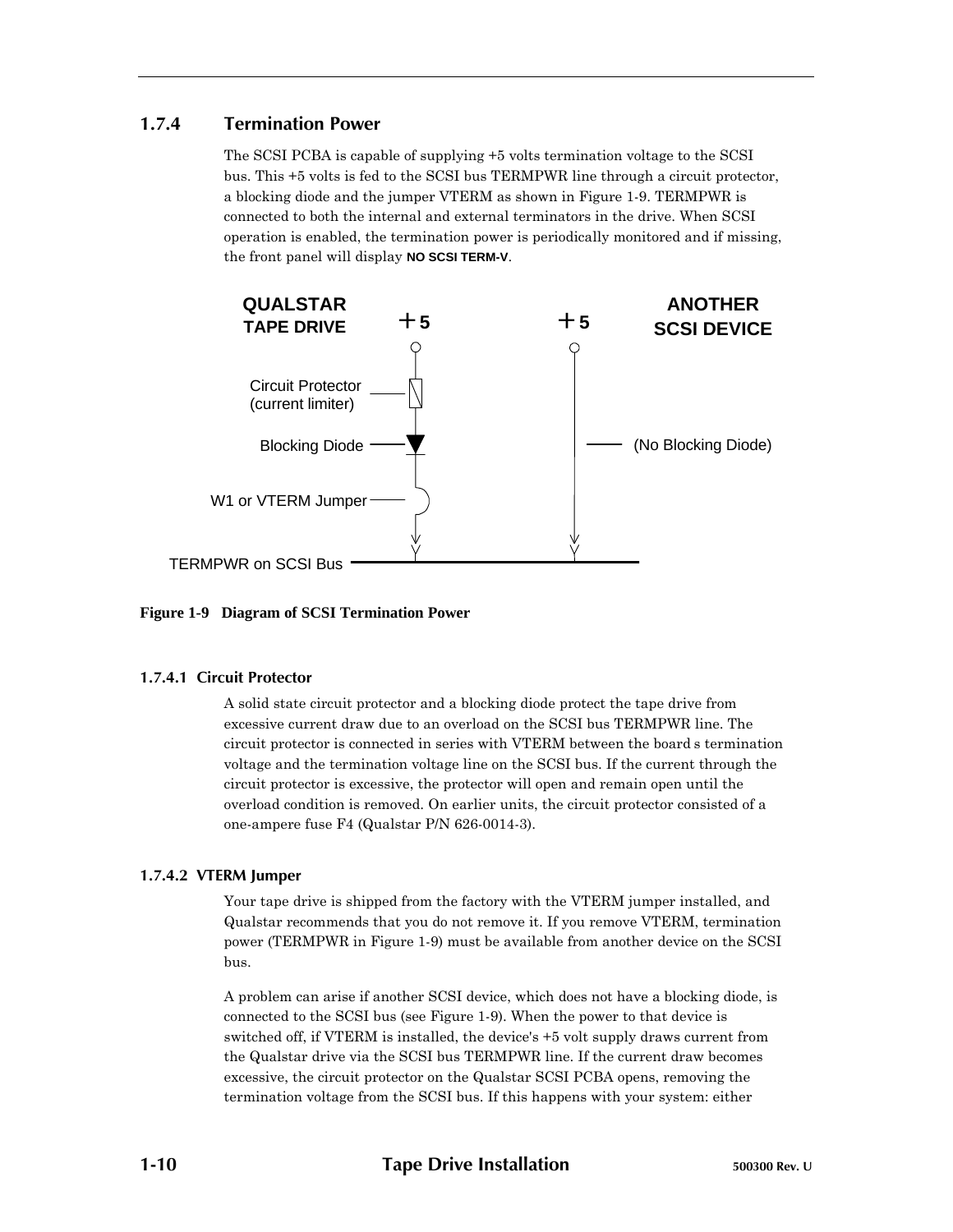### 1.7.4 Termination Power

The SCSI PCBA is capable of supplying +5 volts termination voltage to the SCSI bus. This +5 volts is fed to the SCSI bus TERMPWR line through a circuit protector, a blocking diode and the jumper VTERM as shown in Figure 1-9. TERMPWR is connected to both the internal and external terminators in the drive. When SCSI operation is enabled, the termination power is periodically monitored and if missing, the front panel will display **NO SCSI TERM-V**.

QUALSTAR TAPE DRIVE +5 | +5 ANOTHER SCSI DEVICE

Circuit Protector (current limiter)

Blocking Diode | (No Blocking Diode)

W1 or VTERM Jumper

TERMPWR on SCSI Bus

**Figure 1-9 Diagram of SCSI Termination Power**

#### 1.7.4.1 Circuit Protector

A solid state circuit protector and a blocking diode protect the tape drive from excessive current draw due to an overload on the SCSI bus TERMPWR line. The circuit protector is connected in series with VTERM between the board s termination voltage and the termination voltage line on the SCSI bus. If the current through the circuit protector is excessive, the protector will open and remain open until the overload condition is removed. On earlier units, the circuit protector consisted of a one-ampere fuse F4 (Qualstar P/N 626-0014-3).

#### 1.7.4.2 VTERM Jumper

Your tape drive is shipped from the factory with the VTERM jumper installed, and Qualstar recommends that you do not remove it. If you remove VTERM, termination power (TERMPWR in Figure 1-9) must be available from another device on the SCSI bus.

A problem can arise if another SCSI device, which does not have a blocking diode, is connected to the SCSI bus (see Figure 1-9). When the power to that device is switched off, if VTERM is installed, the device's +5 volt supply draws current from the Qualstar drive via the SCSI bus TERMPWR line. If the current draw becomes excessive, the circuit protector on the Qualstar SCSI PCBA opens, removing the termination voltage from the SCSI bus. If this happens with your system: either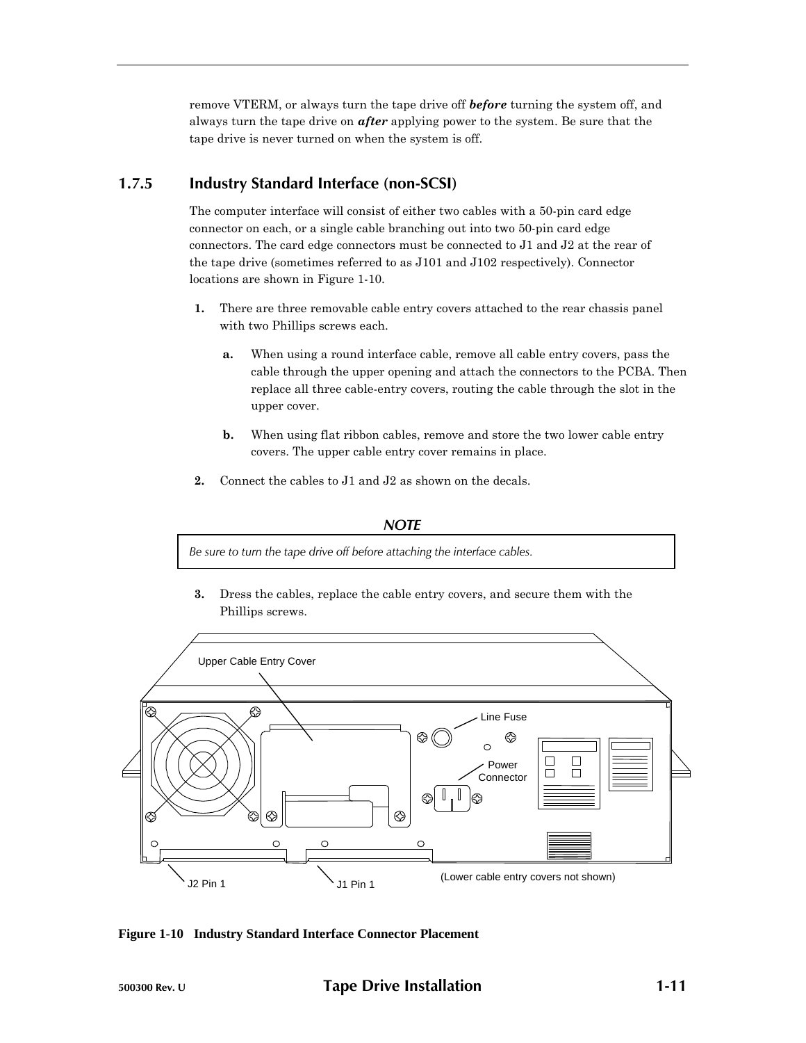remove VTERM, or always turn the tape drive off ***before*** turning the system off, and always turn the tape drive on ***after*** applying power to the system. Be sure that the tape drive is never turned on when the system is off.

### 1.7.5 Industry Standard Interface (non-SCSI)

The computer interface will consist of either two cables with a 50-pin card edge connector on each, or a single cable branching out into two 50-pin card edge connectors. The card edge connectors must be connected to J1 and J2 at the rear of the tape drive (sometimes referred to as J101 and J102 respectively). Connector locations are shown in Figure 1-10.

1. There are three removable cable entry covers attached to the rear chassis panel with two Phillips screws each.

   a. When using a round interface cable, remove all cable entry covers, pass the cable through the upper opening and attach the connectors to the PCBA. Then replace all three cable-entry covers, routing the cable through the slot in the upper cover.

   b. When using flat ribbon cables, remove and store the two lower cable entry covers. The upper cable entry cover remains in place.

2. Connect the cables to J1 and J2 as shown on the decals.

**NOTE**

*Be sure to turn the tape drive off before attaching the interface cables.*

3. Dress the cables, replace the cable entry covers, and secure them with the Phillips screws.

Upper Cable Entry Cover

Line Fuse

Power Connector

J2 Pin 1

J1 Pin 1

(Lower cable entry covers not shown)

**Figure 1-10 Industry Standard Interface Connector Placement**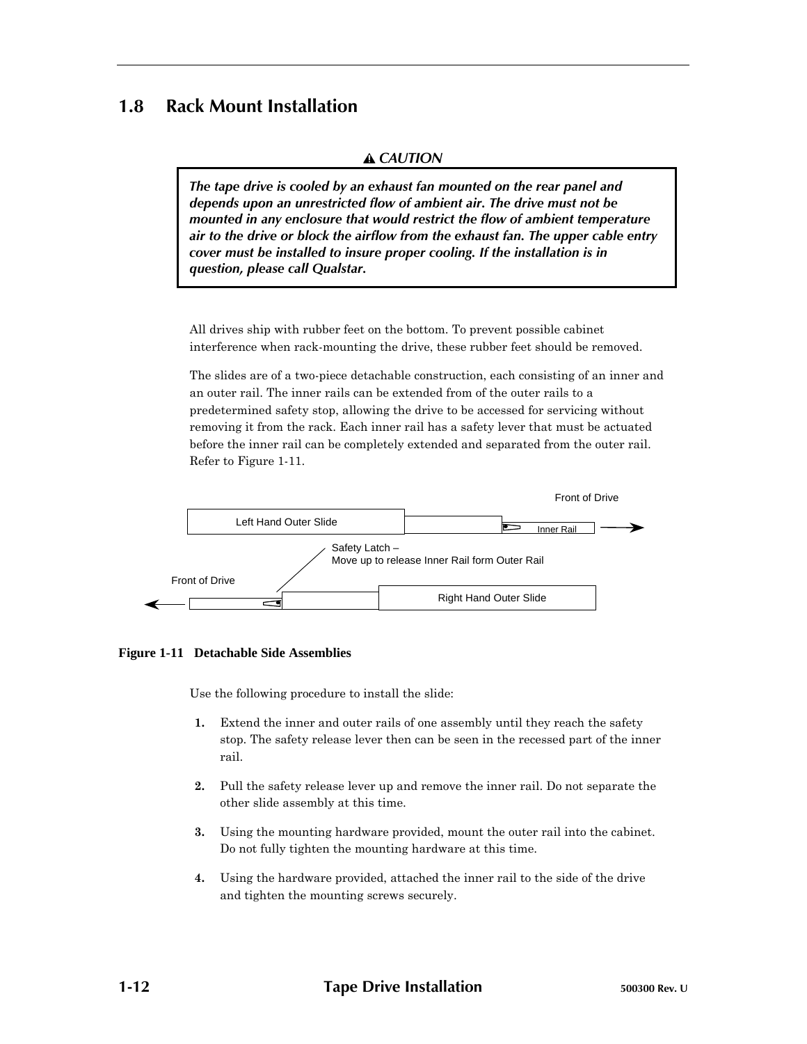## 1.8 Rack Mount Installation

**⚠ *CAUTION***

***The tape drive is cooled by an exhaust fan mounted on the rear panel and depends upon an unrestricted flow of ambient air. The drive must not be mounted in any enclosure that would restrict the flow of ambient temperature air to the drive or block the airflow from the exhaust fan. The upper cable entry cover must be installed to insure proper cooling. If the installation is in question, please call Qualstar.***

All drives ship with rubber feet on the bottom. To prevent possible cabinet interference when rack-mounting the drive, these rubber feet should be removed.

The slides are of a two-piece detachable construction, each consisting of an inner and an outer rail. The inner rails can be extended from of the outer rails to a predetermined safety stop, allowing the drive to be accessed for servicing without removing it from the rack. Each inner rail has a safety lever that must be actuated before the inner rail can be completely extended and separated from the outer rail. Refer to Figure 1-11.

Front of Drive

Left Hand Outer Slide — Inner Rail

Safety Latch –
Move up to release Inner Rail form Outer Rail

Front of Drive

Right Hand Outer Slide

**Figure 1-11 Detachable Side Assemblies**

Use the following procedure to install the slide:

1. Extend the inner and outer rails of one assembly until they reach the safety stop. The safety release lever then can be seen in the recessed part of the inner rail.

2. Pull the safety release lever up and remove the inner rail. Do not separate the other slide assembly at this time.

3. Using the mounting hardware provided, mount the outer rail into the cabinet. Do not fully tighten the mounting hardware at this time.

4. Using the hardware provided, attached the inner rail to the side of the drive and tighten the mounting screws securely.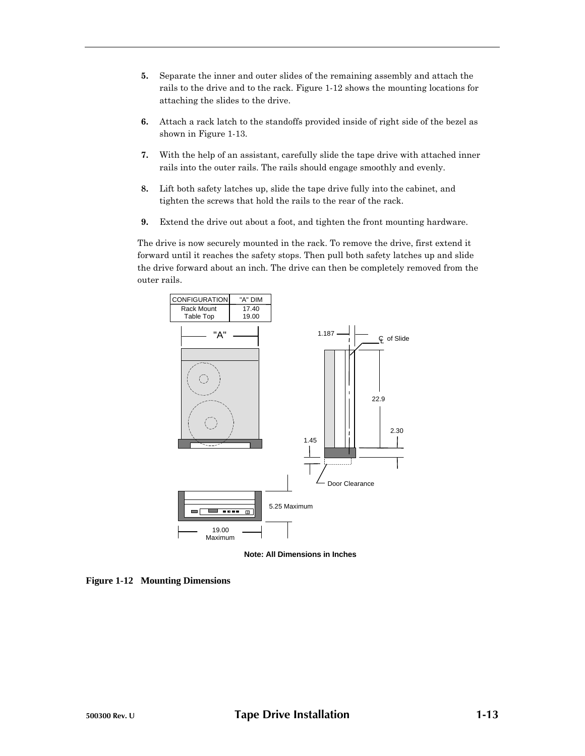5. Separate the inner and outer slides of the remaining assembly and attach the rails to the drive and to the rack. Figure 1-12 shows the mounting locations for attaching the slides to the drive.

6. Attach a rack latch to the standoffs provided inside of right side of the bezel as shown in Figure 1-13.

7. With the help of an assistant, carefully slide the tape drive with attached inner rails into the outer rails. The rails should engage smoothly and evenly.

8. Lift both safety latches up, slide the tape drive fully into the cabinet, and tighten the screws that hold the rails to the rear of the rack.

9. Extend the drive out about a foot, and tighten the front mounting hardware.

The drive is now securely mounted in the rack. To remove the drive, first extend it forward until it reaches the safety stops. Then pull both safety latches up and slide the drive forward about an inch. The drive can then be completely removed from the outer rails.

| CONFIGURATION | "A" DIM |
|---|---|
| Rack Mount | 17.40 |
| Table Top | 19.00 |

"A"

1.187 — ℄ of Slide — 22.9 — 2.30 — 1.45 — Door Clearance — 5.25 Maximum — 19.00 Maximum

**Note: All Dimensions in Inches**

**Figure 1-12 Mounting Dimensions**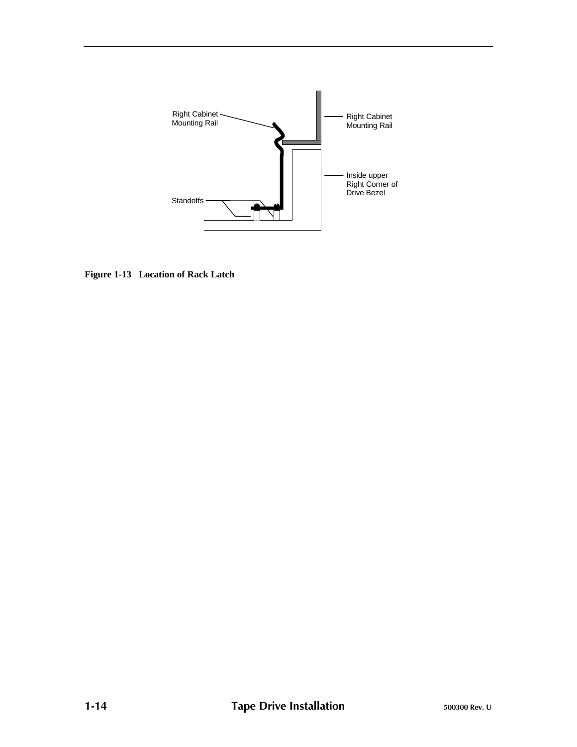Right Cabinet Mounting Rail

Right Cabinet Mounting Rail

Inside upper Right Corner of Drive Bezel

Standoffs

**Figure 1-13 Location of Rack Latch**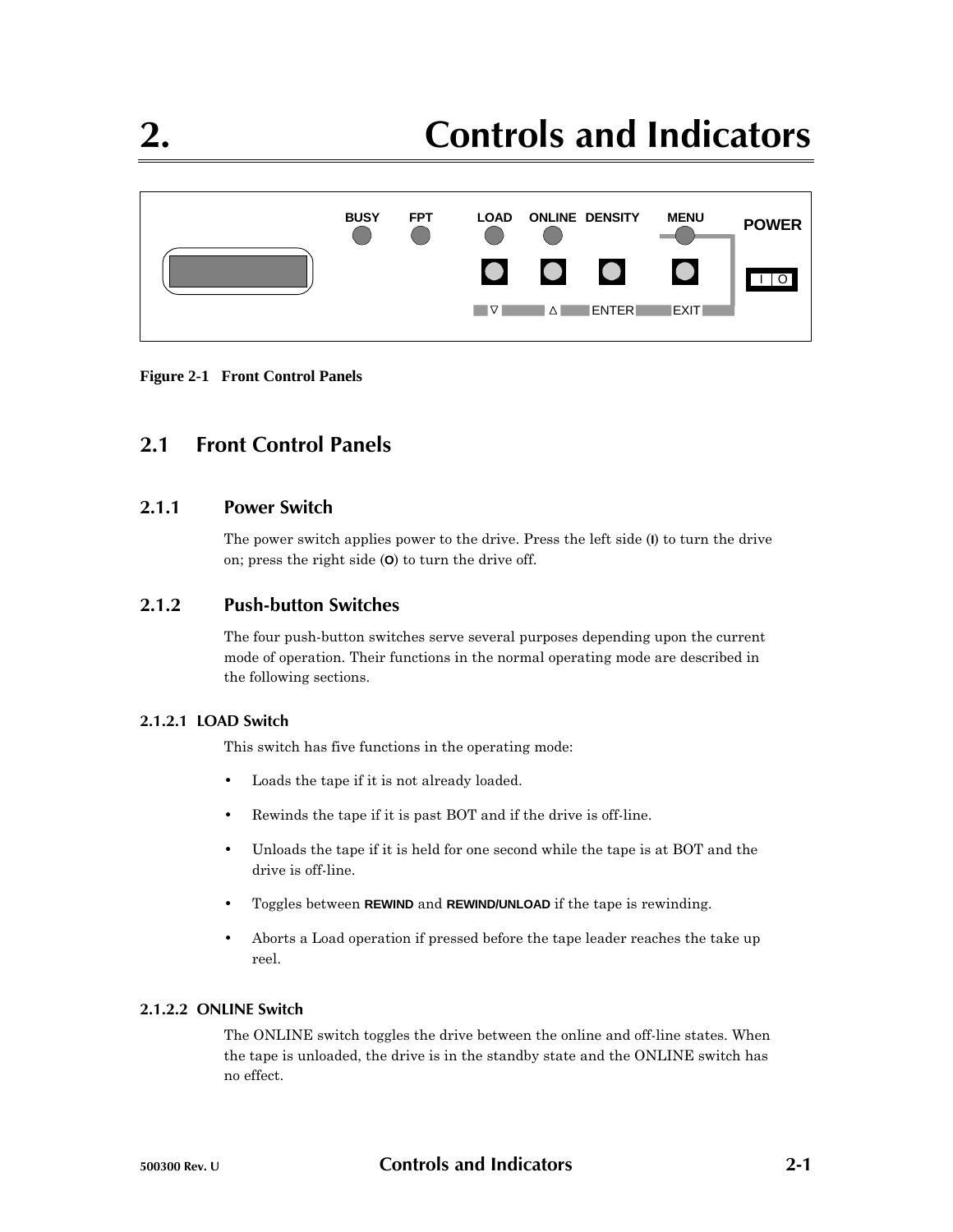# 2. Controls and Indicators

Figure 2-1 Front Control Panels

## 2.1 Front Control Panels

### 2.1.1 Power Switch

The power switch applies power to the drive. Press the left side (**I**) to turn the drive on; press the right side (**O**) to turn the drive off.

### 2.1.2 Push-button Switches

The four push-button switches serve several purposes depending upon the current mode of operation. Their functions in the normal operating mode are described in the following sections.

#### 2.1.2.1 LOAD Switch

This switch has five functions in the operating mode:

- Loads the tape if it is not already loaded.
- Rewinds the tape if it is past BOT and if the drive is off-line.
- Unloads the tape if it is held for one second while the tape is at BOT and the drive is off-line.
- Toggles between **REWIND** and **REWIND/UNLOAD** if the tape is rewinding.
- Aborts a Load operation if pressed before the tape leader reaches the take up reel.

#### 2.1.2.2 ONLINE Switch

The ONLINE switch toggles the drive between the online and off-line states. When the tape is unloaded, the drive is in the standby state and the ONLINE switch has no effect.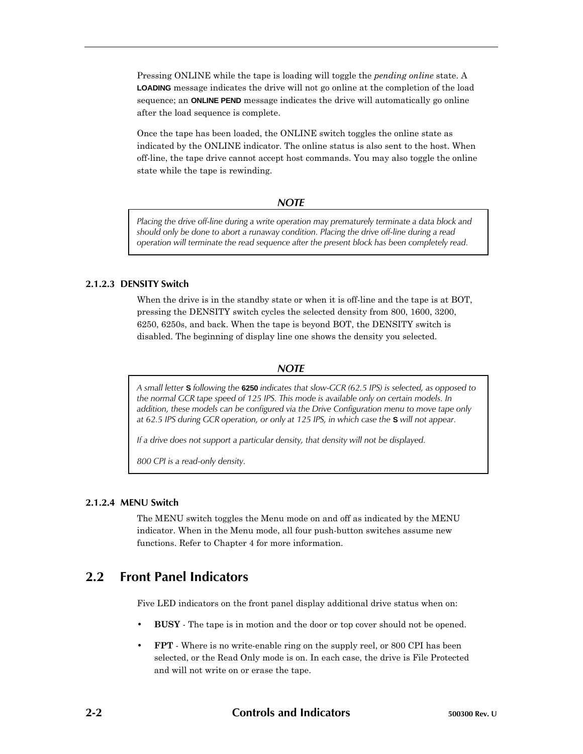Pressing ONLINE while the tape is loading will toggle the *pending online* state. A **LOADING** message indicates the drive will not go online at the completion of the load sequence; an **ONLINE PEND** message indicates the drive will automatically go online after the load sequence is complete.

Once the tape has been loaded, the ONLINE switch toggles the online state as indicated by the ONLINE indicator. The online status is also sent to the host. When off-line, the tape drive cannot accept host commands. You may also toggle the online state while the tape is rewinding.

> ***NOTE***
>
> *Placing the drive off-line during a write operation may prematurely terminate a data block and should only be done to abort a runaway condition. Placing the drive off-line during a read operation will terminate the read sequence after the present block has been completely read.*

#### 2.1.2.3 DENSITY Switch

When the drive is in the standby state or when it is off-line and the tape is at BOT, pressing the DENSITY switch cycles the selected density from 800, 1600, 3200, 6250, 6250s, and back. When the tape is beyond BOT, the DENSITY switch is disabled. The beginning of display line one shows the density you selected.

> ***NOTE***
>
> *A small letter* **S** *following the* **6250** *indicates that slow-GCR (62.5 IPS) is selected, as opposed to the normal GCR tape speed of 125 IPS. This mode is available only on certain models. In addition, these models can be configured via the Drive Configuration menu to move tape only at 62.5 IPS during GCR operation, or only at 125 IPS, in which case the* **S** *will not appear.*
>
> *If a drive does not support a particular density, that density will not be displayed.*
>
> *800 CPI is a read-only density.*

#### 2.1.2.4 MENU Switch

The MENU switch toggles the Menu mode on and off as indicated by the MENU indicator. When in the Menu mode, all four push-button switches assume new functions. Refer to Chapter 4 for more information.

## 2.2 Front Panel Indicators

Five LED indicators on the front panel display additional drive status when on:

- **BUSY** - The tape is in motion and the door or top cover should not be opened.
- **FPT** - Where is no write-enable ring on the supply reel, or 800 CPI has been selected, or the Read Only mode is on. In each case, the drive is File Protected and will not write on or erase the tape.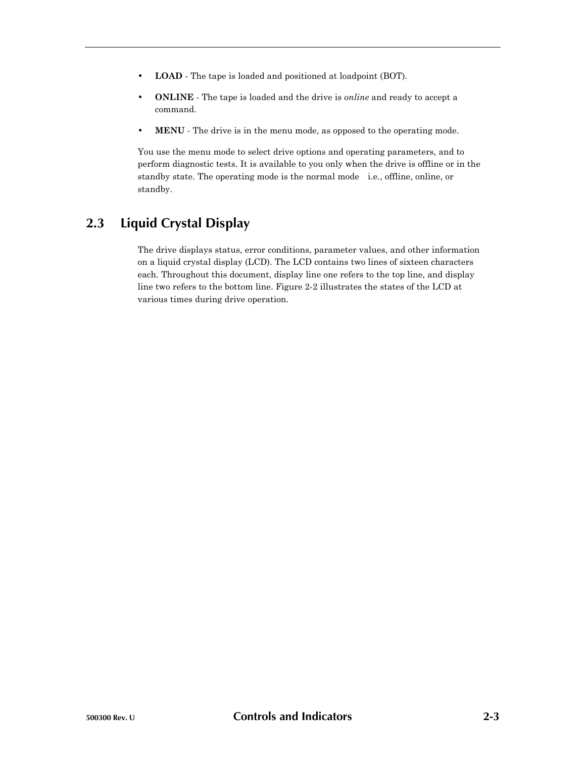- **LOAD** - The tape is loaded and positioned at loadpoint (BOT).
- **ONLINE** - The tape is loaded and the drive is *online* and ready to accept a command.
- **MENU** - The drive is in the menu mode, as opposed to the operating mode.

You use the menu mode to select drive options and operating parameters, and to perform diagnostic tests. It is available to you only when the drive is offline or in the standby state. The operating mode is the normal mode   i.e., offline, online, or standby.

## 2.3 Liquid Crystal Display

The drive displays status, error conditions, parameter values, and other information on a liquid crystal display (LCD). The LCD contains two lines of sixteen characters each. Throughout this document, display line one refers to the top line, and display line two refers to the bottom line. Figure 2-2 illustrates the states of the LCD at various times during drive operation.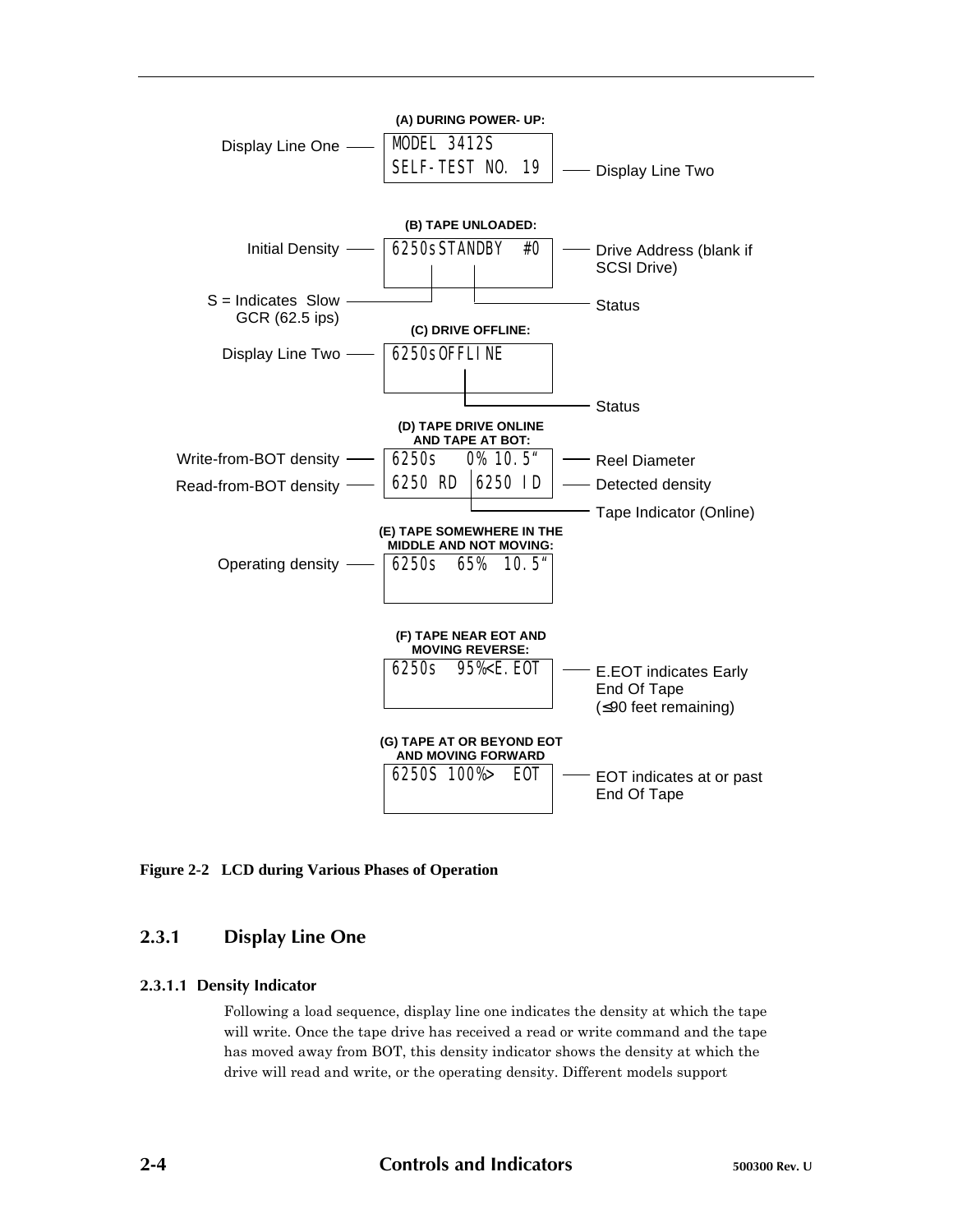(A) DURING POWER- UP:

```
MODEL 3412S
SELF-TEST NO. 19
```

Display Line One — Display Line Two

(B) TAPE UNLOADED:

```
6250sSTANDBY  #0
```

Initial Density — Drive Address (blank if SCSI Drive)

S = Indicates Slow GCR (62.5 ips) — Status

(C) DRIVE OFFLINE:

```
6250sOFFLINE
```

Display Line Two — Status

(D) TAPE DRIVE ONLINE AND TAPE AT BOT:

```
6250s   0% 10.5"
6250 RD  6250 ID
```

Write-from-BOT density — Reel Diameter

Read-from-BOT density — Detected density

Tape Indicator (Online)

(E) TAPE SOMEWHERE IN THE MIDDLE AND NOT MOVING:

```
6250s  65%  10.5"
```

Operating density

(F) TAPE NEAR EOT AND MOVING REVERSE:

```
6250s  95%<E.EOT
```

E.EOT indicates Early End Of Tape (≤90 feet remaining)

(G) TAPE AT OR BEYOND EOT AND MOVING FORWARD

```
6250S 100%>  EOT
```

EOT indicates at or past End Of Tape

**Figure 2-2 LCD during Various Phases of Operation**

## 2.3.1 Display Line One

### 2.3.1.1 Density Indicator

Following a load sequence, display line one indicates the density at which the tape will write. Once the tape drive has received a read or write command and the tape has moved away from BOT, this density indicator shows the density at which the drive will read and write, or the operating density. Different models support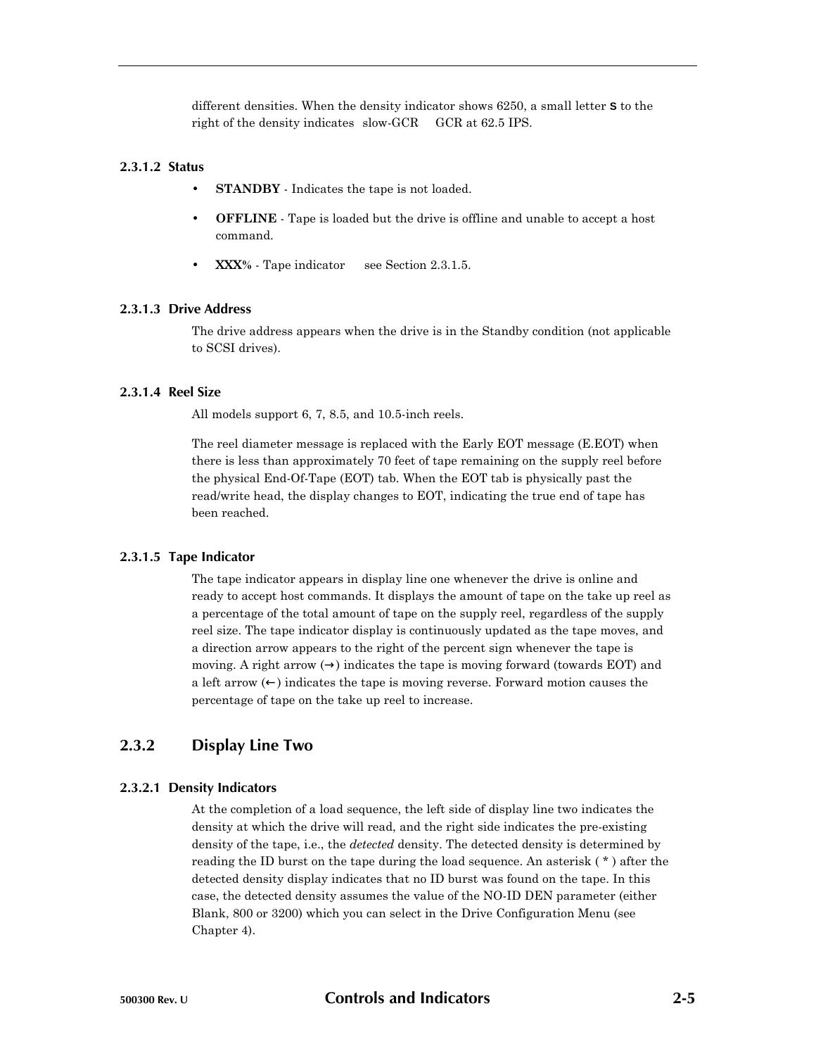different densities. When the density indicator shows 6250, a small letter **s** to the right of the density indicates slow-GCR GCR at 62.5 IPS.

#### 2.3.1.2 Status

- **STANDBY** - Indicates the tape is not loaded.
- **OFFLINE** - Tape is loaded but the drive is offline and unable to accept a host command.
- **XXX%** - Tape indicator see Section 2.3.1.5.

#### 2.3.1.3 Drive Address

The drive address appears when the drive is in the Standby condition (not applicable to SCSI drives).

#### 2.3.1.4 Reel Size

All models support 6, 7, 8.5, and 10.5-inch reels.

The reel diameter message is replaced with the Early EOT message (E.EOT) when there is less than approximately 70 feet of tape remaining on the supply reel before the physical End-Of-Tape (EOT) tab. When the EOT tab is physically past the read/write head, the display changes to EOT, indicating the true end of tape has been reached.

#### 2.3.1.5 Tape Indicator

The tape indicator appears in display line one whenever the drive is online and ready to accept host commands. It displays the amount of tape on the take up reel as a percentage of the total amount of tape on the supply reel, regardless of the supply reel size. The tape indicator display is continuously updated as the tape moves, and a direction arrow appears to the right of the percent sign whenever the tape is moving. A right arrow (→) indicates the tape is moving forward (towards EOT) and a left arrow (←) indicates the tape is moving reverse. Forward motion causes the percentage of tape on the take up reel to increase.

### 2.3.2 Display Line Two

#### 2.3.2.1 Density Indicators

At the completion of a load sequence, the left side of display line two indicates the density at which the drive will read, and the right side indicates the pre-existing density of the tape, i.e., the *detected* density. The detected density is determined by reading the ID burst on the tape during the load sequence. An asterisk ( * ) after the detected density display indicates that no ID burst was found on the tape. In this case, the detected density assumes the value of the NO-ID DEN parameter (either Blank, 800 or 3200) which you can select in the Drive Configuration Menu (see Chapter 4).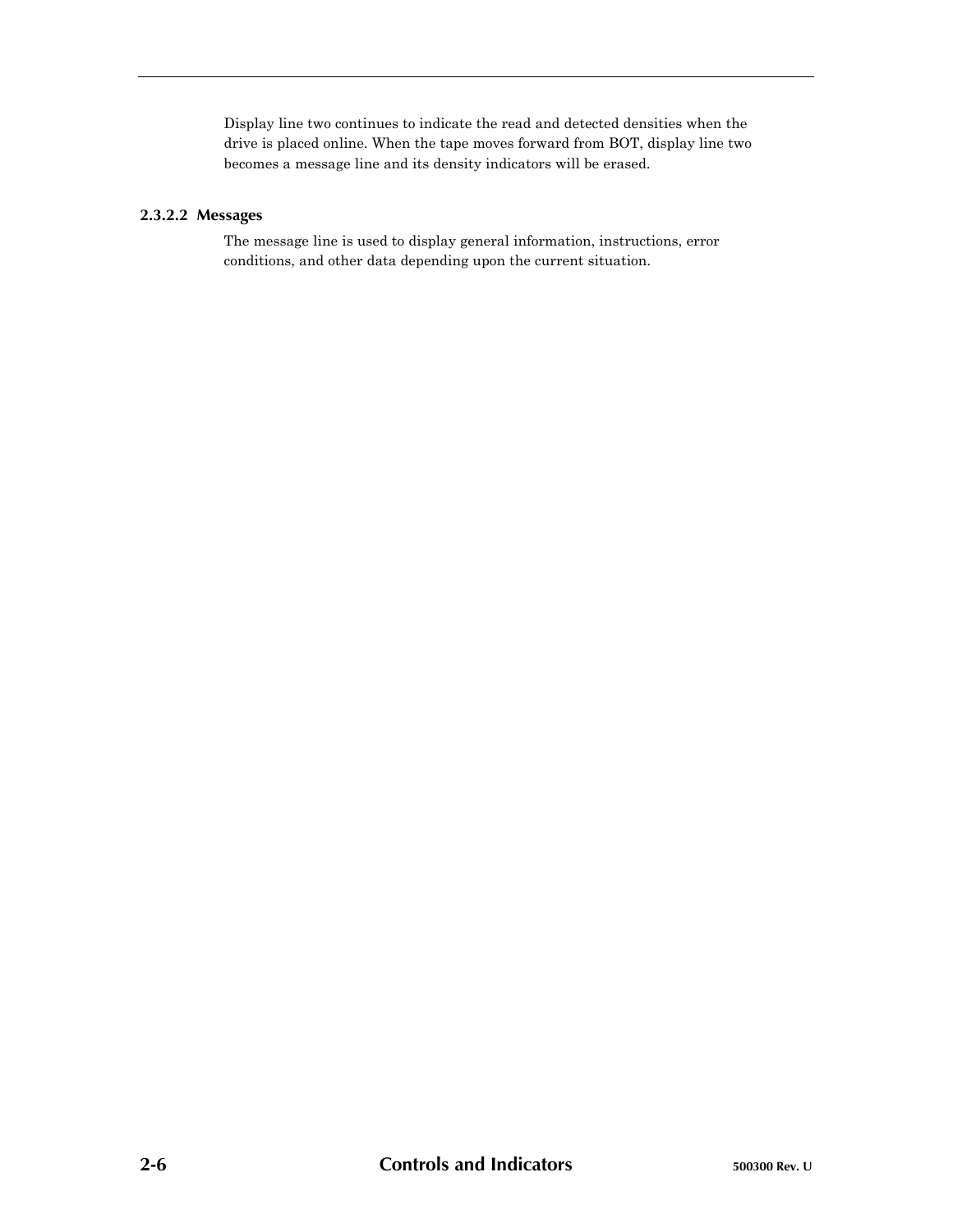Display line two continues to indicate the read and detected densities when the drive is placed online. When the tape moves forward from BOT, display line two becomes a message line and its density indicators will be erased.

#### 2.3.2.2 Messages

The message line is used to display general information, instructions, error conditions, and other data depending upon the current situation.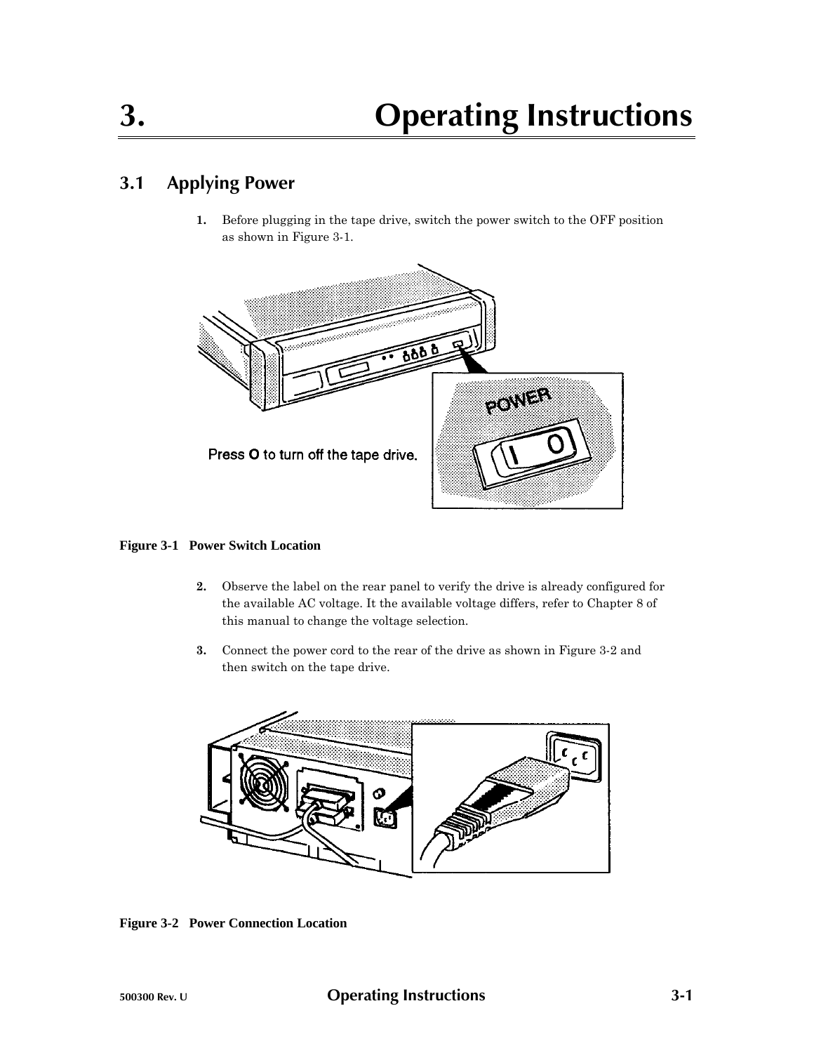# 3. Operating Instructions

## 3.1 Applying Power

1. Before plugging in the tape drive, switch the power switch to the OFF position as shown in Figure 3-1.

Press O to turn off the tape drive.

**Figure 3-1 Power Switch Location**

2. Observe the label on the rear panel to verify the drive is already configured for the available AC voltage. It the available voltage differs, refer to Chapter 8 of this manual to change the voltage selection.

3. Connect the power cord to the rear of the drive as shown in Figure 3-2 and then switch on the tape drive.

**Figure 3-2 Power Connection Location**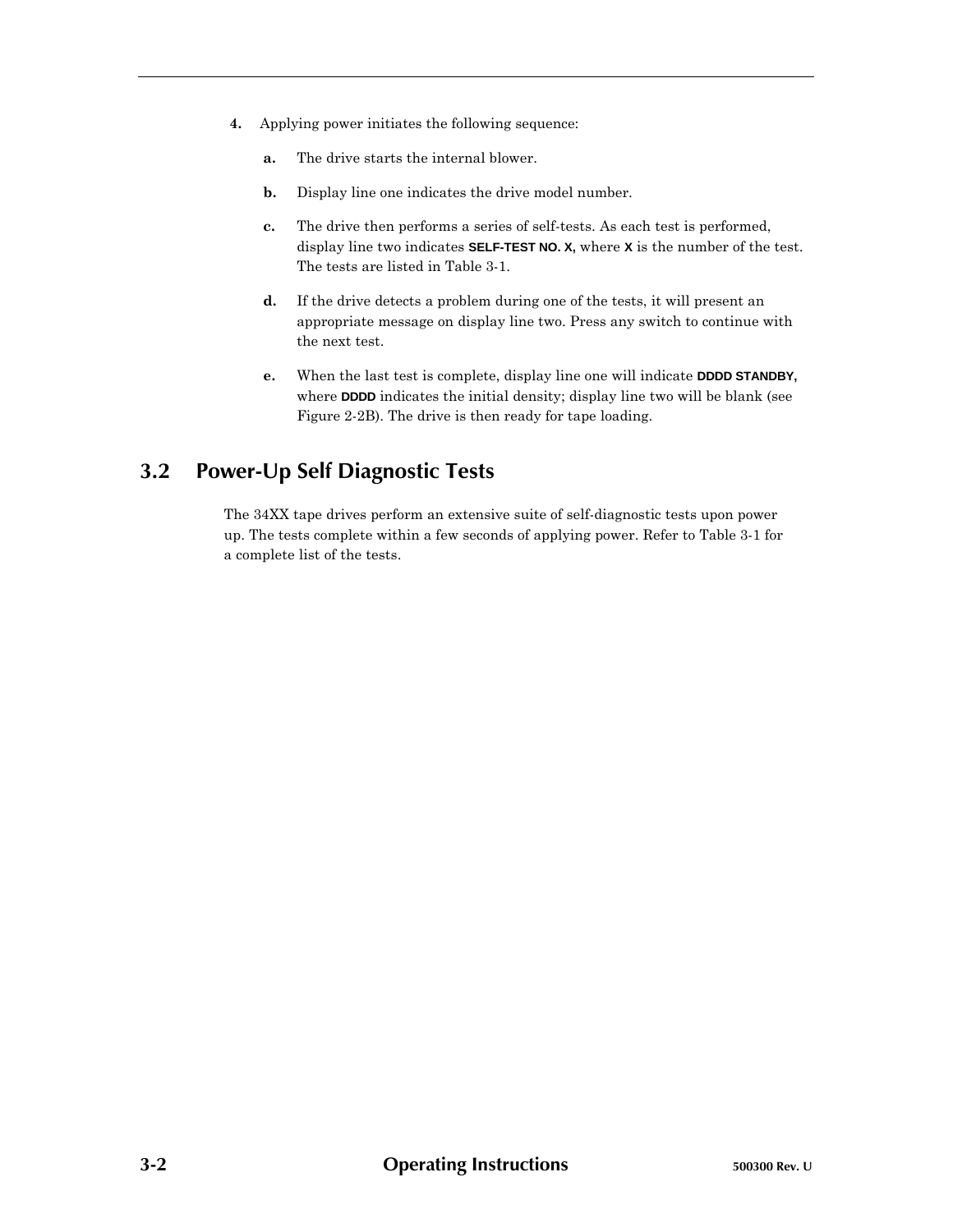4. Applying power initiates the following sequence:

   a. The drive starts the internal blower.

   b. Display line one indicates the drive model number.

   c. The drive then performs a series of self-tests. As each test is performed, display line two indicates **SELF-TEST NO. X,** where **X** is the number of the test. The tests are listed in Table 3-1.

   d. If the drive detects a problem during one of the tests, it will present an appropriate message on display line two. Press any switch to continue with the next test.

   e. When the last test is complete, display line one will indicate **DDDD STANDBY,** where **DDDD** indicates the initial density; display line two will be blank (see Figure 2-2B). The drive is then ready for tape loading.

## 3.2 Power-Up Self Diagnostic Tests

The 34XX tape drives perform an extensive suite of self-diagnostic tests upon power up. The tests complete within a few seconds of applying power. Refer to Table 3-1 for a complete list of the tests.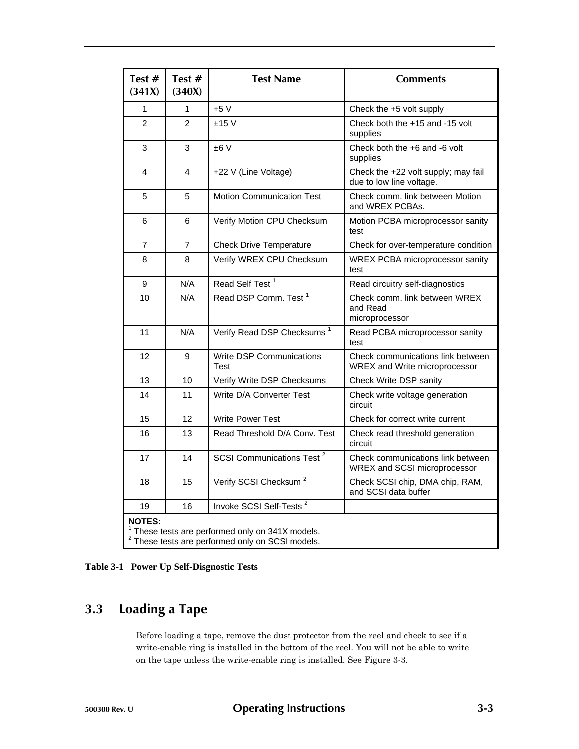| Test # (341X) | Test # (340X) | Test Name | Comments |
|---|---|---|---|
| 1 | 1 | +5 V | Check the +5 volt supply |
| 2 | 2 | ±15 V | Check both the +15 and -15 volt supplies |
| 3 | 3 | ±6 V | Check both the +6 and -6 volt supplies |
| 4 | 4 | +22 V (Line Voltage) | Check the +22 volt supply; may fail due to low line voltage. |
| 5 | 5 | Motion Communication Test | Check comm. link between Motion and WREX PCBAs. |
| 6 | 6 | Verify Motion CPU Checksum | Motion PCBA microprocessor sanity test |
| 7 | 7 | Check Drive Temperature | Check for over-temperature condition |
| 8 | 8 | Verify WREX CPU Checksum | WREX PCBA microprocessor sanity test |
| 9 | N/A | Read Self Test [1] | Read circuitry self-diagnostics |
| 10 | N/A | Read DSP Comm. Test [1] | Check comm. link between WREX and Read microprocessor |
| 11 | N/A | Verify Read DSP Checksums [1] | Read PCBA microprocessor sanity test |
| 12 | 9 | Write DSP Communications Test | Check communications link between WREX and Write microprocessor |
| 13 | 10 | Verify Write DSP Checksums | Check Write DSP sanity |
| 14 | 11 | Write D/A Converter Test | Check write voltage generation circuit |
| 15 | 12 | Write Power Test | Check for correct write current |
| 16 | 13 | Read Threshold D/A Conv. Test | Check read threshold generation circuit |
| 17 | 14 | SCSI Communications Test [2] | Check communications link between WREX and SCSI microprocessor |
| 18 | 15 | Verify SCSI Checksum [2] | Check SCSI chip, DMA chip, RAM, and SCSI data buffer |
| 19 | 16 | Invoke SCSI Self-Tests [2] | |

**NOTES:**
[1] These tests are performed only on 341X models.
[2] These tests are performed only on SCSI models.

**Table 3-1 Power Up Self-Disgnostic Tests**

## 3.3 Loading a Tape

Before loading a tape, remove the dust protector from the reel and check to see if a write-enable ring is installed in the bottom of the reel. You will not be able to write on the tape unless the write-enable ring is installed. See Figure 3-3.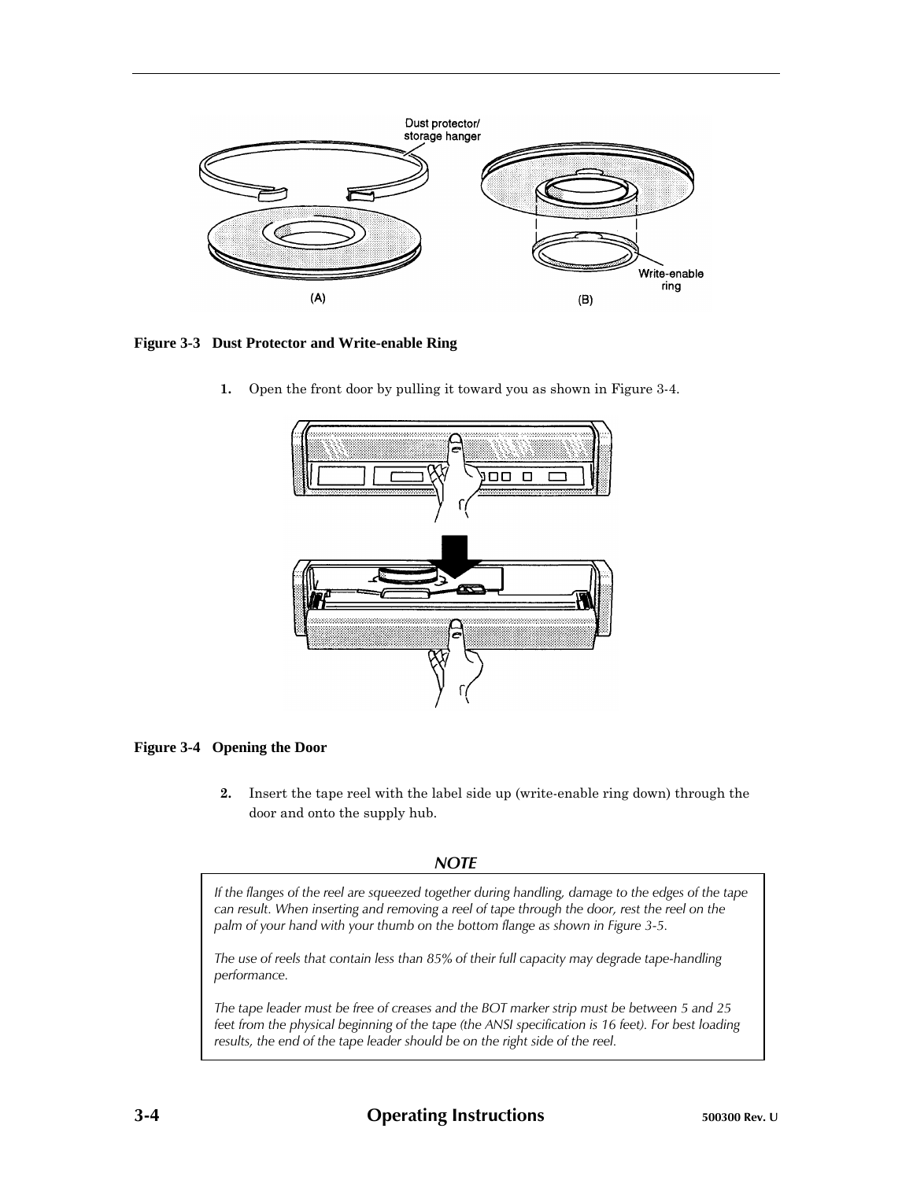Figure 3-3   Dust Protector and Write-enable Ring

1. Open the front door by pulling it toward you as shown in Figure 3-4.

Figure 3-4   Opening the Door

2. Insert the tape reel with the label side up (write-enable ring down) through the door and onto the supply hub.

**NOTE**

*If the flanges of the reel are squeezed together during handling, damage to the edges of the tape can result. When inserting and removing a reel of tape through the door, rest the reel on the palm of your hand with your thumb on the bottom flange as shown in Figure 3-5.*

*The use of reels that contain less than 85% of their full capacity may degrade tape-handling performance.*

*The tape leader must be free of creases and the BOT marker strip must be between 5 and 25 feet from the physical beginning of the tape (the ANSI specification is 16 feet). For best loading results, the end of the tape leader should be on the right side of the reel.*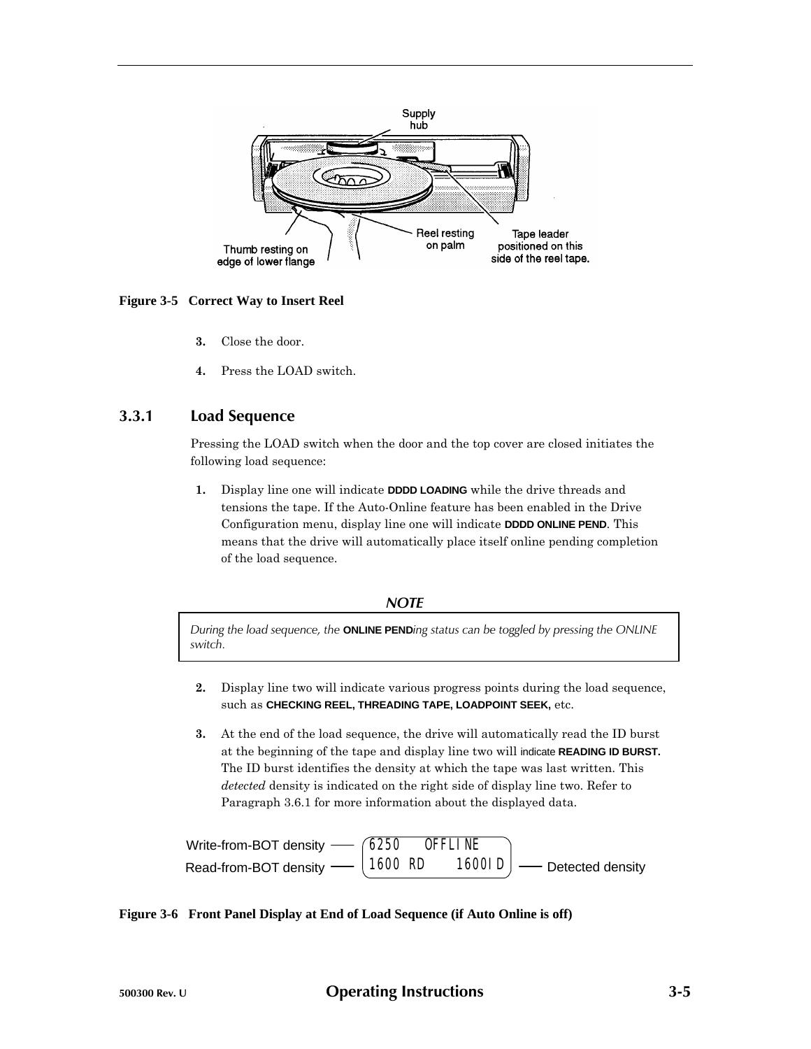Figure 3-5   Correct Way to Insert Reel

3. Close the door.

4. Press the LOAD switch.

### 3.3.1 Load Sequence

Pressing the LOAD switch when the door and the top cover are closed initiates the following load sequence:

1. Display line one will indicate **DDDD LOADING** while the drive threads and tensions the tape. If the Auto-Online feature has been enabled in the Drive Configuration menu, display line one will indicate **DDDD ONLINE PEND**. This means that the drive will automatically place itself online pending completion of the load sequence.

***NOTE***

*During the load sequence, the* **ONLINE PEND***ing status can be toggled by pressing the ONLINE switch.*

2. Display line two will indicate various progress points during the load sequence, such as **CHECKING REEL, THREADING TAPE, LOADPOINT SEEK,** etc.

3. At the end of the load sequence, the drive will automatically read the ID burst at the beginning of the tape and display line two will indicate **READING ID BURST.** The ID burst identifies the density at which the tape was last written. This *detected* density is indicated on the right side of display line two. Refer to Paragraph 3.6.1 for more information about the displayed data.

```
Write-from-BOT density —— 6250   OFFLINE
Read-from-BOT density  —— 1600 RD    1600ID —— Detected density
```

Figure 3-6   Front Panel Display at End of Load Sequence (if Auto Online is off)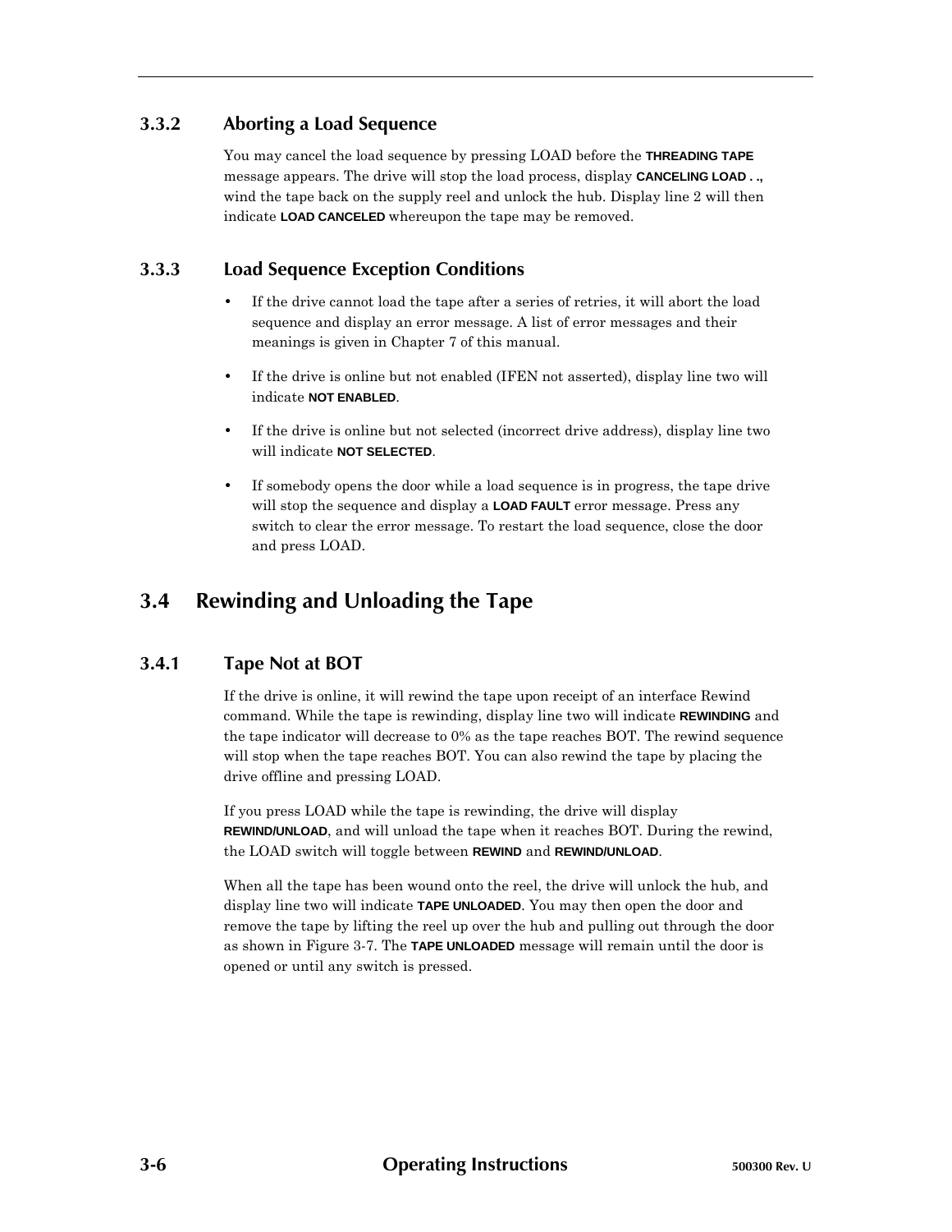### 3.3.2 Aborting a Load Sequence

You may cancel the load sequence by pressing LOAD before the **THREADING TAPE** message appears. The drive will stop the load process, display **CANCELING LOAD . .,** wind the tape back on the supply reel and unlock the hub. Display line 2 will then indicate **LOAD CANCELED** whereupon the tape may be removed.

### 3.3.3 Load Sequence Exception Conditions

- If the drive cannot load the tape after a series of retries, it will abort the load sequence and display an error message. A list of error messages and their meanings is given in Chapter 7 of this manual.
- If the drive is online but not enabled (IFEN not asserted), display line two will indicate **NOT ENABLED**.
- If the drive is online but not selected (incorrect drive address), display line two will indicate **NOT SELECTED**.
- If somebody opens the door while a load sequence is in progress, the tape drive will stop the sequence and display a **LOAD FAULT** error message. Press any switch to clear the error message. To restart the load sequence, close the door and press LOAD.

## 3.4 Rewinding and Unloading the Tape

### 3.4.1 Tape Not at BOT

If the drive is online, it will rewind the tape upon receipt of an interface Rewind command. While the tape is rewinding, display line two will indicate **REWINDING** and the tape indicator will decrease to 0% as the tape reaches BOT. The rewind sequence will stop when the tape reaches BOT. You can also rewind the tape by placing the drive offline and pressing LOAD.

If you press LOAD while the tape is rewinding, the drive will display **REWIND/UNLOAD**, and will unload the tape when it reaches BOT. During the rewind, the LOAD switch will toggle between **REWIND** and **REWIND/UNLOAD**.

When all the tape has been wound onto the reel, the drive will unlock the hub, and display line two will indicate **TAPE UNLOADED**. You may then open the door and remove the tape by lifting the reel up over the hub and pulling out through the door as shown in Figure 3-7. The **TAPE UNLOADED** message will remain until the door is opened or until any switch is pressed.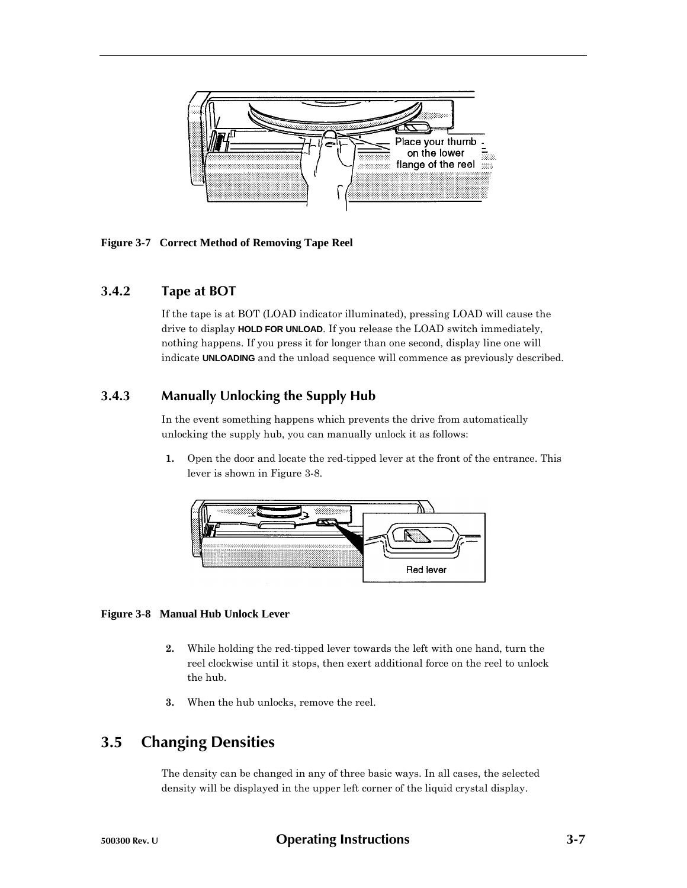Figure 3-7   Correct Method of Removing Tape Reel

### 3.4.2 Tape at BOT

If the tape is at BOT (LOAD indicator illuminated), pressing LOAD will cause the drive to display **HOLD FOR UNLOAD**. If you release the LOAD switch immediately, nothing happens. If you press it for longer than one second, display line one will indicate **UNLOADING** and the unload sequence will commence as previously described.

### 3.4.3 Manually Unlocking the Supply Hub

In the event something happens which prevents the drive from automatically unlocking the supply hub, you can manually unlock it as follows:

1. Open the door and locate the red-tipped lever at the front of the entrance. This lever is shown in Figure 3-8.

Figure 3-8   Manual Hub Unlock Lever

2. While holding the red-tipped lever towards the left with one hand, turn the reel clockwise until it stops, then exert additional force on the reel to unlock the hub.

3. When the hub unlocks, remove the reel.

## 3.5 Changing Densities

The density can be changed in any of three basic ways. In all cases, the selected density will be displayed in the upper left corner of the liquid crystal display.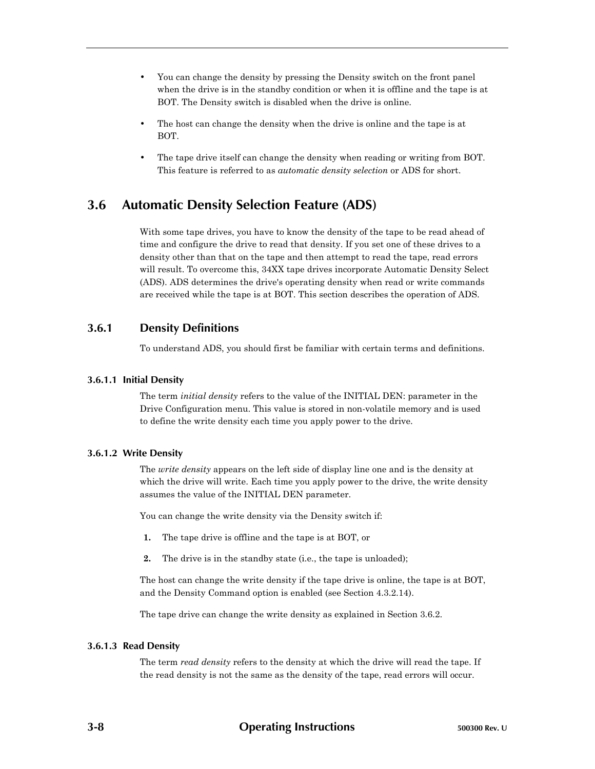- You can change the density by pressing the Density switch on the front panel when the drive is in the standby condition or when it is offline and the tape is at BOT. The Density switch is disabled when the drive is online.
- The host can change the density when the drive is online and the tape is at BOT.
- The tape drive itself can change the density when reading or writing from BOT. This feature is referred to as *automatic density selection* or ADS for short.

## 3.6 Automatic Density Selection Feature (ADS)

With some tape drives, you have to know the density of the tape to be read ahead of time and configure the drive to read that density. If you set one of these drives to a density other than that on the tape and then attempt to read the tape, read errors will result. To overcome this, 34XX tape drives incorporate Automatic Density Select (ADS). ADS determines the drive's operating density when read or write commands are received while the tape is at BOT. This section describes the operation of ADS.

### 3.6.1 Density Definitions

To understand ADS, you should first be familiar with certain terms and definitions.

#### 3.6.1.1 Initial Density

The term *initial density* refers to the value of the INITIAL DEN: parameter in the Drive Configuration menu. This value is stored in non-volatile memory and is used to define the write density each time you apply power to the drive.

#### 3.6.1.2 Write Density

The *write density* appears on the left side of display line one and is the density at which the drive will write. Each time you apply power to the drive, the write density assumes the value of the INITIAL DEN parameter.

You can change the write density via the Density switch if:

1. The tape drive is offline and the tape is at BOT, or
2. The drive is in the standby state (i.e., the tape is unloaded);

The host can change the write density if the tape drive is online, the tape is at BOT, and the Density Command option is enabled (see Section 4.3.2.14).

The tape drive can change the write density as explained in Section 3.6.2.

#### 3.6.1.3 Read Density

The term *read density* refers to the density at which the drive will read the tape. If the read density is not the same as the density of the tape, read errors will occur.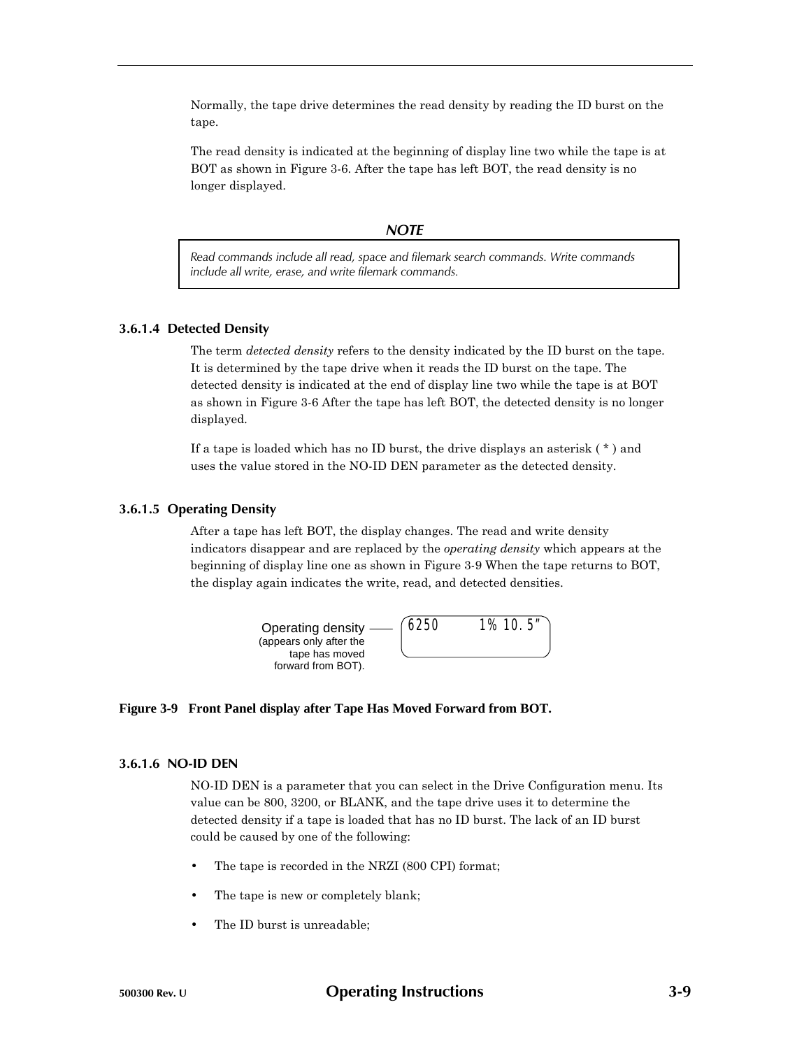Normally, the tape drive determines the read density by reading the ID burst on the tape.

The read density is indicated at the beginning of display line two while the tape is at BOT as shown in Figure 3-6. After the tape has left BOT, the read density is no longer displayed.

> ***NOTE***
>
> *Read commands include all read, space and filemark search commands. Write commands include all write, erase, and write filemark commands.*

### 3.6.1.4 Detected Density

The term *detected density* refers to the density indicated by the ID burst on the tape. It is determined by the tape drive when it reads the ID burst on the tape. The detected density is indicated at the end of display line two while the tape is at BOT as shown in Figure 3-6 After the tape has left BOT, the detected density is no longer displayed.

If a tape is loaded which has no ID burst, the drive displays an asterisk ( * ) and uses the value stored in the NO-ID DEN parameter as the detected density.

### 3.6.1.5 Operating Density

After a tape has left BOT, the display changes. The read and write density indicators disappear and are replaced by the *operating density* which appears at the beginning of display line one as shown in Figure 3-9 When the tape returns to BOT, the display again indicates the write, read, and detected densities.

Operating density (appears only after the tape has moved forward from BOT).

```
6250      1% 10.5"
```

**Figure 3-9 Front Panel display after Tape Has Moved Forward from BOT.**

### 3.6.1.6 NO-ID DEN

NO-ID DEN is a parameter that you can select in the Drive Configuration menu. Its value can be 800, 3200, or BLANK, and the tape drive uses it to determine the detected density if a tape is loaded that has no ID burst. The lack of an ID burst could be caused by one of the following:

- The tape is recorded in the NRZI (800 CPI) format;
- The tape is new or completely blank;
- The ID burst is unreadable;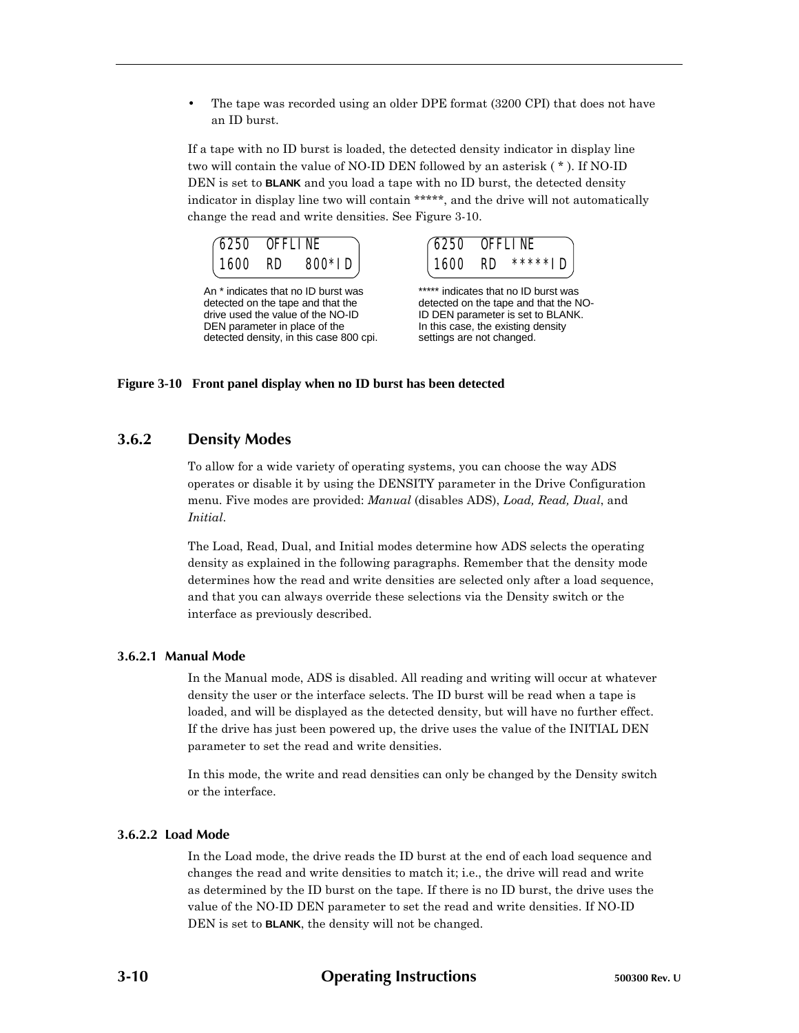- The tape was recorded using an older DPE format (3200 CPI) that does not have an ID burst.

If a tape with no ID burst is loaded, the detected density indicator in display line two will contain the value of NO-ID DEN followed by an asterisk ( * ). If NO-ID DEN is set to **BLANK** and you load a tape with no ID burst, the detected density indicator in display line two will contain *****, and the drive will not automatically change the read and write densities. See Figure 3-10.

```
6250  OFFLINE
1600  RD   800*ID
```

An * indicates that no ID burst was detected on the tape and that the drive used the value of the NO-ID DEN parameter in place of the detected density, in this case 800 cpi.

```
6250  OFFLINE
1600  RD  *****ID
```

***** indicates that no ID burst was detected on the tape and that the NO-ID DEN parameter is set to BLANK. In this case, the existing density settings are not changed.

**Figure 3-10 Front panel display when no ID burst has been detected**

## 3.6.2 Density Modes

To allow for a wide variety of operating systems, you can choose the way ADS operates or disable it by using the DENSITY parameter in the Drive Configuration menu. Five modes are provided: *Manual* (disables ADS), *Load, Read, Dual*, and *Initial*.

The Load, Read, Dual, and Initial modes determine how ADS selects the operating density as explained in the following paragraphs. Remember that the density mode determines how the read and write densities are selected only after a load sequence, and that you can always override these selections via the Density switch or the interface as previously described.

### 3.6.2.1 Manual Mode

In the Manual mode, ADS is disabled. All reading and writing will occur at whatever density the user or the interface selects. The ID burst will be read when a tape is loaded, and will be displayed as the detected density, but will have no further effect. If the drive has just been powered up, the drive uses the value of the INITIAL DEN parameter to set the read and write densities.

In this mode, the write and read densities can only be changed by the Density switch or the interface.

### 3.6.2.2 Load Mode

In the Load mode, the drive reads the ID burst at the end of each load sequence and changes the read and write densities to match it; i.e., the drive will read and write as determined by the ID burst on the tape. If there is no ID burst, the drive uses the value of the NO-ID DEN parameter to set the read and write densities. If NO-ID DEN is set to **BLANK**, the density will not be changed.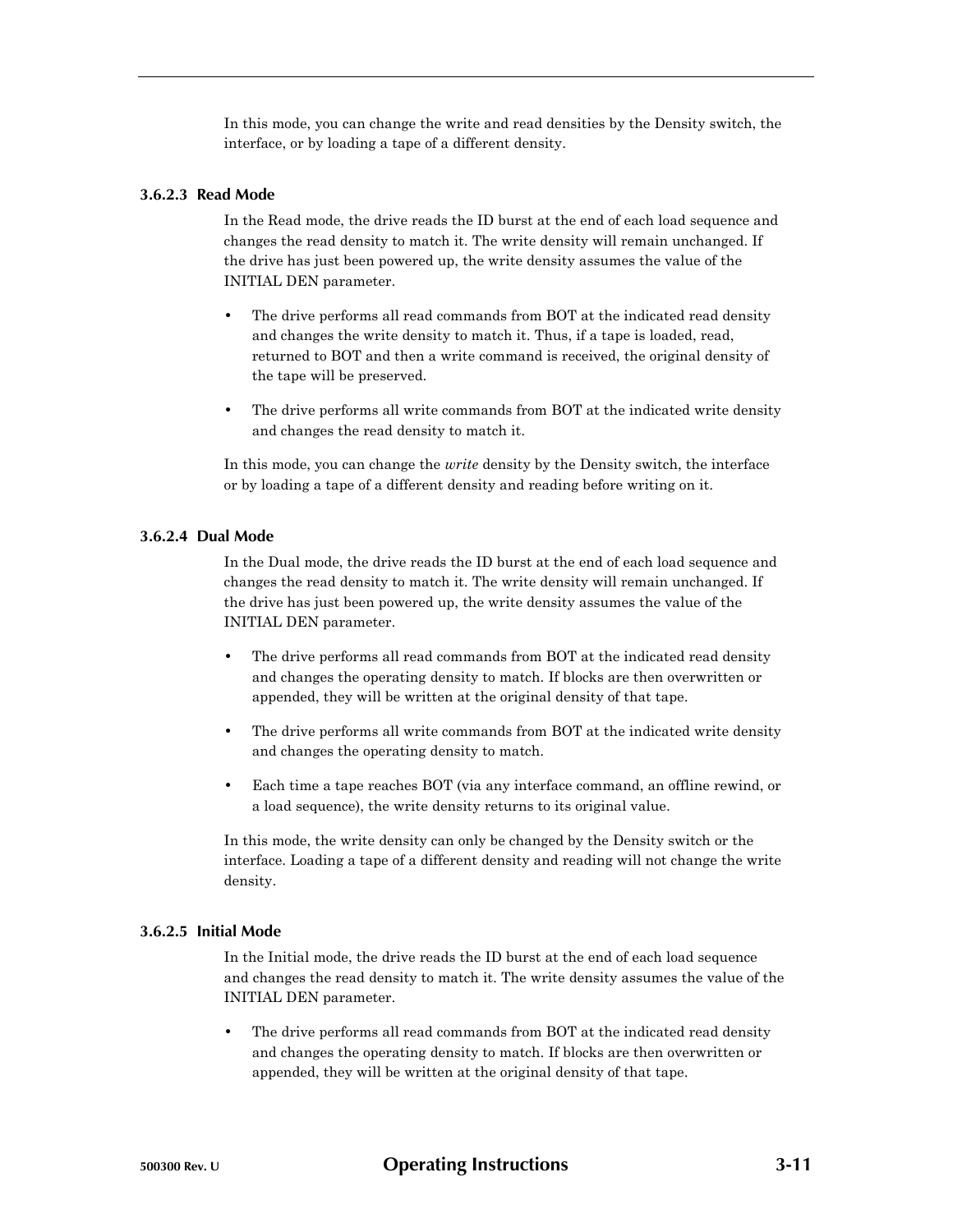In this mode, you can change the write and read densities by the Density switch, the interface, or by loading a tape of a different density.

#### 3.6.2.3 Read Mode

In the Read mode, the drive reads the ID burst at the end of each load sequence and changes the read density to match it. The write density will remain unchanged. If the drive has just been powered up, the write density assumes the value of the INITIAL DEN parameter.

- The drive performs all read commands from BOT at the indicated read density and changes the write density to match it. Thus, if a tape is loaded, read, returned to BOT and then a write command is received, the original density of the tape will be preserved.
- The drive performs all write commands from BOT at the indicated write density and changes the read density to match it.

In this mode, you can change the *write* density by the Density switch, the interface or by loading a tape of a different density and reading before writing on it.

#### 3.6.2.4 Dual Mode

In the Dual mode, the drive reads the ID burst at the end of each load sequence and changes the read density to match it. The write density will remain unchanged. If the drive has just been powered up, the write density assumes the value of the INITIAL DEN parameter.

- The drive performs all read commands from BOT at the indicated read density and changes the operating density to match. If blocks are then overwritten or appended, they will be written at the original density of that tape.
- The drive performs all write commands from BOT at the indicated write density and changes the operating density to match.
- Each time a tape reaches BOT (via any interface command, an offline rewind, or a load sequence), the write density returns to its original value.

In this mode, the write density can only be changed by the Density switch or the interface. Loading a tape of a different density and reading will not change the write density.

#### 3.6.2.5 Initial Mode

In the Initial mode, the drive reads the ID burst at the end of each load sequence and changes the read density to match it. The write density assumes the value of the INITIAL DEN parameter.

- The drive performs all read commands from BOT at the indicated read density and changes the operating density to match. If blocks are then overwritten or appended, they will be written at the original density of that tape.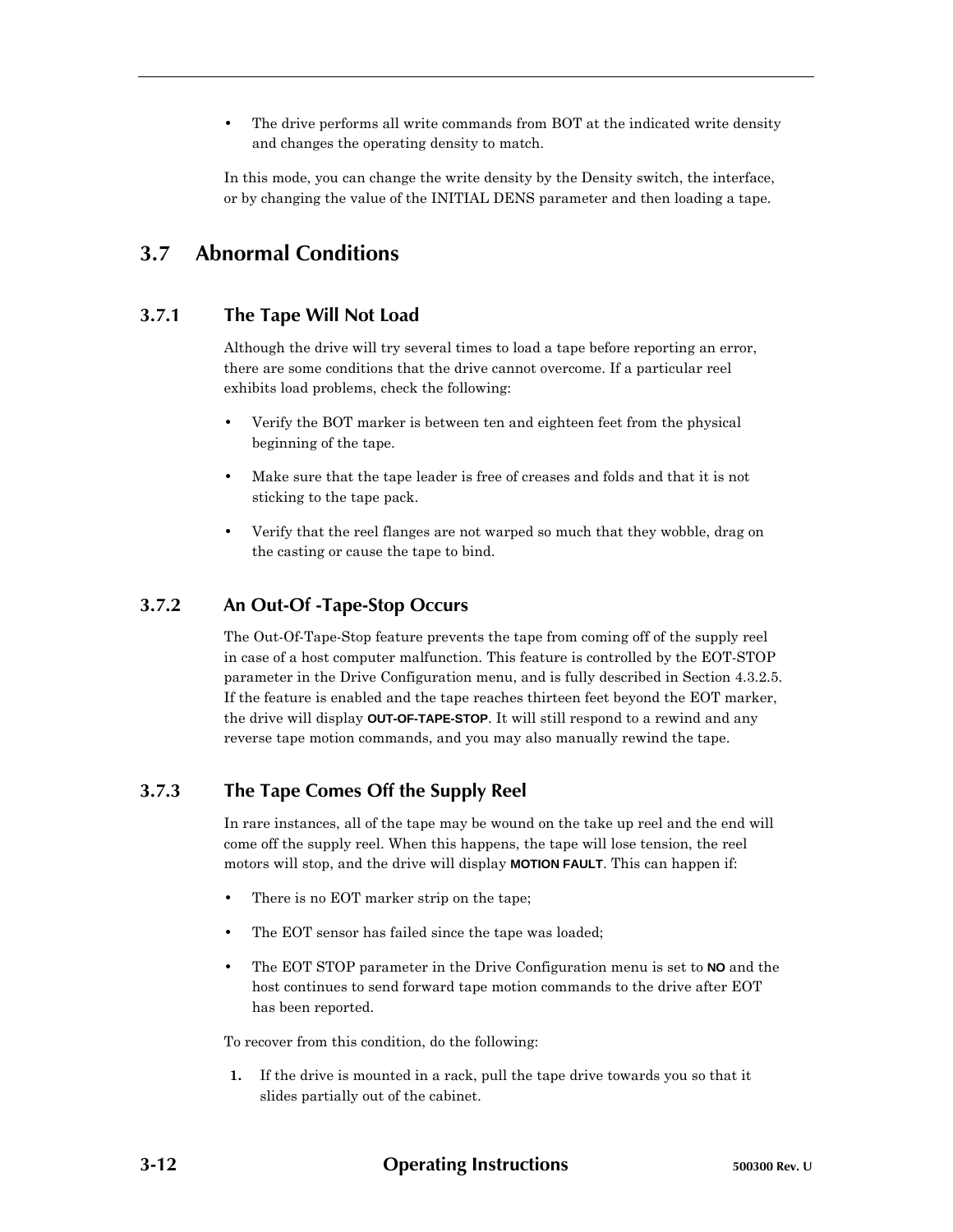- The drive performs all write commands from BOT at the indicated write density and changes the operating density to match.

In this mode, you can change the write density by the Density switch, the interface, or by changing the value of the INITIAL DENS parameter and then loading a tape.

## 3.7 Abnormal Conditions

### 3.7.1 The Tape Will Not Load

Although the drive will try several times to load a tape before reporting an error, there are some conditions that the drive cannot overcome. If a particular reel exhibits load problems, check the following:

- Verify the BOT marker is between ten and eighteen feet from the physical beginning of the tape.
- Make sure that the tape leader is free of creases and folds and that it is not sticking to the tape pack.
- Verify that the reel flanges are not warped so much that they wobble, drag on the casting or cause the tape to bind.

### 3.7.2 An Out-Of -Tape-Stop Occurs

The Out-Of-Tape-Stop feature prevents the tape from coming off of the supply reel in case of a host computer malfunction. This feature is controlled by the EOT-STOP parameter in the Drive Configuration menu, and is fully described in Section 4.3.2.5. If the feature is enabled and the tape reaches thirteen feet beyond the EOT marker, the drive will display **OUT-OF-TAPE-STOP**. It will still respond to a rewind and any reverse tape motion commands, and you may also manually rewind the tape.

### 3.7.3 The Tape Comes Off the Supply Reel

In rare instances, all of the tape may be wound on the take up reel and the end will come off the supply reel. When this happens, the tape will lose tension, the reel motors will stop, and the drive will display **MOTION FAULT**. This can happen if:

- There is no EOT marker strip on the tape;
- The EOT sensor has failed since the tape was loaded;
- The EOT STOP parameter in the Drive Configuration menu is set to **NO** and the host continues to send forward tape motion commands to the drive after EOT has been reported.

To recover from this condition, do the following:

1. If the drive is mounted in a rack, pull the tape drive towards you so that it slides partially out of the cabinet.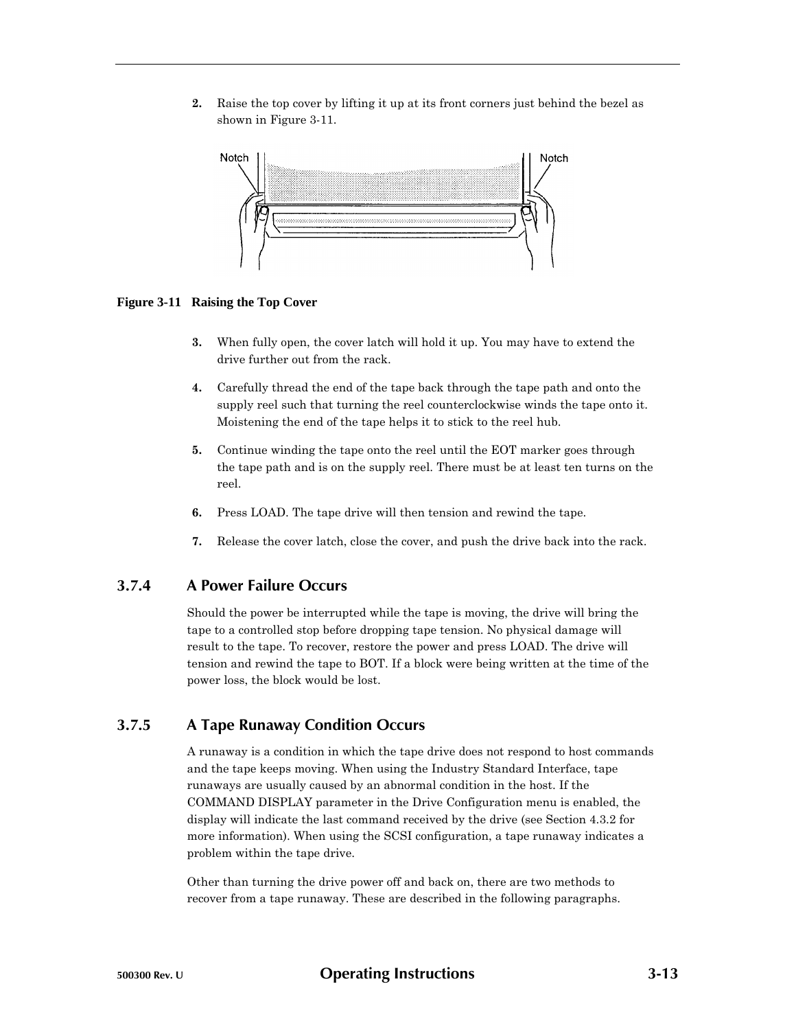2. Raise the top cover by lifting it up at its front corners just behind the bezel as shown in Figure 3-11.

**Figure 3-11 Raising the Top Cover**

3. When fully open, the cover latch will hold it up. You may have to extend the drive further out from the rack.

4. Carefully thread the end of the tape back through the tape path and onto the supply reel such that turning the reel counterclockwise winds the tape onto it. Moistening the end of the tape helps it to stick to the reel hub.

5. Continue winding the tape onto the reel until the EOT marker goes through the tape path and is on the supply reel. There must be at least ten turns on the reel.

6. Press LOAD. The tape drive will then tension and rewind the tape.

7. Release the cover latch, close the cover, and push the drive back into the rack.

### 3.7.4 A Power Failure Occurs

Should the power be interrupted while the tape is moving, the drive will bring the tape to a controlled stop before dropping tape tension. No physical damage will result to the tape. To recover, restore the power and press LOAD. The drive will tension and rewind the tape to BOT. If a block were being written at the time of the power loss, the block would be lost.

### 3.7.5 A Tape Runaway Condition Occurs

A runaway is a condition in which the tape drive does not respond to host commands and the tape keeps moving. When using the Industry Standard Interface, tape runaways are usually caused by an abnormal condition in the host. If the COMMAND DISPLAY parameter in the Drive Configuration menu is enabled, the display will indicate the last command received by the drive (see Section 4.3.2 for more information). When using the SCSI configuration, a tape runaway indicates a problem within the tape drive.

Other than turning the drive power off and back on, there are two methods to recover from a tape runaway. These are described in the following paragraphs.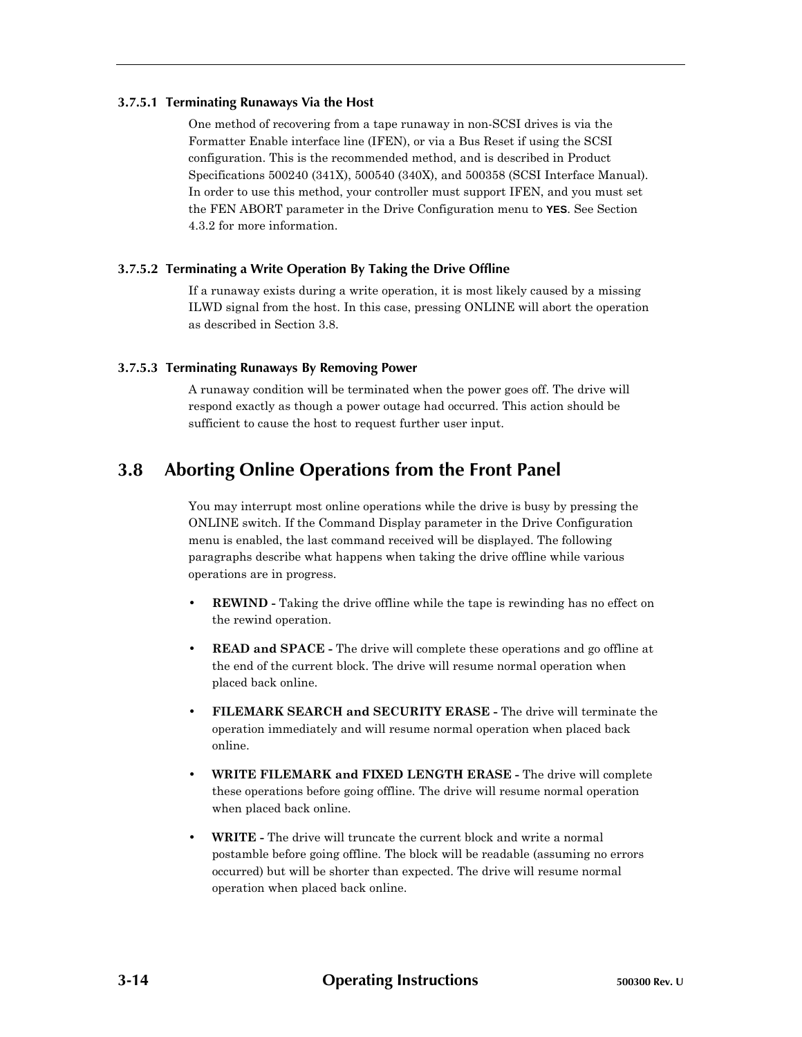#### 3.7.5.1 Terminating Runaways Via the Host

One method of recovering from a tape runaway in non-SCSI drives is via the Formatter Enable interface line (IFEN), or via a Bus Reset if using the SCSI configuration. This is the recommended method, and is described in Product Specifications 500240 (341X), 500540 (340X), and 500358 (SCSI Interface Manual). In order to use this method, your controller must support IFEN, and you must set the FEN ABORT parameter in the Drive Configuration menu to **YES**. See Section 4.3.2 for more information.

#### 3.7.5.2 Terminating a Write Operation By Taking the Drive Offline

If a runaway exists during a write operation, it is most likely caused by a missing ILWD signal from the host. In this case, pressing ONLINE will abort the operation as described in Section 3.8.

#### 3.7.5.3 Terminating Runaways By Removing Power

A runaway condition will be terminated when the power goes off. The drive will respond exactly as though a power outage had occurred. This action should be sufficient to cause the host to request further user input.

## 3.8 Aborting Online Operations from the Front Panel

You may interrupt most online operations while the drive is busy by pressing the ONLINE switch. If the Command Display parameter in the Drive Configuration menu is enabled, the last command received will be displayed. The following paragraphs describe what happens when taking the drive offline while various operations are in progress.

- **REWIND -** Taking the drive offline while the tape is rewinding has no effect on the rewind operation.
- **READ and SPACE -** The drive will complete these operations and go offline at the end of the current block. The drive will resume normal operation when placed back online.
- **FILEMARK SEARCH and SECURITY ERASE -** The drive will terminate the operation immediately and will resume normal operation when placed back online.
- **WRITE FILEMARK and FIXED LENGTH ERASE -** The drive will complete these operations before going offline. The drive will resume normal operation when placed back online.
- **WRITE -** The drive will truncate the current block and write a normal postamble before going offline. The block will be readable (assuming no errors occurred) but will be shorter than expected. The drive will resume normal operation when placed back online.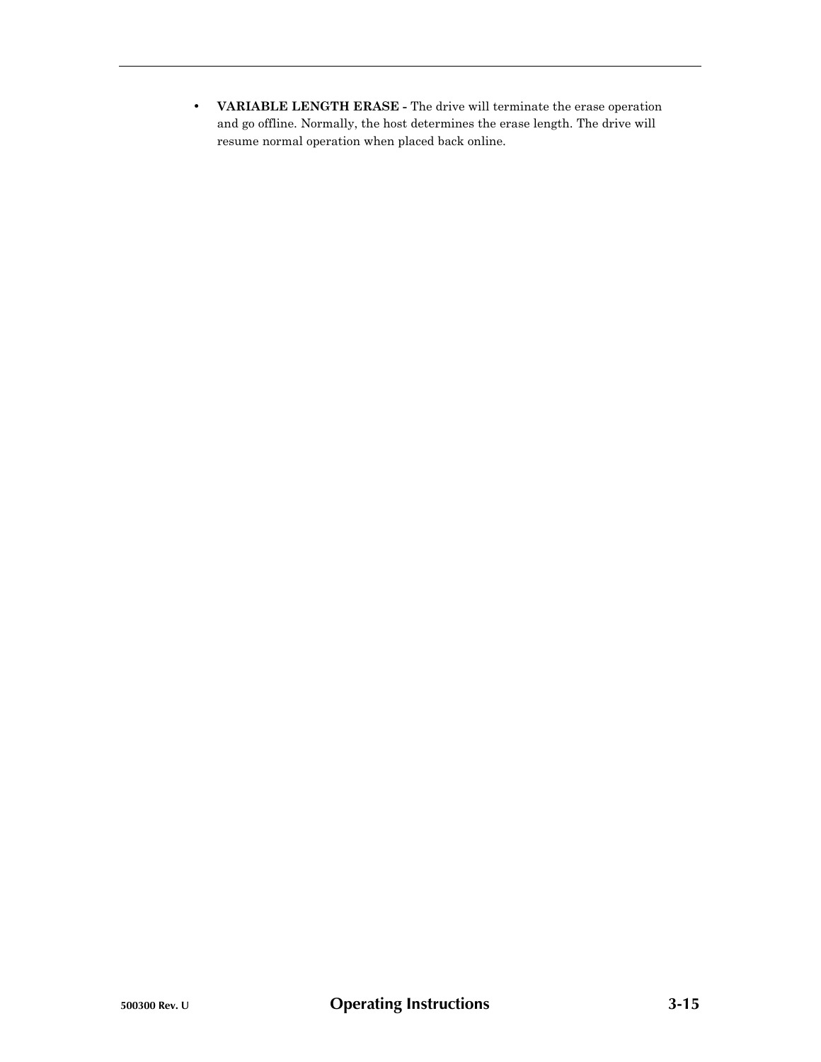- **VARIABLE LENGTH ERASE -** The drive will terminate the erase operation and go offline. Normally, the host determines the erase length. The drive will resume normal operation when placed back online.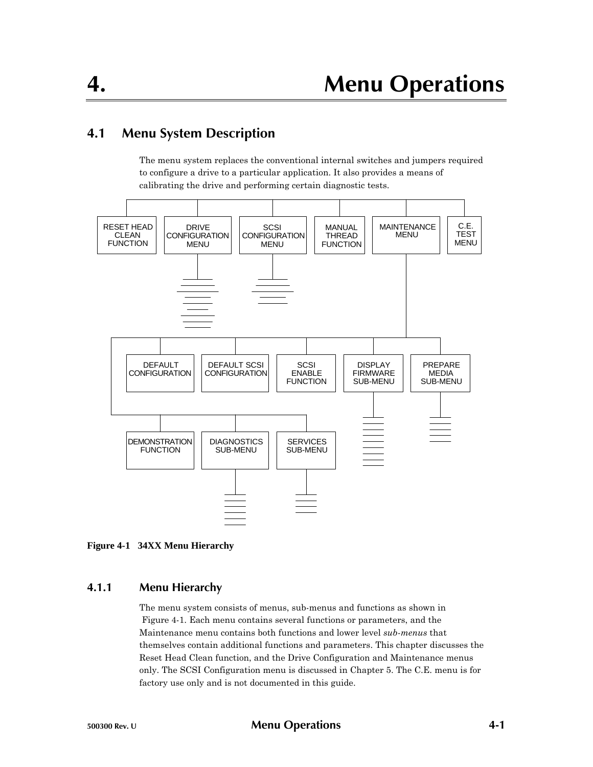// 4. Menu Operations

## 4.1 Menu System Description

The menu system replaces the conventional internal switches and jumpers required to configure a drive to a particular application. It also provides a means of calibrating the drive and performing certain diagnostic tests.

RESET HEAD CLEAN FUNCTION

DRIVE CONFIGURATION MENU

SCSI CONFIGURATION MENU

MANUAL THREAD FUNCTION

MAINTENANCE MENU

C.E. TEST MENU

DEFAULT CONFIGURATION

DEFAULT SCSI CONFIGURATION

SCSI ENABLE FUNCTION

DISPLAY FIRMWARE SUB-MENU

PREPARE MEDIA SUB-MENU

DEMONSTRATION FUNCTION

DIAGNOSTICS SUB-MENU

SERVICES SUB-MENU

**Figure 4-1 34XX Menu Hierarchy**

### 4.1.1 Menu Hierarchy

The menu system consists of menus, sub-menus and functions as shown in Figure 4-1. Each menu contains several functions or parameters, and the Maintenance menu contains both functions and lower level *sub-menus* that themselves contain additional functions and parameters. This chapter discusses the Reset Head Clean function, and the Drive Configuration and Maintenance menus only. The SCSI Configuration menu is discussed in Chapter 5. The C.E. menu is for factory use only and is not documented in this guide.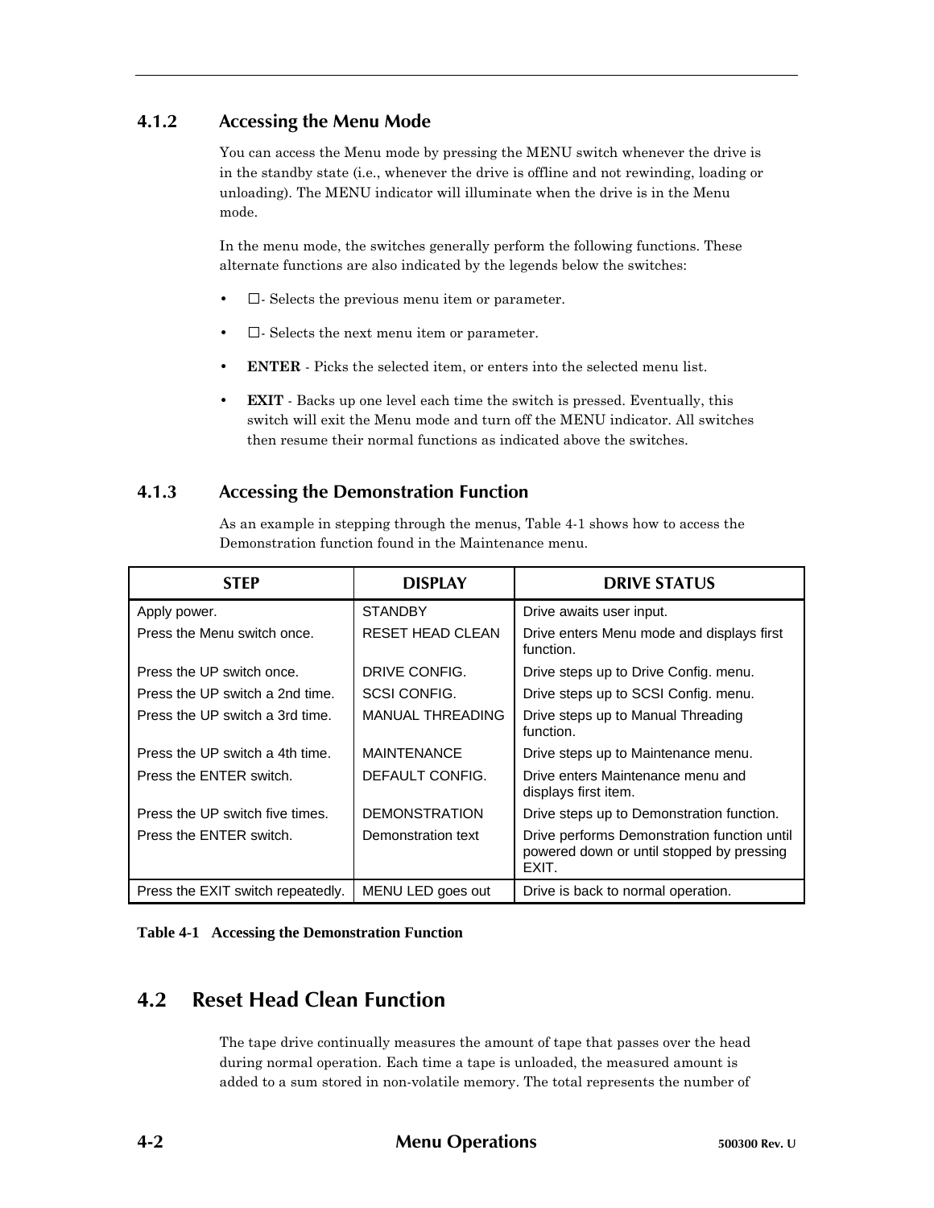### 4.1.2 Accessing the Menu Mode

You can access the Menu mode by pressing the MENU switch whenever the drive is in the standby state (i.e., whenever the drive is offline and not rewinding, loading or unloading). The MENU indicator will illuminate when the drive is in the Menu mode.

In the menu mode, the switches generally perform the following functions. These alternate functions are also indicated by the legends below the switches:

- ☐- Selects the previous menu item or parameter.
- ☐- Selects the next menu item or parameter.
- **ENTER** - Picks the selected item, or enters into the selected menu list.
- **EXIT** - Backs up one level each time the switch is pressed. Eventually, this switch will exit the Menu mode and turn off the MENU indicator. All switches then resume their normal functions as indicated above the switches.

### 4.1.3 Accessing the Demonstration Function

As an example in stepping through the menus, Table 4-1 shows how to access the Demonstration function found in the Maintenance menu.

| STEP | DISPLAY | DRIVE STATUS |
|---|---|---|
| Apply power. | STANDBY | Drive awaits user input. |
| Press the Menu switch once. | RESET HEAD CLEAN | Drive enters Menu mode and displays first function. |
| Press the UP switch once. | DRIVE CONFIG. | Drive steps up to Drive Config. menu. |
| Press the UP switch a 2nd time. | SCSI CONFIG. | Drive steps up to SCSI Config. menu. |
| Press the UP switch a 3rd time. | MANUAL THREADING | Drive steps up to Manual Threading function. |
| Press the UP switch a 4th time. | MAINTENANCE | Drive steps up to Maintenance menu. |
| Press the ENTER switch. | DEFAULT CONFIG. | Drive enters Maintenance menu and displays first item. |
| Press the UP switch five times. | DEMONSTRATION | Drive steps up to Demonstration function. |
| Press the ENTER switch. | Demonstration text | Drive performs Demonstration function until powered down or until stopped by pressing EXIT. |
| Press the EXIT switch repeatedly. | MENU LED goes out | Drive is back to normal operation. |

**Table 4-1 Accessing the Demonstration Function**

## 4.2 Reset Head Clean Function

The tape drive continually measures the amount of tape that passes over the head during normal operation. Each time a tape is unloaded, the measured amount is added to a sum stored in non-volatile memory. The total represents the number of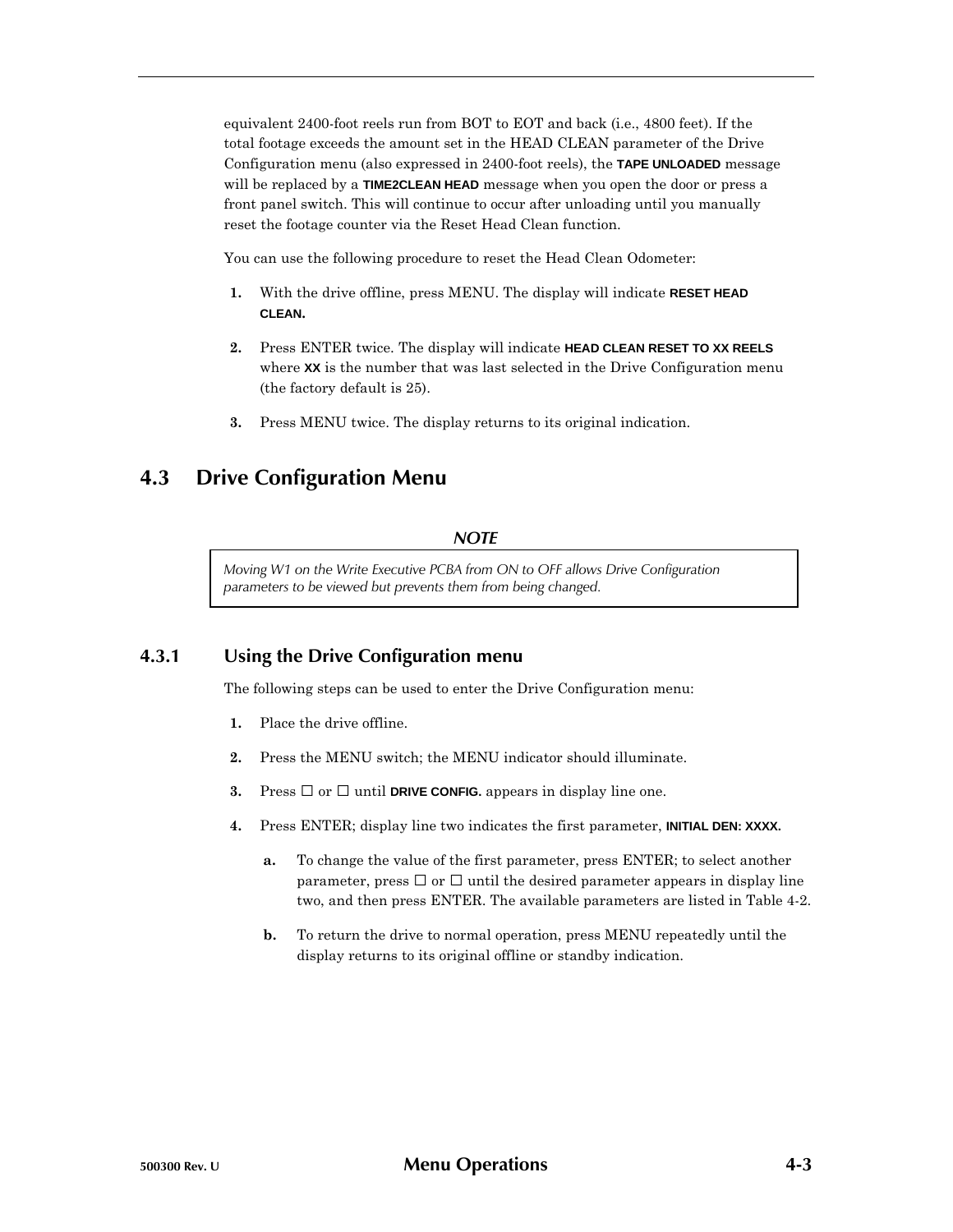equivalent 2400-foot reels run from BOT to EOT and back (i.e., 4800 feet). If the total footage exceeds the amount set in the HEAD CLEAN parameter of the Drive Configuration menu (also expressed in 2400-foot reels), the **TAPE UNLOADED** message will be replaced by a **TIME2CLEAN HEAD** message when you open the door or press a front panel switch. This will continue to occur after unloading until you manually reset the footage counter via the Reset Head Clean function.

You can use the following procedure to reset the Head Clean Odometer:

1. With the drive offline, press MENU. The display will indicate **RESET HEAD CLEAN.**
2. Press ENTER twice. The display will indicate **HEAD CLEAN RESET TO XX REELS** where **XX** is the number that was last selected in the Drive Configuration menu (the factory default is 25).
3. Press MENU twice. The display returns to its original indication.

## 4.3 Drive Configuration Menu

***NOTE***

*Moving W1 on the Write Executive PCBA from ON to OFF allows Drive Configuration parameters to be viewed but prevents them from being changed.*

### 4.3.1 Using the Drive Configuration menu

The following steps can be used to enter the Drive Configuration menu:

1. Place the drive offline.
2. Press the MENU switch; the MENU indicator should illuminate.
3. Press ☐ or ☐ until **DRIVE CONFIG.** appears in display line one.
4. Press ENTER; display line two indicates the first parameter, **INITIAL DEN: XXXX.**
   a. To change the value of the first parameter, press ENTER; to select another parameter, press ☐ or ☐ until the desired parameter appears in display line two, and then press ENTER. The available parameters are listed in Table 4-2.
   b. To return the drive to normal operation, press MENU repeatedly until the display returns to its original offline or standby indication.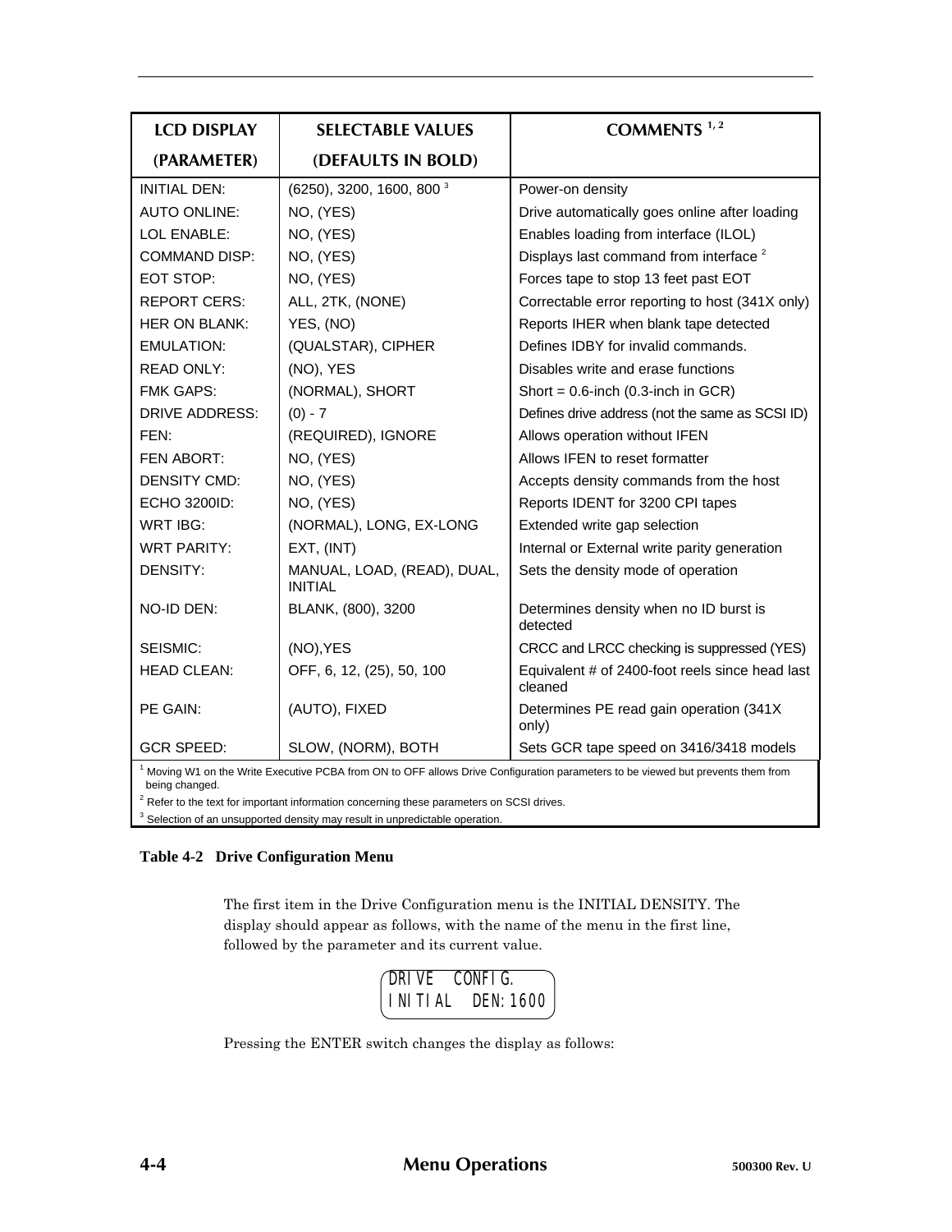| LCD DISPLAY (PARAMETER) | SELECTABLE VALUES (DEFAULTS IN BOLD) | COMMENTS [1,2] |
|---|---|---|
| INITIAL DEN: | (6250), 3200, 1600, 800 [3] | Power-on density |
| AUTO ONLINE: | NO, (YES) | Drive automatically goes online after loading |
| LOL ENABLE: | NO, (YES) | Enables loading from interface (ILOL) |
| COMMAND DISP: | NO, (YES) | Displays last command from interface [2] |
| EOT STOP: | NO, (YES) | Forces tape to stop 13 feet past EOT |
| REPORT CERS: | ALL, 2TK, (NONE) | Correctable error reporting to host (341X only) |
| HER ON BLANK: | YES, (NO) | Reports IHER when blank tape detected |
| EMULATION: | (QUALSTAR), CIPHER | Defines IDBY for invalid commands. |
| READ ONLY: | (NO), YES | Disables write and erase functions |
| FMK GAPS: | (NORMAL), SHORT | Short = 0.6-inch (0.3-inch in GCR) |
| DRIVE ADDRESS: | (0) - 7 | Defines drive address (not the same as SCSI ID) |
| FEN: | (REQUIRED), IGNORE | Allows operation without IFEN |
| FEN ABORT: | NO, (YES) | Allows IFEN to reset formatter |
| DENSITY CMD: | NO, (YES) | Accepts density commands from the host |
| ECHO 3200ID: | NO, (YES) | Reports IDENT for 3200 CPI tapes |
| WRT IBG: | (NORMAL), LONG, EX-LONG | Extended write gap selection |
| WRT PARITY: | EXT, (INT) | Internal or External write parity generation |
| DENSITY: | MANUAL, LOAD, (READ), DUAL, INITIAL | Sets the density mode of operation |
| NO-ID DEN: | BLANK, (800), 3200 | Determines density when no ID burst is detected |
| SEISMIC: | (NO),YES | CRCC and LRCC checking is suppressed (YES) |
| HEAD CLEAN: | OFF, 6, 12, (25), 50, 100 | Equivalent # of 2400-foot reels since head last cleaned |
| PE GAIN: | (AUTO), FIXED | Determines PE read gain operation (341X only) |
| GCR SPEED: | SLOW, (NORM), BOTH | Sets GCR tape speed on 3416/3418 models |

[1] Moving W1 on the Write Executive PCBA from ON to OFF allows Drive Configuration parameters to be viewed but prevents them from being changed.
[2] Refer to the text for important information concerning these parameters on SCSI drives.
[3] Selection of an unsupported density may result in unpredictable operation.

**Table 4-2 Drive Configuration Menu**

The first item in the Drive Configuration menu is the INITIAL DENSITY. The display should appear as follows, with the name of the menu in the first line, followed by the parameter and its current value.

```
DRIVE  CONFIG.
INITIAL  DEN:1600
```

Pressing the ENTER switch changes the display as follows: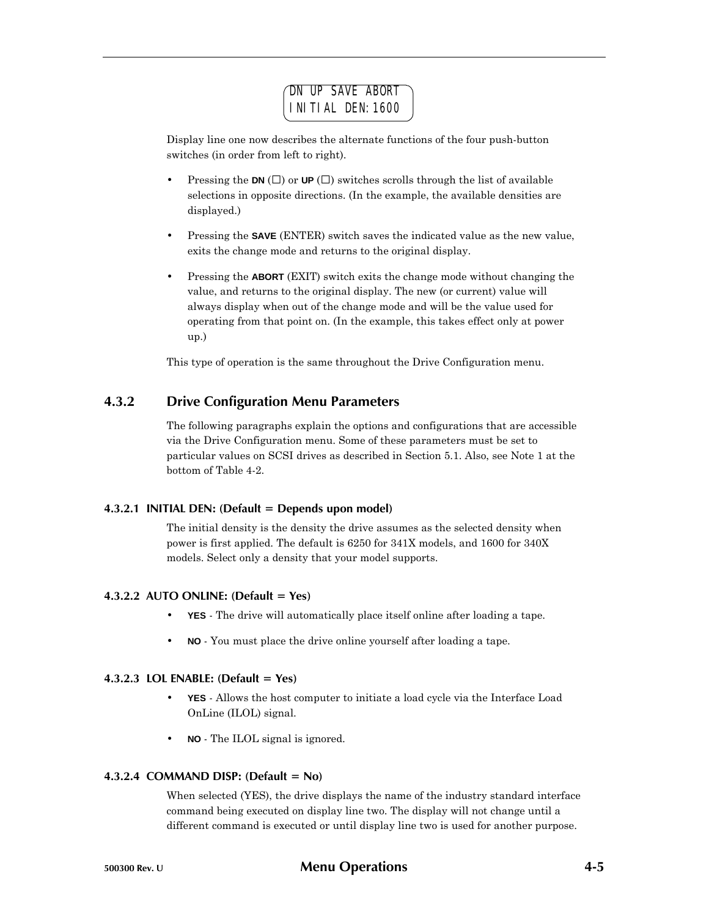```
DN UP SAVE ABORT
INITIAL DEN:1600
```

Display line one now describes the alternate functions of the four push-button switches (in order from left to right).

- Pressing the **DN** (☐) or **UP** (☐) switches scrolls through the list of available selections in opposite directions. (In the example, the available densities are displayed.)
- Pressing the **SAVE** (ENTER) switch saves the indicated value as the new value, exits the change mode and returns to the original display.
- Pressing the **ABORT** (EXIT) switch exits the change mode without changing the value, and returns to the original display. The new (or current) value will always display when out of the change mode and will be the value used for operating from that point on. (In the example, this takes effect only at power up.)

This type of operation is the same throughout the Drive Configuration menu.

## 4.3.2 Drive Configuration Menu Parameters

The following paragraphs explain the options and configurations that are accessible via the Drive Configuration menu. Some of these parameters must be set to particular values on SCSI drives as described in Section 5.1. Also, see Note 1 at the bottom of Table 4-2.

### 4.3.2.1 INITIAL DEN: (Default = Depends upon model)

The initial density is the density the drive assumes as the selected density when power is first applied. The default is 6250 for 341X models, and 1600 for 340X models. Select only a density that your model supports.

### 4.3.2.2 AUTO ONLINE: (Default = Yes)

- **YES** - The drive will automatically place itself online after loading a tape.
- **NO** - You must place the drive online yourself after loading a tape.

### 4.3.2.3 LOL ENABLE: (Default = Yes)

- **YES** - Allows the host computer to initiate a load cycle via the Interface Load OnLine (ILOL) signal.
- **NO** - The ILOL signal is ignored.

### 4.3.2.4 COMMAND DISP: (Default = No)

When selected (YES), the drive displays the name of the industry standard interface command being executed on display line two. The display will not change until a different command is executed or until display line two is used for another purpose.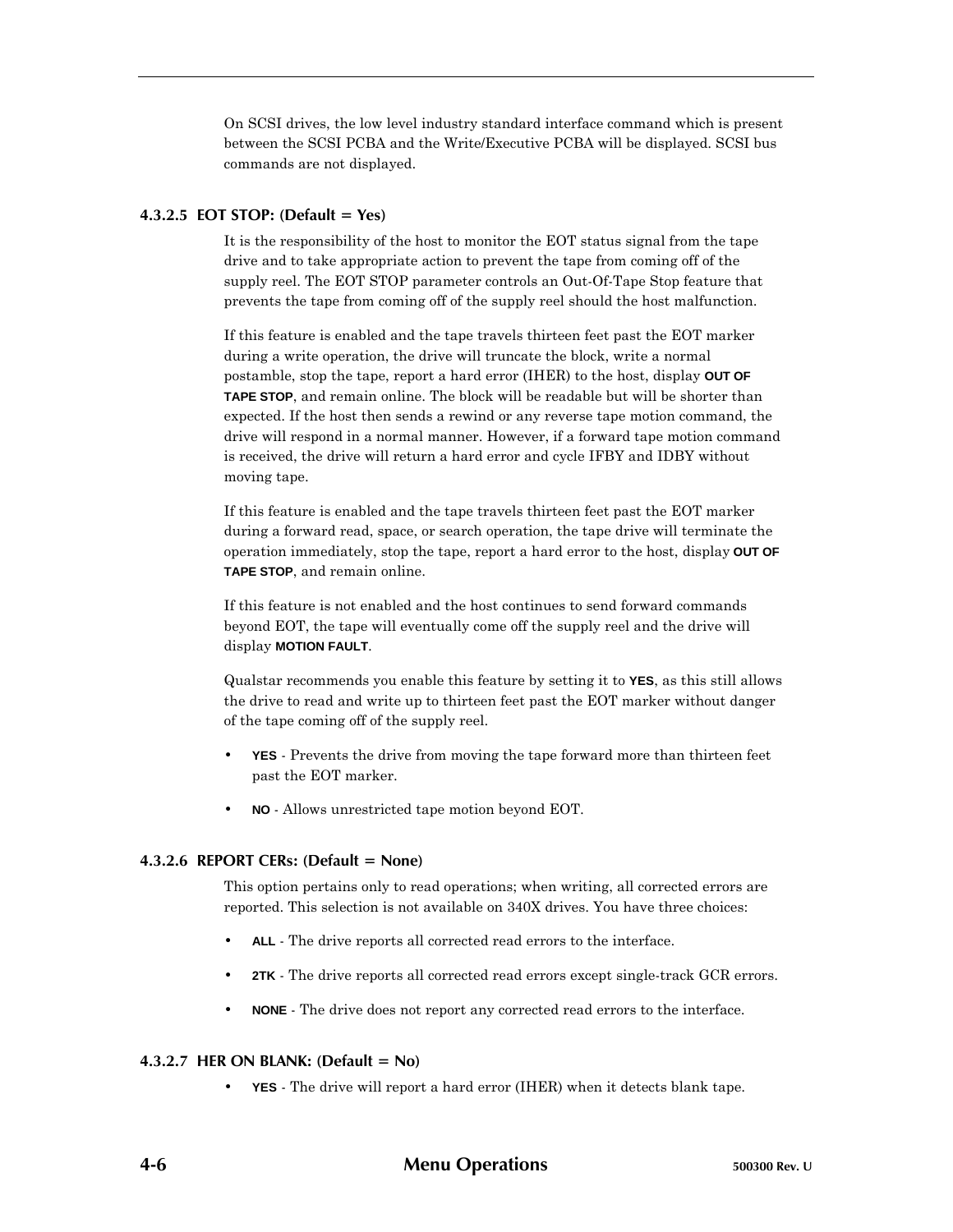On SCSI drives, the low level industry standard interface command which is present between the SCSI PCBA and the Write/Executive PCBA will be displayed. SCSI bus commands are not displayed.

#### 4.3.2.5 EOT STOP: (Default = Yes)

It is the responsibility of the host to monitor the EOT status signal from the tape drive and to take appropriate action to prevent the tape from coming off of the supply reel. The EOT STOP parameter controls an Out-Of-Tape Stop feature that prevents the tape from coming off of the supply reel should the host malfunction.

If this feature is enabled and the tape travels thirteen feet past the EOT marker during a write operation, the drive will truncate the block, write a normal postamble, stop the tape, report a hard error (IHER) to the host, display **OUT OF TAPE STOP**, and remain online. The block will be readable but will be shorter than expected. If the host then sends a rewind or any reverse tape motion command, the drive will respond in a normal manner. However, if a forward tape motion command is received, the drive will return a hard error and cycle IFBY and IDBY without moving tape.

If this feature is enabled and the tape travels thirteen feet past the EOT marker during a forward read, space, or search operation, the tape drive will terminate the operation immediately, stop the tape, report a hard error to the host, display **OUT OF TAPE STOP**, and remain online.

If this feature is not enabled and the host continues to send forward commands beyond EOT, the tape will eventually come off the supply reel and the drive will display **MOTION FAULT**.

Qualstar recommends you enable this feature by setting it to **YES**, as this still allows the drive to read and write up to thirteen feet past the EOT marker without danger of the tape coming off of the supply reel.

- **YES** - Prevents the drive from moving the tape forward more than thirteen feet past the EOT marker.
- **NO** - Allows unrestricted tape motion beyond EOT.

#### 4.3.2.6 REPORT CERs: (Default = None)

This option pertains only to read operations; when writing, all corrected errors are reported. This selection is not available on 340X drives. You have three choices:

- **ALL** - The drive reports all corrected read errors to the interface.
- **2TK** - The drive reports all corrected read errors except single-track GCR errors.
- **NONE** - The drive does not report any corrected read errors to the interface.

#### 4.3.2.7 HER ON BLANK: (Default = No)

- **YES** - The drive will report a hard error (IHER) when it detects blank tape.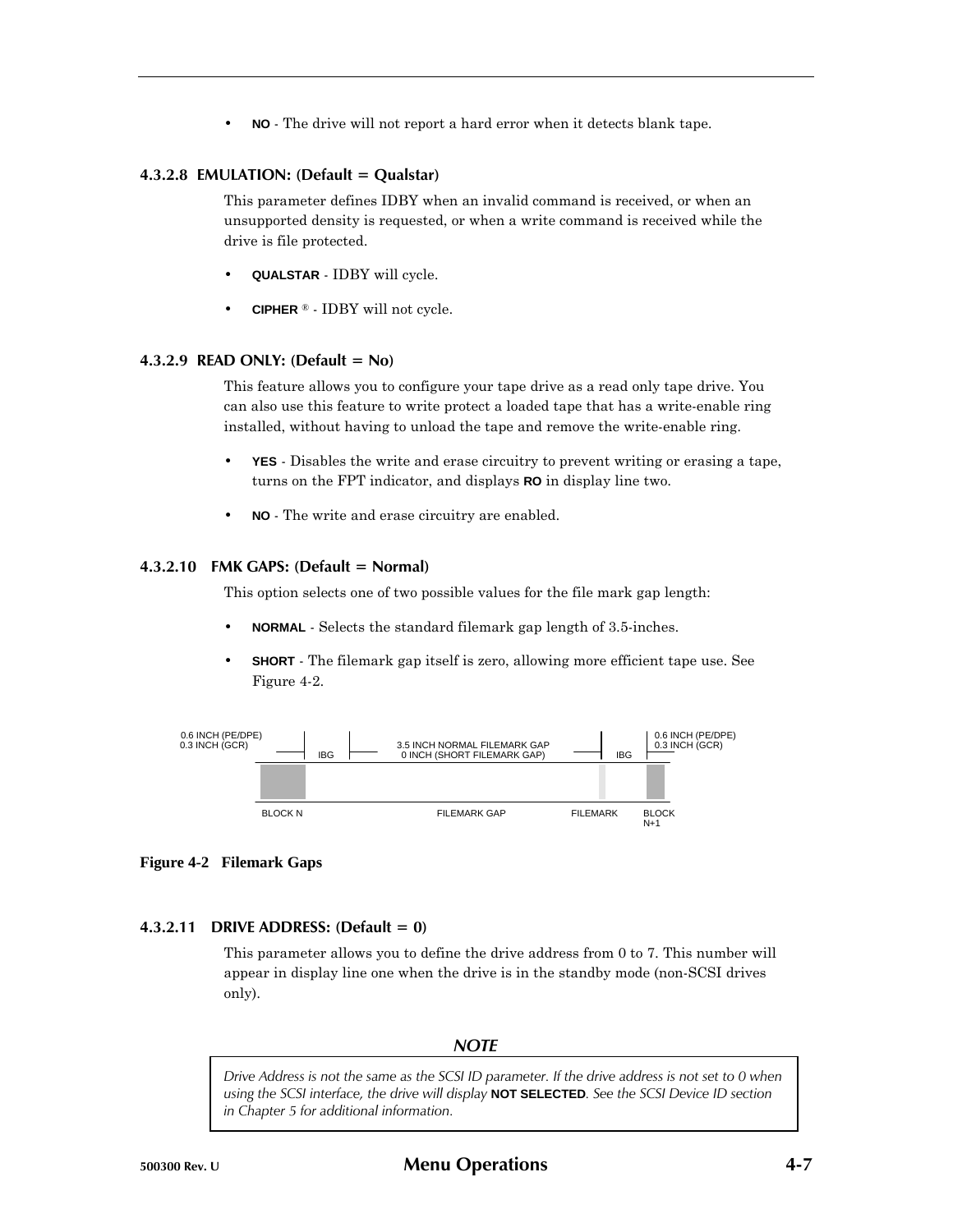- **NO** - The drive will not report a hard error when it detects blank tape.

#### 4.3.2.8 EMULATION: (Default = Qualstar)

This parameter defines IDBY when an invalid command is received, or when an unsupported density is requested, or when a write command is received while the drive is file protected.

- **QUALSTAR** - IDBY will cycle.
- **CIPHER** ® - IDBY will not cycle.

#### 4.3.2.9 READ ONLY: (Default = No)

This feature allows you to configure your tape drive as a read only tape drive. You can also use this feature to write protect a loaded tape that has a write-enable ring installed, without having to unload the tape and remove the write-enable ring.

- **YES** - Disables the write and erase circuitry to prevent writing or erasing a tape, turns on the FPT indicator, and displays **RO** in display line two.
- **NO** - The write and erase circuitry are enabled.

#### 4.3.2.10 FMK GAPS: (Default = Normal)

This option selects one of two possible values for the file mark gap length:

- **NORMAL** - Selects the standard filemark gap length of 3.5-inches.
- **SHORT** - The filemark gap itself is zero, allowing more efficient tape use. See Figure 4-2.

0.6 INCH (PE/DPE)
0.3 INCH (GCR)
IBG
3.5 INCH NORMAL FILEMARK GAP
0 INCH (SHORT FILEMARK GAP)
IBG
0.6 INCH (PE/DPE)
0.3 INCH (GCR)
BLOCK N
FILEMARK GAP
FILEMARK
BLOCK N+1

**Figure 4-2 Filemark Gaps**

#### 4.3.2.11 DRIVE ADDRESS: (Default = 0)

This parameter allows you to define the drive address from 0 to 7. This number will appear in display line one when the drive is in the standby mode (non-SCSI drives only).

**NOTE**

*Drive Address is not the same as the SCSI ID parameter. If the drive address is not set to 0 when using the SCSI interface, the drive will display* **NOT SELECTED***. See the SCSI Device ID section in Chapter 5 for additional information.*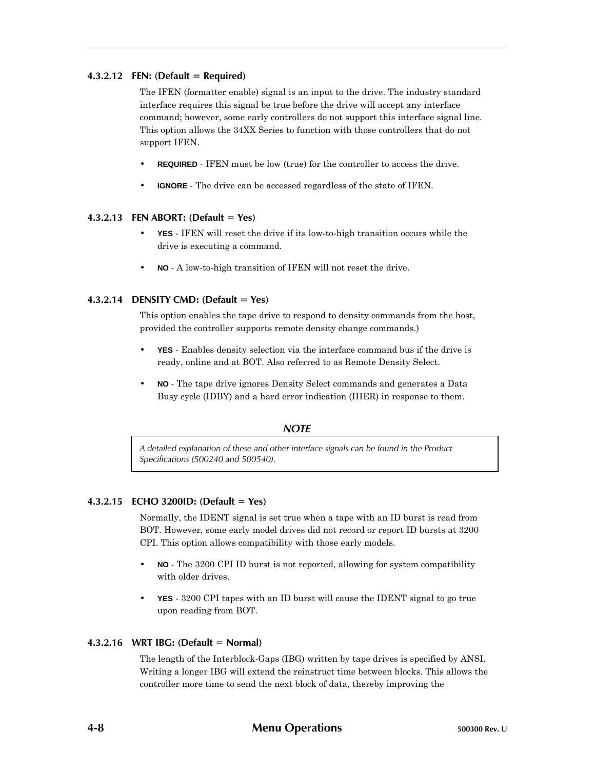#### 4.3.2.12 FEN: (Default = Required)

The IFEN (formatter enable) signal is an input to the drive. The industry standard interface requires this signal be true before the drive will accept any interface command; however, some early controllers do not support this interface signal line. This option allows the 34XX Series to function with those controllers that do not support IFEN.

- **REQUIRED** - IFEN must be low (true) for the controller to access the drive.
- **IGNORE** - The drive can be accessed regardless of the state of IFEN.

#### 4.3.2.13 FEN ABORT: (Default = Yes)

- **YES** - IFEN will reset the drive if its low-to-high transition occurs while the drive is executing a command.
- **NO** - A low-to-high transition of IFEN will not reset the drive.

#### 4.3.2.14 DENSITY CMD: (Default = Yes)

This option enables the tape drive to respond to density commands from the host, provided the controller supports remote density change commands.)

- **YES** - Enables density selection via the interface command bus if the drive is ready, online and at BOT. Also referred to as Remote Density Select.
- **NO** - The tape drive ignores Density Select commands and generates a Data Busy cycle (IDBY) and a hard error indication (IHER) in response to them.

***NOTE***

> *A detailed explanation of these and other interface signals can be found in the Product Specifications (500240 and 500540).*

#### 4.3.2.15 ECHO 3200ID: (Default = Yes)

Normally, the IDENT signal is set true when a tape with an ID burst is read from BOT. However, some early model drives did not record or report ID bursts at 3200 CPI. This option allows compatibility with those early models.

- **NO** - The 3200 CPI ID burst is not reported, allowing for system compatibility with older drives.
- **YES** - 3200 CPI tapes with an ID burst will cause the IDENT signal to go true upon reading from BOT.

#### 4.3.2.16 WRT IBG: (Default = Normal)

The length of the Interblock-Gaps (IBG) written by tape drives is specified by ANSI. Writing a longer IBG will extend the reinstruct time between blocks. This allows the controller more time to send the next block of data, thereby improving the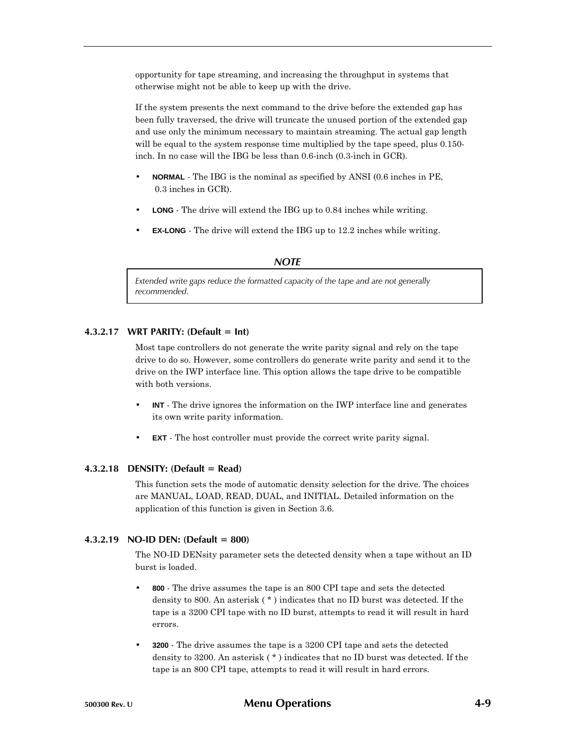opportunity for tape streaming, and increasing the throughput in systems that otherwise might not be able to keep up with the drive.

If the system presents the next command to the drive before the extended gap has been fully traversed, the drive will truncate the unused portion of the extended gap and use only the minimum necessary to maintain streaming. The actual gap length will be equal to the system response time multiplied by the tape speed, plus 0.150-inch. In no case will the IBG be less than 0.6-inch (0.3-inch in GCR).

- **NORMAL** - The IBG is the nominal as specified by ANSI (0.6 inches in PE, 0.3 inches in GCR).
- **LONG** - The drive will extend the IBG up to 0.84 inches while writing.
- **EX-LONG** - The drive will extend the IBG up to 12.2 inches while writing.

***NOTE***

*Extended write gaps reduce the formatted capacity of the tape and are not generally recommended.*

### 4.3.2.17 WRT PARITY: (Default = Int)

Most tape controllers do not generate the write parity signal and rely on the tape drive to do so. However, some controllers do generate write parity and send it to the drive on the IWP interface line. This option allows the tape drive to be compatible with both versions.

- **INT** - The drive ignores the information on the IWP interface line and generates its own write parity information.
- **EXT** - The host controller must provide the correct write parity signal.

### 4.3.2.18 DENSITY: (Default = Read)

This function sets the mode of automatic density selection for the drive. The choices are MANUAL, LOAD, READ, DUAL, and INITIAL. Detailed information on the application of this function is given in Section 3.6.

### 4.3.2.19 NO-ID DEN: (Default = 800)

The NO-ID DENsity parameter sets the detected density when a tape without an ID burst is loaded.

- **800** - The drive assumes the tape is an 800 CPI tape and sets the detected density to 800. An asterisk ( * ) indicates that no ID burst was detected. If the tape is a 3200 CPI tape with no ID burst, attempts to read it will result in hard errors.
- **3200** - The drive assumes the tape is a 3200 CPI tape and sets the detected density to 3200. An asterisk ( * ) indicates that no ID burst was detected. If the tape is an 800 CPI tape, attempts to read it will result in hard errors.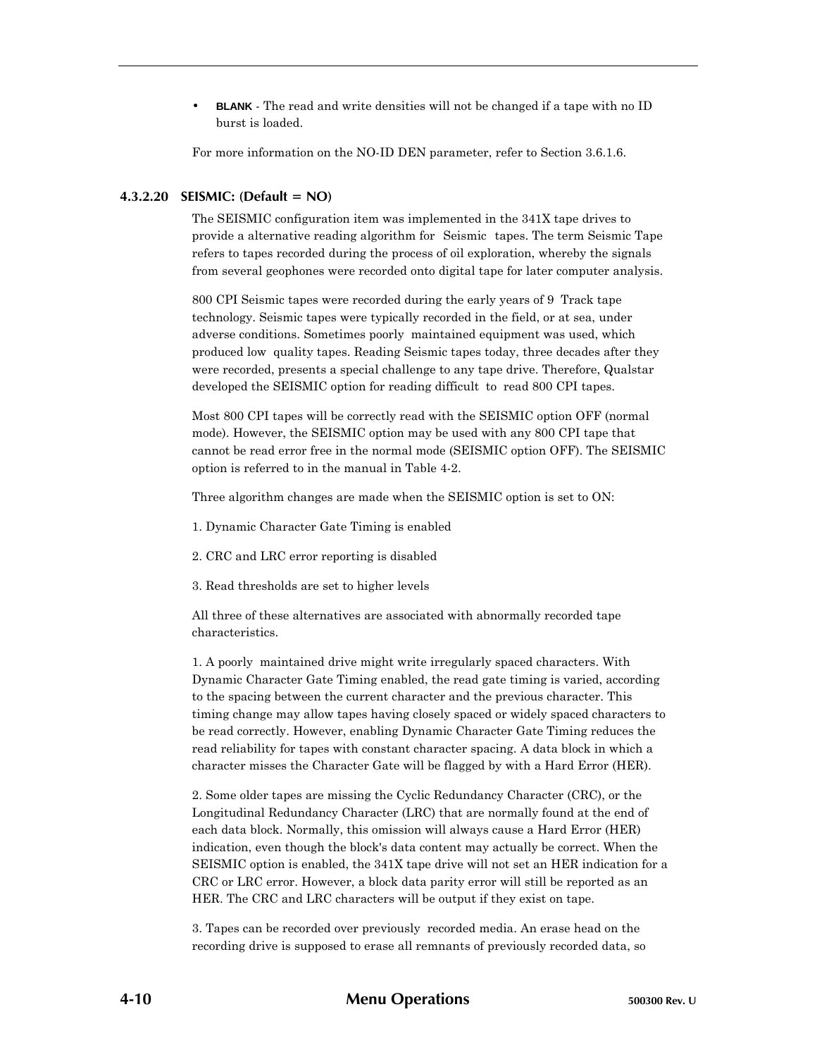- **BLANK** - The read and write densities will not be changed if a tape with no ID burst is loaded.

For more information on the NO-ID DEN parameter, refer to Section 3.6.1.6.

#### 4.3.2.20 SEISMIC: (Default = NO)

The SEISMIC configuration item was implemented in the 341X tape drives to provide a alternative reading algorithm for Seismic tapes. The term Seismic Tape refers to tapes recorded during the process of oil exploration, whereby the signals from several geophones were recorded onto digital tape for later computer analysis.

800 CPI Seismic tapes were recorded during the early years of 9 Track tape technology. Seismic tapes were typically recorded in the field, or at sea, under adverse conditions. Sometimes poorly maintained equipment was used, which produced low quality tapes. Reading Seismic tapes today, three decades after they were recorded, presents a special challenge to any tape drive. Therefore, Qualstar developed the SEISMIC option for reading difficult to read 800 CPI tapes.

Most 800 CPI tapes will be correctly read with the SEISMIC option OFF (normal mode). However, the SEISMIC option may be used with any 800 CPI tape that cannot be read error free in the normal mode (SEISMIC option OFF). The SEISMIC option is referred to in the manual in Table 4-2.

Three algorithm changes are made when the SEISMIC option is set to ON:

1. Dynamic Character Gate Timing is enabled

2. CRC and LRC error reporting is disabled

3. Read thresholds are set to higher levels

All three of these alternatives are associated with abnormally recorded tape characteristics.

1. A poorly maintained drive might write irregularly spaced characters. With Dynamic Character Gate Timing enabled, the read gate timing is varied, according to the spacing between the current character and the previous character. This timing change may allow tapes having closely spaced or widely spaced characters to be read correctly. However, enabling Dynamic Character Gate Timing reduces the read reliability for tapes with constant character spacing. A data block in which a character misses the Character Gate will be flagged by with a Hard Error (HER).

2. Some older tapes are missing the Cyclic Redundancy Character (CRC), or the Longitudinal Redundancy Character (LRC) that are normally found at the end of each data block. Normally, this omission will always cause a Hard Error (HER) indication, even though the block's data content may actually be correct. When the SEISMIC option is enabled, the 341X tape drive will not set an HER indication for a CRC or LRC error. However, a block data parity error will still be reported as an HER. The CRC and LRC characters will be output if they exist on tape.

3. Tapes can be recorded over previously recorded media. An erase head on the recording drive is supposed to erase all remnants of previously recorded data, so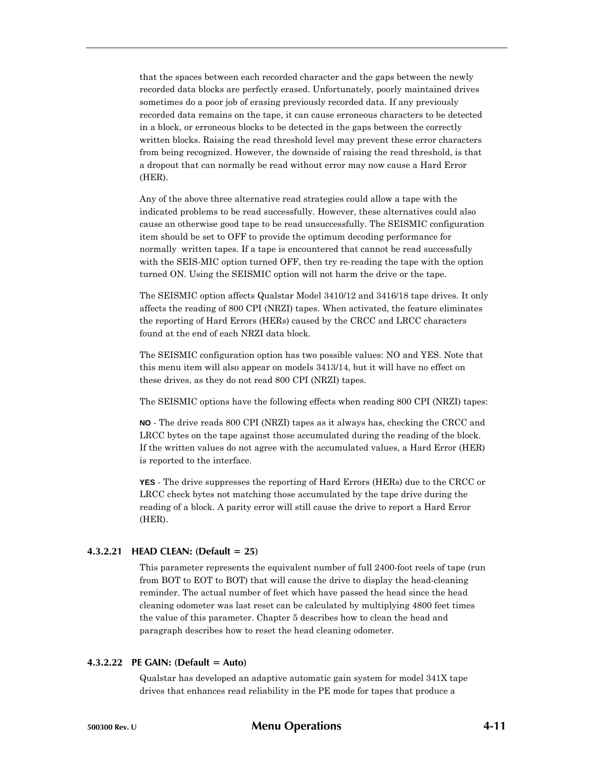that the spaces between each recorded character and the gaps between the newly recorded data blocks are perfectly erased. Unfortunately, poorly maintained drives sometimes do a poor job of erasing previously recorded data. If any previously recorded data remains on the tape, it can cause erroneous characters to be detected in a block, or erroneous blocks to be detected in the gaps between the correctly written blocks. Raising the read threshold level may prevent these error characters from being recognized. However, the downside of raising the read threshold, is that a dropout that can normally be read without error may now cause a Hard Error (HER).

Any of the above three alternative read strategies could allow a tape with the indicated problems to be read successfully. However, these alternatives could also cause an otherwise good tape to be read unsuccessfully. The SEISMIC configuration item should be set to OFF to provide the optimum decoding performance for normally written tapes. If a tape is encountered that cannot be read successfully with the SEIS-MIC option turned OFF, then try re-reading the tape with the option turned ON. Using the SEISMIC option will not harm the drive or the tape.

The SEISMIC option affects Qualstar Model 3410/12 and 3416/18 tape drives. It only affects the reading of 800 CPI (NRZI) tapes. When activated, the feature eliminates the reporting of Hard Errors (HERs) caused by the CRCC and LRCC characters found at the end of each NRZI data block.

The SEISMIC configuration option has two possible values: NO and YES. Note that this menu item will also appear on models 3413/14, but it will have no effect on these drives, as they do not read 800 CPI (NRZI) tapes.

The SEISMIC options have the following effects when reading 800 CPI (NRZI) tapes:

**NO** - The drive reads 800 CPI (NRZI) tapes as it always has, checking the CRCC and LRCC bytes on the tape against those accumulated during the reading of the block. If the written values do not agree with the accumulated values, a Hard Error (HER) is reported to the interface.

**YES** - The drive suppresses the reporting of Hard Errors (HERs) due to the CRCC or LRCC check bytes not matching those accumulated by the tape drive during the reading of a block. A parity error will still cause the drive to report a Hard Error (HER).

#### 4.3.2.21 HEAD CLEAN: (Default = 25)

This parameter represents the equivalent number of full 2400-foot reels of tape (run from BOT to EOT to BOT) that will cause the drive to display the head-cleaning reminder. The actual number of feet which have passed the head since the head cleaning odometer was last reset can be calculated by multiplying 4800 feet times the value of this parameter. Chapter 5 describes how to clean the head and paragraph describes how to reset the head cleaning odometer.

#### 4.3.2.22 PE GAIN: (Default = Auto)

Qualstar has developed an adaptive automatic gain system for model 341X tape drives that enhances read reliability in the PE mode for tapes that produce a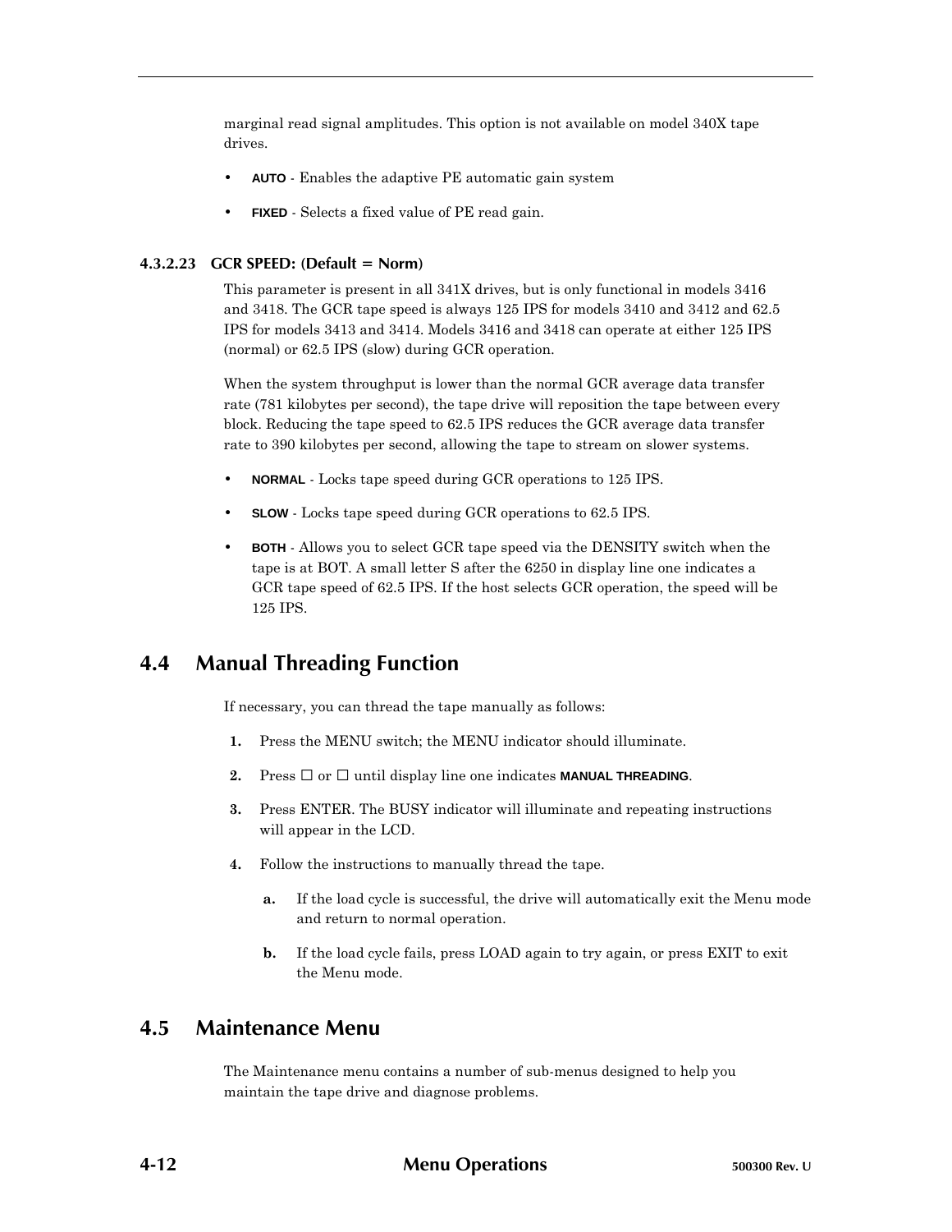marginal read signal amplitudes. This option is not available on model 340X tape drives.

- **AUTO** - Enables the adaptive PE automatic gain system
- **FIXED** - Selects a fixed value of PE read gain.

#### 4.3.2.23 GCR SPEED: (Default = Norm)

This parameter is present in all 341X drives, but is only functional in models 3416 and 3418. The GCR tape speed is always 125 IPS for models 3410 and 3412 and 62.5 IPS for models 3413 and 3414. Models 3416 and 3418 can operate at either 125 IPS (normal) or 62.5 IPS (slow) during GCR operation.

When the system throughput is lower than the normal GCR average data transfer rate (781 kilobytes per second), the tape drive will reposition the tape between every block. Reducing the tape speed to 62.5 IPS reduces the GCR average data transfer rate to 390 kilobytes per second, allowing the tape to stream on slower systems.

- **NORMAL** - Locks tape speed during GCR operations to 125 IPS.
- **SLOW** - Locks tape speed during GCR operations to 62.5 IPS.
- **BOTH** - Allows you to select GCR tape speed via the DENSITY switch when the tape is at BOT. A small letter S after the 6250 in display line one indicates a GCR tape speed of 62.5 IPS. If the host selects GCR operation, the speed will be 125 IPS.

## 4.4 Manual Threading Function

If necessary, you can thread the tape manually as follows:

1. Press the MENU switch; the MENU indicator should illuminate.
2. Press ☐ or ☐ until display line one indicates **MANUAL THREADING**.
3. Press ENTER. The BUSY indicator will illuminate and repeating instructions will appear in the LCD.
4. Follow the instructions to manually thread the tape.
   a. If the load cycle is successful, the drive will automatically exit the Menu mode and return to normal operation.
   b. If the load cycle fails, press LOAD again to try again, or press EXIT to exit the Menu mode.

## 4.5 Maintenance Menu

The Maintenance menu contains a number of sub-menus designed to help you maintain the tape drive and diagnose problems.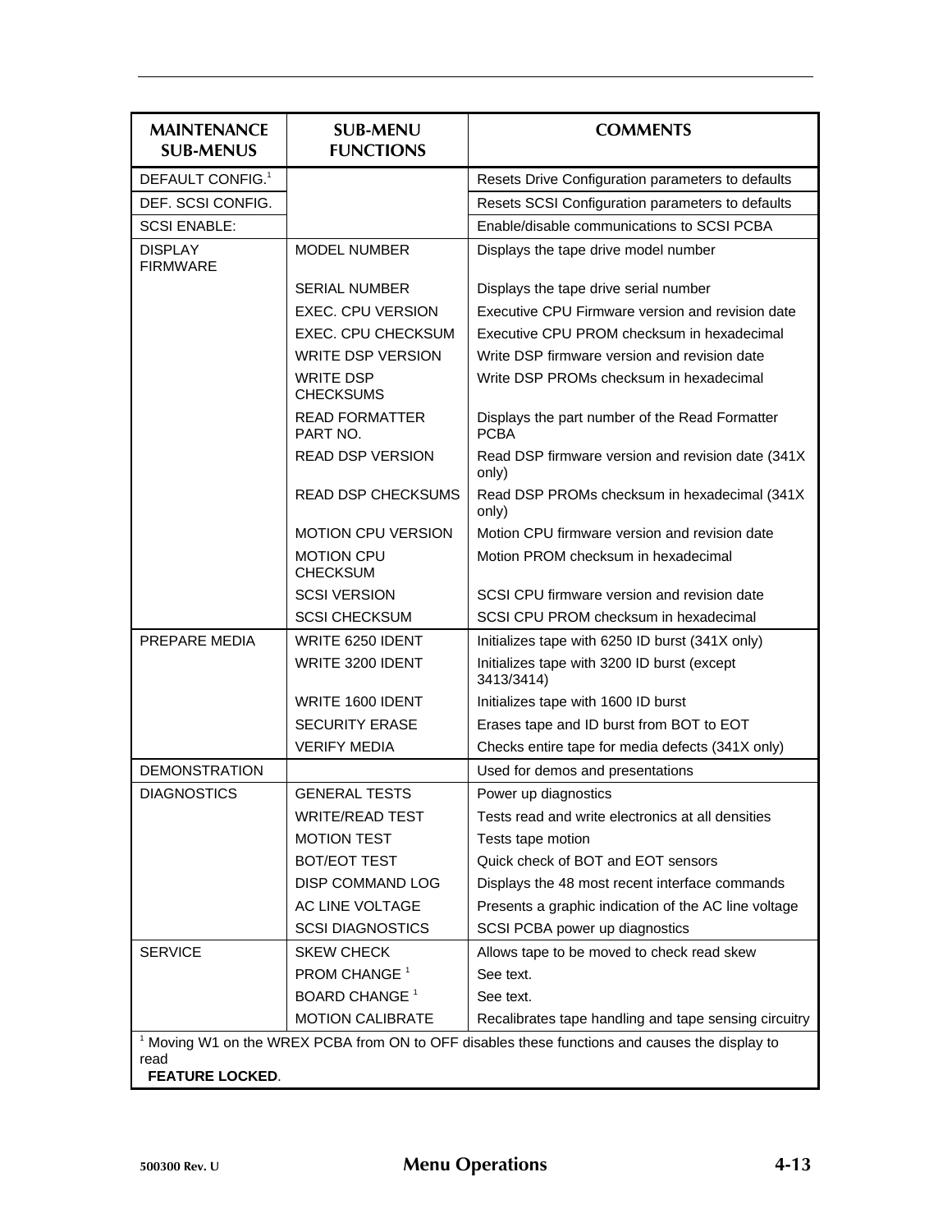| MAINTENANCE SUB-MENUS | SUB-MENU FUNCTIONS | COMMENTS |
|---|---|---|
| DEFAULT CONFIG.[1] | | Resets Drive Configuration parameters to defaults |
| DEF. SCSI CONFIG. | | Resets SCSI Configuration parameters to defaults |
| SCSI ENABLE: | | Enable/disable communications to SCSI PCBA |
| DISPLAY FIRMWARE | MODEL NUMBER | Displays the tape drive model number |
| | SERIAL NUMBER | Displays the tape drive serial number |
| | EXEC. CPU VERSION | Executive CPU Firmware version and revision date |
| | EXEC. CPU CHECKSUM | Executive CPU PROM checksum in hexadecimal |
| | WRITE DSP VERSION | Write DSP firmware version and revision date |
| | WRITE DSP CHECKSUMS | Write DSP PROMs checksum in hexadecimal |
| | READ FORMATTER PART NO. | Displays the part number of the Read Formatter PCBA |
| | READ DSP VERSION | Read DSP firmware version and revision date (341X only) |
| | READ DSP CHECKSUMS | Read DSP PROMs checksum in hexadecimal (341X only) |
| | MOTION CPU VERSION | Motion CPU firmware version and revision date |
| | MOTION CPU CHECKSUM | Motion PROM checksum in hexadecimal |
| | SCSI VERSION | SCSI CPU firmware version and revision date |
| | SCSI CHECKSUM | SCSI CPU PROM checksum in hexadecimal |
| PREPARE MEDIA | WRITE 6250 IDENT | Initializes tape with 6250 ID burst (341X only) |
| | WRITE 3200 IDENT | Initializes tape with 3200 ID burst (except 3413/3414) |
| | WRITE 1600 IDENT | Initializes tape with 1600 ID burst |
| | SECURITY ERASE | Erases tape and ID burst from BOT to EOT |
| | VERIFY MEDIA | Checks entire tape for media defects (341X only) |
| DEMONSTRATION | | Used for demos and presentations |
| DIAGNOSTICS | GENERAL TESTS | Power up diagnostics |
| | WRITE/READ TEST | Tests read and write electronics at all densities |
| | MOTION TEST | Tests tape motion |
| | BOT/EOT TEST | Quick check of BOT and EOT sensors |
| | DISP COMMAND LOG | Displays the 48 most recent interface commands |
| | AC LINE VOLTAGE | Presents a graphic indication of the AC line voltage |
| | SCSI DIAGNOSTICS | SCSI PCBA power up diagnostics |
| SERVICE | SKEW CHECK | Allows tape to be moved to check read skew |
| | PROM CHANGE [1] | See text. |
| | BOARD CHANGE [1] | See text. |
| | MOTION CALIBRATE | Recalibrates tape handling and tape sensing circuitry |

[1] Moving W1 on the WREX PCBA from ON to OFF disables these functions and causes the display to read **FEATURE LOCKED**.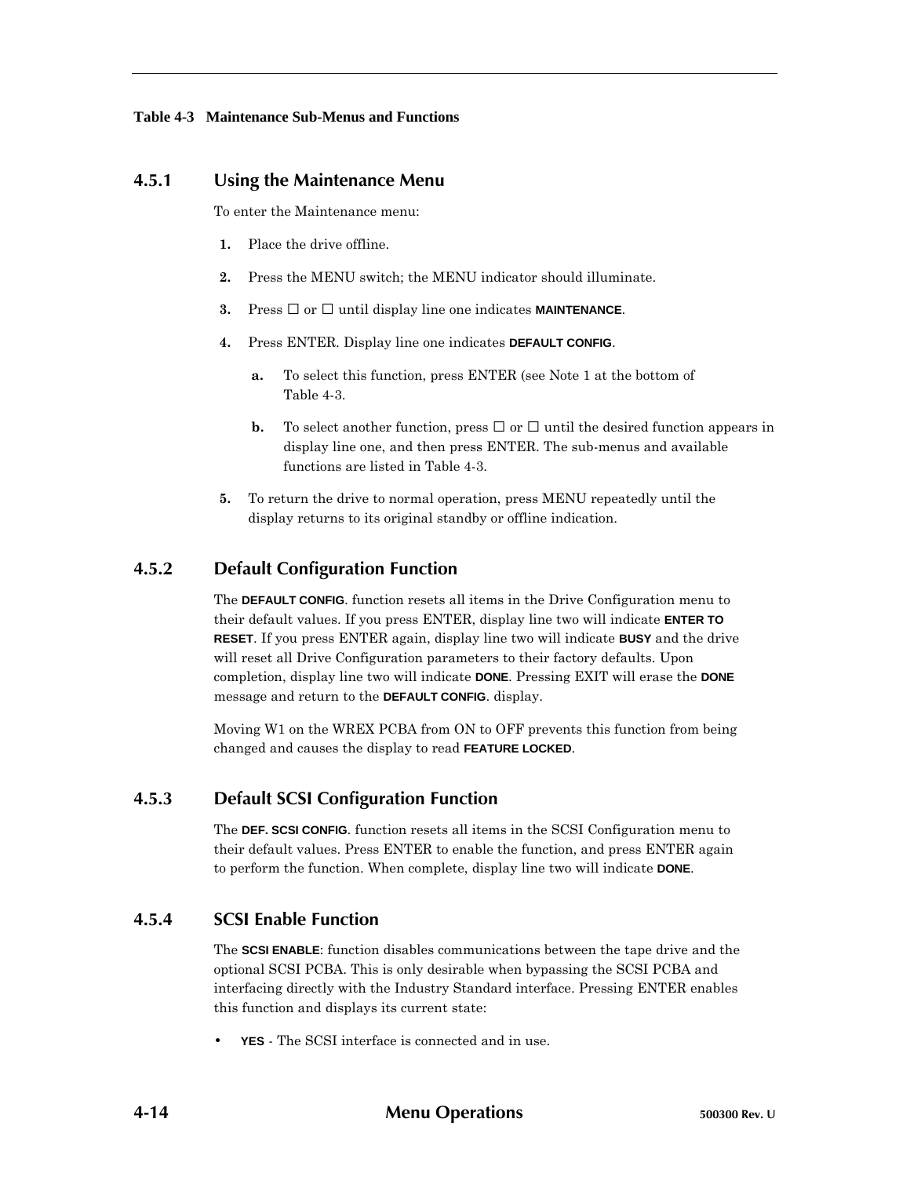**Table 4-3 Maintenance Sub-Menus and Functions**

### 4.5.1 Using the Maintenance Menu

To enter the Maintenance menu:

1. Place the drive offline.
2. Press the MENU switch; the MENU indicator should illuminate.
3. Press ☐ or ☐ until display line one indicates **MAINTENANCE**.
4. Press ENTER. Display line one indicates **DEFAULT CONFIG**.
   - **a.** To select this function, press ENTER (see Note 1 at the bottom of Table 4-3.
   - **b.** To select another function, press ☐ or ☐ until the desired function appears in display line one, and then press ENTER. The sub-menus and available functions are listed in Table 4-3.
5. To return the drive to normal operation, press MENU repeatedly until the display returns to its original standby or offline indication.

### 4.5.2 Default Configuration Function

The **DEFAULT CONFIG**. function resets all items in the Drive Configuration menu to their default values. If you press ENTER, display line two will indicate **ENTER TO RESET**. If you press ENTER again, display line two will indicate **BUSY** and the drive will reset all Drive Configuration parameters to their factory defaults. Upon completion, display line two will indicate **DONE**. Pressing EXIT will erase the **DONE** message and return to the **DEFAULT CONFIG**. display.

Moving W1 on the WREX PCBA from ON to OFF prevents this function from being changed and causes the display to read **FEATURE LOCKED**.

### 4.5.3 Default SCSI Configuration Function

The **DEF. SCSI CONFIG**. function resets all items in the SCSI Configuration menu to their default values. Press ENTER to enable the function, and press ENTER again to perform the function. When complete, display line two will indicate **DONE**.

### 4.5.4 SCSI Enable Function

The **SCSI ENABLE**: function disables communications between the tape drive and the optional SCSI PCBA. This is only desirable when bypassing the SCSI PCBA and interfacing directly with the Industry Standard interface. Pressing ENTER enables this function and displays its current state:

- **YES** - The SCSI interface is connected and in use.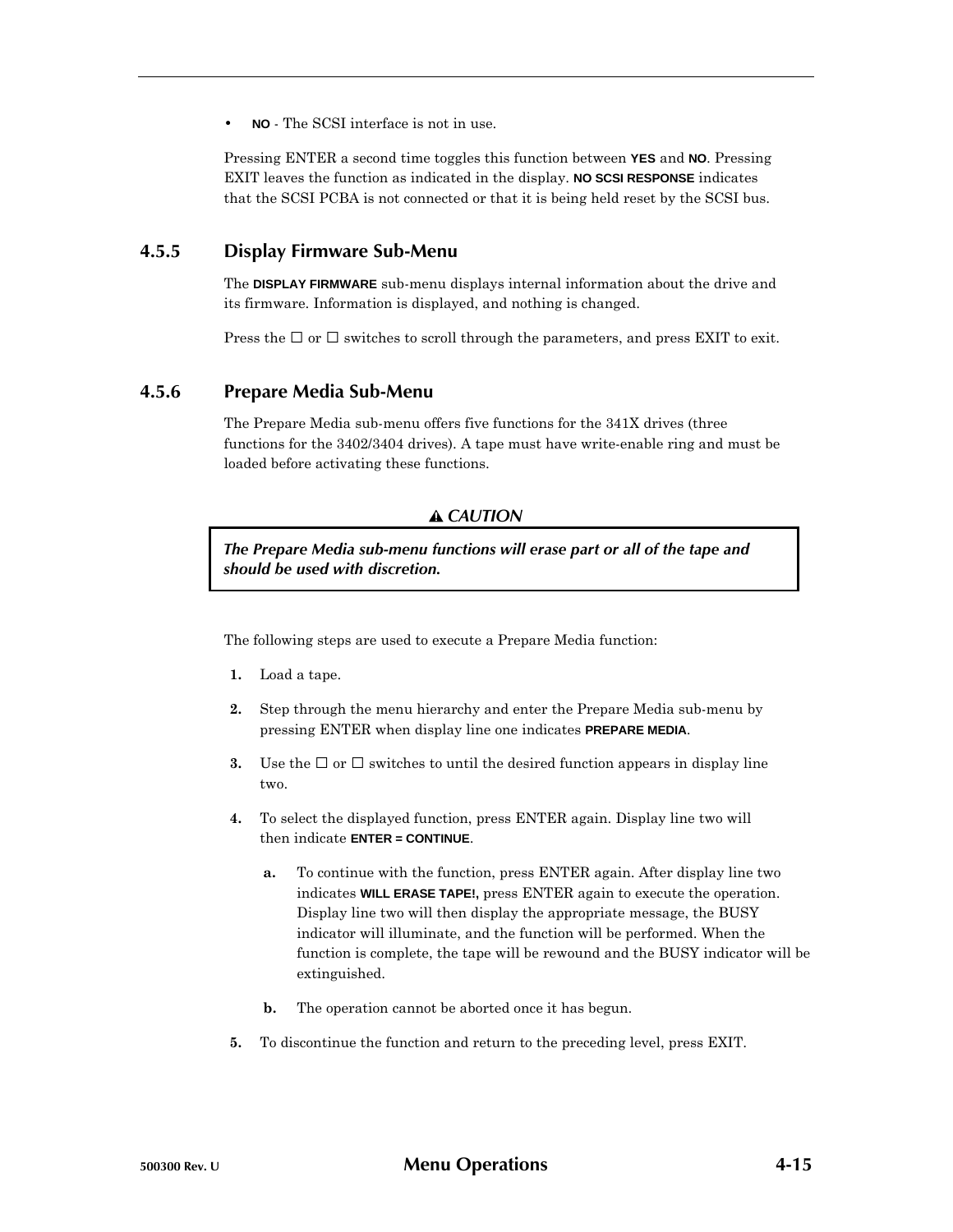- **NO** - The SCSI interface is not in use.

Pressing ENTER a second time toggles this function between **YES** and **NO**. Pressing EXIT leaves the function as indicated in the display. **NO SCSI RESPONSE** indicates that the SCSI PCBA is not connected or that it is being held reset by the SCSI bus.

### 4.5.5 Display Firmware Sub-Menu

The **DISPLAY FIRMWARE** sub-menu displays internal information about the drive and its firmware. Information is displayed, and nothing is changed.

Press the ☐ or ☐ switches to scroll through the parameters, and press EXIT to exit.

### 4.5.6 Prepare Media Sub-Menu

The Prepare Media sub-menu offers five functions for the 341X drives (three functions for the 3402/3404 drives). A tape must have write-enable ring and must be loaded before activating these functions.

**⚠ *CAUTION***

> ***The Prepare Media sub-menu functions will erase part or all of the tape and should be used with discretion.***

The following steps are used to execute a Prepare Media function:

1. Load a tape.
2. Step through the menu hierarchy and enter the Prepare Media sub-menu by pressing ENTER when display line one indicates **PREPARE MEDIA**.
3. Use the ☐ or ☐ switches to until the desired function appears in display line two.
4. To select the displayed function, press ENTER again. Display line two will then indicate **ENTER = CONTINUE**.
   - **a.** To continue with the function, press ENTER again. After display line two indicates **WILL ERASE TAPE!,** press ENTER again to execute the operation. Display line two will then display the appropriate message, the BUSY indicator will illuminate, and the function will be performed. When the function is complete, the tape will be rewound and the BUSY indicator will be extinguished.
   - **b.** The operation cannot be aborted once it has begun.
5. To discontinue the function and return to the preceding level, press EXIT.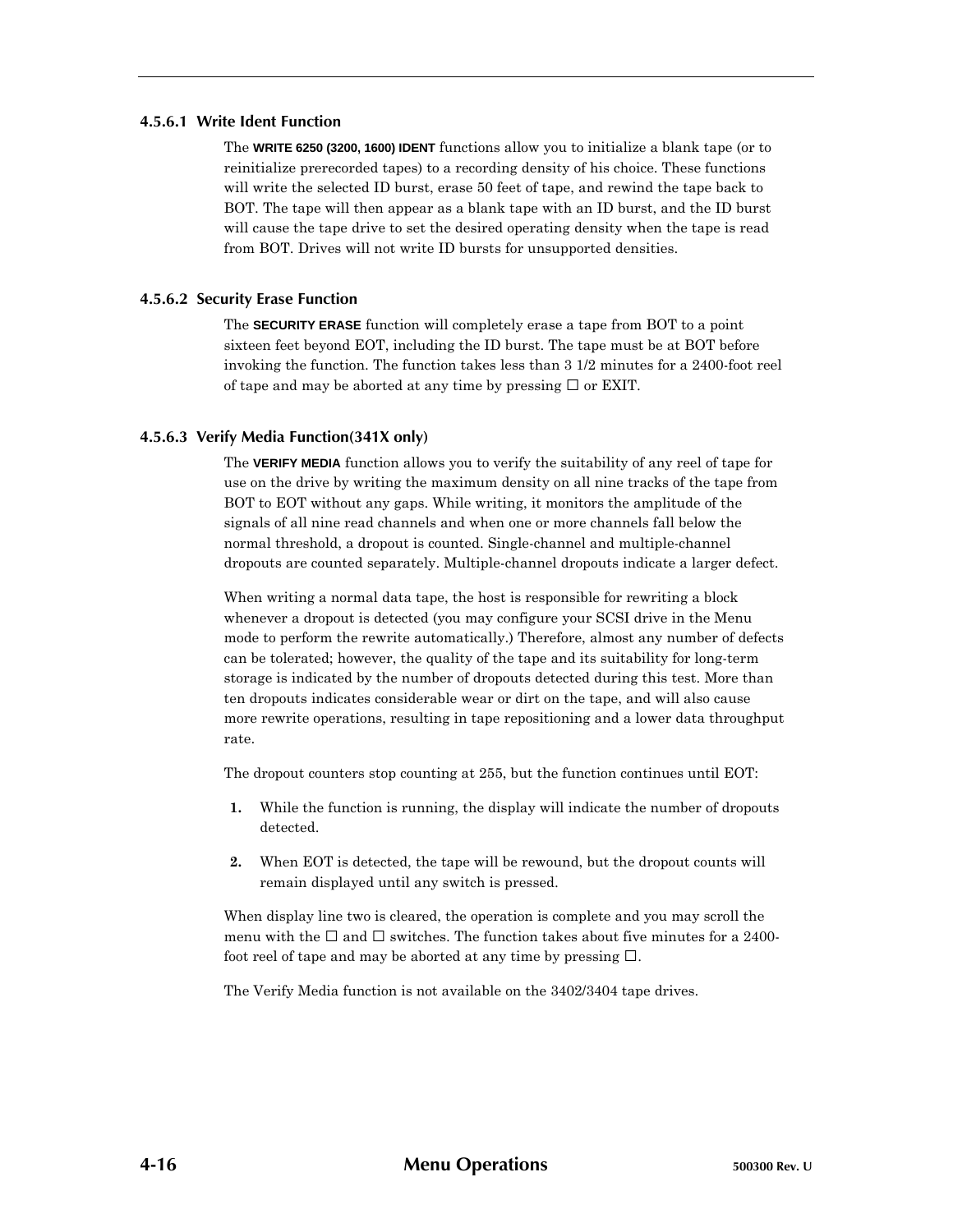#### 4.5.6.1 Write Ident Function

The **WRITE 6250 (3200, 1600) IDENT** functions allow you to initialize a blank tape (or to reinitialize prerecorded tapes) to a recording density of his choice. These functions will write the selected ID burst, erase 50 feet of tape, and rewind the tape back to BOT. The tape will then appear as a blank tape with an ID burst, and the ID burst will cause the tape drive to set the desired operating density when the tape is read from BOT. Drives will not write ID bursts for unsupported densities.

#### 4.5.6.2 Security Erase Function

The **SECURITY ERASE** function will completely erase a tape from BOT to a point sixteen feet beyond EOT, including the ID burst. The tape must be at BOT before invoking the function. The function takes less than 3 1/2 minutes for a 2400-foot reel of tape and may be aborted at any time by pressing ☐ or EXIT.

#### 4.5.6.3 Verify Media Function(341X only)

The **VERIFY MEDIA** function allows you to verify the suitability of any reel of tape for use on the drive by writing the maximum density on all nine tracks of the tape from BOT to EOT without any gaps. While writing, it monitors the amplitude of the signals of all nine read channels and when one or more channels fall below the normal threshold, a dropout is counted. Single-channel and multiple-channel dropouts are counted separately. Multiple-channel dropouts indicate a larger defect.

When writing a normal data tape, the host is responsible for rewriting a block whenever a dropout is detected (you may configure your SCSI drive in the Menu mode to perform the rewrite automatically.) Therefore, almost any number of defects can be tolerated; however, the quality of the tape and its suitability for long-term storage is indicated by the number of dropouts detected during this test. More than ten dropouts indicates considerable wear or dirt on the tape, and will also cause more rewrite operations, resulting in tape repositioning and a lower data throughput rate.

The dropout counters stop counting at 255, but the function continues until EOT:

1. While the function is running, the display will indicate the number of dropouts detected.
2. When EOT is detected, the tape will be rewound, but the dropout counts will remain displayed until any switch is pressed.

When display line two is cleared, the operation is complete and you may scroll the menu with the ☐ and ☐ switches. The function takes about five minutes for a 2400-foot reel of tape and may be aborted at any time by pressing ☐.

The Verify Media function is not available on the 3402/3404 tape drives.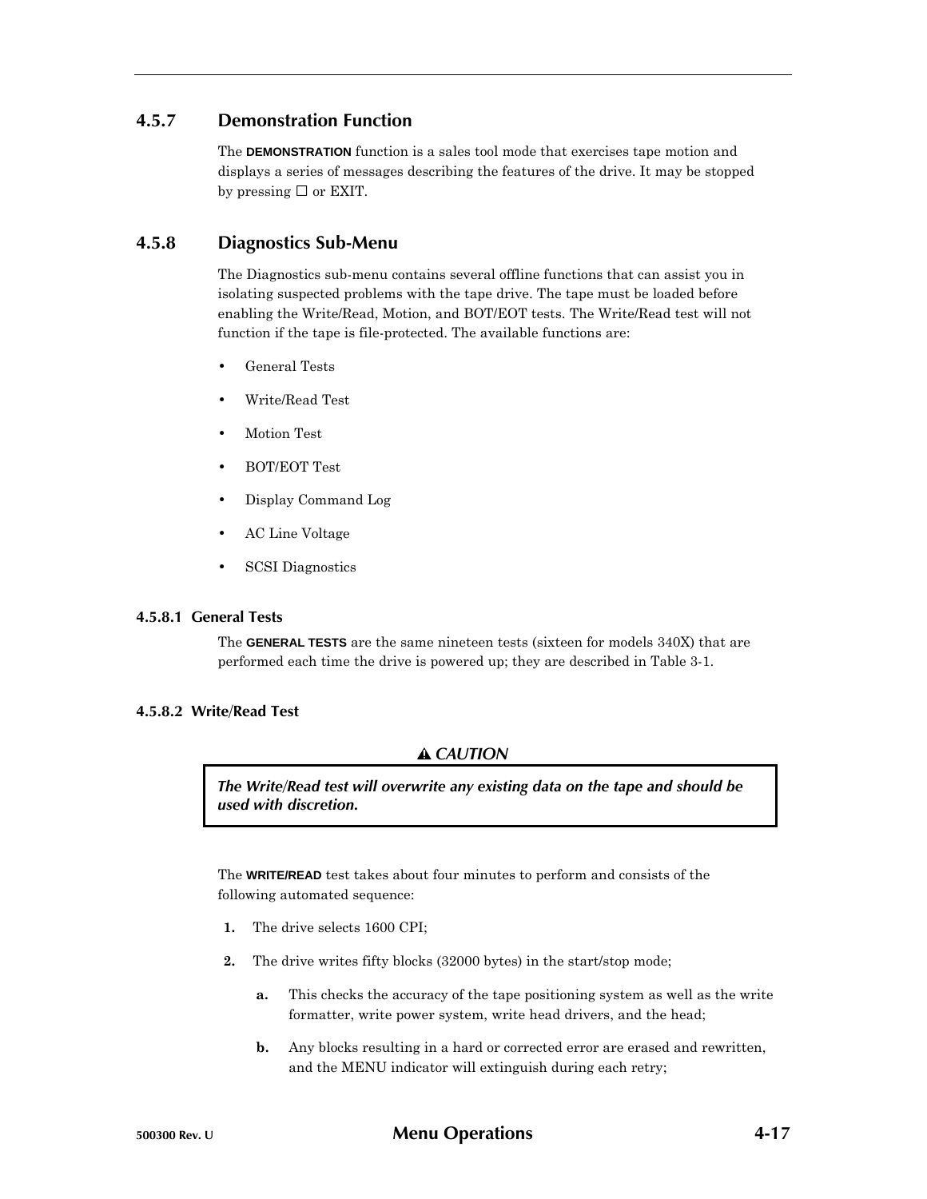## 4.5.7 Demonstration Function

The **DEMONSTRATION** function is a sales tool mode that exercises tape motion and displays a series of messages describing the features of the drive. It may be stopped by pressing ☐ or EXIT.

## 4.5.8 Diagnostics Sub-Menu

The Diagnostics sub-menu contains several offline functions that can assist you in isolating suspected problems with the tape drive. The tape must be loaded before enabling the Write/Read, Motion, and BOT/EOT tests. The Write/Read test will not function if the tape is file-protected. The available functions are:

- General Tests
- Write/Read Test
- Motion Test
- BOT/EOT Test
- Display Command Log
- AC Line Voltage
- SCSI Diagnostics

### 4.5.8.1 General Tests

The **GENERAL TESTS** are the same nineteen tests (sixteen for models 340X) that are performed each time the drive is powered up; they are described in Table 3-1.

### 4.5.8.2 Write/Read Test

**⚠ *CAUTION***

***The Write/Read test will overwrite any existing data on the tape and should be used with discretion.***

The **WRITE/READ** test takes about four minutes to perform and consists of the following automated sequence:

1. The drive selects 1600 CPI;
2. The drive writes fifty blocks (32000 bytes) in the start/stop mode;
   a. This checks the accuracy of the tape positioning system as well as the write formatter, write power system, write head drivers, and the head;
   b. Any blocks resulting in a hard or corrected error are erased and rewritten, and the MENU indicator will extinguish during each retry;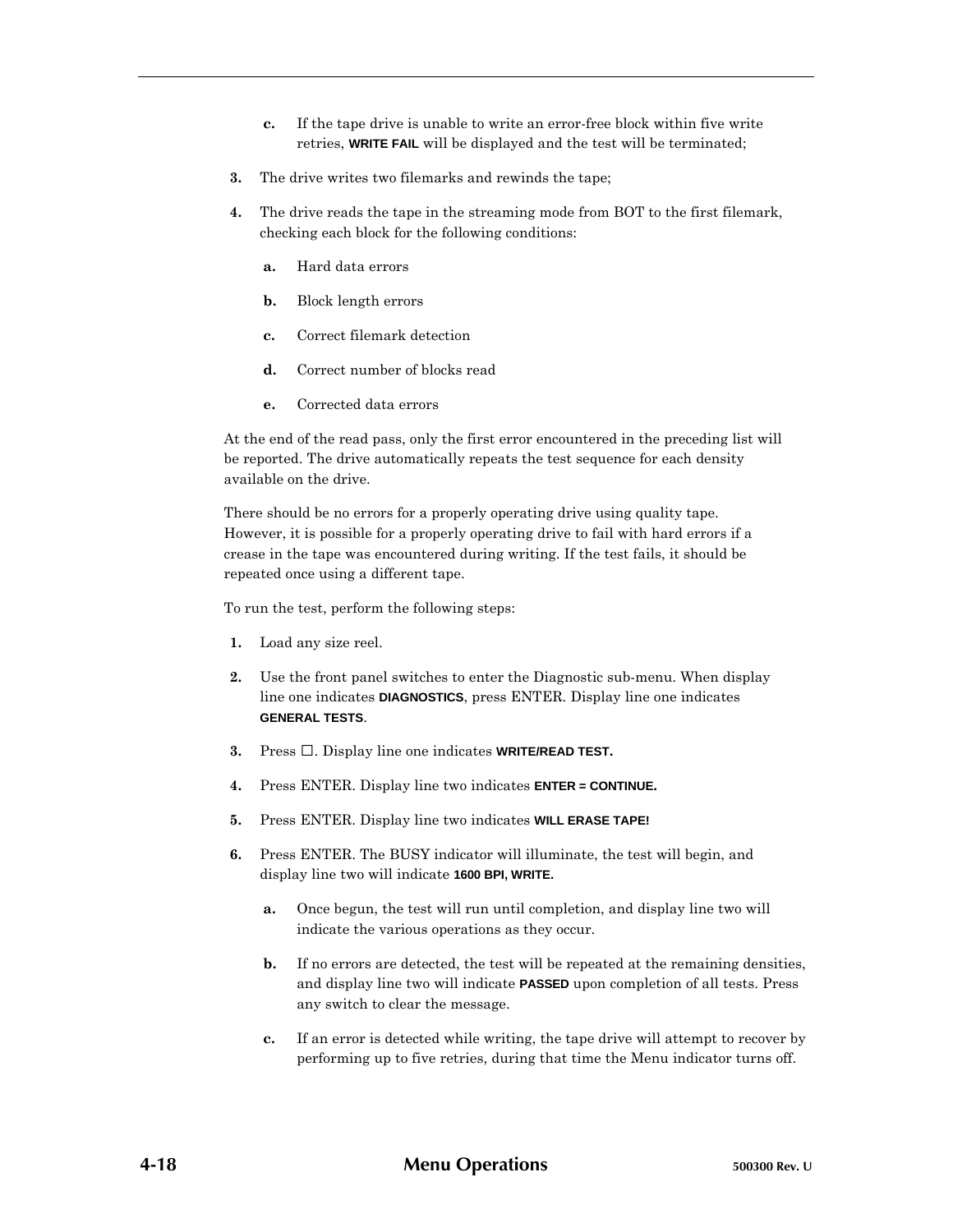**c.** If the tape drive is unable to write an error-free block within five write retries, **WRITE FAIL** will be displayed and the test will be terminated;

**3.** The drive writes two filemarks and rewinds the tape;

**4.** The drive reads the tape in the streaming mode from BOT to the first filemark, checking each block for the following conditions:

   **a.** Hard data errors

   **b.** Block length errors

   **c.** Correct filemark detection

   **d.** Correct number of blocks read

   **e.** Corrected data errors

At the end of the read pass, only the first error encountered in the preceding list will be reported. The drive automatically repeats the test sequence for each density available on the drive.

There should be no errors for a properly operating drive using quality tape. However, it is possible for a properly operating drive to fail with hard errors if a crease in the tape was encountered during writing. If the test fails, it should be repeated once using a different tape.

To run the test, perform the following steps:

**1.** Load any size reel.

**2.** Use the front panel switches to enter the Diagnostic sub-menu. When display line one indicates **DIAGNOSTICS**, press ENTER. Display line one indicates **GENERAL TESTS**.

**3.** Press ☐. Display line one indicates **WRITE/READ TEST.**

**4.** Press ENTER. Display line two indicates **ENTER = CONTINUE.**

**5.** Press ENTER. Display line two indicates **WILL ERASE TAPE!**

**6.** Press ENTER. The BUSY indicator will illuminate, the test will begin, and display line two will indicate **1600 BPI, WRITE.**

   **a.** Once begun, the test will run until completion, and display line two will indicate the various operations as they occur.

   **b.** If no errors are detected, the test will be repeated at the remaining densities, and display line two will indicate **PASSED** upon completion of all tests. Press any switch to clear the message.

   **c.** If an error is detected while writing, the tape drive will attempt to recover by performing up to five retries, during that time the Menu indicator turns off.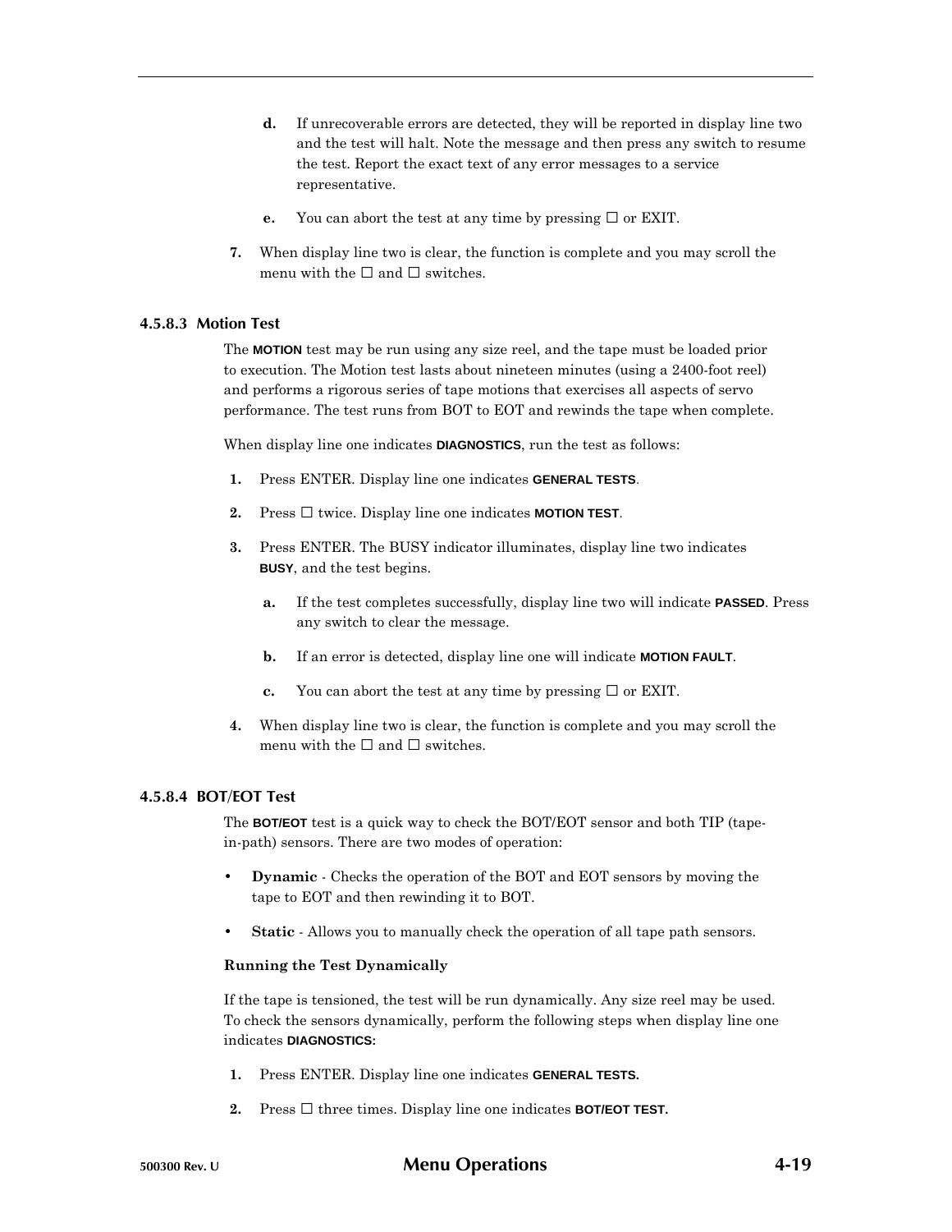**d.** If unrecoverable errors are detected, they will be reported in display line two and the test will halt. Note the message and then press any switch to resume the test. Report the exact text of any error messages to a service representative.

**e.** You can abort the test at any time by pressing ☐ or EXIT.

**7.** When display line two is clear, the function is complete and you may scroll the menu with the ☐ and ☐ switches.

### 4.5.8.3 Motion Test

The **MOTION** test may be run using any size reel, and the tape must be loaded prior to execution. The Motion test lasts about nineteen minutes (using a 2400-foot reel) and performs a rigorous series of tape motions that exercises all aspects of servo performance. The test runs from BOT to EOT and rewinds the tape when complete.

When display line one indicates **DIAGNOSTICS**, run the test as follows:

**1.** Press ENTER. Display line one indicates **GENERAL TESTS**.

**2.** Press ☐ twice. Display line one indicates **MOTION TEST**.

**3.** Press ENTER. The BUSY indicator illuminates, display line two indicates **BUSY**, and the test begins.

**a.** If the test completes successfully, display line two will indicate **PASSED**. Press any switch to clear the message.

**b.** If an error is detected, display line one will indicate **MOTION FAULT**.

**c.** You can abort the test at any time by pressing ☐ or EXIT.

**4.** When display line two is clear, the function is complete and you may scroll the menu with the ☐ and ☐ switches.

### 4.5.8.4 BOT/EOT Test

The **BOT/EOT** test is a quick way to check the BOT/EOT sensor and both TIP (tape-in-path) sensors. There are two modes of operation:

- **Dynamic** - Checks the operation of the BOT and EOT sensors by moving the tape to EOT and then rewinding it to BOT.
- **Static** - Allows you to manually check the operation of all tape path sensors.

**Running the Test Dynamically**

If the tape is tensioned, the test will be run dynamically. Any size reel may be used. To check the sensors dynamically, perform the following steps when display line one indicates **DIAGNOSTICS:**

**1.** Press ENTER. Display line one indicates **GENERAL TESTS.**

**2.** Press ☐ three times. Display line one indicates **BOT/EOT TEST.**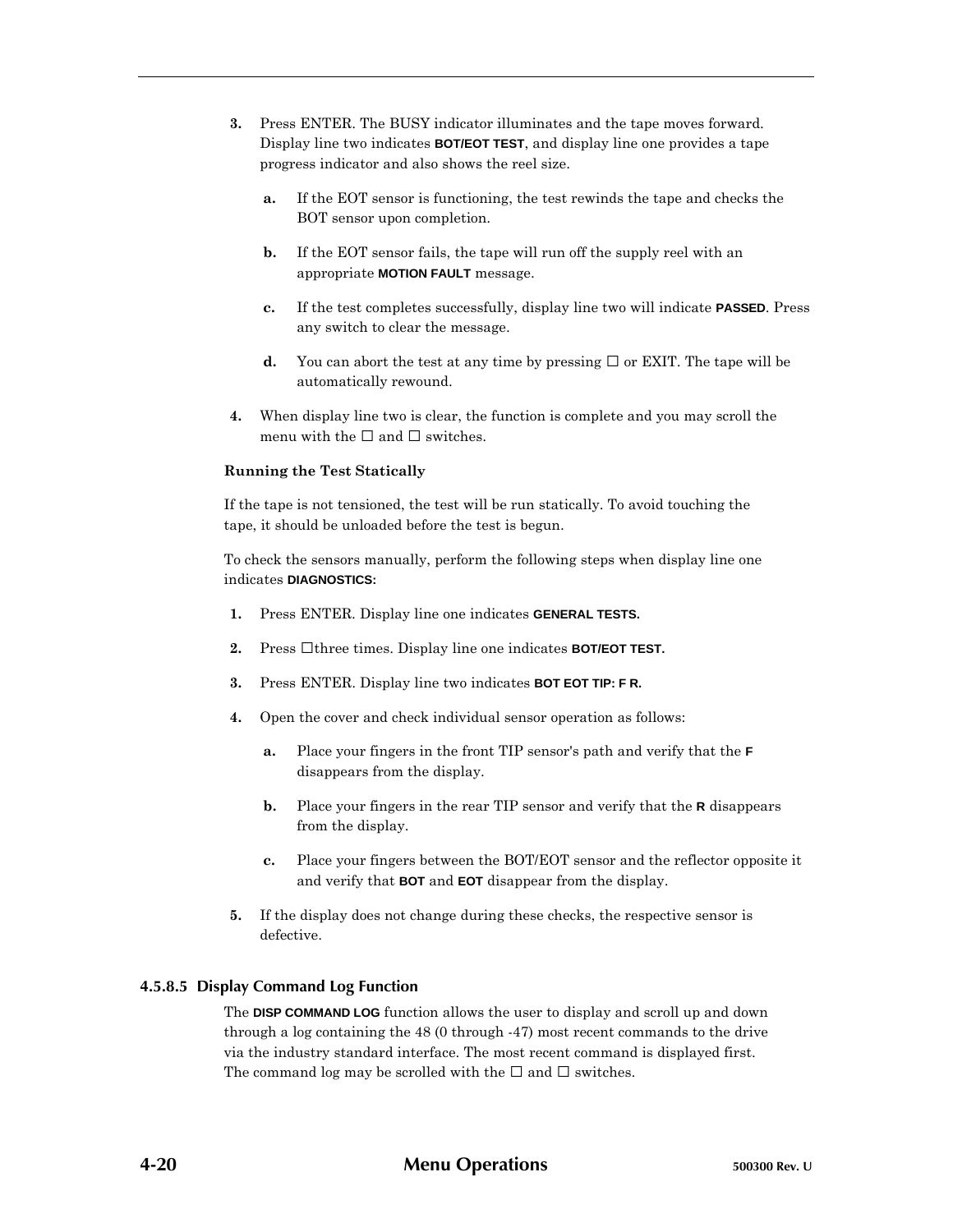3. Press ENTER. The BUSY indicator illuminates and the tape moves forward. Display line two indicates **BOT/EOT TEST**, and display line one provides a tape progress indicator and also shows the reel size.

   a. If the EOT sensor is functioning, the test rewinds the tape and checks the BOT sensor upon completion.

   b. If the EOT sensor fails, the tape will run off the supply reel with an appropriate **MOTION FAULT** message.

   c. If the test completes successfully, display line two will indicate **PASSED**. Press any switch to clear the message.

   d. You can abort the test at any time by pressing ☐ or EXIT. The tape will be automatically rewound.

4. When display line two is clear, the function is complete and you may scroll the menu with the ☐ and ☐ switches.

**Running the Test Statically**

If the tape is not tensioned, the test will be run statically. To avoid touching the tape, it should be unloaded before the test is begun.

To check the sensors manually, perform the following steps when display line one indicates **DIAGNOSTICS:**

1. Press ENTER. Display line one indicates **GENERAL TESTS.**

2. Press ☐three times. Display line one indicates **BOT/EOT TEST.**

3. Press ENTER. Display line two indicates **BOT EOT TIP: F R.**

4. Open the cover and check individual sensor operation as follows:

   a. Place your fingers in the front TIP sensor's path and verify that the **F** disappears from the display.

   b. Place your fingers in the rear TIP sensor and verify that the **R** disappears from the display.

   c. Place your fingers between the BOT/EOT sensor and the reflector opposite it and verify that **BOT** and **EOT** disappear from the display.

5. If the display does not change during these checks, the respective sensor is defective.

#### 4.5.8.5 Display Command Log Function

The **DISP COMMAND LOG** function allows the user to display and scroll up and down through a log containing the 48 (0 through -47) most recent commands to the drive via the industry standard interface. The most recent command is displayed first. The command log may be scrolled with the ☐ and ☐ switches.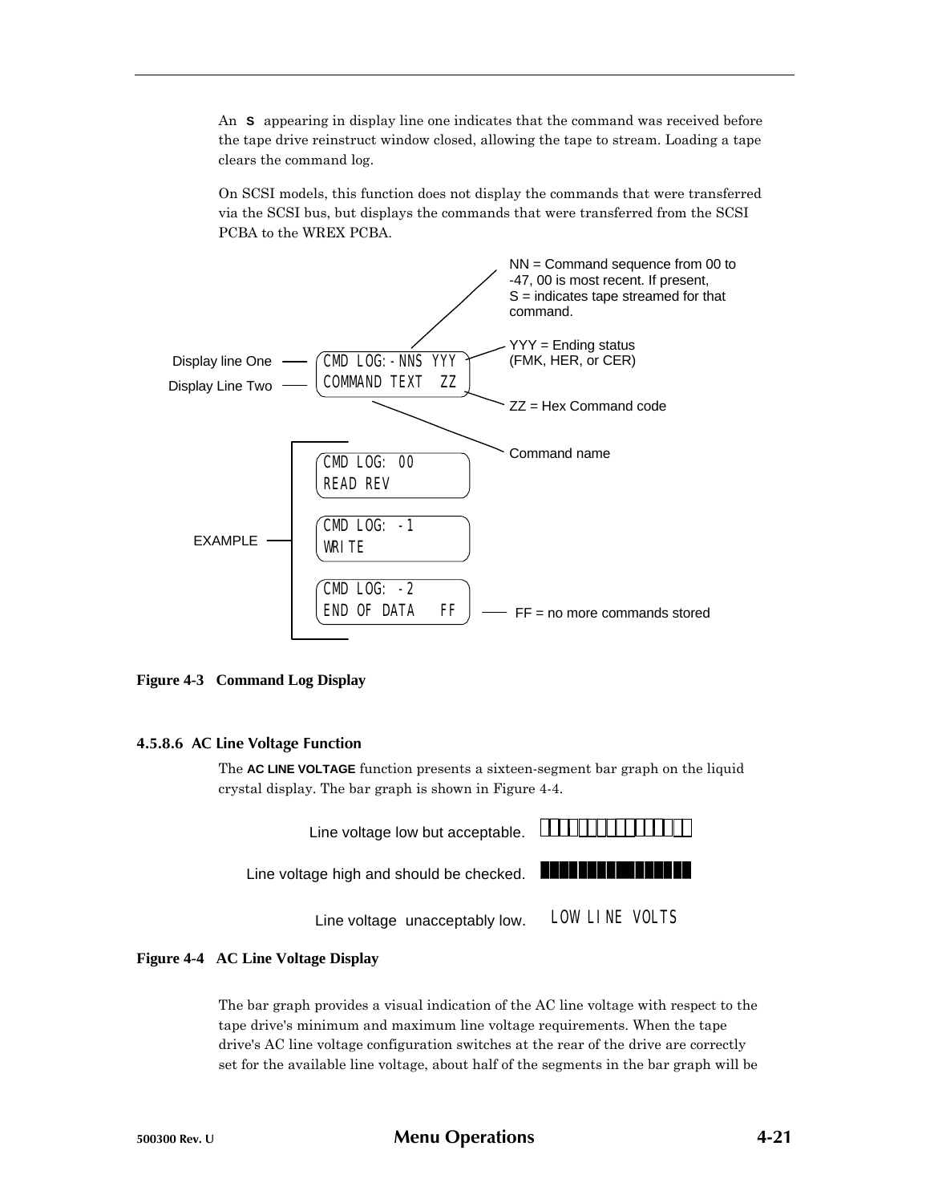An **S** appearing in display line one indicates that the command was received before the tape drive reinstruct window closed, allowing the tape to stream. Loading a tape clears the command log.

On SCSI models, this function does not display the commands that were transferred via the SCSI bus, but displays the commands that were transferred from the SCSI PCBA to the WREX PCBA.

```
Display line One  ——  CMD LOG:-NNS YYY
Display Line Two  ——  COMMAND TEXT  ZZ
```

- NN = Command sequence from 00 to -47, 00 is most recent. If present, S = indicates tape streamed for that command.
- YYY = Ending status (FMK, HER, or CER)
- ZZ = Hex Command code
- Command name

EXAMPLE

```
CMD LOG: 00
READ REV

CMD LOG: -1
WRITE

CMD LOG: -2
END OF DATA   FF
```

FF = no more commands stored

**Figure 4-3 Command Log Display**

### 4.5.8.6 AC Line Voltage Function

The **AC LINE VOLTAGE** function presents a sixteen-segment bar graph on the liquid crystal display. The bar graph is shown in Figure 4-4.

- Line voltage low but acceptable.
- Line voltage high and should be checked.
- Line voltage unacceptably low. `LOW LINE VOLTS`

**Figure 4-4 AC Line Voltage Display**

The bar graph provides a visual indication of the AC line voltage with respect to the tape drive's minimum and maximum line voltage requirements. When the tape drive's AC line voltage configuration switches at the rear of the drive are correctly set for the available line voltage, about half of the segments in the bar graph will be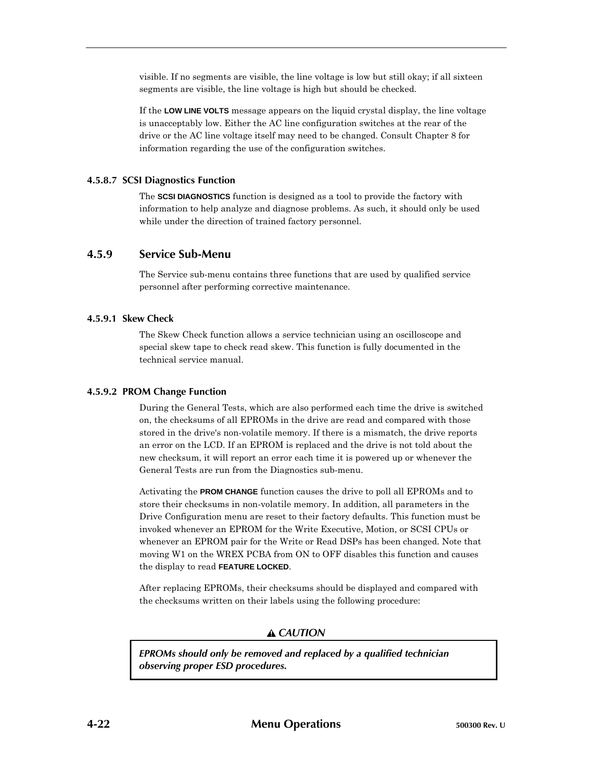visible. If no segments are visible, the line voltage is low but still okay; if all sixteen segments are visible, the line voltage is high but should be checked.

If the **LOW LINE VOLTS** message appears on the liquid crystal display, the line voltage is unacceptably low. Either the AC line configuration switches at the rear of the drive or the AC line voltage itself may need to be changed. Consult Chapter 8 for information regarding the use of the configuration switches.

#### 4.5.8.7 SCSI Diagnostics Function

The **SCSI DIAGNOSTICS** function is designed as a tool to provide the factory with information to help analyze and diagnose problems. As such, it should only be used while under the direction of trained factory personnel.

### 4.5.9 Service Sub-Menu

The Service sub-menu contains three functions that are used by qualified service personnel after performing corrective maintenance.

#### 4.5.9.1 Skew Check

The Skew Check function allows a service technician using an oscilloscope and special skew tape to check read skew. This function is fully documented in the technical service manual.

#### 4.5.9.2 PROM Change Function

During the General Tests, which are also performed each time the drive is switched on, the checksums of all EPROMs in the drive are read and compared with those stored in the drive's non-volatile memory. If there is a mismatch, the drive reports an error on the LCD. If an EPROM is replaced and the drive is not told about the new checksum, it will report an error each time it is powered up or whenever the General Tests are run from the Diagnostics sub-menu.

Activating the **PROM CHANGE** function causes the drive to poll all EPROMs and to store their checksums in non-volatile memory. In addition, all parameters in the Drive Configuration menu are reset to their factory defaults. This function must be invoked whenever an EPROM for the Write Executive, Motion, or SCSI CPUs or whenever an EPROM pair for the Write or Read DSPs has been changed. Note that moving W1 on the WREX PCBA from ON to OFF disables this function and causes the display to read **FEATURE LOCKED**.

After replacing EPROMs, their checksums should be displayed and compared with the checksums written on their labels using the following procedure:

> ⚠ ***CAUTION***
>
> ***EPROMs should only be removed and replaced by a qualified technician observing proper ESD procedures.***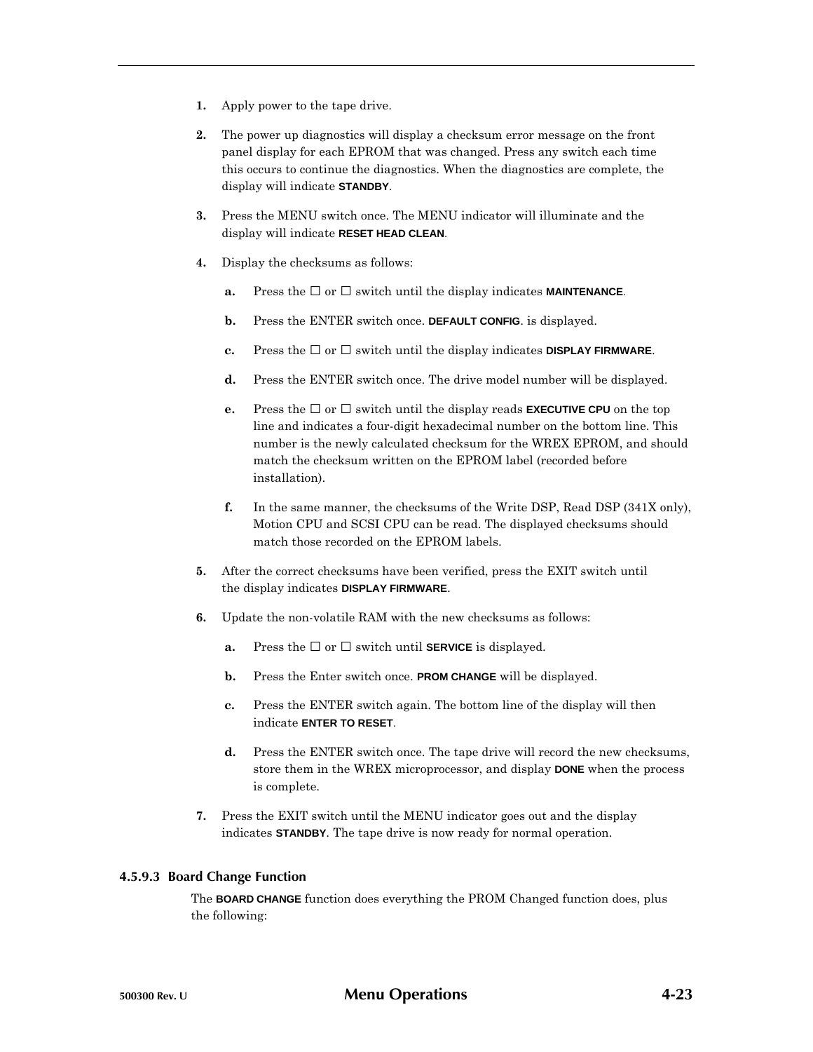1. Apply power to the tape drive.

2. The power up diagnostics will display a checksum error message on the front panel display for each EPROM that was changed. Press any switch each time this occurs to continue the diagnostics. When the diagnostics are complete, the display will indicate **STANDBY**.

3. Press the MENU switch once. The MENU indicator will illuminate and the display will indicate **RESET HEAD CLEAN**.

4. Display the checksums as follows:

   a. Press the ☐ or ☐ switch until the display indicates **MAINTENANCE**.

   b. Press the ENTER switch once. **DEFAULT CONFIG**. is displayed.

   c. Press the ☐ or ☐ switch until the display indicates **DISPLAY FIRMWARE**.

   d. Press the ENTER switch once. The drive model number will be displayed.

   e. Press the ☐ or ☐ switch until the display reads **EXECUTIVE CPU** on the top line and indicates a four-digit hexadecimal number on the bottom line. This number is the newly calculated checksum for the WREX EPROM, and should match the checksum written on the EPROM label (recorded before installation).

   f. In the same manner, the checksums of the Write DSP, Read DSP (341X only), Motion CPU and SCSI CPU can be read. The displayed checksums should match those recorded on the EPROM labels.

5. After the correct checksums have been verified, press the EXIT switch until the display indicates **DISPLAY FIRMWARE**.

6. Update the non-volatile RAM with the new checksums as follows:

   a. Press the ☐ or ☐ switch until **SERVICE** is displayed.

   b. Press the Enter switch once. **PROM CHANGE** will be displayed.

   c. Press the ENTER switch again. The bottom line of the display will then indicate **ENTER TO RESET**.

   d. Press the ENTER switch once. The tape drive will record the new checksums, store them in the WREX microprocessor, and display **DONE** when the process is complete.

7. Press the EXIT switch until the MENU indicator goes out and the display indicates **STANDBY**. The tape drive is now ready for normal operation.

### 4.5.9.3 Board Change Function

The **BOARD CHANGE** function does everything the PROM Changed function does, plus the following: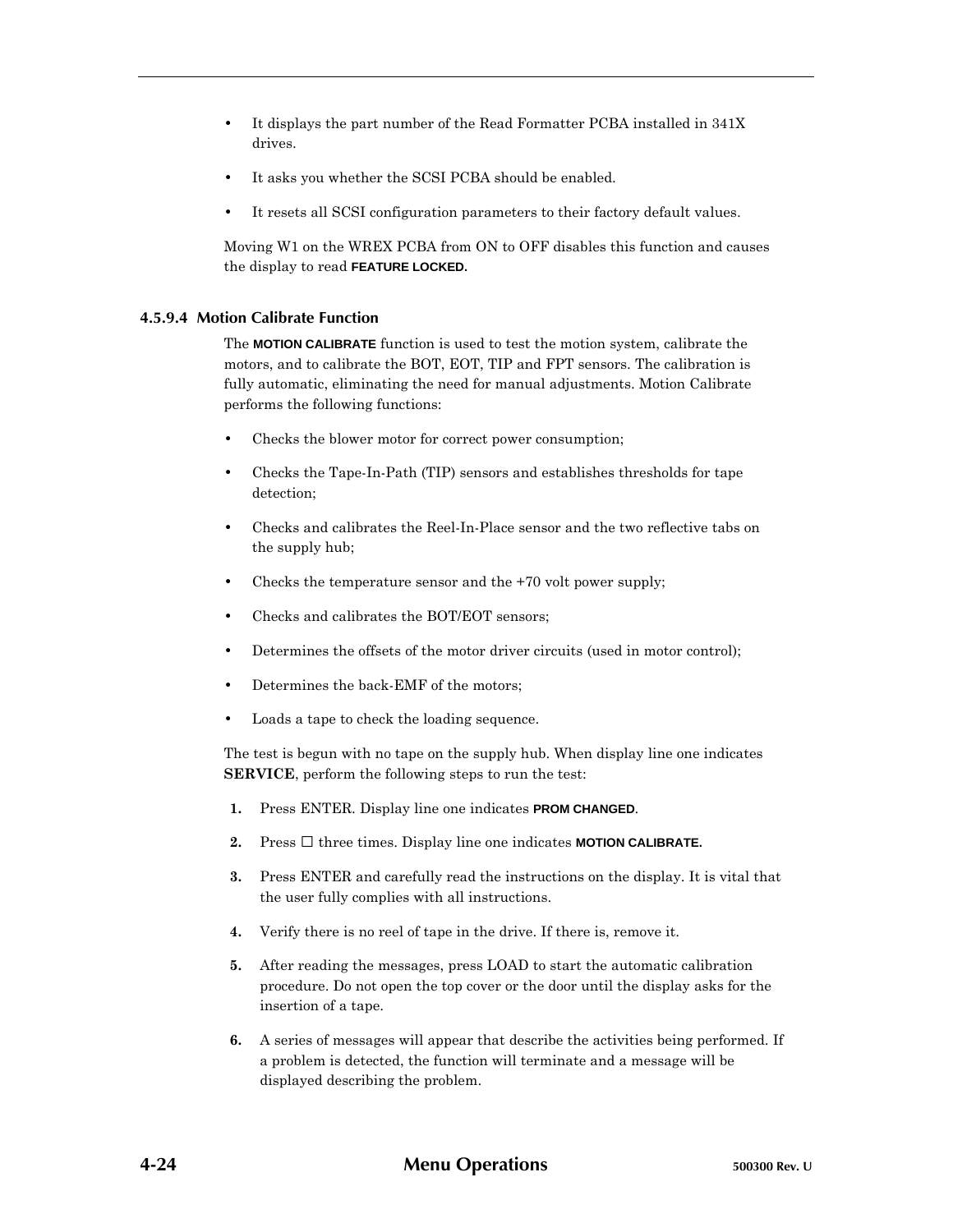- It displays the part number of the Read Formatter PCBA installed in 341X drives.

- It asks you whether the SCSI PCBA should be enabled.

- It resets all SCSI configuration parameters to their factory default values.

Moving W1 on the WREX PCBA from ON to OFF disables this function and causes the display to read **FEATURE LOCKED.**

#### 4.5.9.4 Motion Calibrate Function

The **MOTION CALIBRATE** function is used to test the motion system, calibrate the motors, and to calibrate the BOT, EOT, TIP and FPT sensors. The calibration is fully automatic, eliminating the need for manual adjustments. Motion Calibrate performs the following functions:

- Checks the blower motor for correct power consumption;

- Checks the Tape-In-Path (TIP) sensors and establishes thresholds for tape detection;

- Checks and calibrates the Reel-In-Place sensor and the two reflective tabs on the supply hub;

- Checks the temperature sensor and the +70 volt power supply;

- Checks and calibrates the BOT/EOT sensors;

- Determines the offsets of the motor driver circuits (used in motor control);

- Determines the back-EMF of the motors;

- Loads a tape to check the loading sequence.

The test is begun with no tape on the supply hub. When display line one indicates **SERVICE**, perform the following steps to run the test:

1. Press ENTER. Display line one indicates **PROM CHANGED**.

2. Press ☐ three times. Display line one indicates **MOTION CALIBRATE.**

3. Press ENTER and carefully read the instructions on the display. It is vital that the user fully complies with all instructions.

4. Verify there is no reel of tape in the drive. If there is, remove it.

5. After reading the messages, press LOAD to start the automatic calibration procedure. Do not open the top cover or the door until the display asks for the insertion of a tape.

6. A series of messages will appear that describe the activities being performed. If a problem is detected, the function will terminate and a message will be displayed describing the problem.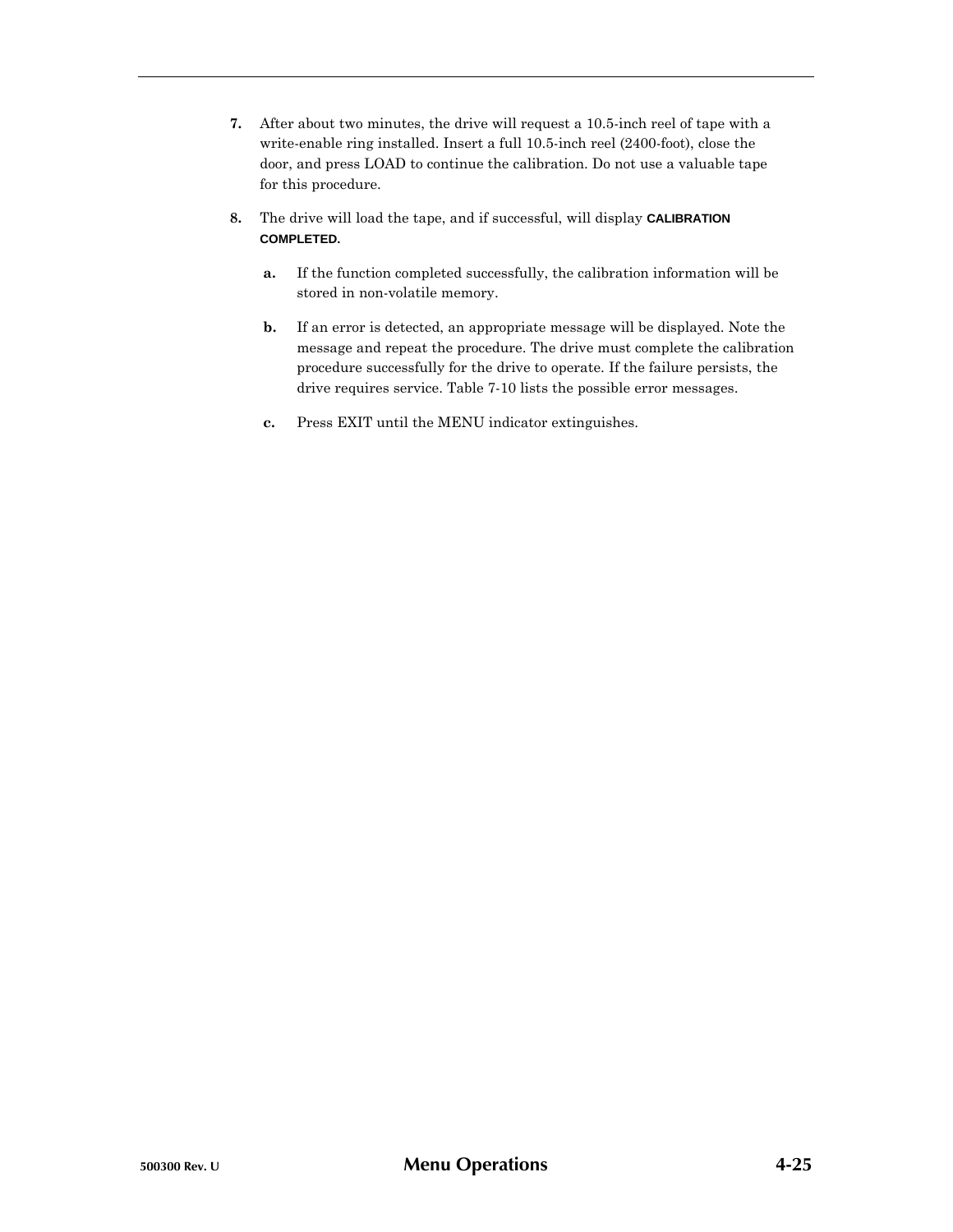7. After about two minutes, the drive will request a 10.5-inch reel of tape with a write-enable ring installed. Insert a full 10.5-inch reel (2400-foot), close the door, and press LOAD to continue the calibration. Do not use a valuable tape for this procedure.

8. The drive will load the tape, and if successful, will display **CALIBRATION COMPLETED.**

   a. If the function completed successfully, the calibration information will be stored in non-volatile memory.

   b. If an error is detected, an appropriate message will be displayed. Note the message and repeat the procedure. The drive must complete the calibration procedure successfully for the drive to operate. If the failure persists, the drive requires service. Table 7-10 lists the possible error messages.

   c. Press EXIT until the MENU indicator extinguishes.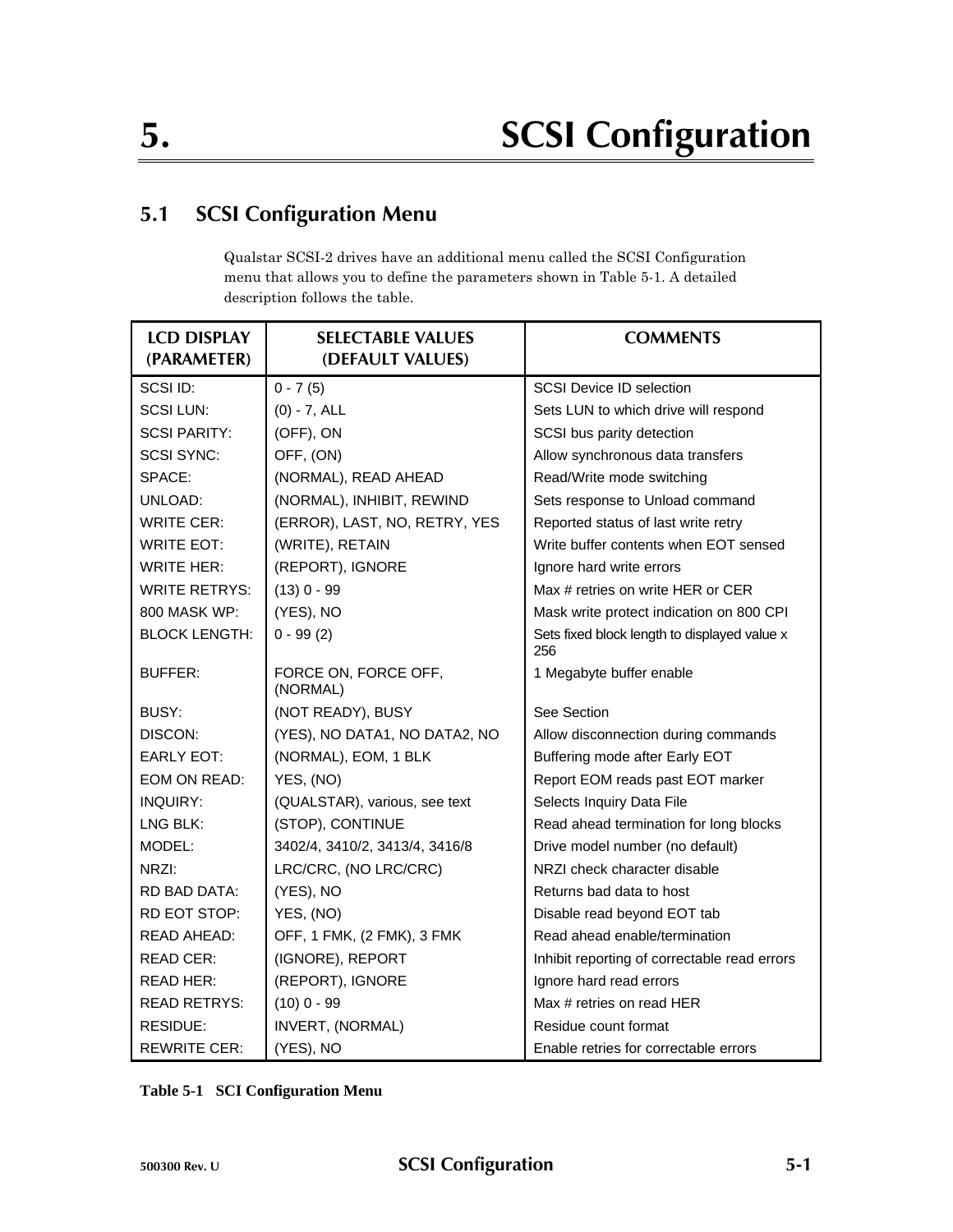# 5. SCSI Configuration

## 5.1 SCSI Configuration Menu

Qualstar SCSI-2 drives have an additional menu called the SCSI Configuration menu that allows you to define the parameters shown in Table 5-1. A detailed description follows the table.

| LCD DISPLAY (PARAMETER) | SELECTABLE VALUES (DEFAULT VALUES) | COMMENTS |
|---|---|---|
| SCSI ID: | 0 - 7 (5) | SCSI Device ID selection |
| SCSI LUN: | (0) - 7, ALL | Sets LUN to which drive will respond |
| SCSI PARITY: | (OFF), ON | SCSI bus parity detection |
| SCSI SYNC: | OFF, (ON) | Allow synchronous data transfers |
| SPACE: | (NORMAL), READ AHEAD | Read/Write mode switching |
| UNLOAD: | (NORMAL), INHIBIT, REWIND | Sets response to Unload command |
| WRITE CER: | (ERROR), LAST, NO, RETRY, YES | Reported status of last write retry |
| WRITE EOT: | (WRITE), RETAIN | Write buffer contents when EOT sensed |
| WRITE HER: | (REPORT), IGNORE | Ignore hard write errors |
| WRITE RETRYS: | (13) 0 - 99 | Max # retries on write HER or CER |
| 800 MASK WP: | (YES), NO | Mask write protect indication on 800 CPI |
| BLOCK LENGTH: | 0 - 99 (2) | Sets fixed block length to displayed value x 256 |
| BUFFER: | FORCE ON, FORCE OFF, (NORMAL) | 1 Megabyte buffer enable |
| BUSY: | (NOT READY), BUSY | See Section |
| DISCON: | (YES), NO DATA1, NO DATA2, NO | Allow disconnection during commands |
| EARLY EOT: | (NORMAL), EOM, 1 BLK | Buffering mode after Early EOT |
| EOM ON READ: | YES, (NO) | Report EOM reads past EOT marker |
| INQUIRY: | (QUALSTAR), various, see text | Selects Inquiry Data File |
| LNG BLK: | (STOP), CONTINUE | Read ahead termination for long blocks |
| MODEL: | 3402/4, 3410/2, 3413/4, 3416/8 | Drive model number (no default) |
| NRZI: | LRC/CRC, (NO LRC/CRC) | NRZI check character disable |
| RD BAD DATA: | (YES), NO | Returns bad data to host |
| RD EOT STOP: | YES, (NO) | Disable read beyond EOT tab |
| READ AHEAD: | OFF, 1 FMK, (2 FMK), 3 FMK | Read ahead enable/termination |
| READ CER: | (IGNORE), REPORT | Inhibit reporting of correctable read errors |
| READ HER: | (REPORT), IGNORE | Ignore hard read errors |
| READ RETRYS: | (10) 0 - 99 | Max # retries on read HER |
| RESIDUE: | INVERT, (NORMAL) | Residue count format |
| REWRITE CER: | (YES), NO | Enable retries for correctable errors |

**Table 5-1 SCI Configuration Menu**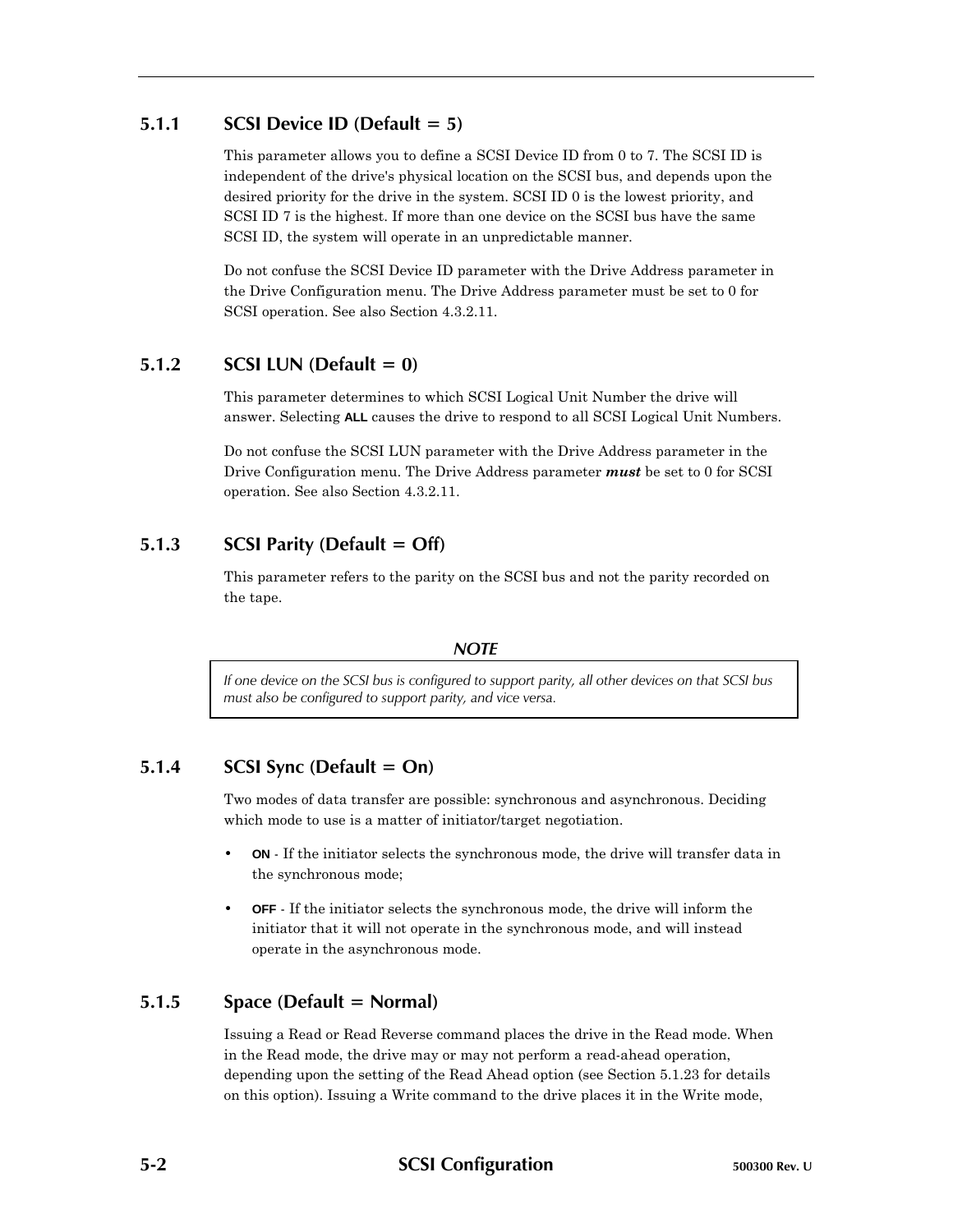### 5.1.1 SCSI Device ID (Default = 5)

This parameter allows you to define a SCSI Device ID from 0 to 7. The SCSI ID is independent of the drive's physical location on the SCSI bus, and depends upon the desired priority for the drive in the system. SCSI ID 0 is the lowest priority, and SCSI ID 7 is the highest. If more than one device on the SCSI bus have the same SCSI ID, the system will operate in an unpredictable manner.

Do not confuse the SCSI Device ID parameter with the Drive Address parameter in the Drive Configuration menu. The Drive Address parameter must be set to 0 for SCSI operation. See also Section 4.3.2.11.

### 5.1.2 SCSI LUN (Default = 0)

This parameter determines to which SCSI Logical Unit Number the drive will answer. Selecting **ALL** causes the drive to respond to all SCSI Logical Unit Numbers.

Do not confuse the SCSI LUN parameter with the Drive Address parameter in the Drive Configuration menu. The Drive Address parameter ***must*** be set to 0 for SCSI operation. See also Section 4.3.2.11.

### 5.1.3 SCSI Parity (Default = Off)

This parameter refers to the parity on the SCSI bus and not the parity recorded on the tape.

> ***NOTE***
>
> *If one device on the SCSI bus is configured to support parity, all other devices on that SCSI bus must also be configured to support parity, and vice versa.*

### 5.1.4 SCSI Sync (Default = On)

Two modes of data transfer are possible: synchronous and asynchronous. Deciding which mode to use is a matter of initiator/target negotiation.

- **ON** - If the initiator selects the synchronous mode, the drive will transfer data in the synchronous mode;
- **OFF** - If the initiator selects the synchronous mode, the drive will inform the initiator that it will not operate in the synchronous mode, and will instead operate in the asynchronous mode.

### 5.1.5 Space (Default = Normal)

Issuing a Read or Read Reverse command places the drive in the Read mode. When in the Read mode, the drive may or may not perform a read-ahead operation, depending upon the setting of the Read Ahead option (see Section 5.1.23 for details on this option). Issuing a Write command to the drive places it in the Write mode,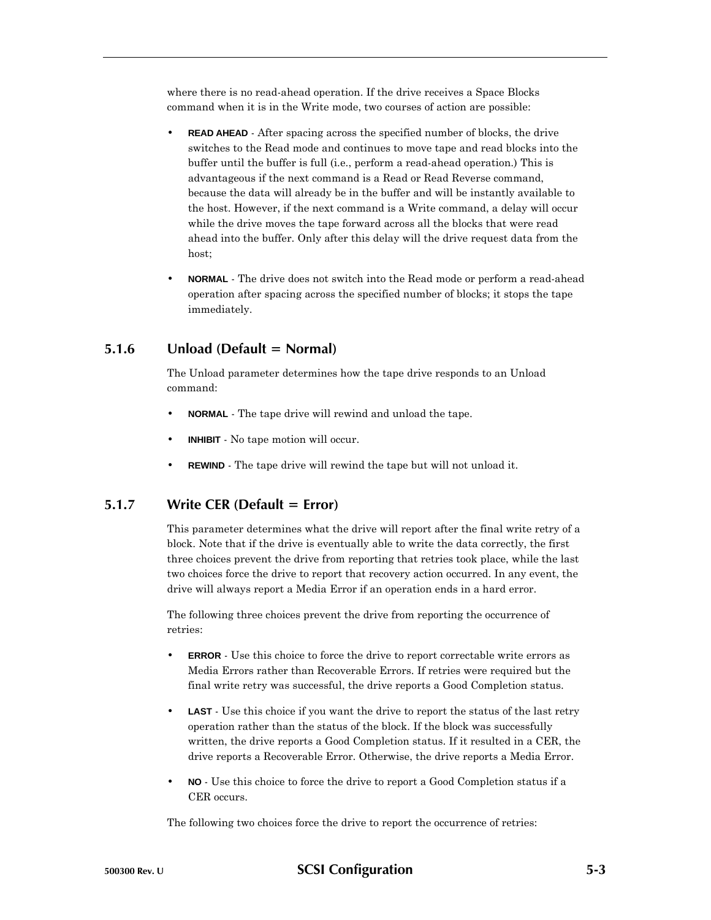where there is no read-ahead operation. If the drive receives a Space Blocks command when it is in the Write mode, two courses of action are possible:

- **READ AHEAD** - After spacing across the specified number of blocks, the drive switches to the Read mode and continues to move tape and read blocks into the buffer until the buffer is full (i.e., perform a read-ahead operation.) This is advantageous if the next command is a Read or Read Reverse command, because the data will already be in the buffer and will be instantly available to the host. However, if the next command is a Write command, a delay will occur while the drive moves the tape forward across all the blocks that were read ahead into the buffer. Only after this delay will the drive request data from the host;

- **NORMAL** - The drive does not switch into the Read mode or perform a read-ahead operation after spacing across the specified number of blocks; it stops the tape immediately.

### 5.1.6 Unload (Default = Normal)

The Unload parameter determines how the tape drive responds to an Unload command:

- **NORMAL** - The tape drive will rewind and unload the tape.

- **INHIBIT** - No tape motion will occur.

- **REWIND** - The tape drive will rewind the tape but will not unload it.

### 5.1.7 Write CER (Default = Error)

This parameter determines what the drive will report after the final write retry of a block. Note that if the drive is eventually able to write the data correctly, the first three choices prevent the drive from reporting that retries took place, while the last two choices force the drive to report that recovery action occurred. In any event, the drive will always report a Media Error if an operation ends in a hard error.

The following three choices prevent the drive from reporting the occurrence of retries:

- **ERROR** - Use this choice to force the drive to report correctable write errors as Media Errors rather than Recoverable Errors. If retries were required but the final write retry was successful, the drive reports a Good Completion status.

- **LAST** - Use this choice if you want the drive to report the status of the last retry operation rather than the status of the block. If the block was successfully written, the drive reports a Good Completion status. If it resulted in a CER, the drive reports a Recoverable Error. Otherwise, the drive reports a Media Error.

- **NO** - Use this choice to force the drive to report a Good Completion status if a CER occurs.

The following two choices force the drive to report the occurrence of retries: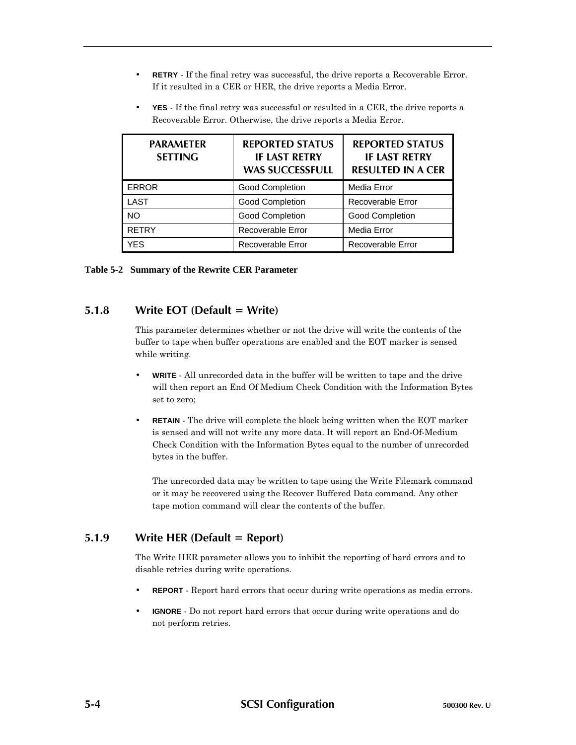- **RETRY** - If the final retry was successful, the drive reports a Recoverable Error. If it resulted in a CER or HER, the drive reports a Media Error.
- **YES** - If the final retry was successful or resulted in a CER, the drive reports a Recoverable Error. Otherwise, the drive reports a Media Error.

| PARAMETER SETTING | REPORTED STATUS IF LAST RETRY WAS SUCCESSFULL | REPORTED STATUS IF LAST RETRY RESULTED IN A CER |
|---|---|---|
| ERROR | Good Completion | Media Error |
| LAST | Good Completion | Recoverable Error |
| NO | Good Completion | Good Completion |
| RETRY | Recoverable Error | Media Error |
| YES | Recoverable Error | Recoverable Error |

**Table 5-2 Summary of the Rewrite CER Parameter**

### 5.1.8 Write EOT (Default = Write)

This parameter determines whether or not the drive will write the contents of the buffer to tape when buffer operations are enabled and the EOT marker is sensed while writing.

- **WRITE** - All unrecorded data in the buffer will be written to tape and the drive will then report an End Of Medium Check Condition with the Information Bytes set to zero;
- **RETAIN** - The drive will complete the block being written when the EOT marker is sensed and will not write any more data. It will report an End-Of-Medium Check Condition with the Information Bytes equal to the number of unrecorded bytes in the buffer.

  The unrecorded data may be written to tape using the Write Filemark command or it may be recovered using the Recover Buffered Data command. Any other tape motion command will clear the contents of the buffer.

### 5.1.9 Write HER (Default = Report)

The Write HER parameter allows you to inhibit the reporting of hard errors and to disable retries during write operations.

- **REPORT** - Report hard errors that occur during write operations as media errors.
- **IGNORE** - Do not report hard errors that occur during write operations and do not perform retries.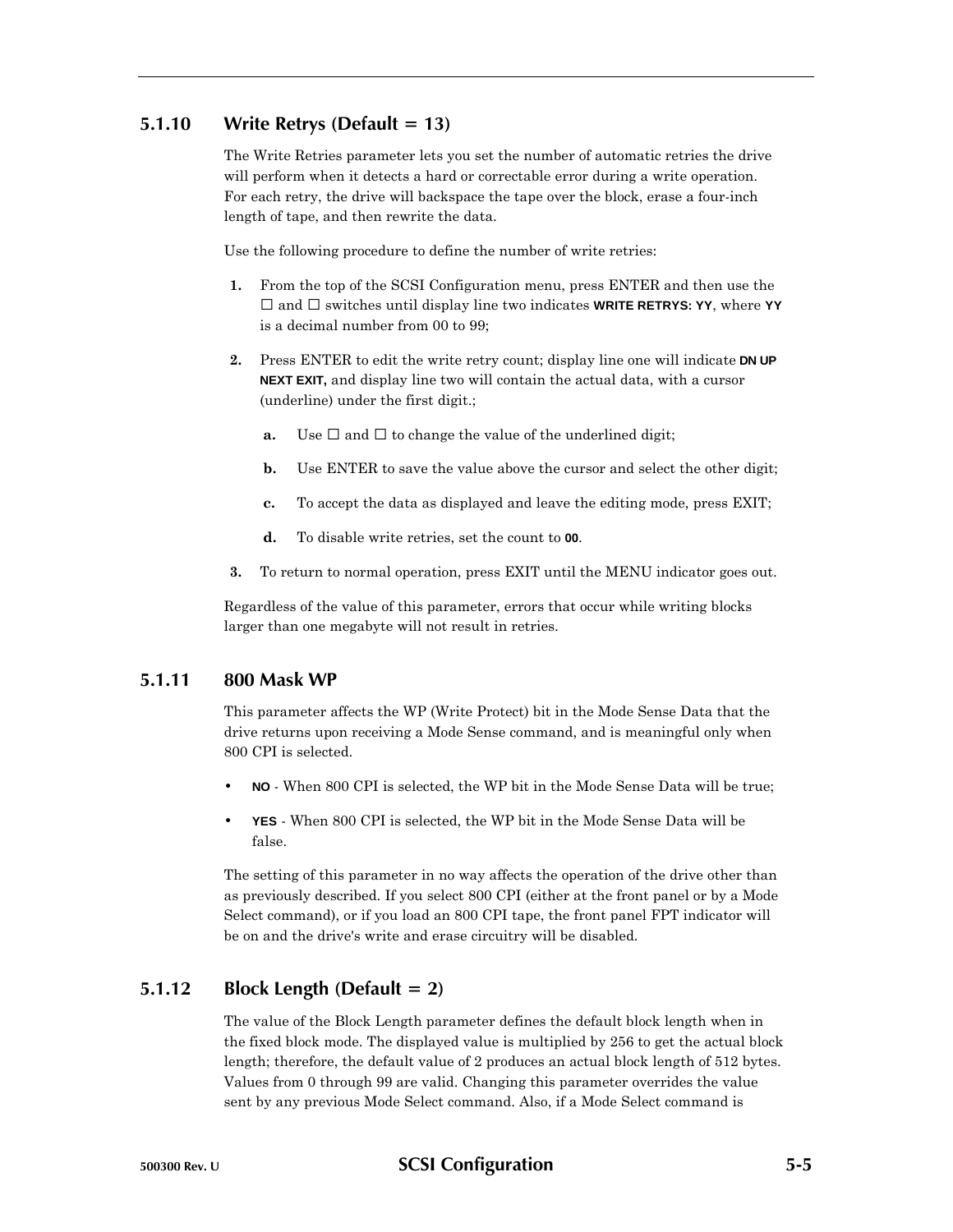### 5.1.10 Write Retrys (Default = 13)

The Write Retries parameter lets you set the number of automatic retries the drive will perform when it detects a hard or correctable error during a write operation. For each retry, the drive will backspace the tape over the block, erase a four-inch length of tape, and then rewrite the data.

Use the following procedure to define the number of write retries:

1. From the top of the SCSI Configuration menu, press ENTER and then use the ☐ and ☐ switches until display line two indicates **WRITE RETRYS: YY**, where **YY** is a decimal number from 00 to 99;
2. Press ENTER to edit the write retry count; display line one will indicate **DN UP NEXT EXIT,** and display line two will contain the actual data, with a cursor (underline) under the first digit.;
   - **a.** Use ☐ and ☐ to change the value of the underlined digit;
   - **b.** Use ENTER to save the value above the cursor and select the other digit;
   - **c.** To accept the data as displayed and leave the editing mode, press EXIT;
   - **d.** To disable write retries, set the count to **00**.
3. To return to normal operation, press EXIT until the MENU indicator goes out.

Regardless of the value of this parameter, errors that occur while writing blocks larger than one megabyte will not result in retries.

### 5.1.11 800 Mask WP

This parameter affects the WP (Write Protect) bit in the Mode Sense Data that the drive returns upon receiving a Mode Sense command, and is meaningful only when 800 CPI is selected.

- **NO** - When 800 CPI is selected, the WP bit in the Mode Sense Data will be true;
- **YES** - When 800 CPI is selected, the WP bit in the Mode Sense Data will be false.

The setting of this parameter in no way affects the operation of the drive other than as previously described. If you select 800 CPI (either at the front panel or by a Mode Select command), or if you load an 800 CPI tape, the front panel FPT indicator will be on and the drive's write and erase circuitry will be disabled.

### 5.1.12 Block Length (Default = 2)

The value of the Block Length parameter defines the default block length when in the fixed block mode. The displayed value is multiplied by 256 to get the actual block length; therefore, the default value of 2 produces an actual block length of 512 bytes. Values from 0 through 99 are valid. Changing this parameter overrides the value sent by any previous Mode Select command. Also, if a Mode Select command is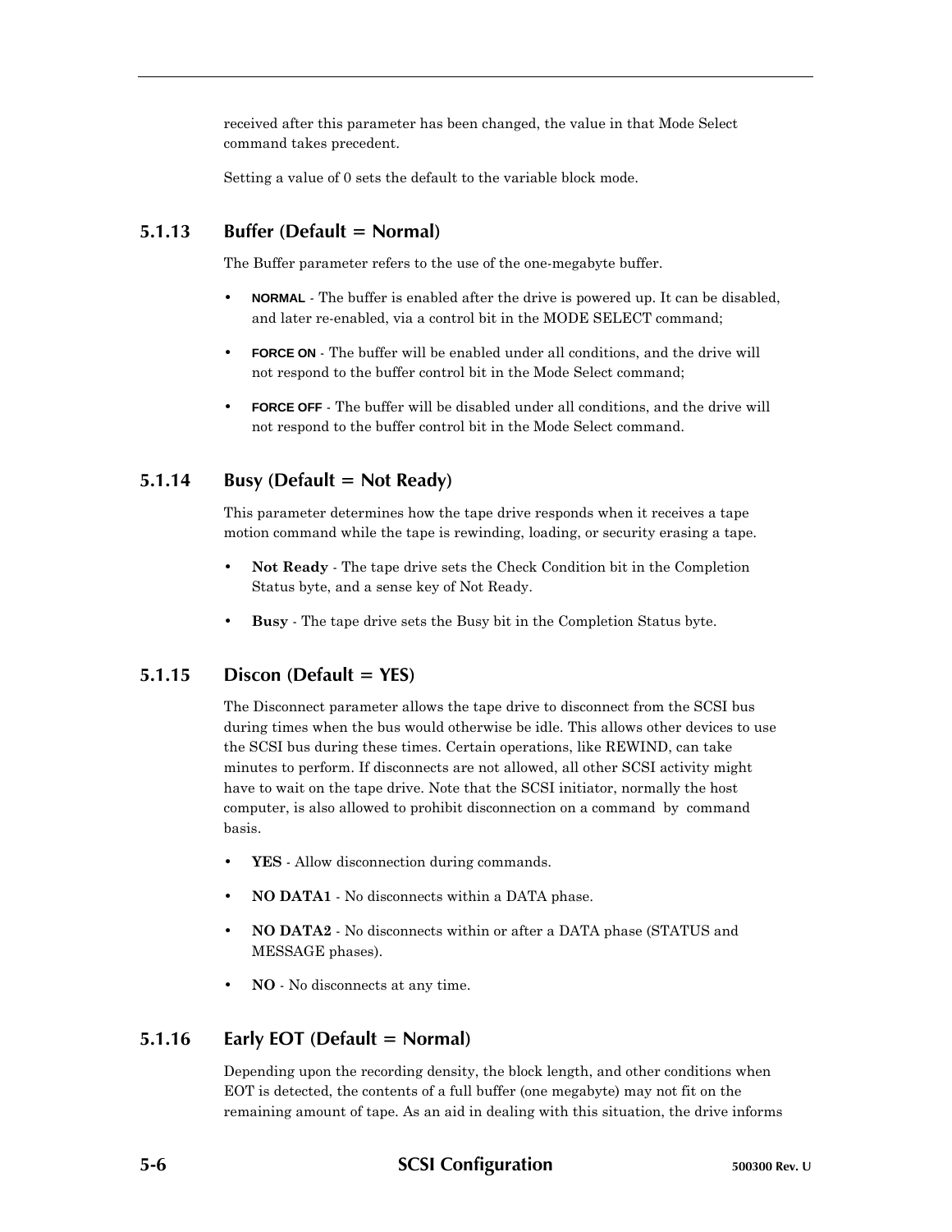received after this parameter has been changed, the value in that Mode Select command takes precedent.

Setting a value of 0 sets the default to the variable block mode.

### 5.1.13 Buffer (Default = Normal)

The Buffer parameter refers to the use of the one-megabyte buffer.

- **NORMAL** - The buffer is enabled after the drive is powered up. It can be disabled, and later re-enabled, via a control bit in the MODE SELECT command;
- **FORCE ON** - The buffer will be enabled under all conditions, and the drive will not respond to the buffer control bit in the Mode Select command;
- **FORCE OFF** - The buffer will be disabled under all conditions, and the drive will not respond to the buffer control bit in the Mode Select command.

### 5.1.14 Busy (Default = Not Ready)

This parameter determines how the tape drive responds when it receives a tape motion command while the tape is rewinding, loading, or security erasing a tape.

- **Not Ready** - The tape drive sets the Check Condition bit in the Completion Status byte, and a sense key of Not Ready.
- **Busy** - The tape drive sets the Busy bit in the Completion Status byte.

### 5.1.15 Discon (Default = YES)

The Disconnect parameter allows the tape drive to disconnect from the SCSI bus during times when the bus would otherwise be idle. This allows other devices to use the SCSI bus during these times. Certain operations, like REWIND, can take minutes to perform. If disconnects are not allowed, all other SCSI activity might have to wait on the tape drive. Note that the SCSI initiator, normally the host computer, is also allowed to prohibit disconnection on a command by command basis.

- **YES** - Allow disconnection during commands.
- **NO DATA1** - No disconnects within a DATA phase.
- **NO DATA2** - No disconnects within or after a DATA phase (STATUS and MESSAGE phases).
- **NO** - No disconnects at any time.

### 5.1.16 Early EOT (Default = Normal)

Depending upon the recording density, the block length, and other conditions when EOT is detected, the contents of a full buffer (one megabyte) may not fit on the remaining amount of tape. As an aid in dealing with this situation, the drive informs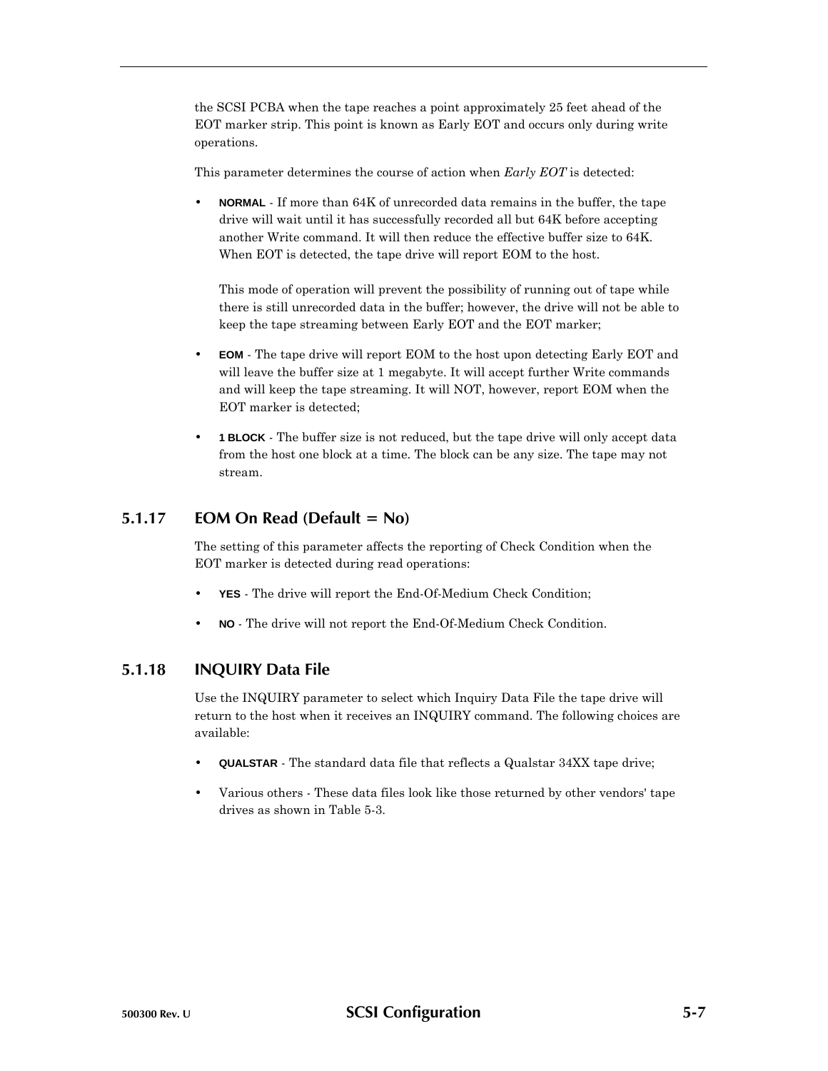the SCSI PCBA when the tape reaches a point approximately 25 feet ahead of the EOT marker strip. This point is known as Early EOT and occurs only during write operations.

This parameter determines the course of action when *Early EOT* is detected:

- **NORMAL** - If more than 64K of unrecorded data remains in the buffer, the tape drive will wait until it has successfully recorded all but 64K before accepting another Write command. It will then reduce the effective buffer size to 64K. When EOT is detected, the tape drive will report EOM to the host.

  This mode of operation will prevent the possibility of running out of tape while there is still unrecorded data in the buffer; however, the drive will not be able to keep the tape streaming between Early EOT and the EOT marker;

- **EOM** - The tape drive will report EOM to the host upon detecting Early EOT and will leave the buffer size at 1 megabyte. It will accept further Write commands and will keep the tape streaming. It will NOT, however, report EOM when the EOT marker is detected;

- **1 BLOCK** - The buffer size is not reduced, but the tape drive will only accept data from the host one block at a time. The block can be any size. The tape may not stream.

### 5.1.17 EOM On Read (Default = No)

The setting of this parameter affects the reporting of Check Condition when the EOT marker is detected during read operations:

- **YES** - The drive will report the End-Of-Medium Check Condition;
- **NO** - The drive will not report the End-Of-Medium Check Condition.

### 5.1.18 INQUIRY Data File

Use the INQUIRY parameter to select which Inquiry Data File the tape drive will return to the host when it receives an INQUIRY command. The following choices are available:

- **QUALSTAR** - The standard data file that reflects a Qualstar 34XX tape drive;
- Various others - These data files look like those returned by other vendors' tape drives as shown in Table 5-3.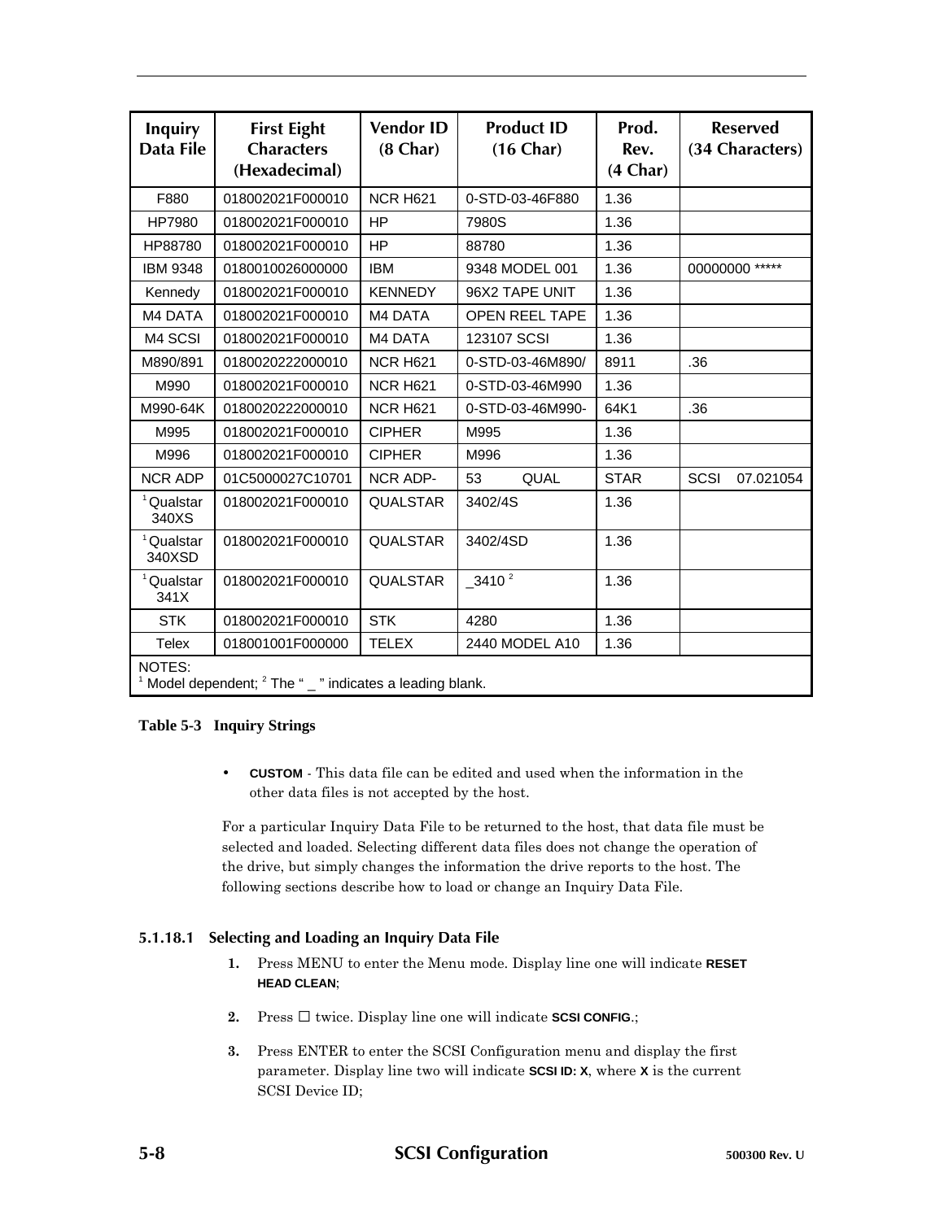| Inquiry Data File | First Eight Characters (Hexadecimal) | Vendor ID (8 Char) | Product ID (16 Char) | Prod. Rev. (4 Char) | Reserved (34 Characters) |
|---|---|---|---|---|---|
| F880 | 018002021F000010 | NCR H621 | 0-STD-03-46F880 | 1.36 | |
| HP7980 | 018002021F000010 | HP | 7980S | 1.36 | |
| HP88780 | 018002021F000010 | HP | 88780 | 1.36 | |
| IBM 9348 | 0180010026000000 | IBM | 9348 MODEL 001 | 1.36 | 00000000 ***** |
| Kennedy | 018002021F000010 | KENNEDY | 96X2 TAPE UNIT | 1.36 | |
| M4 DATA | 018002021F000010 | M4 DATA | OPEN REEL TAPE | 1.36 | |
| M4 SCSI | 018002021F000010 | M4 DATA | 123107 SCSI | 1.36 | |
| M890/891 | 0180020222000010 | NCR H621 | 0-STD-03-46M890/ | 8911 | .36 |
| M990 | 018002021F000010 | NCR H621 | 0-STD-03-46M990 | 1.36 | |
| M990-64K | 0180020222000010 | NCR H621 | 0-STD-03-46M990- | 64K1 | .36 |
| M995 | 018002021F000010 | CIPHER | M995 | 1.36 | |
| M996 | 018002021F000010 | CIPHER | M996 | 1.36 | |
| NCR ADP | 01C5000027C10701 | NCR ADP- | 53 QUAL | STAR | SCSI 07.021054 |
| [1] Qualstar 340XS | 018002021F000010 | QUALSTAR | 3402/4S | 1.36 | |
| [1] Qualstar 340XSD | 018002021F000010 | QUALSTAR | 3402/4SD | 1.36 | |
| [1] Qualstar 341X | 018002021F000010 | QUALSTAR | _3410 [2] | 1.36 | |
| STK | 018002021F000010 | STK | 4280 | 1.36 | |
| Telex | 018001001F000000 | TELEX | 2440 MODEL A10 | 1.36 | |

NOTES:
[1] Model dependent; [2] The " _ " indicates a leading blank.

**Table 5-3 Inquiry Strings**

- **CUSTOM** - This data file can be edited and used when the information in the other data files is not accepted by the host.

For a particular Inquiry Data File to be returned to the host, that data file must be selected and loaded. Selecting different data files does not change the operation of the drive, but simply changes the information the drive reports to the host. The following sections describe how to load or change an Inquiry Data File.

### 5.1.18.1 Selecting and Loading an Inquiry Data File

1. Press MENU to enter the Menu mode. Display line one will indicate **RESET HEAD CLEAN**;
2. Press ☐ twice. Display line one will indicate **SCSI CONFIG.**;
3. Press ENTER to enter the SCSI Configuration menu and display the first parameter. Display line two will indicate **SCSI ID: X**, where **X** is the current SCSI Device ID;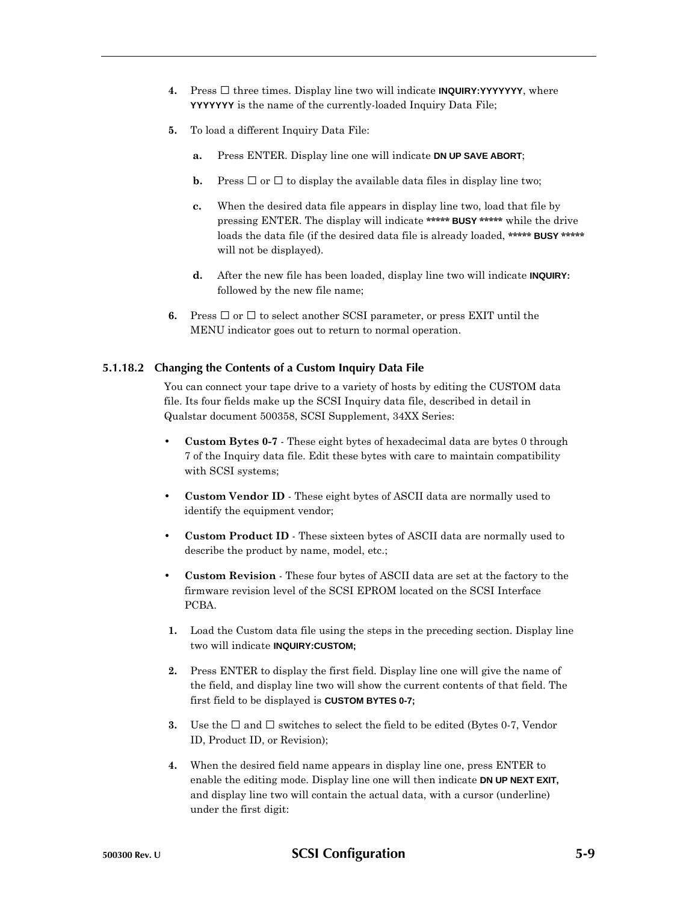4. Press ☐ three times. Display line two will indicate **INQUIRY:YYYYYYY**, where **YYYYYYY** is the name of the currently-loaded Inquiry Data File;

5. To load a different Inquiry Data File:

   a. Press ENTER. Display line one will indicate **DN UP SAVE ABORT**;

   b. Press ☐ or ☐ to display the available data files in display line two;

   c. When the desired data file appears in display line two, load that file by pressing ENTER. The display will indicate **\*\*\*\*\* BUSY \*\*\*\*\*** while the drive loads the data file (if the desired data file is already loaded, **\*\*\*\*\* BUSY \*\*\*\*\*** will not be displayed).

   d. After the new file has been loaded, display line two will indicate **INQUIRY:** followed by the new file name;

6. Press ☐ or ☐ to select another SCSI parameter, or press EXIT until the MENU indicator goes out to return to normal operation.

#### 5.1.18.2 Changing the Contents of a Custom Inquiry Data File

You can connect your tape drive to a variety of hosts by editing the CUSTOM data file. Its four fields make up the SCSI Inquiry data file, described in detail in Qualstar document 500358, SCSI Supplement, 34XX Series:

- **Custom Bytes 0-7** - These eight bytes of hexadecimal data are bytes 0 through 7 of the Inquiry data file. Edit these bytes with care to maintain compatibility with SCSI systems;
- **Custom Vendor ID** - These eight bytes of ASCII data are normally used to identify the equipment vendor;
- **Custom Product ID** - These sixteen bytes of ASCII data are normally used to describe the product by name, model, etc.;
- **Custom Revision** - These four bytes of ASCII data are set at the factory to the firmware revision level of the SCSI EPROM located on the SCSI Interface PCBA.

1. Load the Custom data file using the steps in the preceding section. Display line two will indicate **INQUIRY:CUSTOM;**

2. Press ENTER to display the first field. Display line one will give the name of the field, and display line two will show the current contents of that field. The first field to be displayed is **CUSTOM BYTES 0-7;**

3. Use the ☐ and ☐ switches to select the field to be edited (Bytes 0-7, Vendor ID, Product ID, or Revision);

4. When the desired field name appears in display line one, press ENTER to enable the editing mode. Display line one will then indicate **DN UP NEXT EXIT,** and display line two will contain the actual data, with a cursor (underline) under the first digit: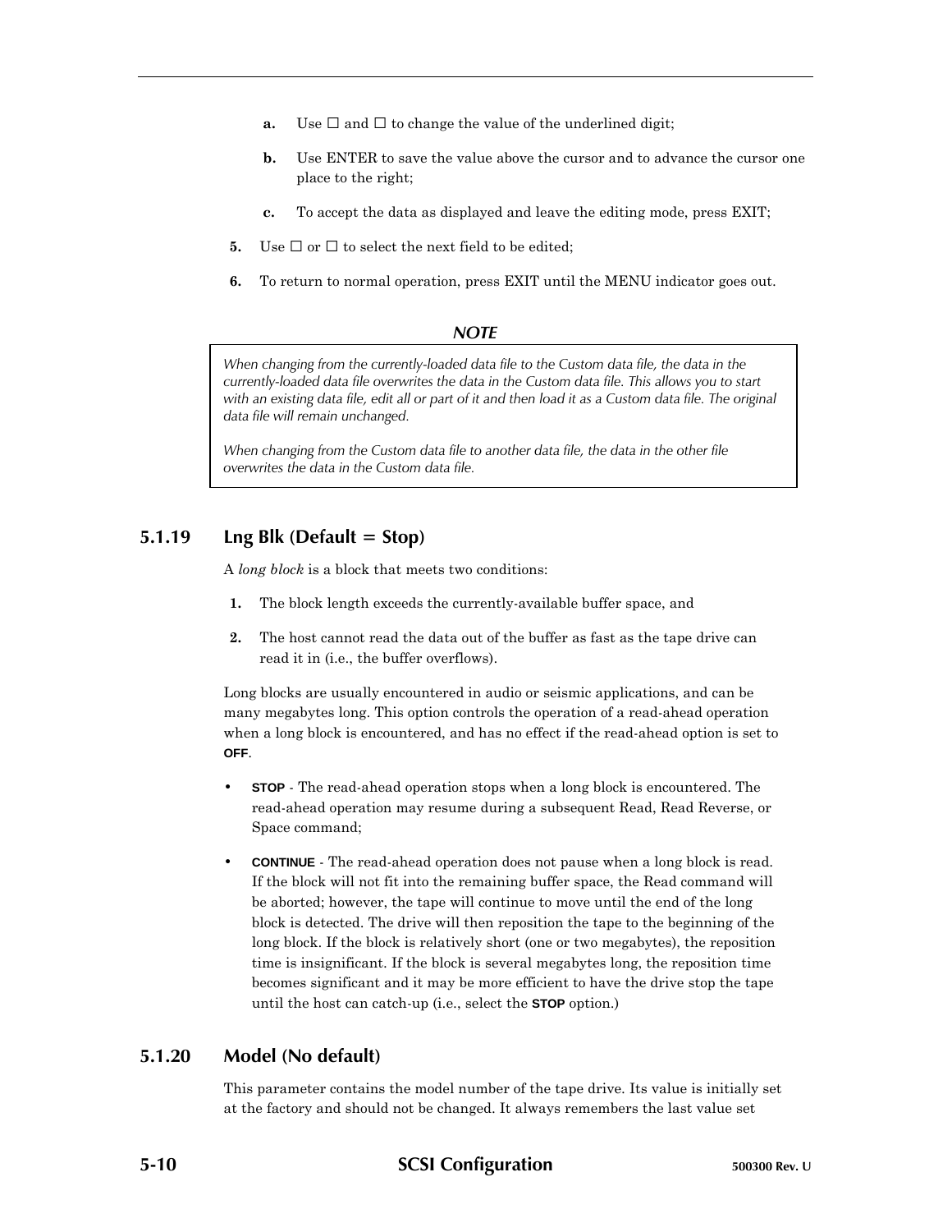- **a.** Use ☐ and ☐ to change the value of the underlined digit;
   - **b.** Use ENTER to save the value above the cursor and to advance the cursor one place to the right;
   - **c.** To accept the data as displayed and leave the editing mode, press EXIT;

5. Use ☐ or ☐ to select the next field to be edited;
6. To return to normal operation, press EXIT until the MENU indicator goes out.

***NOTE***

> *When changing from the currently-loaded data file to the Custom data file, the data in the currently-loaded data file overwrites the data in the Custom data file. This allows you to start with an existing data file, edit all or part of it and then load it as a Custom data file. The original data file will remain unchanged.*
>
> *When changing from the Custom data file to another data file, the data in the other file overwrites the data in the Custom data file.*

### 5.1.19 Lng Blk (Default = Stop)

A *long block* is a block that meets two conditions:

1. The block length exceeds the currently-available buffer space, and
2. The host cannot read the data out of the buffer as fast as the tape drive can read it in (i.e., the buffer overflows).

Long blocks are usually encountered in audio or seismic applications, and can be many megabytes long. This option controls the operation of a read-ahead operation when a long block is encountered, and has no effect if the read-ahead option is set to **OFF**.

- **STOP** - The read-ahead operation stops when a long block is encountered. The read-ahead operation may resume during a subsequent Read, Read Reverse, or Space command;
- **CONTINUE** - The read-ahead operation does not pause when a long block is read. If the block will not fit into the remaining buffer space, the Read command will be aborted; however, the tape will continue to move until the end of the long block is detected. The drive will then reposition the tape to the beginning of the long block. If the block is relatively short (one or two megabytes), the reposition time is insignificant. If the block is several megabytes long, the reposition time becomes significant and it may be more efficient to have the drive stop the tape until the host can catch-up (i.e., select the **STOP** option.)

### 5.1.20 Model (No default)

This parameter contains the model number of the tape drive. Its value is initially set at the factory and should not be changed. It always remembers the last value set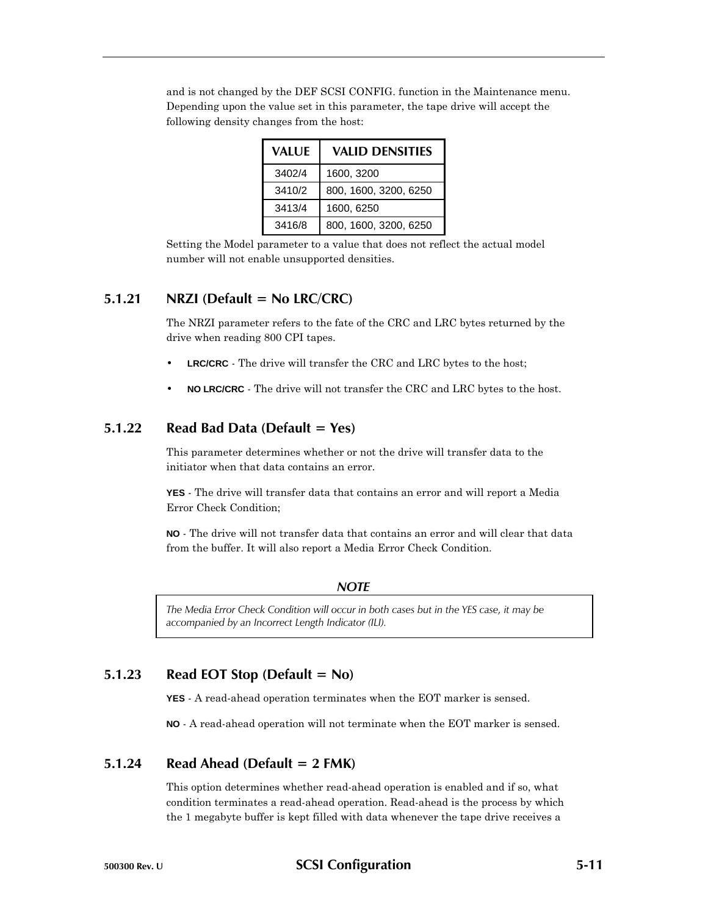and is not changed by the DEF SCSI CONFIG. function in the Maintenance menu. Depending upon the value set in this parameter, the tape drive will accept the following density changes from the host:

| VALUE | VALID DENSITIES |
|---|---|
| 3402/4 | 1600, 3200 |
| 3410/2 | 800, 1600, 3200, 6250 |
| 3413/4 | 1600, 6250 |
| 3416/8 | 800, 1600, 3200, 6250 |

Setting the Model parameter to a value that does not reflect the actual model number will not enable unsupported densities.

### 5.1.21 NRZI (Default = No LRC/CRC)

The NRZI parameter refers to the fate of the CRC and LRC bytes returned by the drive when reading 800 CPI tapes.

- **LRC/CRC** - The drive will transfer the CRC and LRC bytes to the host;
- **NO LRC/CRC** - The drive will not transfer the CRC and LRC bytes to the host.

### 5.1.22 Read Bad Data (Default = Yes)

This parameter determines whether or not the drive will transfer data to the initiator when that data contains an error.

**YES** - The drive will transfer data that contains an error and will report a Media Error Check Condition;

**NO** - The drive will not transfer data that contains an error and will clear that data from the buffer. It will also report a Media Error Check Condition.

***NOTE***

*The Media Error Check Condition will occur in both cases but in the YES case, it may be accompanied by an Incorrect Length Indicator (ILI).*

### 5.1.23 Read EOT Stop (Default = No)

**YES** - A read-ahead operation terminates when the EOT marker is sensed.

**NO** - A read-ahead operation will not terminate when the EOT marker is sensed.

### 5.1.24 Read Ahead (Default = 2 FMK)

This option determines whether read-ahead operation is enabled and if so, what condition terminates a read-ahead operation. Read-ahead is the process by which the 1 megabyte buffer is kept filled with data whenever the tape drive receives a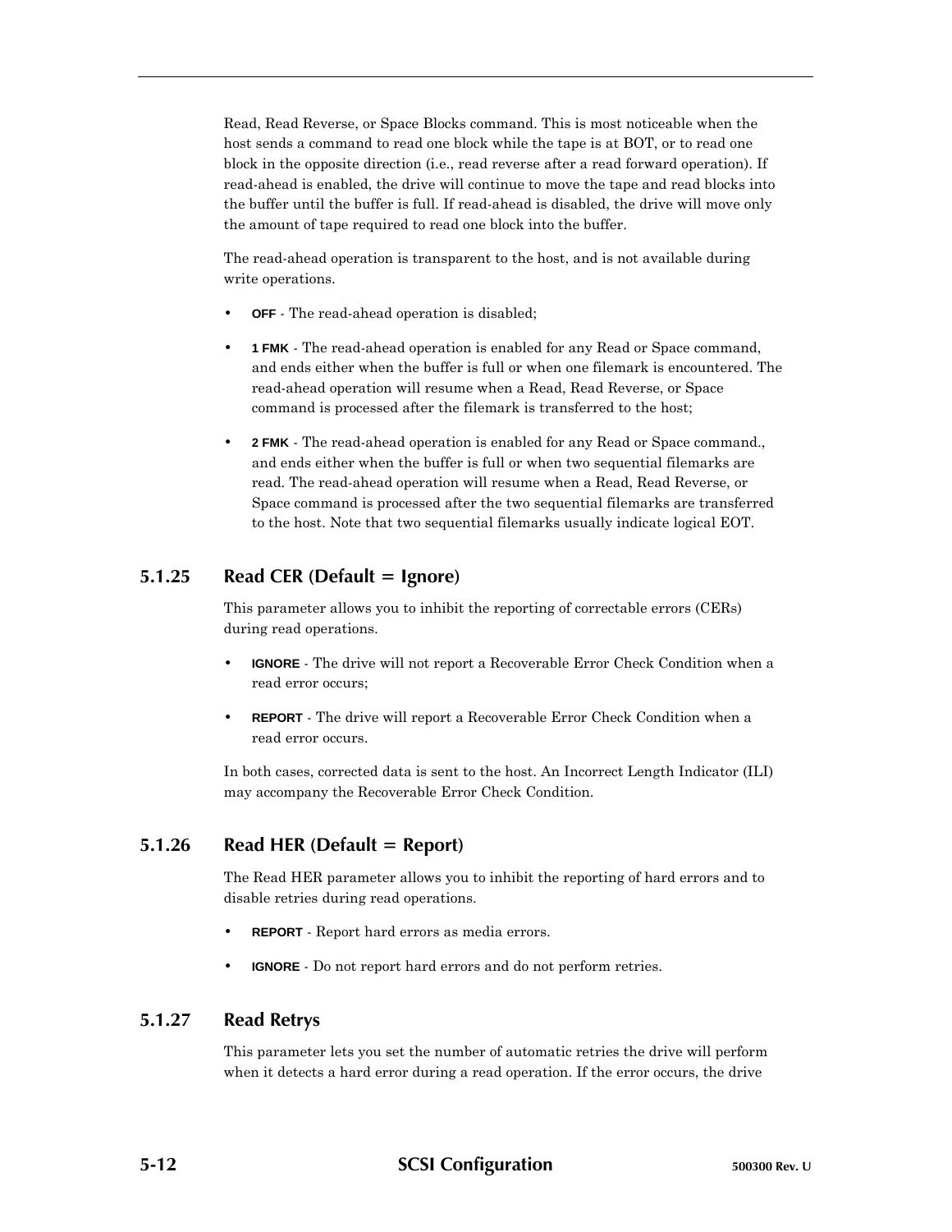Read, Read Reverse, or Space Blocks command. This is most noticeable when the host sends a command to read one block while the tape is at BOT, or to read one block in the opposite direction (i.e., read reverse after a read forward operation). If read-ahead is enabled, the drive will continue to move the tape and read blocks into the buffer until the buffer is full. If read-ahead is disabled, the drive will move only the amount of tape required to read one block into the buffer.

The read-ahead operation is transparent to the host, and is not available during write operations.

- **OFF** - The read-ahead operation is disabled;
- **1 FMK** - The read-ahead operation is enabled for any Read or Space command, and ends either when the buffer is full or when one filemark is encountered. The read-ahead operation will resume when a Read, Read Reverse, or Space command is processed after the filemark is transferred to the host;
- **2 FMK** - The read-ahead operation is enabled for any Read or Space command., and ends either when the buffer is full or when two sequential filemarks are read. The read-ahead operation will resume when a Read, Read Reverse, or Space command is processed after the two sequential filemarks are transferred to the host. Note that two sequential filemarks usually indicate logical EOT.

## 5.1.25 Read CER (Default = Ignore)

This parameter allows you to inhibit the reporting of correctable errors (CERs) during read operations.

- **IGNORE** - The drive will not report a Recoverable Error Check Condition when a read error occurs;
- **REPORT** - The drive will report a Recoverable Error Check Condition when a read error occurs.

In both cases, corrected data is sent to the host. An Incorrect Length Indicator (ILI) may accompany the Recoverable Error Check Condition.

## 5.1.26 Read HER (Default = Report)

The Read HER parameter allows you to inhibit the reporting of hard errors and to disable retries during read operations.

- **REPORT** - Report hard errors as media errors.
- **IGNORE** - Do not report hard errors and do not perform retries.

## 5.1.27 Read Retrys

This parameter lets you set the number of automatic retries the drive will perform when it detects a hard error during a read operation. If the error occurs, the drive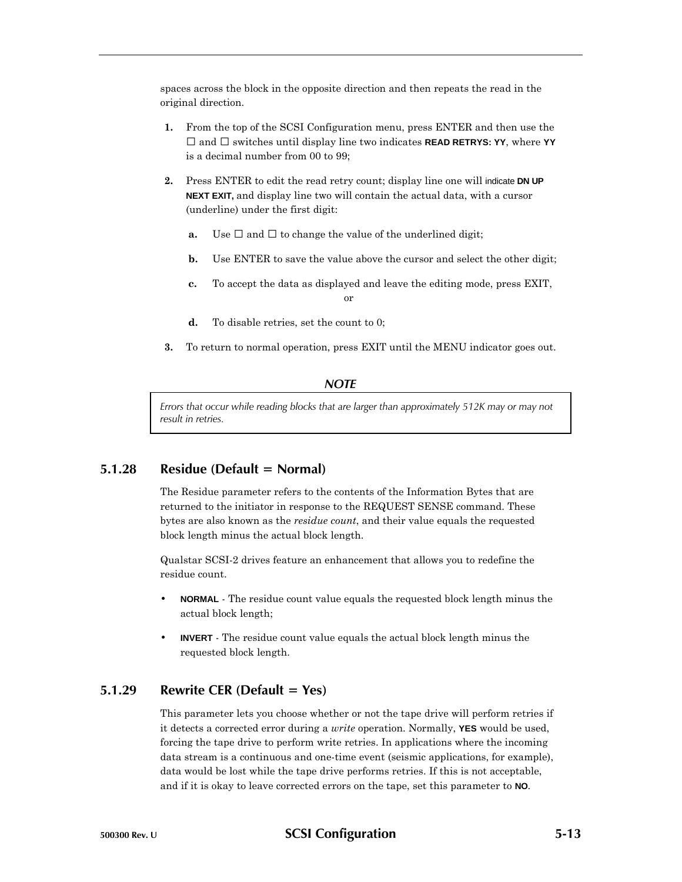spaces across the block in the opposite direction and then repeats the read in the original direction.

1. From the top of the SCSI Configuration menu, press ENTER and then use the ☐ and ☐ switches until display line two indicates **READ RETRYS: YY**, where **YY** is a decimal number from 00 to 99;

2. Press ENTER to edit the read retry count; display line one will indicate **DN UP NEXT EXIT,** and display line two will contain the actual data, with a cursor (underline) under the first digit:

   a. Use ☐ and ☐ to change the value of the underlined digit;

   b. Use ENTER to save the value above the cursor and select the other digit;

   c. To accept the data as displayed and leave the editing mode, press EXIT,

   or

   d. To disable retries, set the count to 0;

3. To return to normal operation, press EXIT until the MENU indicator goes out.

***NOTE***

> *Errors that occur while reading blocks that are larger than approximately 512K may or may not result in retries.*

### 5.1.28 Residue (Default = Normal)

The Residue parameter refers to the contents of the Information Bytes that are returned to the initiator in response to the REQUEST SENSE command. These bytes are also known as the *residue count*, and their value equals the requested block length minus the actual block length.

Qualstar SCSI-2 drives feature an enhancement that allows you to redefine the residue count.

- **NORMAL** - The residue count value equals the requested block length minus the actual block length;
- **INVERT** - The residue count value equals the actual block length minus the requested block length.

### 5.1.29 Rewrite CER (Default = Yes)

This parameter lets you choose whether or not the tape drive will perform retries if it detects a corrected error during a *write* operation. Normally, **YES** would be used, forcing the tape drive to perform write retries. In applications where the incoming data stream is a continuous and one-time event (seismic applications, for example), data would be lost while the tape drive performs retries. If this is not acceptable, and if it is okay to leave corrected errors on the tape, set this parameter to **NO**.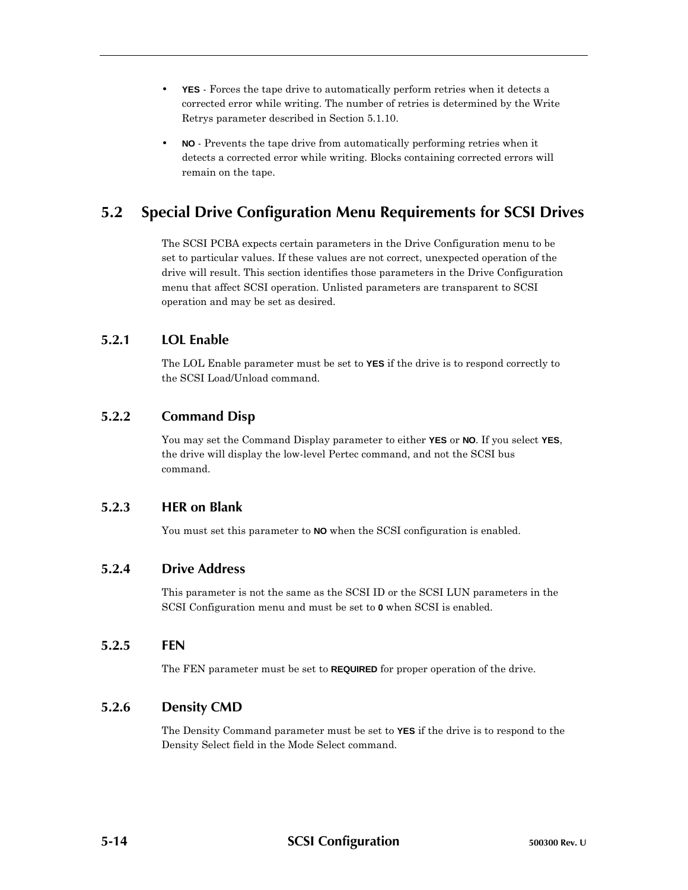- **YES** - Forces the tape drive to automatically perform retries when it detects a corrected error while writing. The number of retries is determined by the Write Retrys parameter described in Section 5.1.10.
- **NO** - Prevents the tape drive from automatically performing retries when it detects a corrected error while writing. Blocks containing corrected errors will remain on the tape.

## 5.2 Special Drive Configuration Menu Requirements for SCSI Drives

The SCSI PCBA expects certain parameters in the Drive Configuration menu to be set to particular values. If these values are not correct, unexpected operation of the drive will result. This section identifies those parameters in the Drive Configuration menu that affect SCSI operation. Unlisted parameters are transparent to SCSI operation and may be set as desired.

### 5.2.1 LOL Enable

The LOL Enable parameter must be set to **YES** if the drive is to respond correctly to the SCSI Load/Unload command.

### 5.2.2 Command Disp

You may set the Command Display parameter to either **YES** or **NO**. If you select **YES**, the drive will display the low-level Pertec command, and not the SCSI bus command.

### 5.2.3 HER on Blank

You must set this parameter to **NO** when the SCSI configuration is enabled.

### 5.2.4 Drive Address

This parameter is not the same as the SCSI ID or the SCSI LUN parameters in the SCSI Configuration menu and must be set to **0** when SCSI is enabled.

### 5.2.5 FEN

The FEN parameter must be set to **REQUIRED** for proper operation of the drive.

### 5.2.6 Density CMD

The Density Command parameter must be set to **YES** if the drive is to respond to the Density Select field in the Mode Select command.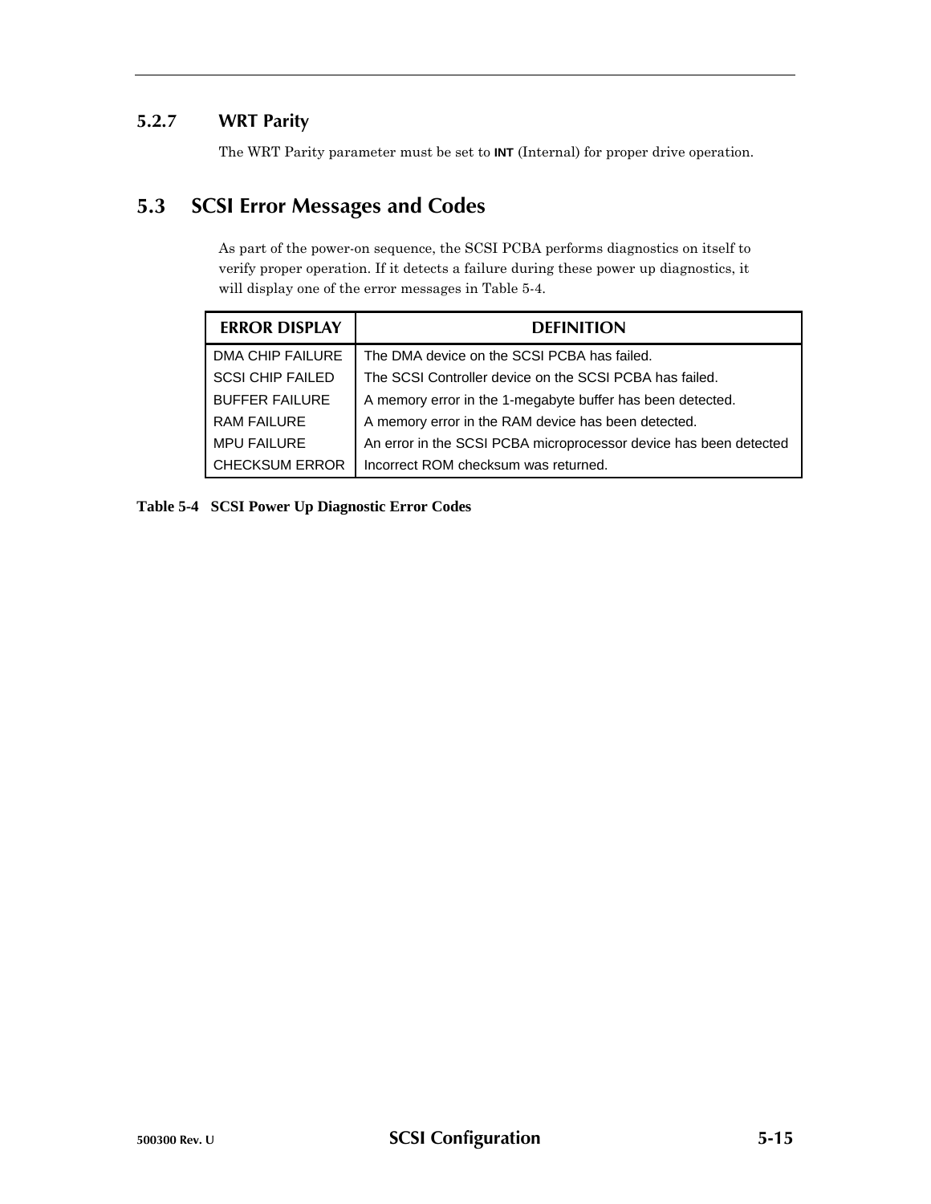### 5.2.7 WRT Parity

The WRT Parity parameter must be set to **INT** (Internal) for proper drive operation.

## 5.3 SCSI Error Messages and Codes

As part of the power-on sequence, the SCSI PCBA performs diagnostics on itself to verify proper operation. If it detects a failure during these power up diagnostics, it will display one of the error messages in Table 5-4.

| ERROR DISPLAY | DEFINITION |
|---|---|
| DMA CHIP FAILURE | The DMA device on the SCSI PCBA has failed. |
| SCSI CHIP FAILED | The SCSI Controller device on the SCSI PCBA has failed. |
| BUFFER FAILURE | A memory error in the 1-megabyte buffer has been detected. |
| RAM FAILURE | A memory error in the RAM device has been detected. |
| MPU FAILURE | An error in the SCSI PCBA microprocessor device has been detected |
| CHECKSUM ERROR | Incorrect ROM checksum was returned. |

**Table 5-4 SCSI Power Up Diagnostic Error Codes**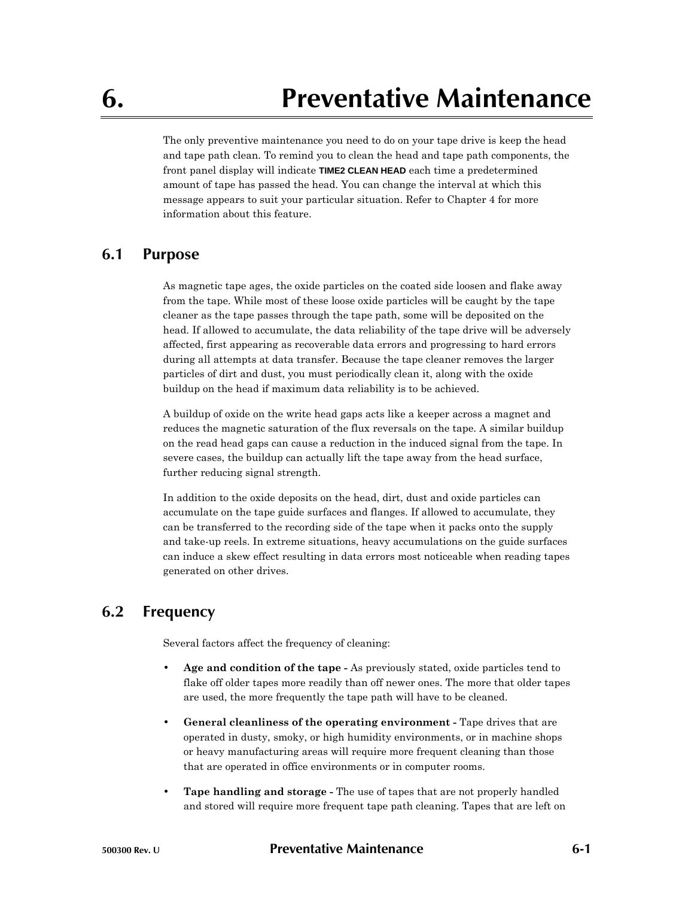# 6. Preventative Maintenance

The only preventive maintenance you need to do on your tape drive is keep the head and tape path clean. To remind you to clean the head and tape path components, the front panel display will indicate **TIME2 CLEAN HEAD** each time a predetermined amount of tape has passed the head. You can change the interval at which this message appears to suit your particular situation. Refer to Chapter 4 for more information about this feature.

## 6.1 Purpose

As magnetic tape ages, the oxide particles on the coated side loosen and flake away from the tape. While most of these loose oxide particles will be caught by the tape cleaner as the tape passes through the tape path, some will be deposited on the head. If allowed to accumulate, the data reliability of the tape drive will be adversely affected, first appearing as recoverable data errors and progressing to hard errors during all attempts at data transfer. Because the tape cleaner removes the larger particles of dirt and dust, you must periodically clean it, along with the oxide buildup on the head if maximum data reliability is to be achieved.

A buildup of oxide on the write head gaps acts like a keeper across a magnet and reduces the magnetic saturation of the flux reversals on the tape. A similar buildup on the read head gaps can cause a reduction in the induced signal from the tape. In severe cases, the buildup can actually lift the tape away from the head surface, further reducing signal strength.

In addition to the oxide deposits on the head, dirt, dust and oxide particles can accumulate on the tape guide surfaces and flanges. If allowed to accumulate, they can be transferred to the recording side of the tape when it packs onto the supply and take-up reels. In extreme situations, heavy accumulations on the guide surfaces can induce a skew effect resulting in data errors most noticeable when reading tapes generated on other drives.

## 6.2 Frequency

Several factors affect the frequency of cleaning:

- **Age and condition of the tape -** As previously stated, oxide particles tend to flake off older tapes more readily than off newer ones. The more that older tapes are used, the more frequently the tape path will have to be cleaned.
- **General cleanliness of the operating environment -** Tape drives that are operated in dusty, smoky, or high humidity environments, or in machine shops or heavy manufacturing areas will require more frequent cleaning than those that are operated in office environments or in computer rooms.
- **Tape handling and storage -** The use of tapes that are not properly handled and stored will require more frequent tape path cleaning. Tapes that are left on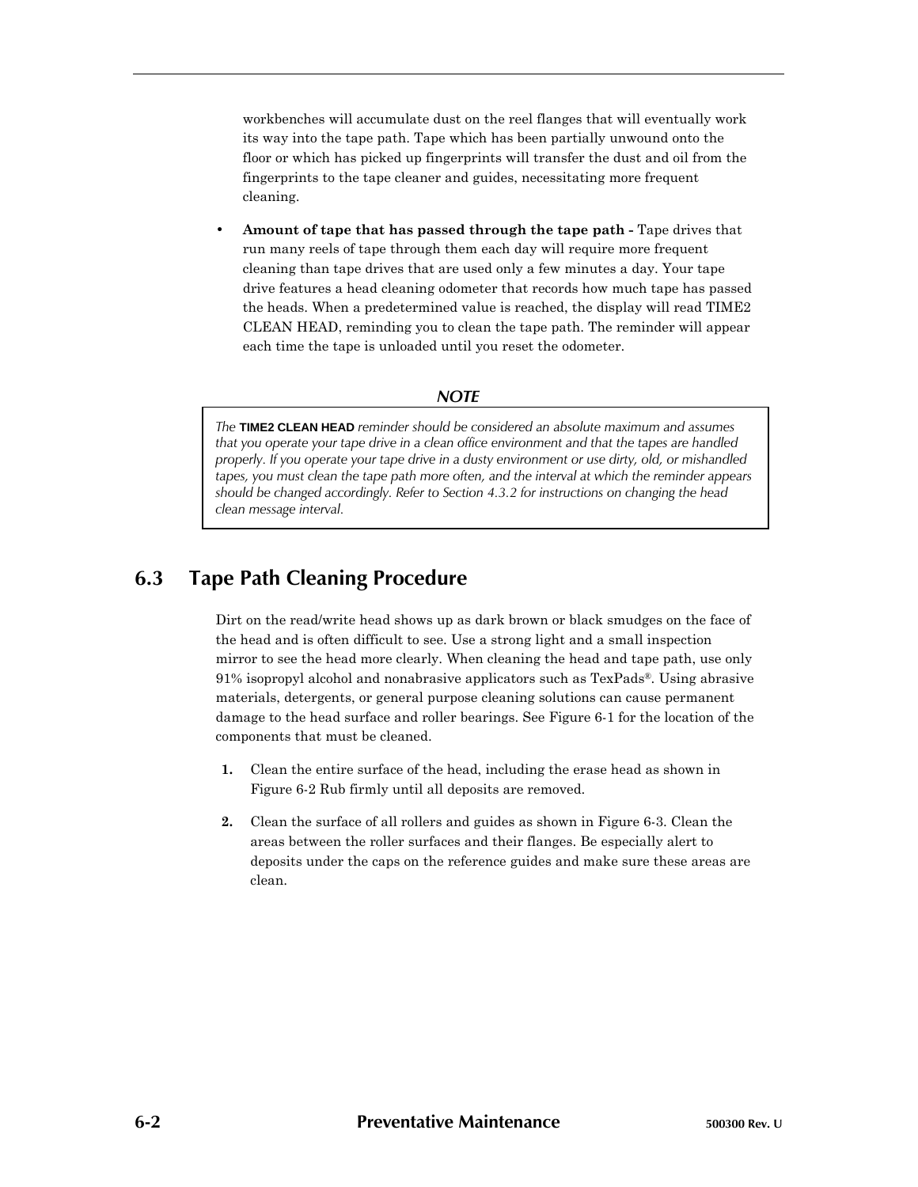workbenches will accumulate dust on the reel flanges that will eventually work its way into the tape path. Tape which has been partially unwound onto the floor or which has picked up fingerprints will transfer the dust and oil from the fingerprints to the tape cleaner and guides, necessitating more frequent cleaning.

- **Amount of tape that has passed through the tape path -** Tape drives that run many reels of tape through them each day will require more frequent cleaning than tape drives that are used only a few minutes a day. Your tape drive features a head cleaning odometer that records how much tape has passed the heads. When a predetermined value is reached, the display will read TIME2 CLEAN HEAD, reminding you to clean the tape path. The reminder will appear each time the tape is unloaded until you reset the odometer.

***NOTE***

> *The* **TIME2 CLEAN HEAD** *reminder should be considered an absolute maximum and assumes that you operate your tape drive in a clean office environment and that the tapes are handled properly. If you operate your tape drive in a dusty environment or use dirty, old, or mishandled tapes, you must clean the tape path more often, and the interval at which the reminder appears should be changed accordingly. Refer to Section 4.3.2 for instructions on changing the head clean message interval.*

## 6.3 Tape Path Cleaning Procedure

Dirt on the read/write head shows up as dark brown or black smudges on the face of the head and is often difficult to see. Use a strong light and a small inspection mirror to see the head more clearly. When cleaning the head and tape path, use only 91% isopropyl alcohol and nonabrasive applicators such as TexPads®. Using abrasive materials, detergents, or general purpose cleaning solutions can cause permanent damage to the head surface and roller bearings. See Figure 6-1 for the location of the components that must be cleaned.

1. Clean the entire surface of the head, including the erase head as shown in Figure 6-2 Rub firmly until all deposits are removed.

2. Clean the surface of all rollers and guides as shown in Figure 6-3. Clean the areas between the roller surfaces and their flanges. Be especially alert to deposits under the caps on the reference guides and make sure these areas are clean.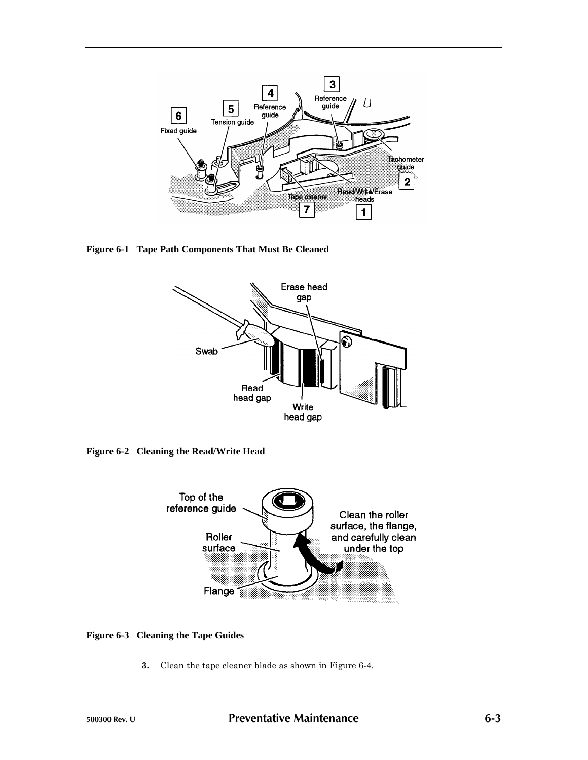**Figure 6-1 Tape Path Components That Must Be Cleaned**

**Figure 6-2 Cleaning the Read/Write Head**

**Figure 6-3 Cleaning the Tape Guides**

3. Clean the tape cleaner blade as shown in Figure 6-4.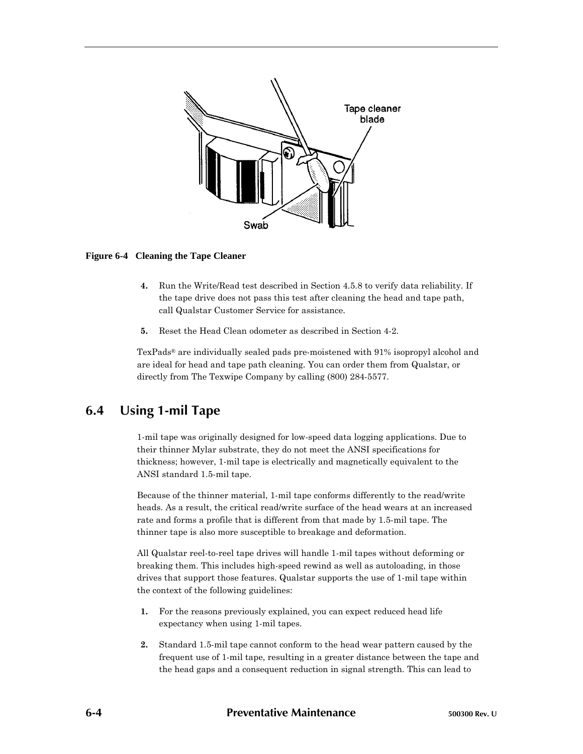**Figure 6-4 Cleaning the Tape Cleaner**

4. Run the Write/Read test described in Section 4.5.8 to verify data reliability. If the tape drive does not pass this test after cleaning the head and tape path, call Qualstar Customer Service for assistance.

5. Reset the Head Clean odometer as described in Section 4-2.

TexPads® are individually sealed pads pre-moistened with 91% isopropyl alcohol and are ideal for head and tape path cleaning. You can order them from Qualstar, or directly from The Texwipe Company by calling (800) 284-5577.

## 6.4 Using 1-mil Tape

1-mil tape was originally designed for low-speed data logging applications. Due to their thinner Mylar substrate, they do not meet the ANSI specifications for thickness; however, 1-mil tape is electrically and magnetically equivalent to the ANSI standard 1.5-mil tape.

Because of the thinner material, 1-mil tape conforms differently to the read/write heads. As a result, the critical read/write surface of the head wears at an increased rate and forms a profile that is different from that made by 1.5-mil tape. The thinner tape is also more susceptible to breakage and deformation.

All Qualstar reel-to-reel tape drives will handle 1-mil tapes without deforming or breaking them. This includes high-speed rewind as well as autoloading, in those drives that support those features. Qualstar supports the use of 1-mil tape within the context of the following guidelines:

1. For the reasons previously explained, you can expect reduced head life expectancy when using 1-mil tapes.

2. Standard 1.5-mil tape cannot conform to the head wear pattern caused by the frequent use of 1-mil tape, resulting in a greater distance between the tape and the head gaps and a consequent reduction in signal strength. This can lead to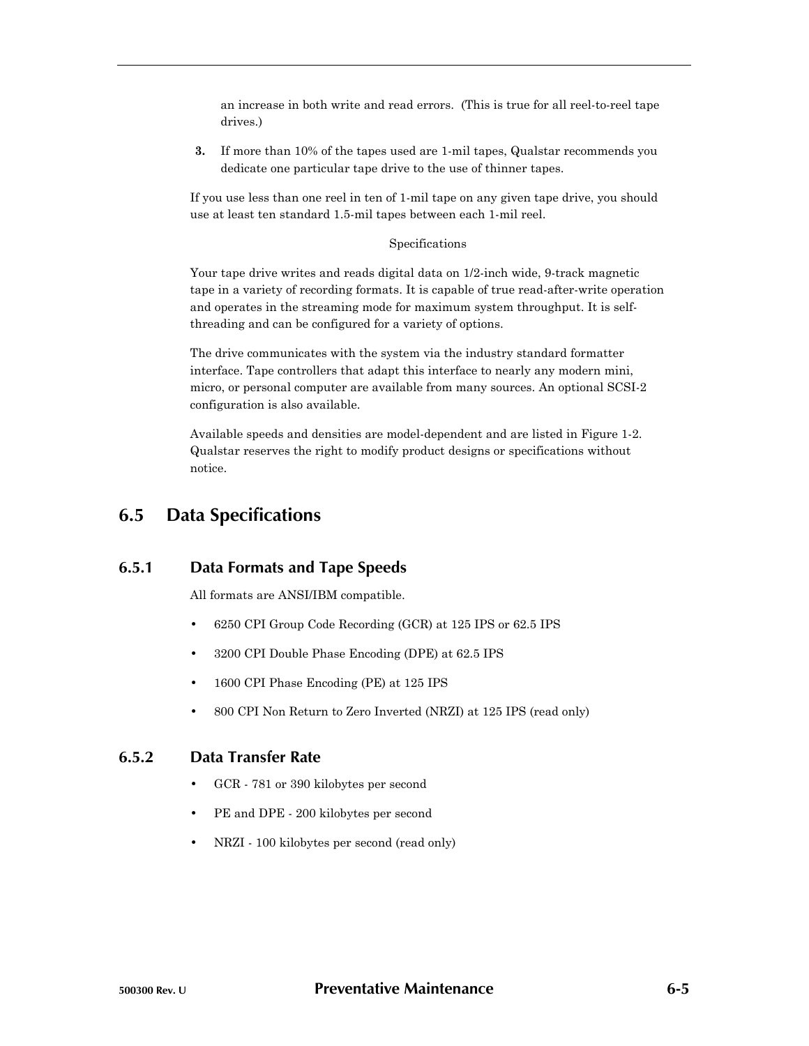an increase in both write and read errors.  (This is true for all reel-to-reel tape drives.)

3. If more than 10% of the tapes used are 1-mil tapes, Qualstar recommends you dedicate one particular tape drive to the use of thinner tapes.

If you use less than one reel in ten of 1-mil tape on any given tape drive, you should use at least ten standard 1.5-mil tapes between each 1-mil reel.

Specifications

Your tape drive writes and reads digital data on 1/2-inch wide, 9-track magnetic tape in a variety of recording formats. It is capable of true read-after-write operation and operates in the streaming mode for maximum system throughput. It is self-threading and can be configured for a variety of options.

The drive communicates with the system via the industry standard formatter interface. Tape controllers that adapt this interface to nearly any modern mini, micro, or personal computer are available from many sources. An optional SCSI-2 configuration is also available.

Available speeds and densities are model-dependent and are listed in Figure 1-2. Qualstar reserves the right to modify product designs or specifications without notice.

## 6.5 Data Specifications

### 6.5.1 Data Formats and Tape Speeds

All formats are ANSI/IBM compatible.

- 6250 CPI Group Code Recording (GCR) at 125 IPS or 62.5 IPS
- 3200 CPI Double Phase Encoding (DPE) at 62.5 IPS
- 1600 CPI Phase Encoding (PE) at 125 IPS
- 800 CPI Non Return to Zero Inverted (NRZI) at 125 IPS (read only)

### 6.5.2 Data Transfer Rate

- GCR - 781 or 390 kilobytes per second
- PE and DPE - 200 kilobytes per second
- NRZI - 100 kilobytes per second (read only)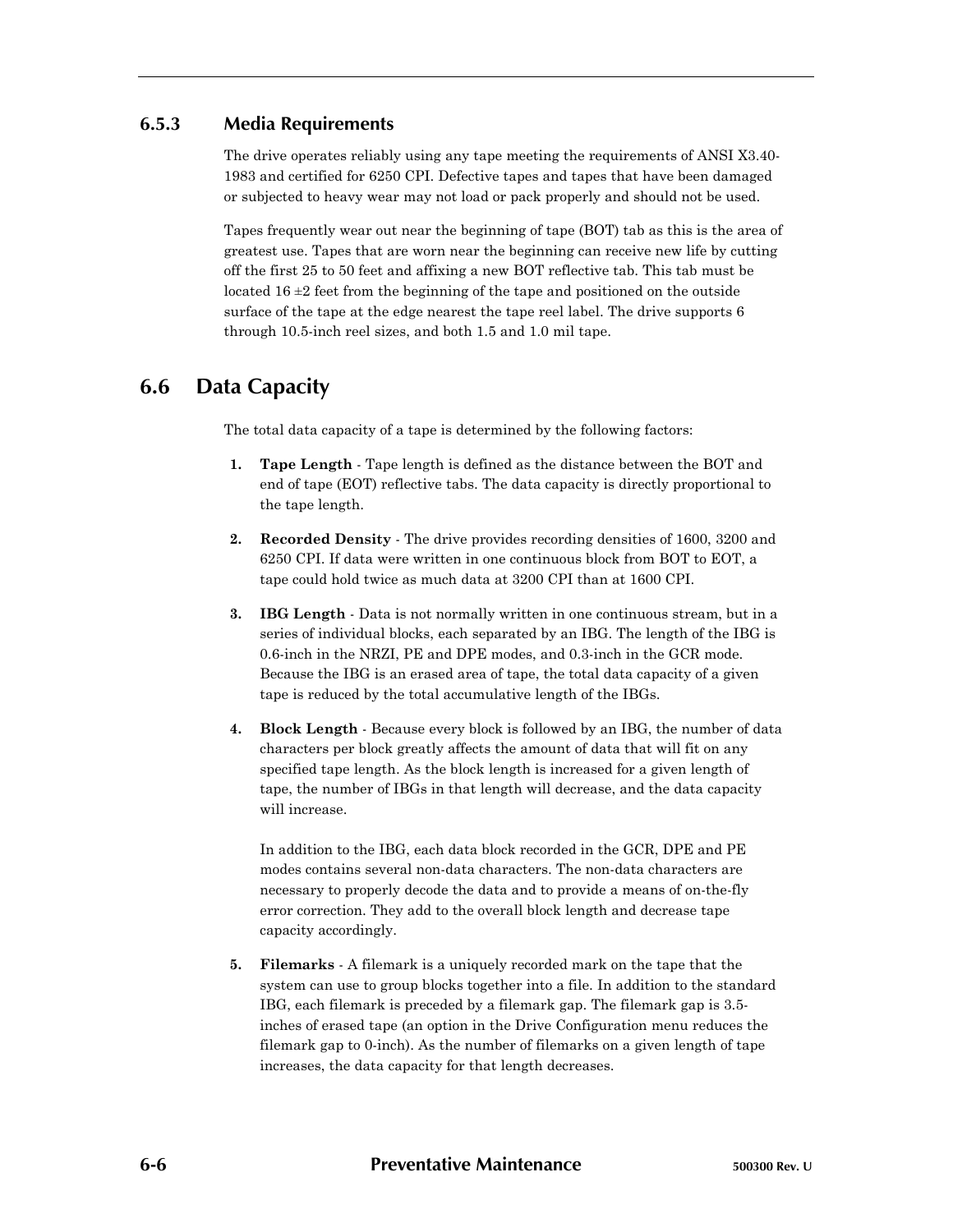### 6.5.3 Media Requirements

The drive operates reliably using any tape meeting the requirements of ANSI X3.40-1983 and certified for 6250 CPI. Defective tapes and tapes that have been damaged or subjected to heavy wear may not load or pack properly and should not be used.

Tapes frequently wear out near the beginning of tape (BOT) tab as this is the area of greatest use. Tapes that are worn near the beginning can receive new life by cutting off the first 25 to 50 feet and affixing a new BOT reflective tab. This tab must be located 16 ±2 feet from the beginning of the tape and positioned on the outside surface of the tape at the edge nearest the tape reel label. The drive supports 6 through 10.5-inch reel sizes, and both 1.5 and 1.0 mil tape.

## 6.6 Data Capacity

The total data capacity of a tape is determined by the following factors:

1. **Tape Length** - Tape length is defined as the distance between the BOT and end of tape (EOT) reflective tabs. The data capacity is directly proportional to the tape length.

2. **Recorded Density** - The drive provides recording densities of 1600, 3200 and 6250 CPI. If data were written in one continuous block from BOT to EOT, a tape could hold twice as much data at 3200 CPI than at 1600 CPI.

3. **IBG Length** - Data is not normally written in one continuous stream, but in a series of individual blocks, each separated by an IBG. The length of the IBG is 0.6-inch in the NRZI, PE and DPE modes, and 0.3-inch in the GCR mode. Because the IBG is an erased area of tape, the total data capacity of a given tape is reduced by the total accumulative length of the IBGs.

4. **Block Length** - Because every block is followed by an IBG, the number of data characters per block greatly affects the amount of data that will fit on any specified tape length. As the block length is increased for a given length of tape, the number of IBGs in that length will decrease, and the data capacity will increase.

   In addition to the IBG, each data block recorded in the GCR, DPE and PE modes contains several non-data characters. The non-data characters are necessary to properly decode the data and to provide a means of on-the-fly error correction. They add to the overall block length and decrease tape capacity accordingly.

5. **Filemarks** - A filemark is a uniquely recorded mark on the tape that the system can use to group blocks together into a file. In addition to the standard IBG, each filemark is preceded by a filemark gap. The filemark gap is 3.5-inches of erased tape (an option in the Drive Configuration menu reduces the filemark gap to 0-inch). As the number of filemarks on a given length of tape increases, the data capacity for that length decreases.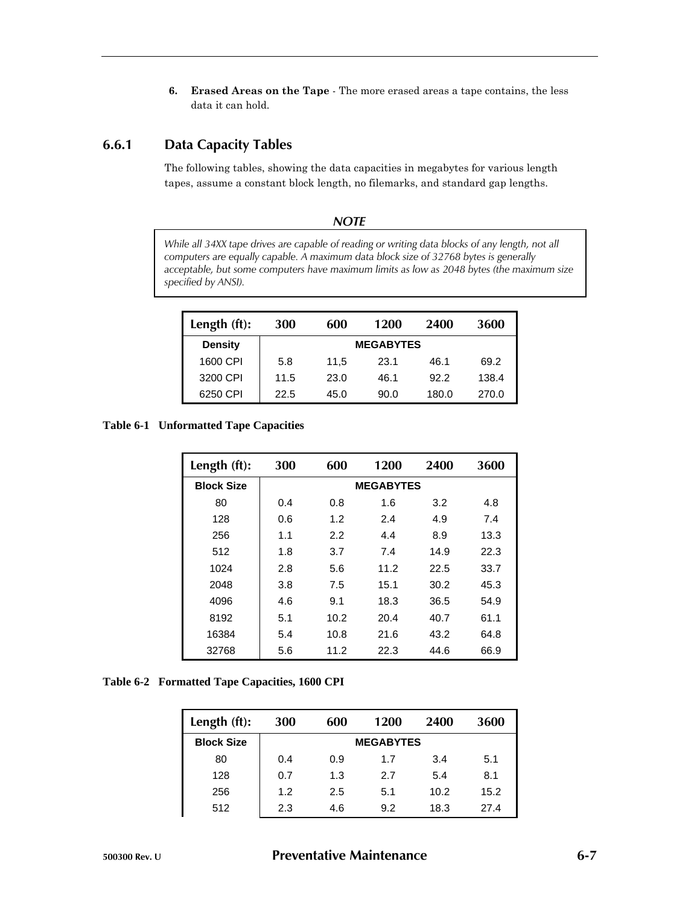6. **Erased Areas on the Tape** - The more erased areas a tape contains, the less data it can hold.

### 6.6.1 Data Capacity Tables

The following tables, showing the data capacities in megabytes for various length tapes, assume a constant block length, no filemarks, and standard gap lengths.

**NOTE**

*While all 34XX tape drives are capable of reading or writing data blocks of any length, not all computers are equally capable. A maximum data block size of 32768 bytes is generally acceptable, but some computers have maximum limits as low as 2048 bytes (the maximum size specified by ANSI).*

| Length (ft): | 300 | 600 | 1200 | 2400 | 3600 |
|---|---|---|---|---|---|
| **Density** | | | **MEGABYTES** | | |
| 1600 CPI | 5.8 | 11,5 | 23.1 | 46.1 | 69.2 |
| 3200 CPI | 11.5 | 23.0 | 46.1 | 92.2 | 138.4 |
| 6250 CPI | 22.5 | 45.0 | 90.0 | 180.0 | 270.0 |

**Table 6-1 Unformatted Tape Capacities**

| Length (ft): | 300 | 600 | 1200 | 2400 | 3600 |
|---|---|---|---|---|---|
| **Block Size** | | | **MEGABYTES** | | |
| 80 | 0.4 | 0.8 | 1.6 | 3.2 | 4.8 |
| 128 | 0.6 | 1.2 | 2.4 | 4.9 | 7.4 |
| 256 | 1.1 | 2.2 | 4.4 | 8.9 | 13.3 |
| 512 | 1.8 | 3.7 | 7.4 | 14.9 | 22.3 |
| 1024 | 2.8 | 5.6 | 11.2 | 22.5 | 33.7 |
| 2048 | 3.8 | 7.5 | 15.1 | 30.2 | 45.3 |
| 4096 | 4.6 | 9.1 | 18.3 | 36.5 | 54.9 |
| 8192 | 5.1 | 10.2 | 20.4 | 40.7 | 61.1 |
| 16384 | 5.4 | 10.8 | 21.6 | 43.2 | 64.8 |
| 32768 | 5.6 | 11.2 | 22.3 | 44.6 | 66.9 |

**Table 6-2 Formatted Tape Capacities, 1600 CPI**

| Length (ft): | 300 | 600 | 1200 | 2400 | 3600 |
|---|---|---|---|---|---|
| **Block Size** | | | **MEGABYTES** | | |
| 80 | 0.4 | 0.9 | 1.7 | 3.4 | 5.1 |
| 128 | 0.7 | 1.3 | 2.7 | 5.4 | 8.1 |
| 256 | 1.2 | 2.5 | 5.1 | 10.2 | 15.2 |
| 512 | 2.3 | 4.6 | 9.2 | 18.3 | 27.4 |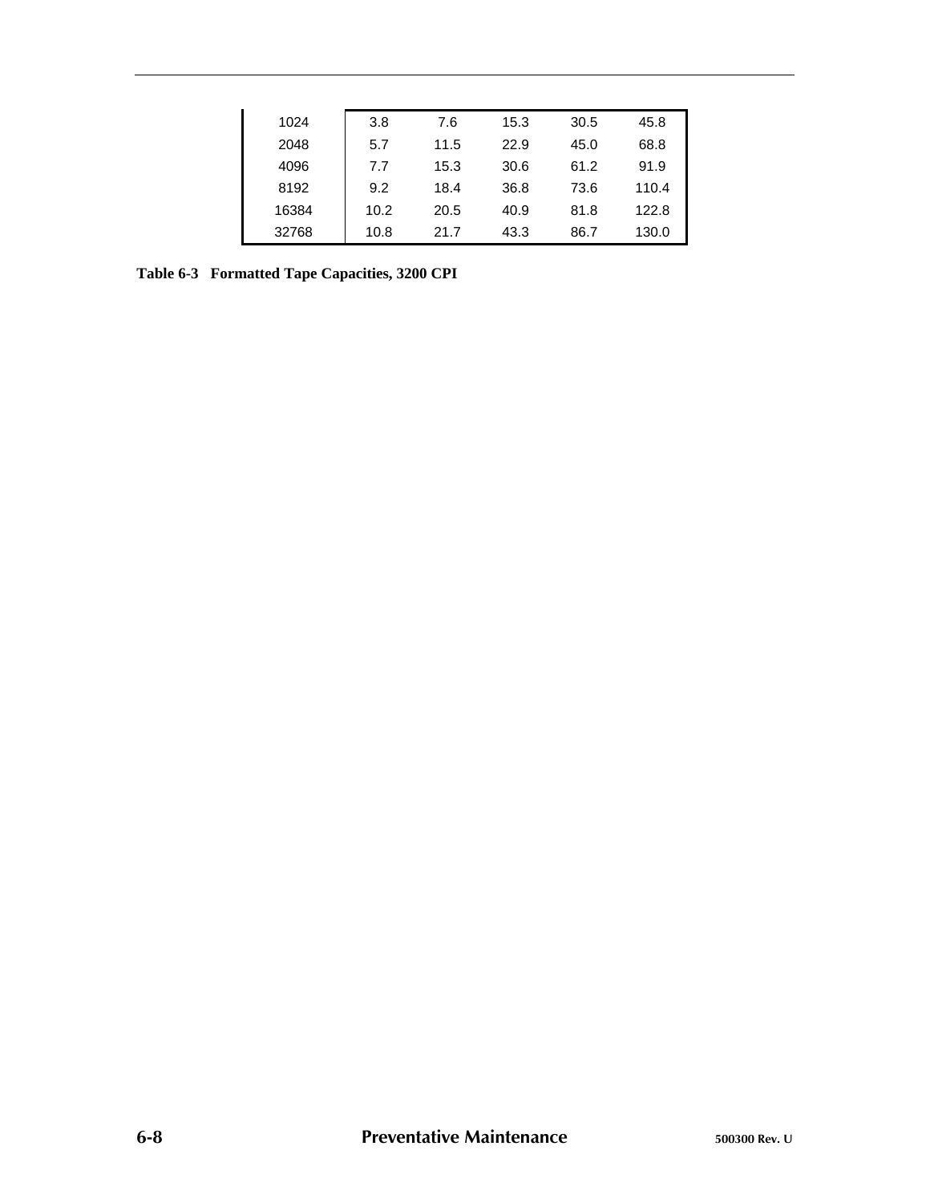| | | | | | |
|---|---|---|---|---|---|
| 1024 | 3.8 | 7.6 | 15.3 | 30.5 | 45.8 |
| 2048 | 5.7 | 11.5 | 22.9 | 45.0 | 68.8 |
| 4096 | 7.7 | 15.3 | 30.6 | 61.2 | 91.9 |
| 8192 | 9.2 | 18.4 | 36.8 | 73.6 | 110.4 |
| 16384 | 10.2 | 20.5 | 40.9 | 81.8 | 122.8 |
| 32768 | 10.8 | 21.7 | 43.3 | 86.7 | 130.0 |

**Table 6-3   Formatted Tape Capacities, 3200 CPI**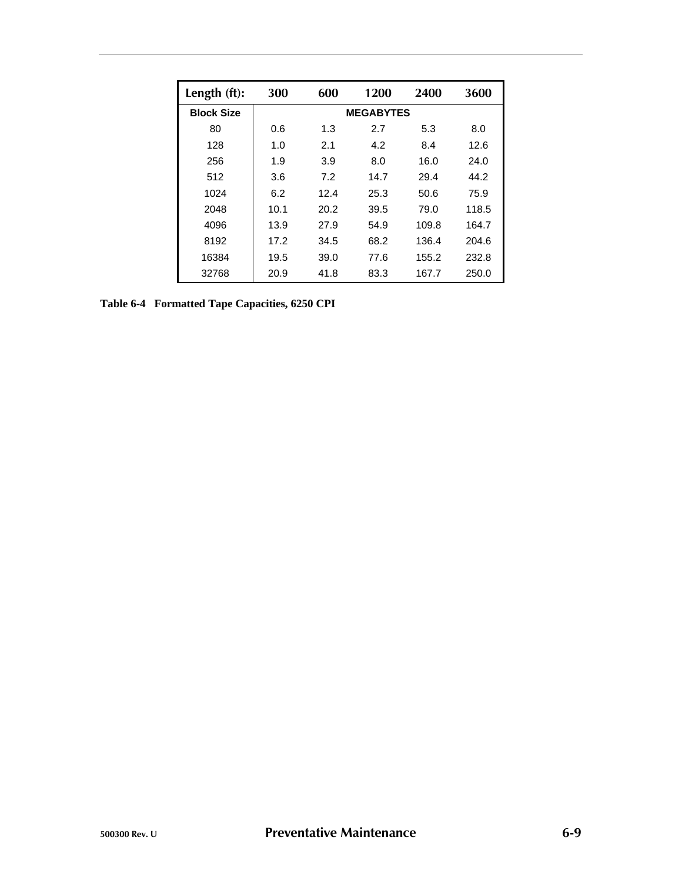| Length (ft): | 300 | 600 | 1200 | 2400 | 3600 |
|---|---|---|---|---|---|
| **Block Size** | | | **MEGABYTES** | | |
| 80 | 0.6 | 1.3 | 2.7 | 5.3 | 8.0 |
| 128 | 1.0 | 2.1 | 4.2 | 8.4 | 12.6 |
| 256 | 1.9 | 3.9 | 8.0 | 16.0 | 24.0 |
| 512 | 3.6 | 7.2 | 14.7 | 29.4 | 44.2 |
| 1024 | 6.2 | 12.4 | 25.3 | 50.6 | 75.9 |
| 2048 | 10.1 | 20.2 | 39.5 | 79.0 | 118.5 |
| 4096 | 13.9 | 27.9 | 54.9 | 109.8 | 164.7 |
| 8192 | 17.2 | 34.5 | 68.2 | 136.4 | 204.6 |
| 16384 | 19.5 | 39.0 | 77.6 | 155.2 | 232.8 |
| 32768 | 20.9 | 41.8 | 83.3 | 167.7 | 250.0 |

**Table 6-4 Formatted Tape Capacities, 6250 CPI**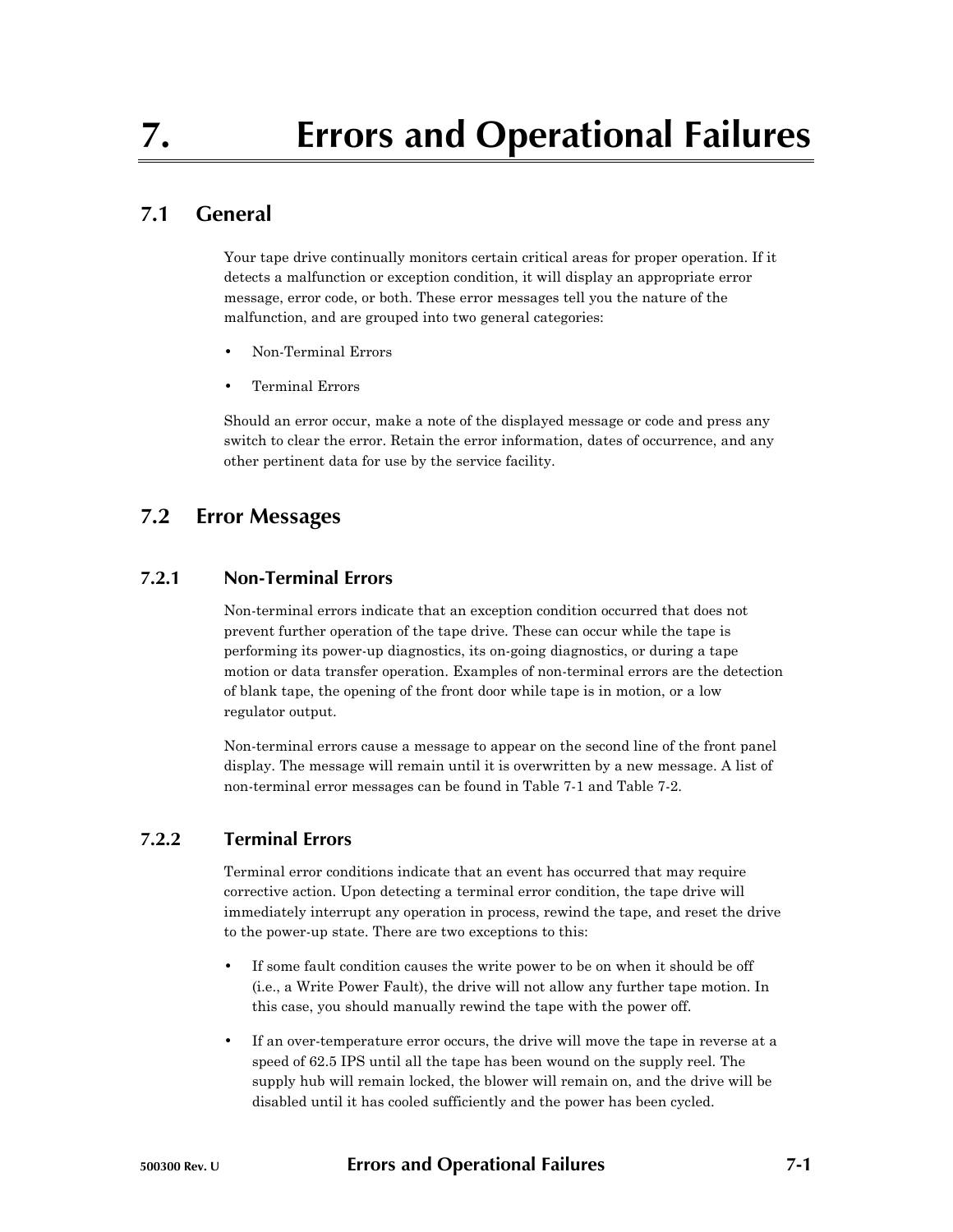# 7. Errors and Operational Failures

## 7.1 General

Your tape drive continually monitors certain critical areas for proper operation. If it detects a malfunction or exception condition, it will display an appropriate error message, error code, or both. These error messages tell you the nature of the malfunction, and are grouped into two general categories:

- Non-Terminal Errors
- Terminal Errors

Should an error occur, make a note of the displayed message or code and press any switch to clear the error. Retain the error information, dates of occurrence, and any other pertinent data for use by the service facility.

## 7.2 Error Messages

### 7.2.1 Non-Terminal Errors

Non-terminal errors indicate that an exception condition occurred that does not prevent further operation of the tape drive. These can occur while the tape is performing its power-up diagnostics, its on-going diagnostics, or during a tape motion or data transfer operation. Examples of non-terminal errors are the detection of blank tape, the opening of the front door while tape is in motion, or a low regulator output.

Non-terminal errors cause a message to appear on the second line of the front panel display. The message will remain until it is overwritten by a new message. A list of non-terminal error messages can be found in Table 7-1 and Table 7-2.

### 7.2.2 Terminal Errors

Terminal error conditions indicate that an event has occurred that may require corrective action. Upon detecting a terminal error condition, the tape drive will immediately interrupt any operation in process, rewind the tape, and reset the drive to the power-up state. There are two exceptions to this:

- If some fault condition causes the write power to be on when it should be off (i.e., a Write Power Fault), the drive will not allow any further tape motion. In this case, you should manually rewind the tape with the power off.
- If an over-temperature error occurs, the drive will move the tape in reverse at a speed of 62.5 IPS until all the tape has been wound on the supply reel. The supply hub will remain locked, the blower will remain on, and the drive will be disabled until it has cooled sufficiently and the power has been cycled.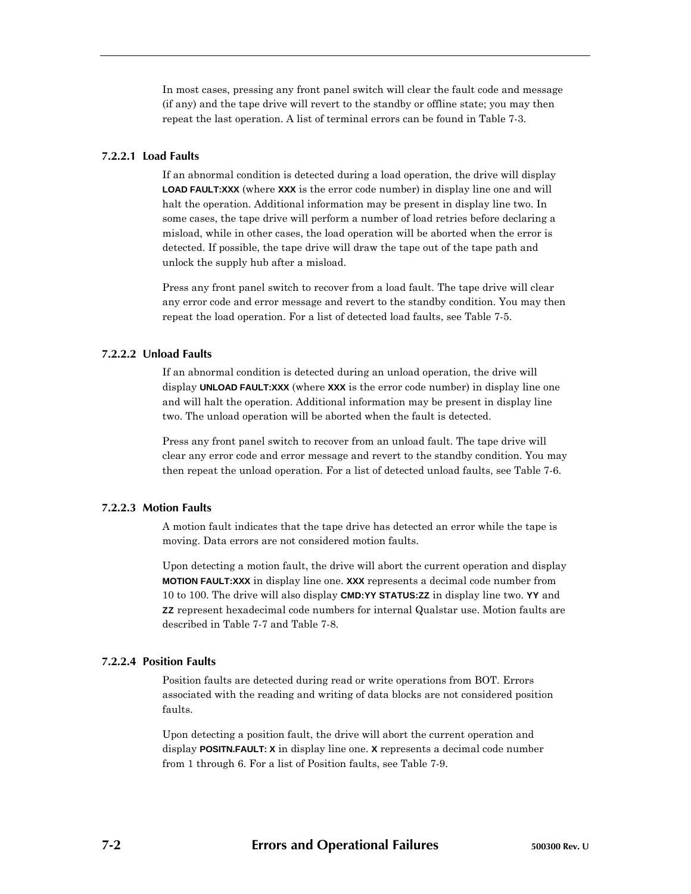In most cases, pressing any front panel switch will clear the fault code and message (if any) and the tape drive will revert to the standby or offline state; you may then repeat the last operation. A list of terminal errors can be found in Table 7-3.

#### 7.2.2.1 Load Faults

If an abnormal condition is detected during a load operation, the drive will display **LOAD FAULT:XXX** (where **XXX** is the error code number) in display line one and will halt the operation. Additional information may be present in display line two. In some cases, the tape drive will perform a number of load retries before declaring a misload, while in other cases, the load operation will be aborted when the error is detected. If possible, the tape drive will draw the tape out of the tape path and unlock the supply hub after a misload.

Press any front panel switch to recover from a load fault. The tape drive will clear any error code and error message and revert to the standby condition. You may then repeat the load operation. For a list of detected load faults, see Table 7-5.

#### 7.2.2.2 Unload Faults

If an abnormal condition is detected during an unload operation, the drive will display **UNLOAD FAULT:XXX** (where **XXX** is the error code number) in display line one and will halt the operation. Additional information may be present in display line two. The unload operation will be aborted when the fault is detected.

Press any front panel switch to recover from an unload fault. The tape drive will clear any error code and error message and revert to the standby condition. You may then repeat the unload operation. For a list of detected unload faults, see Table 7-6.

#### 7.2.2.3 Motion Faults

A motion fault indicates that the tape drive has detected an error while the tape is moving. Data errors are not considered motion faults.

Upon detecting a motion fault, the drive will abort the current operation and display **MOTION FAULT:XXX** in display line one. **XXX** represents a decimal code number from 10 to 100. The drive will also display **CMD:YY STATUS:ZZ** in display line two. **YY** and **ZZ** represent hexadecimal code numbers for internal Qualstar use. Motion faults are described in Table 7-7 and Table 7-8.

#### 7.2.2.4 Position Faults

Position faults are detected during read or write operations from BOT. Errors associated with the reading and writing of data blocks are not considered position faults.

Upon detecting a position fault, the drive will abort the current operation and display **POSITN.FAULT: X** in display line one. **X** represents a decimal code number from 1 through 6. For a list of Position faults, see Table 7-9.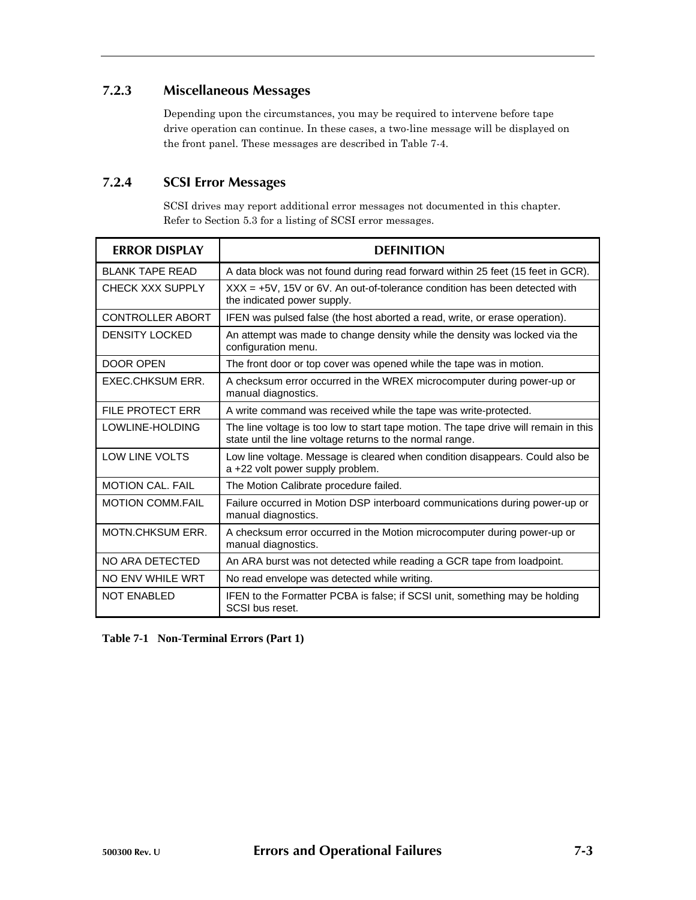### 7.2.3 Miscellaneous Messages

Depending upon the circumstances, you may be required to intervene before tape drive operation can continue. In these cases, a two-line message will be displayed on the front panel. These messages are described in Table 7-4.

### 7.2.4 SCSI Error Messages

SCSI drives may report additional error messages not documented in this chapter. Refer to Section 5.3 for a listing of SCSI error messages.

| ERROR DISPLAY | DEFINITION |
|---|---|
| BLANK TAPE READ | A data block was not found during read forward within 25 feet (15 feet in GCR). |
| CHECK XXX SUPPLY | XXX = +5V, 15V or 6V. An out-of-tolerance condition has been detected with the indicated power supply. |
| CONTROLLER ABORT | IFEN was pulsed false (the host aborted a read, write, or erase operation). |
| DENSITY LOCKED | An attempt was made to change density while the density was locked via the configuration menu. |
| DOOR OPEN | The front door or top cover was opened while the tape was in motion. |
| EXEC.CHKSUM ERR. | A checksum error occurred in the WREX microcomputer during power-up or manual diagnostics. |
| FILE PROTECT ERR | A write command was received while the tape was write-protected. |
| LOWLINE-HOLDING | The line voltage is too low to start tape motion. The tape drive will remain in this state until the line voltage returns to the normal range. |
| LOW LINE VOLTS | Low line voltage. Message is cleared when condition disappears. Could also be a +22 volt power supply problem. |
| MOTION CAL. FAIL | The Motion Calibrate procedure failed. |
| MOTION COMM.FAIL | Failure occurred in Motion DSP interboard communications during power-up or manual diagnostics. |
| MOTN.CHKSUM ERR. | A checksum error occurred in the Motion microcomputer during power-up or manual diagnostics. |
| NO ARA DETECTED | An ARA burst was not detected while reading a GCR tape from loadpoint. |
| NO ENV WHILE WRT | No read envelope was detected while writing. |
| NOT ENABLED | IFEN to the Formatter PCBA is false; if SCSI unit, something may be holding SCSI bus reset. |

**Table 7-1 Non-Terminal Errors (Part 1)**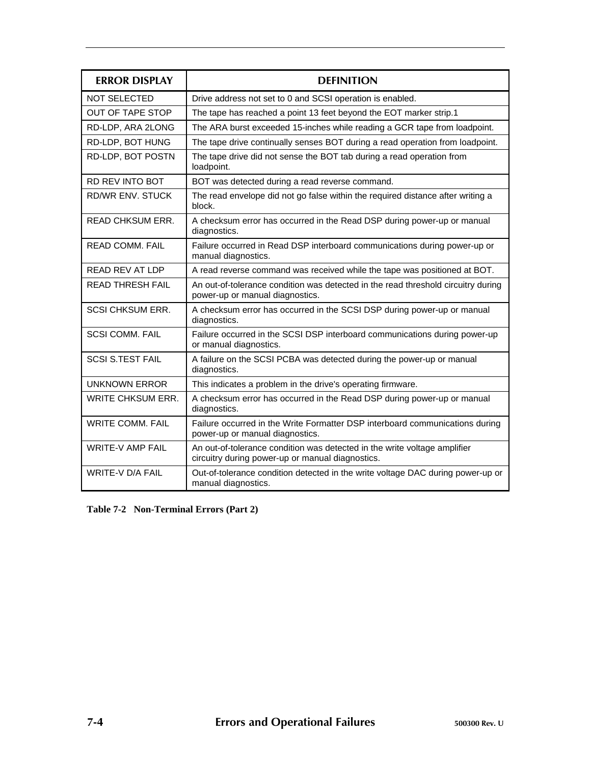| ERROR DISPLAY | DEFINITION |
|---|---|
| NOT SELECTED | Drive address not set to 0 and SCSI operation is enabled. |
| OUT OF TAPE STOP | The tape has reached a point 13 feet beyond the EOT marker strip.1 |
| RD-LDP, ARA 2LONG | The ARA burst exceeded 15-inches while reading a GCR tape from loadpoint. |
| RD-LDP, BOT HUNG | The tape drive continually senses BOT during a read operation from loadpoint. |
| RD-LDP, BOT POSTN | The tape drive did not sense the BOT tab during a read operation from loadpoint. |
| RD REV INTO BOT | BOT was detected during a read reverse command. |
| RD/WR ENV. STUCK | The read envelope did not go false within the required distance after writing a block. |
| READ CHKSUM ERR. | A checksum error has occurred in the Read DSP during power-up or manual diagnostics. |
| READ COMM. FAIL | Failure occurred in Read DSP interboard communications during power-up or manual diagnostics. |
| READ REV AT LDP | A read reverse command was received while the tape was positioned at BOT. |
| READ THRESH FAIL | An out-of-tolerance condition was detected in the read threshold circuitry during power-up or manual diagnostics. |
| SCSI CHKSUM ERR. | A checksum error has occurred in the SCSI DSP during power-up or manual diagnostics. |
| SCSI COMM. FAIL | Failure occurred in the SCSI DSP interboard communications during power-up or manual diagnostics. |
| SCSI S.TEST FAIL | A failure on the SCSI PCBA was detected during the power-up or manual diagnostics. |
| UNKNOWN ERROR | This indicates a problem in the drive's operating firmware. |
| WRITE CHKSUM ERR. | A checksum error has occurred in the Read DSP during power-up or manual diagnostics. |
| WRITE COMM. FAIL | Failure occurred in the Write Formatter DSP interboard communications during power-up or manual diagnostics. |
| WRITE-V AMP FAIL | An out-of-tolerance condition was detected in the write voltage amplifier circuitry during power-up or manual diagnostics. |
| WRITE-V D/A FAIL | Out-of-tolerance condition detected in the write voltage DAC during power-up or manual diagnostics. |

**Table 7-2 Non-Terminal Errors (Part 2)**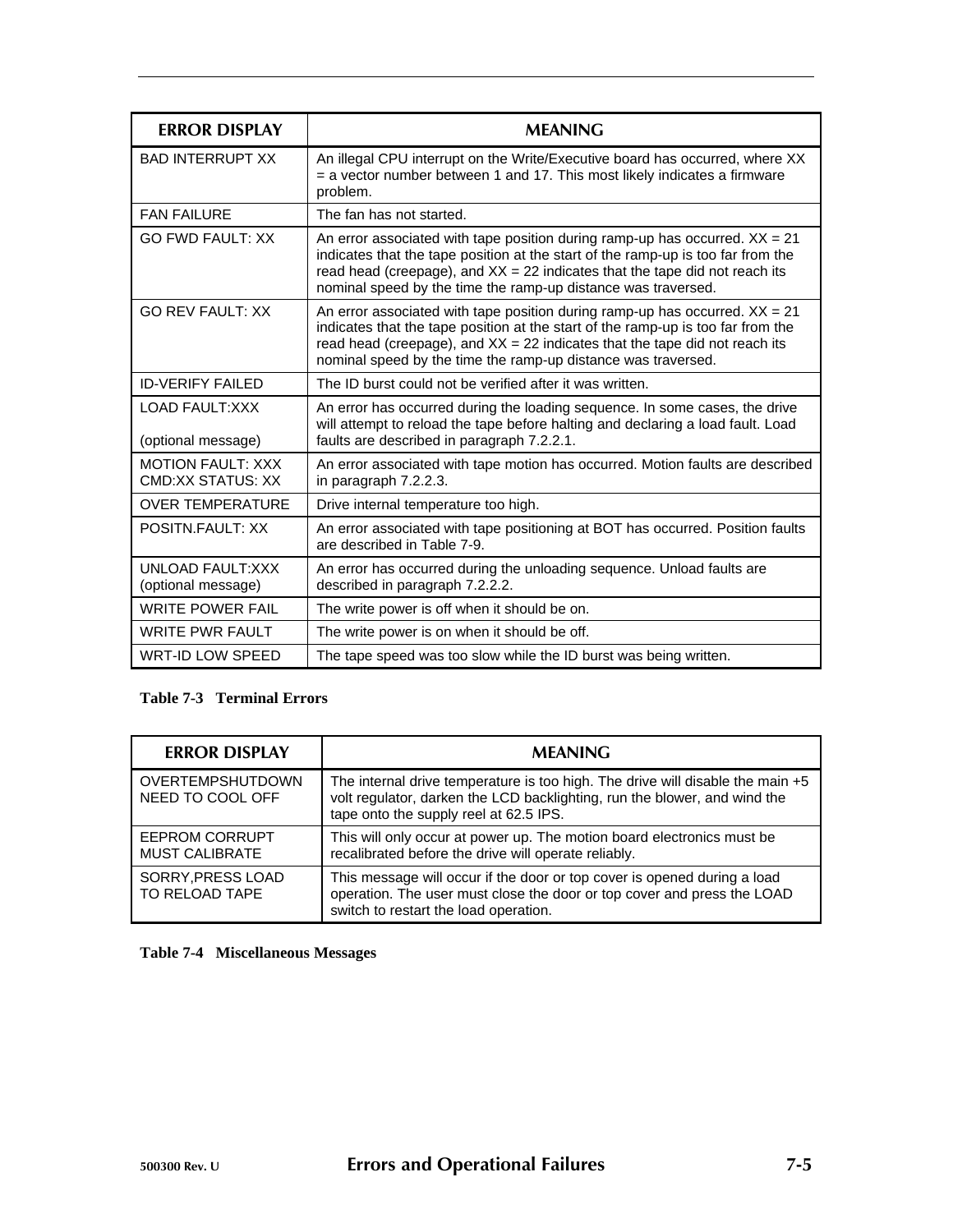| ERROR DISPLAY | MEANING |
|---|---|
| BAD INTERRUPT XX | An illegal CPU interrupt on the Write/Executive board has occurred, where XX = a vector number between 1 and 17. This most likely indicates a firmware problem. |
| FAN FAILURE | The fan has not started. |
| GO FWD FAULT: XX | An error associated with tape position during ramp-up has occurred. XX = 21 indicates that the tape position at the start of the ramp-up is too far from the read head (creepage), and XX = 22 indicates that the tape did not reach its nominal speed by the time the ramp-up distance was traversed. |
| GO REV FAULT: XX | An error associated with tape position during ramp-up has occurred. XX = 21 indicates that the tape position at the start of the ramp-up is too far from the read head (creepage), and XX = 22 indicates that the tape did not reach its nominal speed by the time the ramp-up distance was traversed. |
| ID-VERIFY FAILED | The ID burst could not be verified after it was written. |
| LOAD FAULT:XXX<br><br>(optional message) | An error has occurred during the loading sequence. In some cases, the drive will attempt to reload the tape before halting and declaring a load fault. Load faults are described in paragraph 7.2.2.1. |
| MOTION FAULT: XXX CMD:XX STATUS: XX | An error associated with tape motion has occurred. Motion faults are described in paragraph 7.2.2.3. |
| OVER TEMPERATURE | Drive internal temperature too high. |
| POSITN.FAULT: XX | An error associated with tape positioning at BOT has occurred. Position faults are described in Table 7-9. |
| UNLOAD FAULT:XXX (optional message) | An error has occurred during the unloading sequence. Unload faults are described in paragraph 7.2.2.2. |
| WRITE POWER FAIL | The write power is off when it should be on. |
| WRITE PWR FAULT | The write power is on when it should be off. |
| WRT-ID LOW SPEED | The tape speed was too slow while the ID burst was being written. |

**Table 7-3 Terminal Errors**

| ERROR DISPLAY | MEANING |
|---|---|
| OVERTEMPSHUTDOWN NEED TO COOL OFF | The internal drive temperature is too high. The drive will disable the main +5 volt regulator, darken the LCD backlighting, run the blower, and wind the tape onto the supply reel at 62.5 IPS. |
| EEPROM CORRUPT MUST CALIBRATE | This will only occur at power up. The motion board electronics must be recalibrated before the drive will operate reliably. |
| SORRY,PRESS LOAD TO RELOAD TAPE | This message will occur if the door or top cover is opened during a load operation. The user must close the door or top cover and press the LOAD switch to restart the load operation. |

**Table 7-4 Miscellaneous Messages**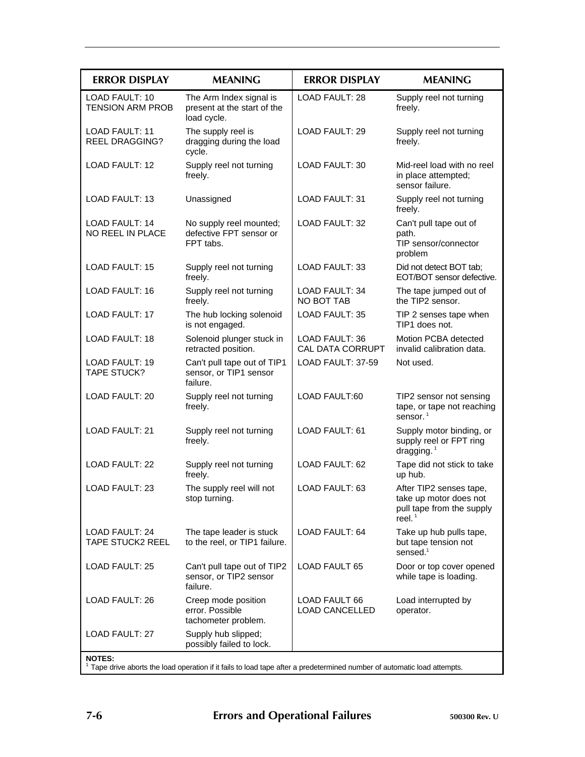| ERROR DISPLAY | MEANING | ERROR DISPLAY | MEANING |
|---|---|---|---|
| LOAD FAULT: 10 TENSION ARM PROB | The Arm Index signal is present at the start of the load cycle. | LOAD FAULT: 28 | Supply reel not turning freely. |
| LOAD FAULT: 11 REEL DRAGGING? | The supply reel is dragging during the load cycle. | LOAD FAULT: 29 | Supply reel not turning freely. |
| LOAD FAULT: 12 | Supply reel not turning freely. | LOAD FAULT: 30 | Mid-reel load with no reel in place attempted; sensor failure. |
| LOAD FAULT: 13 | Unassigned | LOAD FAULT: 31 | Supply reel not turning freely. |
| LOAD FAULT: 14 NO REEL IN PLACE | No supply reel mounted; defective FPT sensor or FPT tabs. | LOAD FAULT: 32 | Can't pull tape out of path. TIP sensor/connector problem |
| LOAD FAULT: 15 | Supply reel not turning freely. | LOAD FAULT: 33 | Did not detect BOT tab; EOT/BOT sensor defective. |
| LOAD FAULT: 16 | Supply reel not turning freely. | LOAD FAULT: 34 NO BOT TAB | The tape jumped out of the TIP2 sensor. |
| LOAD FAULT: 17 | The hub locking solenoid is not engaged. | LOAD FAULT: 35 | TIP 2 senses tape when TIP1 does not. |
| LOAD FAULT: 18 | Solenoid plunger stuck in retracted position. | LOAD FAULT: 36 CAL DATA CORRUPT | Motion PCBA detected invalid calibration data. |
| LOAD FAULT: 19 TAPE STUCK? | Can't pull tape out of TIP1 sensor, or TIP1 sensor failure. | LOAD FAULT: 37-59 | Not used. |
| LOAD FAULT: 20 | Supply reel not turning freely. | LOAD FAULT:60 | TIP2 sensor not sensing tape, or tape not reaching sensor. [1] |
| LOAD FAULT: 21 | Supply reel not turning freely. | LOAD FAULT: 61 | Supply motor binding, or supply reel or FPT ring dragging. [1] |
| LOAD FAULT: 22 | Supply reel not turning freely. | LOAD FAULT: 62 | Tape did not stick to take up hub. |
| LOAD FAULT: 23 | The supply reel will not stop turning. | LOAD FAULT: 63 | After TIP2 senses tape, take up motor does not pull tape from the supply reel. [1] |
| LOAD FAULT: 24 TAPE STUCK2 REEL | The tape leader is stuck to the reel, or TIP1 failure. | LOAD FAULT: 64 | Take up hub pulls tape, but tape tension not sensed.[1] |
| LOAD FAULT: 25 | Can't pull tape out of TIP2 sensor, or TIP2 sensor failure. | LOAD FAULT 65 | Door or top cover opened while tape is loading. |
| LOAD FAULT: 26 | Creep mode position error. Possible tachometer problem. | LOAD FAULT 66 LOAD CANCELLED | Load interrupted by operator. |
| LOAD FAULT: 27 | Supply hub slipped; possibly failed to lock. | | |

**NOTES:**
[1] Tape drive aborts the load operation if it fails to load tape after a predetermined number of automatic load attempts.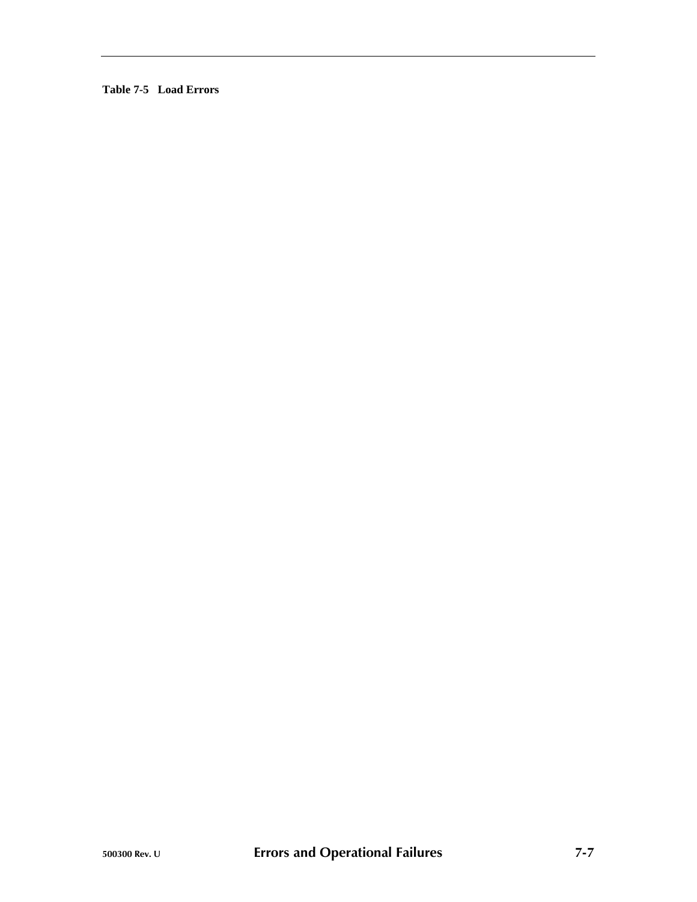**Table 7-5   Load Errors**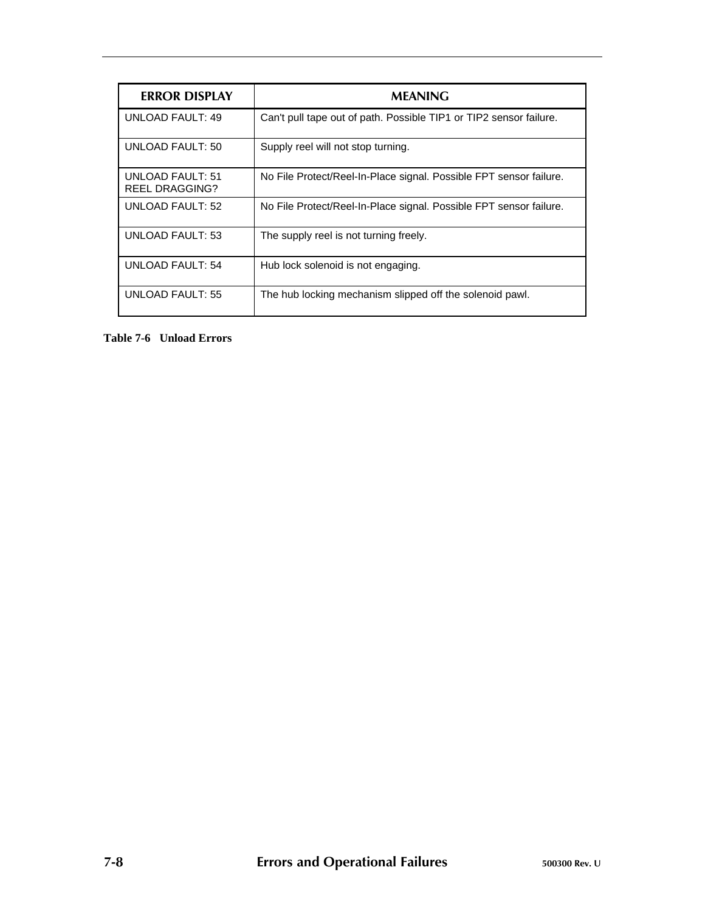| ERROR DISPLAY | MEANING |
|---|---|
| UNLOAD FAULT: 49 | Can't pull tape out of path. Possible TIP1 or TIP2 sensor failure. |
| UNLOAD FAULT: 50 | Supply reel will not stop turning. |
| UNLOAD FAULT: 51 REEL DRAGGING? | No File Protect/Reel-In-Place signal. Possible FPT sensor failure. |
| UNLOAD FAULT: 52 | No File Protect/Reel-In-Place signal. Possible FPT sensor failure. |
| UNLOAD FAULT: 53 | The supply reel is not turning freely. |
| UNLOAD FAULT: 54 | Hub lock solenoid is not engaging. |
| UNLOAD FAULT: 55 | The hub locking mechanism slipped off the solenoid pawl. |

**Table 7-6 Unload Errors**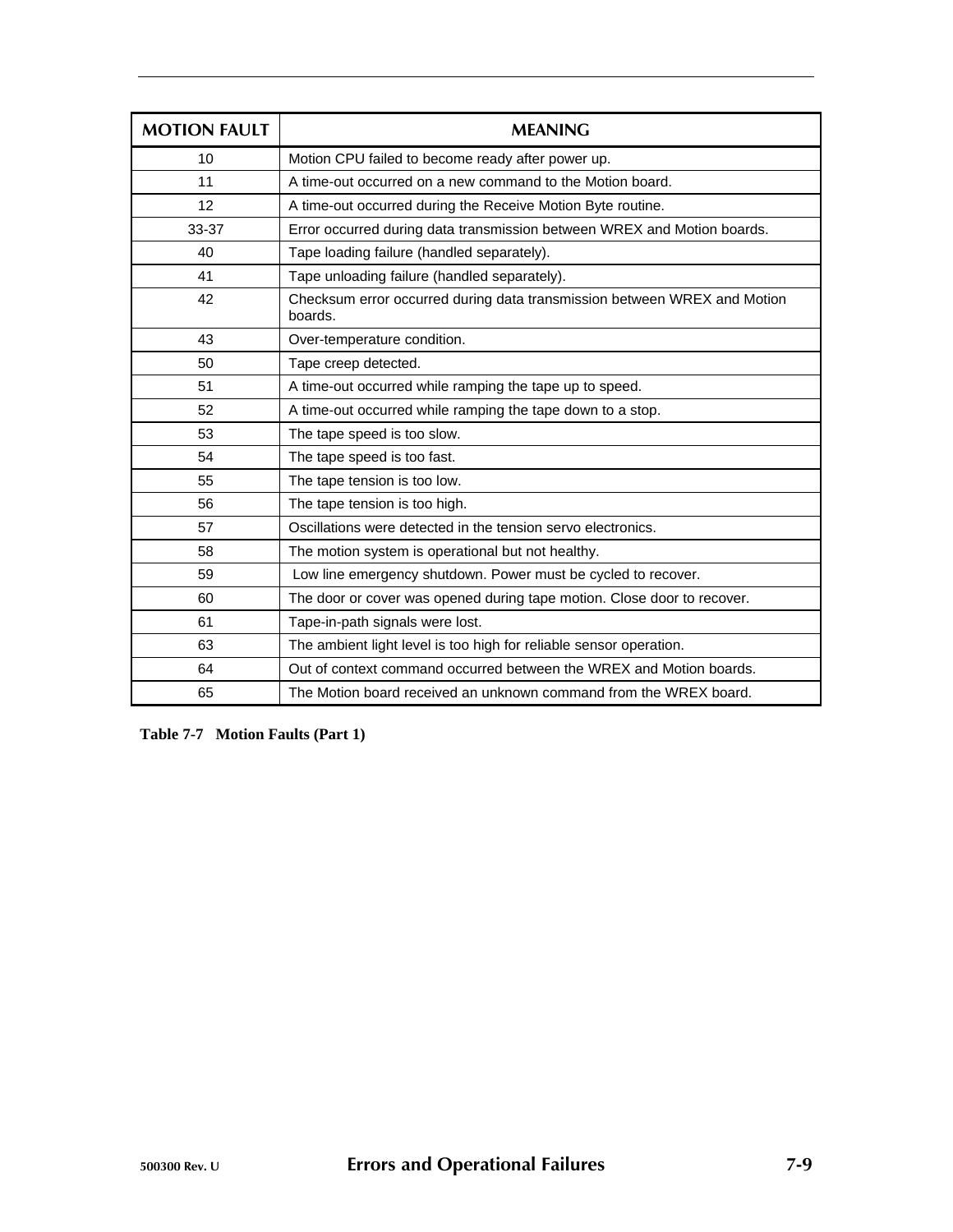| MOTION FAULT | MEANING |
|---|---|
| 10 | Motion CPU failed to become ready after power up. |
| 11 | A time-out occurred on a new command to the Motion board. |
| 12 | A time-out occurred during the Receive Motion Byte routine. |
| 33-37 | Error occurred during data transmission between WREX and Motion boards. |
| 40 | Tape loading failure (handled separately). |
| 41 | Tape unloading failure (handled separately). |
| 42 | Checksum error occurred during data transmission between WREX and Motion boards. |
| 43 | Over-temperature condition. |
| 50 | Tape creep detected. |
| 51 | A time-out occurred while ramping the tape up to speed. |
| 52 | A time-out occurred while ramping the tape down to a stop. |
| 53 | The tape speed is too slow. |
| 54 | The tape speed is too fast. |
| 55 | The tape tension is too low. |
| 56 | The tape tension is too high. |
| 57 | Oscillations were detected in the tension servo electronics. |
| 58 | The motion system is operational but not healthy. |
| 59 | Low line emergency shutdown. Power must be cycled to recover. |
| 60 | The door or cover was opened during tape motion. Close door to recover. |
| 61 | Tape-in-path signals were lost. |
| 63 | The ambient light level is too high for reliable sensor operation. |
| 64 | Out of context command occurred between the WREX and Motion boards. |
| 65 | The Motion board received an unknown command from the WREX board. |

**Table 7-7 Motion Faults (Part 1)**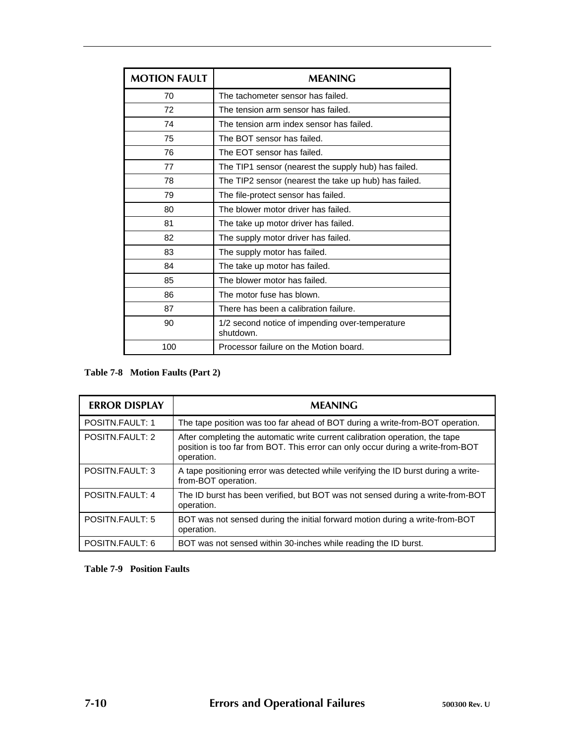| MOTION FAULT | MEANING |
|---|---|
| 70 | The tachometer sensor has failed. |
| 72 | The tension arm sensor has failed. |
| 74 | The tension arm index sensor has failed. |
| 75 | The BOT sensor has failed. |
| 76 | The EOT sensor has failed. |
| 77 | The TIP1 sensor (nearest the supply hub) has failed. |
| 78 | The TIP2 sensor (nearest the take up hub) has failed. |
| 79 | The file-protect sensor has failed. |
| 80 | The blower motor driver has failed. |
| 81 | The take up motor driver has failed. |
| 82 | The supply motor driver has failed. |
| 83 | The supply motor has failed. |
| 84 | The take up motor has failed. |
| 85 | The blower motor has failed. |
| 86 | The motor fuse has blown. |
| 87 | There has been a calibration failure. |
| 90 | 1/2 second notice of impending over-temperature shutdown. |
| 100 | Processor failure on the Motion board. |

**Table 7-8 Motion Faults (Part 2)**

| ERROR DISPLAY | MEANING |
|---|---|
| POSITN.FAULT: 1 | The tape position was too far ahead of BOT during a write-from-BOT operation. |
| POSITN.FAULT: 2 | After completing the automatic write current calibration operation, the tape position is too far from BOT. This error can only occur during a write-from-BOT operation. |
| POSITN.FAULT: 3 | A tape positioning error was detected while verifying the ID burst during a write-from-BOT operation. |
| POSITN.FAULT: 4 | The ID burst has been verified, but BOT was not sensed during a write-from-BOT operation. |
| POSITN.FAULT: 5 | BOT was not sensed during the initial forward motion during a write-from-BOT operation. |
| POSITN.FAULT: 6 | BOT was not sensed within 30-inches while reading the ID burst. |

**Table 7-9 Position Faults**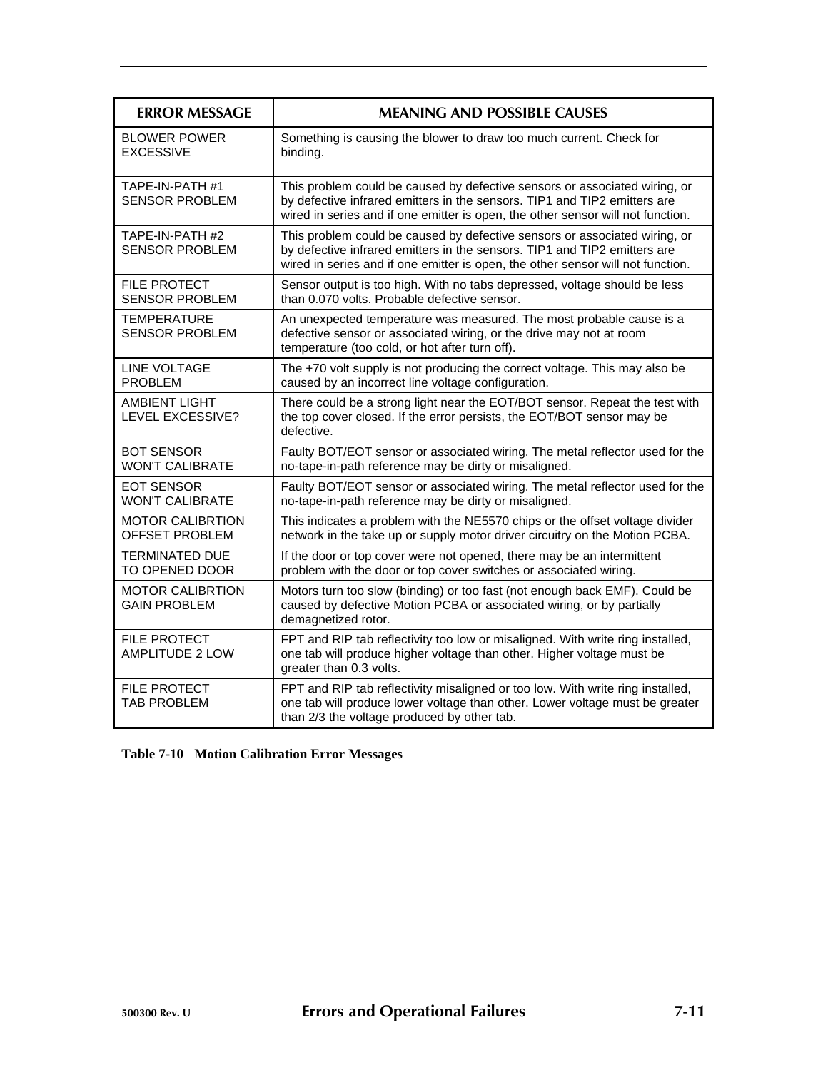| ERROR MESSAGE | MEANING AND POSSIBLE CAUSES |
|---|---|
| BLOWER POWER EXCESSIVE | Something is causing the blower to draw too much current. Check for binding. |
| TAPE-IN-PATH #1 SENSOR PROBLEM | This problem could be caused by defective sensors or associated wiring, or by defective infrared emitters in the sensors. TIP1 and TIP2 emitters are wired in series and if one emitter is open, the other sensor will not function. |
| TAPE-IN-PATH #2 SENSOR PROBLEM | This problem could be caused by defective sensors or associated wiring, or by defective infrared emitters in the sensors. TIP1 and TIP2 emitters are wired in series and if one emitter is open, the other sensor will not function. |
| FILE PROTECT SENSOR PROBLEM | Sensor output is too high. With no tabs depressed, voltage should be less than 0.070 volts. Probable defective sensor. |
| TEMPERATURE SENSOR PROBLEM | An unexpected temperature was measured. The most probable cause is a defective sensor or associated wiring, or the drive may not at room temperature (too cold, or hot after turn off). |
| LINE VOLTAGE PROBLEM | The +70 volt supply is not producing the correct voltage. This may also be caused by an incorrect line voltage configuration. |
| AMBIENT LIGHT LEVEL EXCESSIVE? | There could be a strong light near the EOT/BOT sensor. Repeat the test with the top cover closed. If the error persists, the EOT/BOT sensor may be defective. |
| BOT SENSOR WON'T CALIBRATE | Faulty BOT/EOT sensor or associated wiring. The metal reflector used for the no-tape-in-path reference may be dirty or misaligned. |
| EOT SENSOR WON'T CALIBRATE | Faulty BOT/EOT sensor or associated wiring. The metal reflector used for the no-tape-in-path reference may be dirty or misaligned. |
| MOTOR CALIBRTION OFFSET PROBLEM | This indicates a problem with the NE5570 chips or the offset voltage divider network in the take up or supply motor driver circuitry on the Motion PCBA. |
| TERMINATED DUE TO OPENED DOOR | If the door or top cover were not opened, there may be an intermittent problem with the door or top cover switches or associated wiring. |
| MOTOR CALIBRTION GAIN PROBLEM | Motors turn too slow (binding) or too fast (not enough back EMF). Could be caused by defective Motion PCBA or associated wiring, or by partially demagnetized rotor. |
| FILE PROTECT AMPLITUDE 2 LOW | FPT and RIP tab reflectivity too low or misaligned. With write ring installed, one tab will produce higher voltage than other. Higher voltage must be greater than 0.3 volts. |
| FILE PROTECT TAB PROBLEM | FPT and RIP tab reflectivity misaligned or too low. With write ring installed, one tab will produce lower voltage than other. Lower voltage must be greater than 2/3 the voltage produced by other tab. |

**Table 7-10 Motion Calibration Error Messages**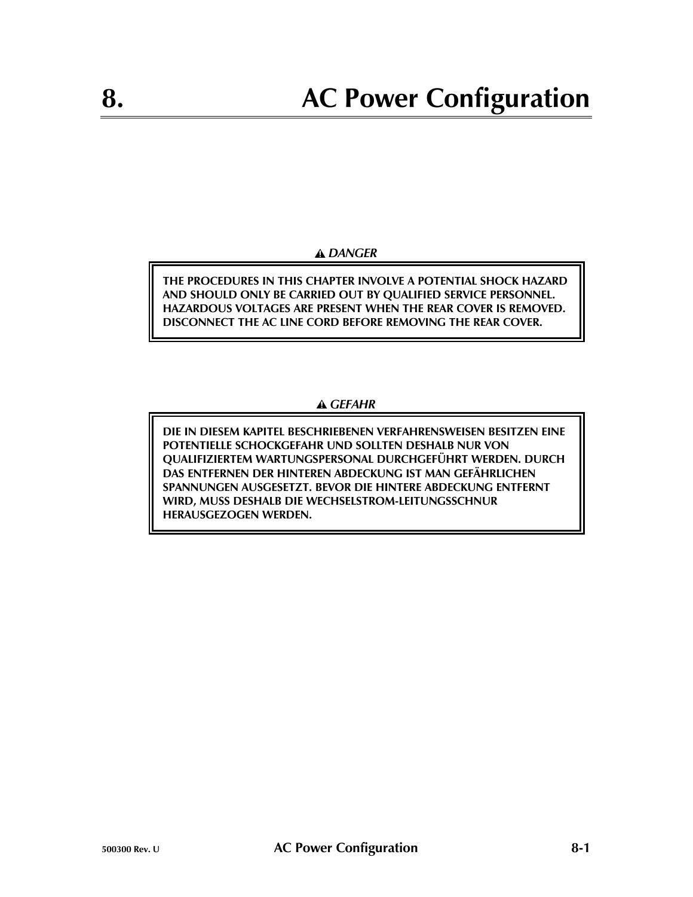# 8. AC Power Configuration

⚠ *DANGER*

**THE PROCEDURES IN THIS CHAPTER INVOLVE A POTENTIAL SHOCK HAZARD AND SHOULD ONLY BE CARRIED OUT BY QUALIFIED SERVICE PERSONNEL. HAZARDOUS VOLTAGES ARE PRESENT WHEN THE REAR COVER IS REMOVED. DISCONNECT THE AC LINE CORD BEFORE REMOVING THE REAR COVER.**

⚠ *GEFAHR*

**DIE IN DIESEM KAPITEL BESCHRIEBENEN VERFAHRENSWEISEN BESITZEN EINE POTENTIELLE SCHOCKGEFAHR UND SOLLTEN DESHALB NUR VON QUALIFIZIERTEM WARTUNGSPERSONAL DURCHGEFÜHRT WERDEN. DURCH DAS ENTFERNEN DER HINTEREN ABDECKUNG IST MAN GEFÄHRLICHEN SPANNUNGEN AUSGESETZT. BEVOR DIE HINTERE ABDECKUNG ENTFERNT WIRD, MUSS DESHALB DIE WECHSELSTROM-LEITUNGSSCHNUR HERAUSGEZOGEN WERDEN.**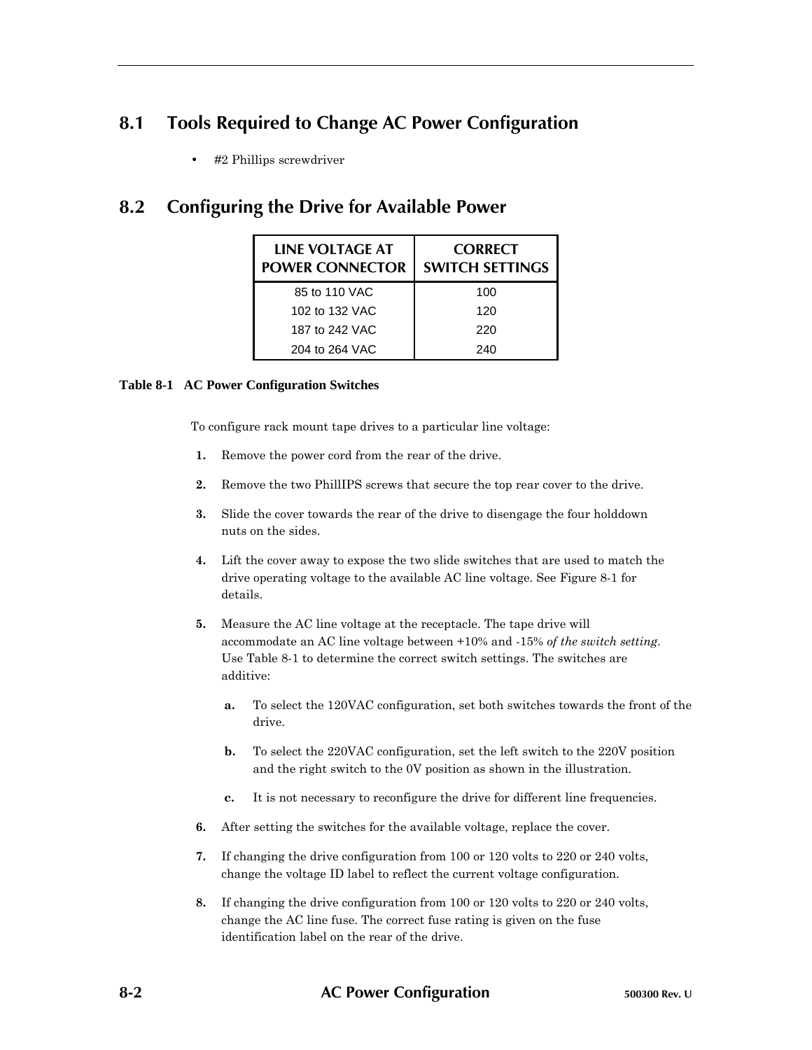## 8.1 Tools Required to Change AC Power Configuration

- #2 Phillips screwdriver

## 8.2 Configuring the Drive for Available Power

| LINE VOLTAGE AT POWER CONNECTOR | CORRECT SWITCH SETTINGS |
|---|---|
| 85 to 110 VAC | 100 |
| 102 to 132 VAC | 120 |
| 187 to 242 VAC | 220 |
| 204 to 264 VAC | 240 |

**Table 8-1 AC Power Configuration Switches**

To configure rack mount tape drives to a particular line voltage:

1. Remove the power cord from the rear of the drive.
2. Remove the two PhillIPS screws that secure the top rear cover to the drive.
3. Slide the cover towards the rear of the drive to disengage the four holddown nuts on the sides.
4. Lift the cover away to expose the two slide switches that are used to match the drive operating voltage to the available AC line voltage. See Figure 8-1 for details.
5. Measure the AC line voltage at the receptacle. The tape drive will accommodate an AC line voltage between +10% and -15% *of the switch setting*. Use Table 8-1 to determine the correct switch settings. The switches are additive:
   a. To select the 120VAC configuration, set both switches towards the front of the drive.
   b. To select the 220VAC configuration, set the left switch to the 220V position and the right switch to the 0V position as shown in the illustration.
   c. It is not necessary to reconfigure the drive for different line frequencies.
6. After setting the switches for the available voltage, replace the cover.
7. If changing the drive configuration from 100 or 120 volts to 220 or 240 volts, change the voltage ID label to reflect the current voltage configuration.
8. If changing the drive configuration from 100 or 120 volts to 220 or 240 volts, change the AC line fuse. The correct fuse rating is given on the fuse identification label on the rear of the drive.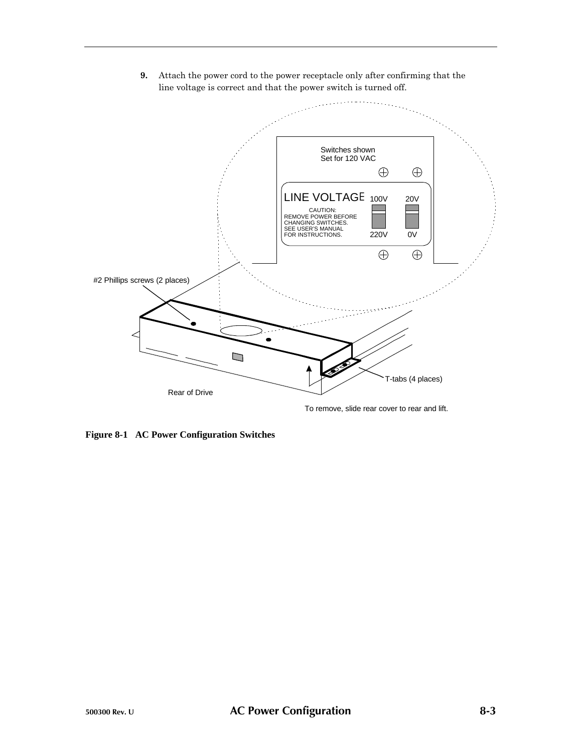**9.** Attach the power cord to the power receptacle only after confirming that the line voltage is correct and that the power switch is turned off.

Switches shown
Set for 120 VAC

LINE VOLTAGE

CAUTION:
REMOVE POWER BEFORE
CHANGING SWITCHES.
SEE USER'S MANUAL
FOR INSTRUCTIONS.

100V
220V
20V
0V

#2 Phillips screws (2 places)

T-tabs (4 places)

Rear of Drive

To remove, slide rear cover to rear and lift.

**Figure 8-1 AC Power Configuration Switches**